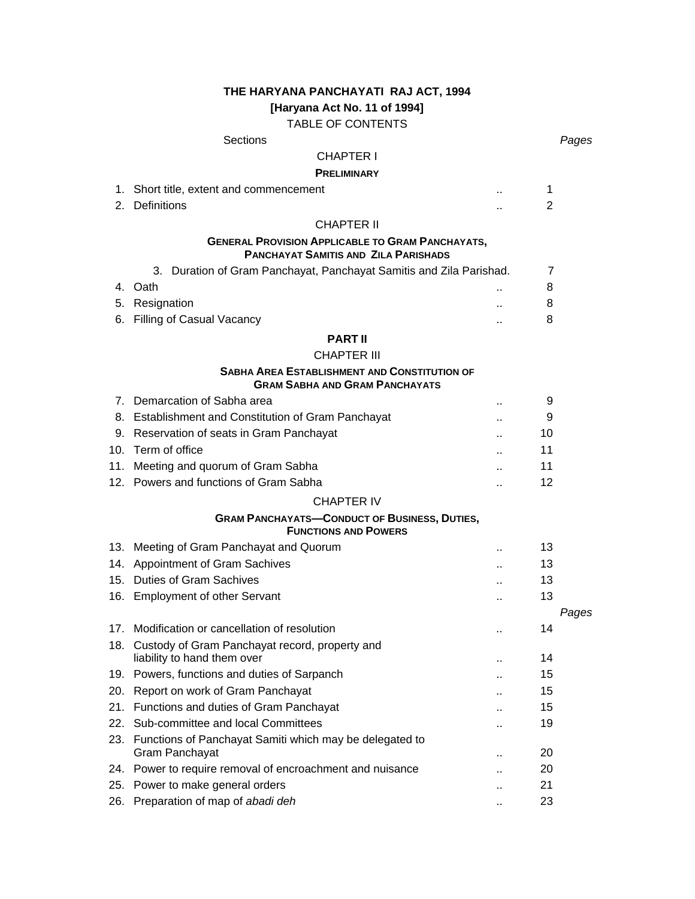# THE HARYANA PANCHAYATI RAJ ACT, 1994

**[Haryana Act No. 11 of 1994]**

TABLE OF CONTENTS

| Sections | | *Pages* |
|---|---|---|
| **CHAPTER I** | | |
| **PRELIMINARY** | | |
| 1. Short title, extent and commencement | .. | 1 |
| 2. Definitions | .. | 2 |
| **CHAPTER II** | | |
| **GENERAL PROVISION APPLICABLE TO GRAM PANCHAYATS, PANCHAYAT SAMITIS AND ZILA PARISHADS** | | |
| 3. Duration of Gram Panchayat, Panchayat Samitis and Zila Parishad. | | 7 |
| 4. Oath | .. | 8 |
| 5. Resignation | .. | 8 |
| 6. Filling of Casual Vacancy | .. | 8 |
| **PART II** | | |
| **CHAPTER III** | | |
| **SABHA AREA ESTABLISHMENT AND CONSTITUTION OF GRAM SABHA AND GRAM PANCHAYATS** | | |
| 7. Demarcation of Sabha area | .. | 9 |
| 8. Establishment and Constitution of Gram Panchayat | .. | 9 |
| 9. Reservation of seats in Gram Panchayat | .. | 10 |
| 10. Term of office | .. | 11 |
| 11. Meeting and quorum of Gram Sabha | .. | 11 |
| 12. Powers and functions of Gram Sabha | .. | 12 |
| **CHAPTER IV** | | |
| **GRAM PANCHAYATS—CONDUCT OF BUSINESS, DUTIES, FUNCTIONS AND POWERS** | | |
| 13. Meeting of Gram Panchayat and Quorum | .. | 13 |
| 14. Appointment of Gram Sachives | .. | 13 |
| 15. Duties of Gram Sachives | .. | 13 |
| 16. Employment of other Servant | .. | 13 |
| | | *Pages* |
| 17. Modification or cancellation of resolution | .. | 14 |
| 18. Custody of Gram Panchayat record, property and liability to hand them over | .. | 14 |
| 19. Powers, functions and duties of Sarpanch | .. | 15 |
| 20. Report on work of Gram Panchayat | .. | 15 |
| 21. Functions and duties of Gram Panchayat | .. | 15 |
| 22. Sub-committee and local Committees | .. | 19 |
| 23. Functions of Panchayat Samiti which may be delegated to Gram Panchayat | .. | 20 |
| 24. Power to require removal of encroachment and nuisance | .. | 20 |
| 25. Power to make general orders | .. | 21 |
| 26. Preparation of map of *abadi deh* | .. | 23 |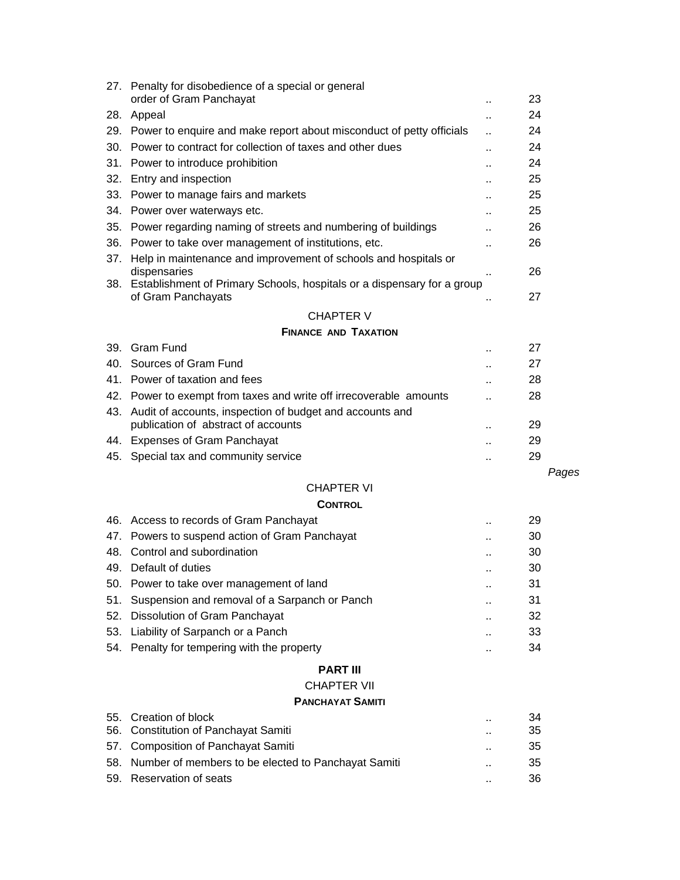| | | | |
|---|---|---|---|
| 27. | Penalty for disobedience of a special or general order of Gram Panchayat | .. | 23 |
| 28. | Appeal | .. | 24 |
| 29. | Power to enquire and make report about misconduct of petty officials | .. | 24 |
| 30. | Power to contract for collection of taxes and other dues | .. | 24 |
| 31. | Power to introduce prohibition | .. | 24 |
| 32. | Entry and inspection | .. | 25 |
| 33. | Power to manage fairs and markets | .. | 25 |
| 34. | Power over waterways etc. | .. | 25 |
| 35. | Power regarding naming of streets and numbering of buildings | .. | 26 |
| 36. | Power to take over management of institutions, etc. | .. | 26 |
| 37. | Help in maintenance and improvement of schools and hospitals or dispensaries | .. | 26 |
| 38. | Establishment of Primary Schools, hospitals or a dispensary for a group of Gram Panchayats | .. | 27 |

CHAPTER V

**FINANCE AND TAXATION**

| | | | |
|---|---|---|---|
| 39. | Gram Fund | .. | 27 |
| 40. | Sources of Gram Fund | .. | 27 |
| 41. | Power of taxation and fees | .. | 28 |
| 42. | Power to exempt from taxes and write off irrecoverable amounts | .. | 28 |
| 43. | Audit of accounts, inspection of budget and accounts and publication of abstract of accounts | .. | 29 |
| 44. | Expenses of Gram Panchayat | .. | 29 |
| 45. | Special tax and community service | .. | 29 |

*Pages*

CHAPTER VI

**CONTROL**

| | | | |
|---|---|---|---|
| 46. | Access to records of Gram Panchayat | .. | 29 |
| 47. | Powers to suspend action of Gram Panchayat | .. | 30 |
| 48. | Control and subordination | .. | 30 |
| 49. | Default of duties | .. | 30 |
| 50. | Power to take over management of land | .. | 31 |
| 51. | Suspension and removal of a Sarpanch or Panch | .. | 31 |
| 52. | Dissolution of Gram Panchayat | .. | 32 |
| 53. | Liability of Sarpanch or a Panch | .. | 33 |
| 54. | Penalty for tempering with the property | .. | 34 |

**PART III**

CHAPTER VII

**PANCHAYAT SAMITI**

| | | | |
|---|---|---|---|
| 55. | Creation of block | .. | 34 |
| 56. | Constitution of Panchayat Samiti | .. | 35 |
| 57. | Composition of Panchayat Samiti | .. | 35 |
| 58. | Number of members to be elected to Panchayat Samiti | .. | 35 |
| 59. | Reservation of seats | .. | 36 |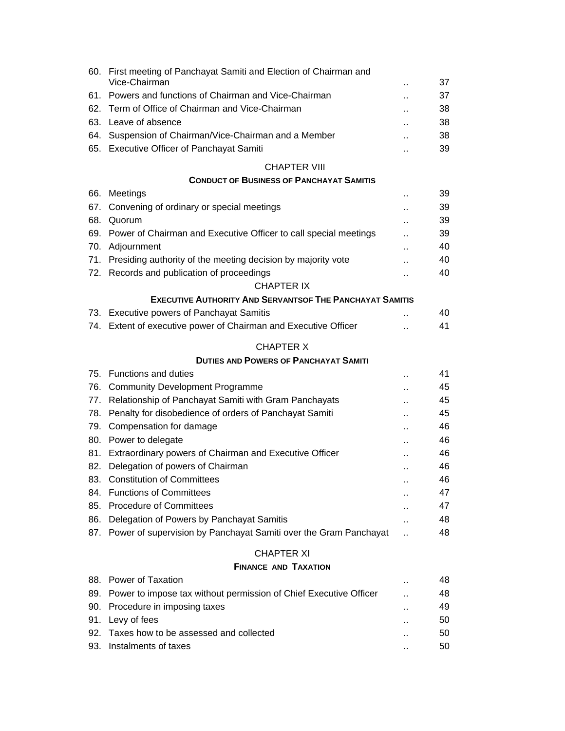| | | | |
|---|---|---|---|
| 60. | First meeting of Panchayat Samiti and Election of Chairman and Vice-Chairman | .. | 37 |
| 61. | Powers and functions of Chairman and Vice-Chairman | .. | 37 |
| 62. | Term of Office of Chairman and Vice-Chairman | .. | 38 |
| 63. | Leave of absence | .. | 38 |
| 64. | Suspension of Chairman/Vice-Chairman and a Member | .. | 38 |
| 65. | Executive Officer of Panchayat Samiti | .. | 39 |

## CHAPTER VIII

### CONDUCT OF BUSINESS OF PANCHAYAT SAMITIS

| | | | |
|---|---|---|---|
| 66. | Meetings | .. | 39 |
| 67. | Convening of ordinary or special meetings | .. | 39 |
| 68. | Quorum | .. | 39 |
| 69. | Power of Chairman and Executive Officer to call special meetings | .. | 39 |
| 70. | Adjournment | .. | 40 |
| 71. | Presiding authority of the meeting decision by majority vote | .. | 40 |
| 72. | Records and publication of proceedings | .. | 40 |

## CHAPTER IX

### EXECUTIVE AUTHORITY AND SERVANTSOF THE PANCHAYAT SAMITIS

| | | | |
|---|---|---|---|
| 73. | Executive powers of Panchayat Samitis | .. | 40 |
| 74. | Extent of executive power of Chairman and Executive Officer | .. | 41 |

## CHAPTER X

### DUTIES AND POWERS OF PANCHAYAT SAMITI

| | | | |
|---|---|---|---|
| 75. | Functions and duties | .. | 41 |
| 76. | Community Development Programme | .. | 45 |
| 77. | Relationship of Panchayat Samiti with Gram Panchayats | .. | 45 |
| 78. | Penalty for disobedience of orders of Panchayat Samiti | .. | 45 |
| 79. | Compensation for damage | .. | 46 |
| 80. | Power to delegate | .. | 46 |
| 81. | Extraordinary powers of Chairman and Executive Officer | .. | 46 |
| 82. | Delegation of powers of Chairman | .. | 46 |
| 83. | Constitution of Committees | .. | 46 |
| 84. | Functions of Committees | .. | 47 |
| 85. | Procedure of Committees | .. | 47 |
| 86. | Delegation of Powers by Panchayat Samitis | .. | 48 |
| 87. | Power of supervision by Panchayat Samiti over the Gram Panchayat | .. | 48 |

## CHAPTER XI

### FINANCE AND TAXATION

| | | | |
|---|---|---|---|
| 88. | Power of Taxation | .. | 48 |
| 89. | Power to impose tax without permission of Chief Executive Officer | .. | 48 |
| 90. | Procedure in imposing taxes | .. | 49 |
| 91. | Levy of fees | .. | 50 |
| 92. | Taxes how to be assessed and collected | .. | 50 |
| 93. | Instalments of taxes | .. | 50 |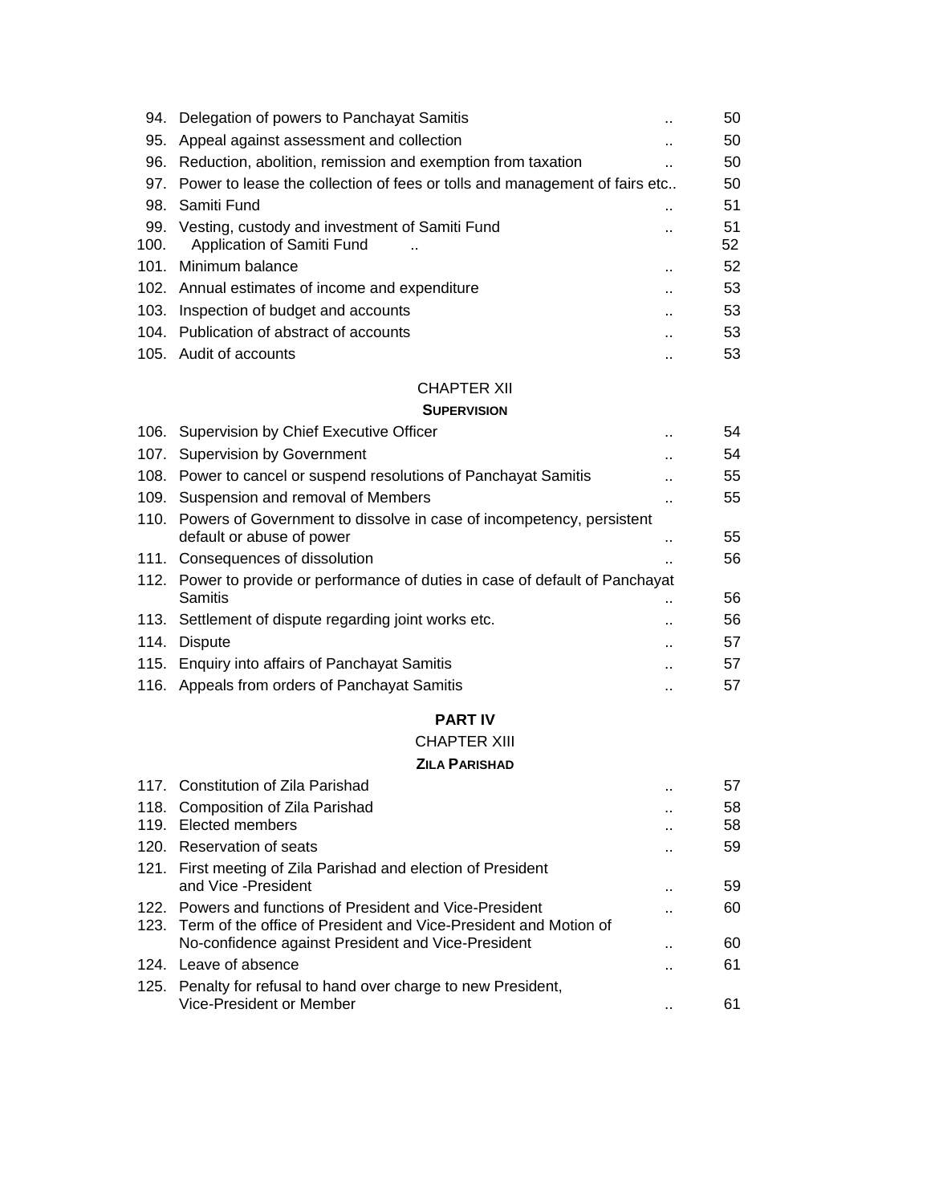| | | | |
|---|---|---|---|
| 94. | Delegation of powers to Panchayat Samitis | .. | 50 |
| 95. | Appeal against assessment and collection | .. | 50 |
| 96. | Reduction, abolition, remission and exemption from taxation | .. | 50 |
| 97. | Power to lease the collection of fees or tolls and management of fairs etc.. | | 50 |
| 98. | Samiti Fund | .. | 51 |
| 99. | Vesting, custody and investment of Samiti Fund | .. | 51 |
| 100. | Application of Samiti Fund | .. | 52 |
| 101. | Minimum balance | .. | 52 |
| 102. | Annual estimates of income and expenditure | .. | 53 |
| 103. | Inspection of budget and accounts | .. | 53 |
| 104. | Publication of abstract of accounts | .. | 53 |
| 105. | Audit of accounts | .. | 53 |

CHAPTER XII

**SUPERVISION**

| | | | |
|---|---|---|---|
| 106. | Supervision by Chief Executive Officer | .. | 54 |
| 107. | Supervision by Government | .. | 54 |
| 108. | Power to cancel or suspend resolutions of Panchayat Samitis | .. | 55 |
| 109. | Suspension and removal of Members | .. | 55 |
| 110. | Powers of Government to dissolve in case of incompetency, persistent default or abuse of power | .. | 55 |
| 111. | Consequences of dissolution | .. | 56 |
| 112. | Power to provide or performance of duties in case of default of Panchayat Samitis | .. | 56 |
| 113. | Settlement of dispute regarding joint works etc. | .. | 56 |
| 114. | Dispute | .. | 57 |
| 115. | Enquiry into affairs of Panchayat Samitis | .. | 57 |
| 116. | Appeals from orders of Panchayat Samitis | .. | 57 |

**PART IV**

CHAPTER XIII

**ZILA PARISHAD**

| | | | |
|---|---|---|---|
| 117. | Constitution of Zila Parishad | .. | 57 |
| 118. | Composition of Zila Parishad | .. | 58 |
| 119. | Elected members | .. | 58 |
| 120. | Reservation of seats | .. | 59 |
| 121. | First meeting of Zila Parishad and election of President and Vice -President | .. | 59 |
| 122. | Powers and functions of President and Vice-President | .. | 60 |
| 123. | Term of the office of President and Vice-President and Motion of No-confidence against President and Vice-President | .. | 60 |
| 124. | Leave of absence | .. | 61 |
| 125. | Penalty for refusal to hand over charge to new President, Vice-President or Member | .. | 61 |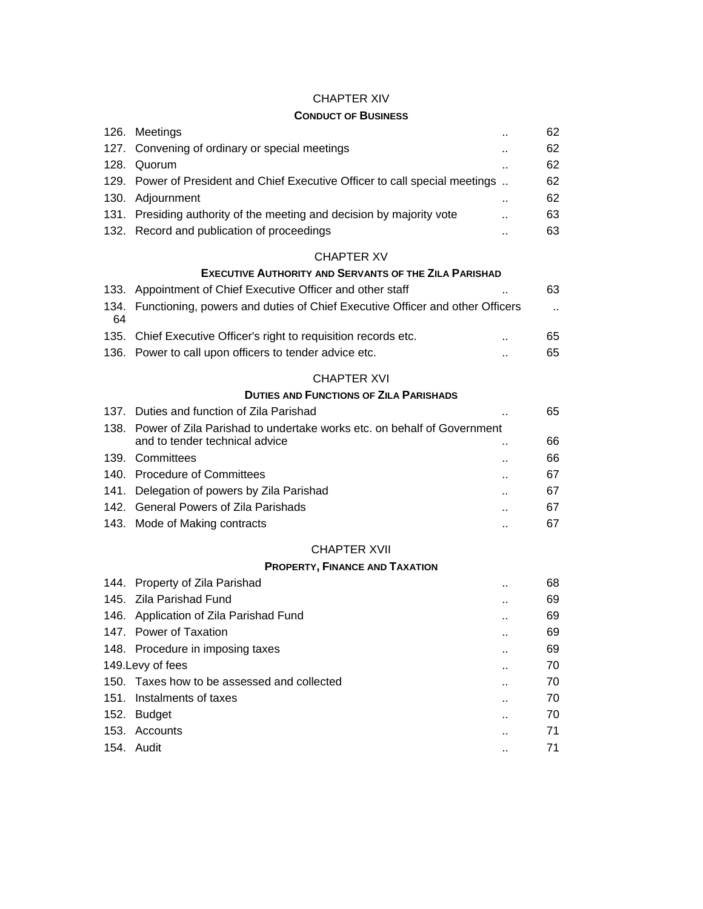## CHAPTER XIV

### CONDUCT OF BUSINESS

| | | | |
|---|---|---|---|
| 126. | Meetings | .. | 62 |
| 127. | Convening of ordinary or special meetings | .. | 62 |
| 128. | Quorum | .. | 62 |
| 129. | Power of President and Chief Executive Officer to call special meetings | .. | 62 |
| 130. | Adjournment | .. | 62 |
| 131. | Presiding authority of the meeting and decision by majority vote | .. | 63 |
| 132. | Record and publication of proceedings | .. | 63 |

## CHAPTER XV

### EXECUTIVE AUTHORITY AND SERVANTS OF THE ZILA PARISHAD

| | | | |
|---|---|---|---|
| 133. | Appointment of Chief Executive Officer and other staff | .. | 63 |
| 134. | Functioning, powers and duties of Chief Executive Officer and other Officers | .. | 64 |
| 135. | Chief Executive Officer's right to requisition records etc. | .. | 65 |
| 136. | Power to call upon officers to tender advice etc. | .. | 65 |

## CHAPTER XVI

### DUTIES AND FUNCTIONS OF ZILA PARISHADS

| | | | |
|---|---|---|---|
| 137. | Duties and function of Zila Parishad | .. | 65 |
| 138. | Power of Zila Parishad to undertake works etc. on behalf of Government and to tender technical advice | .. | 66 |
| 139. | Committees | .. | 66 |
| 140. | Procedure of Committees | .. | 67 |
| 141. | Delegation of powers by Zila Parishad | .. | 67 |
| 142. | General Powers of Zila Parishads | .. | 67 |
| 143. | Mode of Making contracts | .. | 67 |

## CHAPTER XVII

### PROPERTY, FINANCE AND TAXATION

| | | | |
|---|---|---|---|
| 144. | Property of Zila Parishad | .. | 68 |
| 145. | Zila Parishad Fund | .. | 69 |
| 146. | Application of Zila Parishad Fund | .. | 69 |
| 147. | Power of Taxation | .. | 69 |
| 148. | Procedure in imposing taxes | .. | 69 |
| 149. | Levy of fees | .. | 70 |
| 150. | Taxes how to be assessed and collected | .. | 70 |
| 151. | Instalments of taxes | .. | 70 |
| 152. | Budget | .. | 70 |
| 153. | Accounts | .. | 71 |
| 154. | Audit | .. | 71 |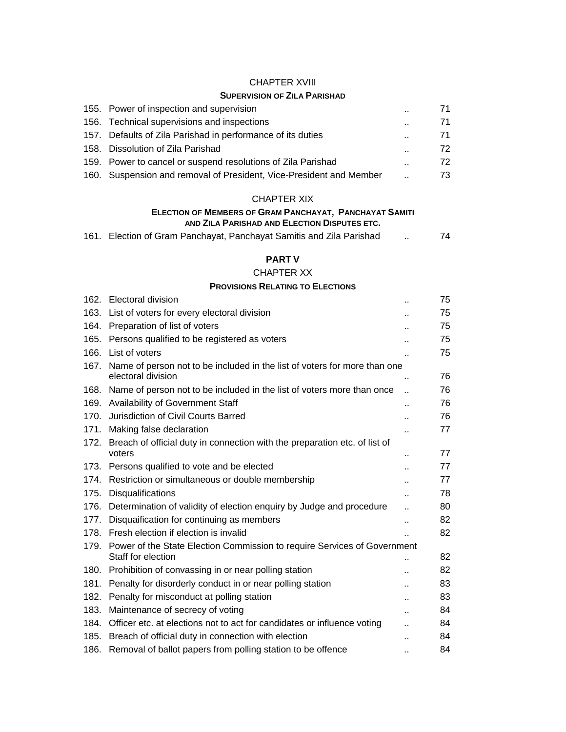## CHAPTER XVIII

### SUPERVISION OF ZILA PARISHAD

| | | | |
|---|---|---|---|
| 155. | Power of inspection and supervision | .. | 71 |
| 156. | Technical supervisions and inspections | .. | 71 |
| 157. | Defaults of Zila Parishad in performance of its duties | .. | 71 |
| 158. | Dissolution of Zila Parishad | .. | 72 |
| 159. | Power to cancel or suspend resolutions of Zila Parishad | .. | 72 |
| 160. | Suspension and removal of President, Vice-President and Member | .. | 73 |

## CHAPTER XIX

### ELECTION OF MEMBERS OF GRAM PANCHAYAT, PANCHAYAT SAMITI AND ZILA PARISHAD AND ELECTION DISPUTES ETC.

| | | | |
|---|---|---|---|
| 161. | Election of Gram Panchayat, Panchayat Samitis and Zila Parishad | .. | 74 |

# PART V

## CHAPTER XX

### PROVISIONS RELATING TO ELECTIONS

| | | | |
|---|---|---|---|
| 162. | Electoral division | .. | 75 |
| 163. | List of voters for every electoral division | .. | 75 |
| 164. | Preparation of list of voters | .. | 75 |
| 165. | Persons qualified to be registered as voters | .. | 75 |
| 166. | List of voters | .. | 75 |
| 167. | Name of person not to be included in the list of voters for more than one electoral division | .. | 76 |
| 168. | Name of person not to be included in the list of voters more than once | .. | 76 |
| 169. | Availability of Government Staff | .. | 76 |
| 170. | Jurisdiction of Civil Courts Barred | .. | 76 |
| 171. | Making false declaration | .. | 77 |
| 172. | Breach of official duty in connection with the preparation etc. of list of voters | .. | 77 |
| 173. | Persons qualified to vote and be elected | .. | 77 |
| 174. | Restriction or simultaneous or double membership | .. | 77 |
| 175. | Disqualifications | .. | 78 |
| 176. | Determination of validity of election enquiry by Judge and procedure | .. | 80 |
| 177. | Disquaification for continuing as members | .. | 82 |
| 178. | Fresh election if election is invalid | .. | 82 |
| 179. | Power of the State Election Commission to require Services of Government Staff for election | .. | 82 |
| 180. | Prohibition of convassing in or near polling station | .. | 82 |
| 181. | Penalty for disorderly conduct in or near polling station | .. | 83 |
| 182. | Penalty for misconduct at polling station | .. | 83 |
| 183. | Maintenance of secrecy of voting | .. | 84 |
| 184. | Officer etc. at elections not to act for candidates or influence voting | .. | 84 |
| 185. | Breach of official duty in connection with election | .. | 84 |
| 186. | Removal of ballot papers from polling station to be offence | .. | 84 |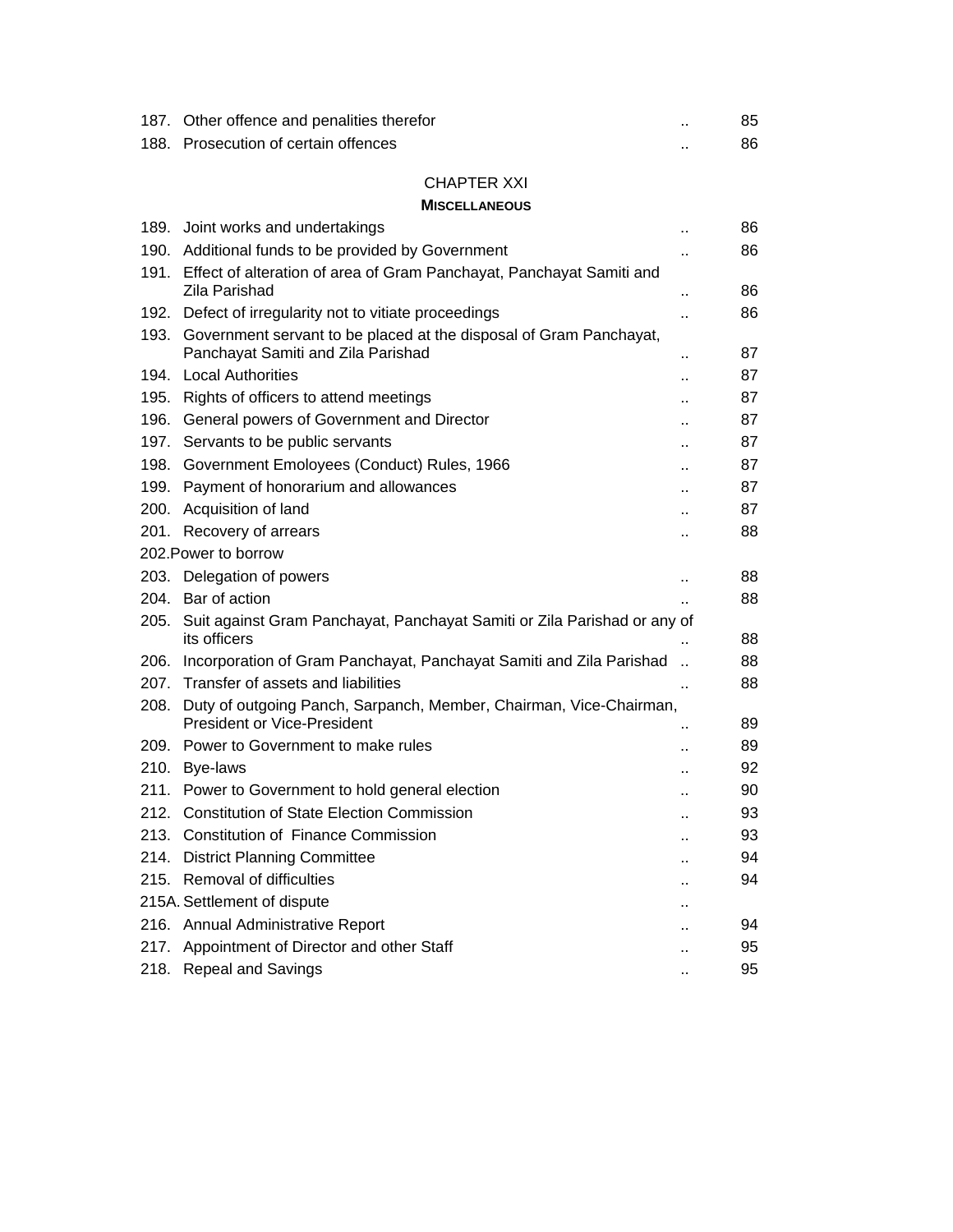| | | | |
|---|---|---|---|
| 187. | Other offence and penalities therefor | .. | 85 |
| 188. | Prosecution of certain offences | .. | 86 |

CHAPTER XXI

**MISCELLANEOUS**

| | | | |
|---|---|---|---|
| 189. | Joint works and undertakings | .. | 86 |
| 190. | Additional funds to be provided by Government | .. | 86 |
| 191. | Effect of alteration of area of Gram Panchayat, Panchayat Samiti and Zila Parishad | .. | 86 |
| 192. | Defect of irregularity not to vitiate proceedings | .. | 86 |
| 193. | Government servant to be placed at the disposal of Gram Panchayat, Panchayat Samiti and Zila Parishad | .. | 87 |
| 194. | Local Authorities | .. | 87 |
| 195. | Rights of officers to attend meetings | .. | 87 |
| 196. | General powers of Government and Director | .. | 87 |
| 197. | Servants to be public servants | .. | 87 |
| 198. | Government Emoloyees (Conduct) Rules, 1966 | .. | 87 |
| 199. | Payment of honorarium and allowances | .. | 87 |
| 200. | Acquisition of land | .. | 87 |
| 201. | Recovery of arrears | .. | 88 |
| 202. | Power to borrow | | |
| 203. | Delegation of powers | .. | 88 |
| 204. | Bar of action | .. | 88 |
| 205. | Suit against Gram Panchayat, Panchayat Samiti or Zila Parishad or any of its officers | .. | 88 |
| 206. | Incorporation of Gram Panchayat, Panchayat Samiti and Zila Parishad | .. | 88 |
| 207. | Transfer of assets and liabilities | .. | 88 |
| 208. | Duty of outgoing Panch, Sarpanch, Member, Chairman, Vice-Chairman, President or Vice-President | .. | 89 |
| 209. | Power to Government to make rules | .. | 89 |
| 210. | Bye-laws | .. | 92 |
| 211. | Power to Government to hold general election | .. | 90 |
| 212. | Constitution of State Election Commission | .. | 93 |
| 213. | Constitution of Finance Commission | .. | 93 |
| 214. | District Planning Committee | .. | 94 |
| 215. | Removal of difficulties | .. | 94 |
| 215A. | Settlement of dispute | .. | |
| 216. | Annual Administrative Report | .. | 94 |
| 217. | Appointment of Director and other Staff | .. | 95 |
| 218. | Repeal and Savings | .. | 95 |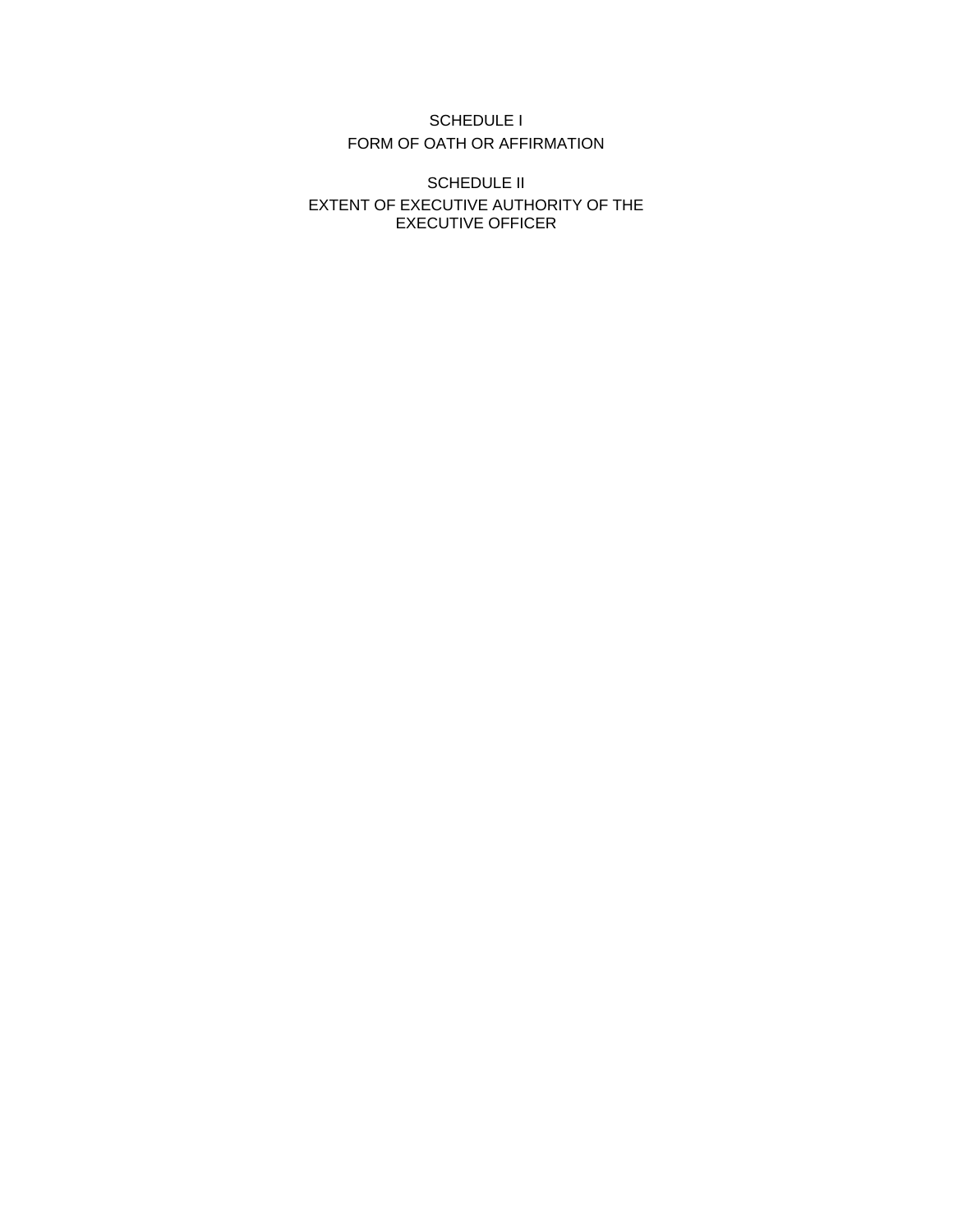SCHEDULE I

FORM OF OATH OR AFFIRMATION

SCHEDULE II

EXTENT OF EXECUTIVE AUTHORITY OF THE EXECUTIVE OFFICER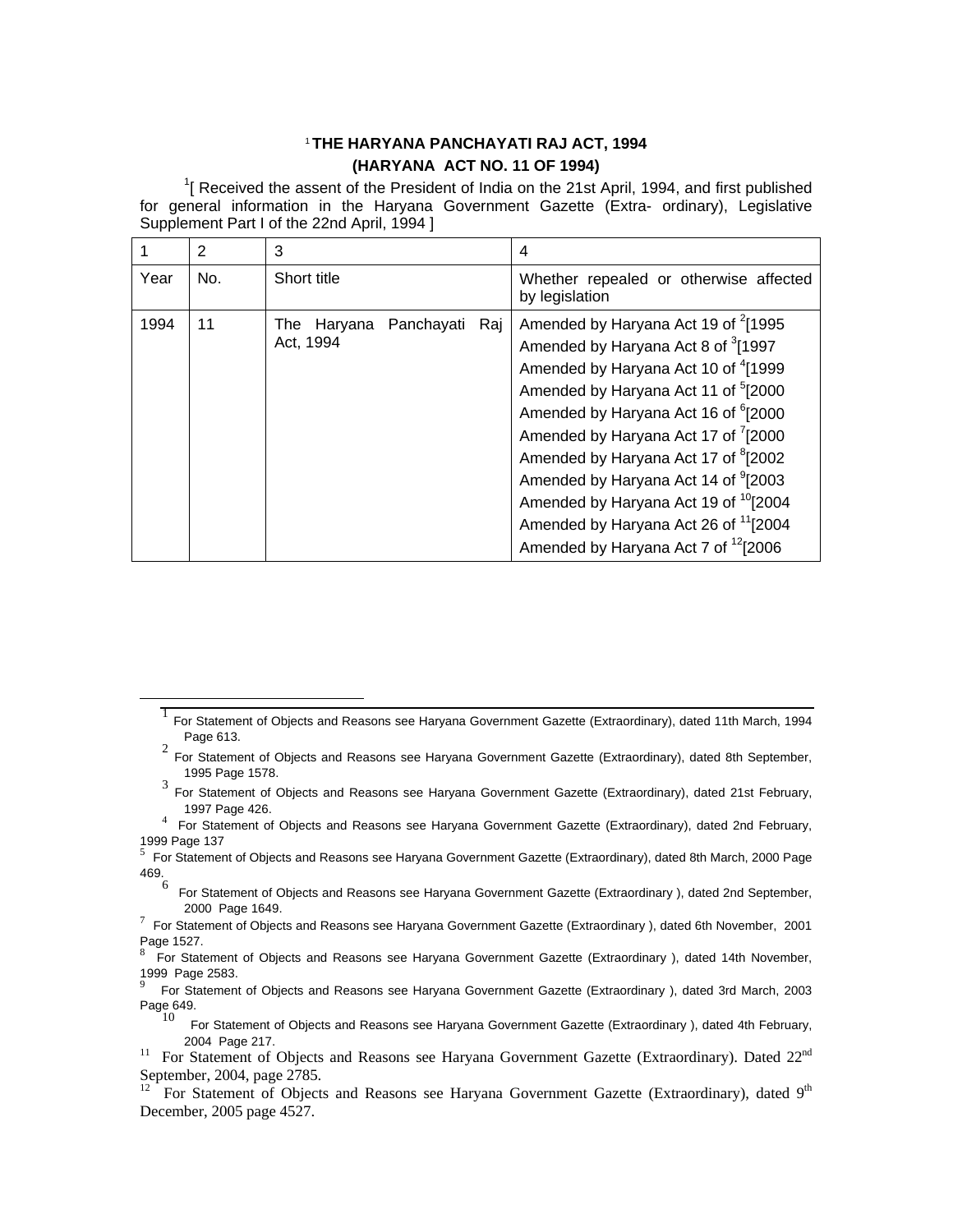# [1] THE HARYANA PANCHAYATI RAJ ACT, 1994

## (HARYANA ACT NO. 11 OF 1994)

[1][ Received the assent of the President of India on the 21st April, 1994, and first published for general information in the Haryana Government Gazette (Extra- ordinary), Legislative Supplement Part I of the 22nd April, 1994 ]

| 1 | 2 | 3 | 4 |
|---|---|---|---|
| Year | No. | Short title | Whether repealed or otherwise affected by legislation |
| 1994 | 11 | The Haryana Panchayati Raj Act, 1994 | Amended by Haryana Act 19 of [2][1995<br>Amended by Haryana Act 8 of [3][1997<br>Amended by Haryana Act 10 of [4][1999<br>Amended by Haryana Act 11 of [5][2000<br>Amended by Haryana Act 16 of [6][2000<br>Amended by Haryana Act 17 of [7][2000<br>Amended by Haryana Act 17 of [8][2002<br>Amended by Haryana Act 14 of [9][2003<br>Amended by Haryana Act 19 of [10][2004<br>Amended by Haryana Act 26 of [11][2004<br>Amended by Haryana Act 7 of [12][2006 |

---

1 For Statement of Objects and Reasons see Haryana Government Gazette (Extraordinary), dated 11th March, 1994 Page 613.

2 For Statement of Objects and Reasons see Haryana Government Gazette (Extraordinary), dated 8th September, 1995 Page 1578.

3 For Statement of Objects and Reasons see Haryana Government Gazette (Extraordinary), dated 21st February, 1997 Page 426.

4 For Statement of Objects and Reasons see Haryana Government Gazette (Extraordinary), dated 2nd February, 1999 Page 137

5 For Statement of Objects and Reasons see Haryana Government Gazette (Extraordinary), dated 8th March, 2000 Page 469.

6 For Statement of Objects and Reasons see Haryana Government Gazette (Extraordinary ), dated 2nd September, 2000 Page 1649.

7 For Statement of Objects and Reasons see Haryana Government Gazette (Extraordinary ), dated 6th November, 2001 Page 1527.

8 For Statement of Objects and Reasons see Haryana Government Gazette (Extraordinary ), dated 14th November, 1999 Page 2583.

9 For Statement of Objects and Reasons see Haryana Government Gazette (Extraordinary ), dated 3rd March, 2003 Page 649.

10 For Statement of Objects and Reasons see Haryana Government Gazette (Extraordinary ), dated 4th February, 2004 Page 217.

11 For Statement of Objects and Reasons see Haryana Government Gazette (Extraordinary). Dated 22nd September, 2004, page 2785.

12 For Statement of Objects and Reasons see Haryana Government Gazette (Extraordinary), dated 9th December, 2005 page 4527.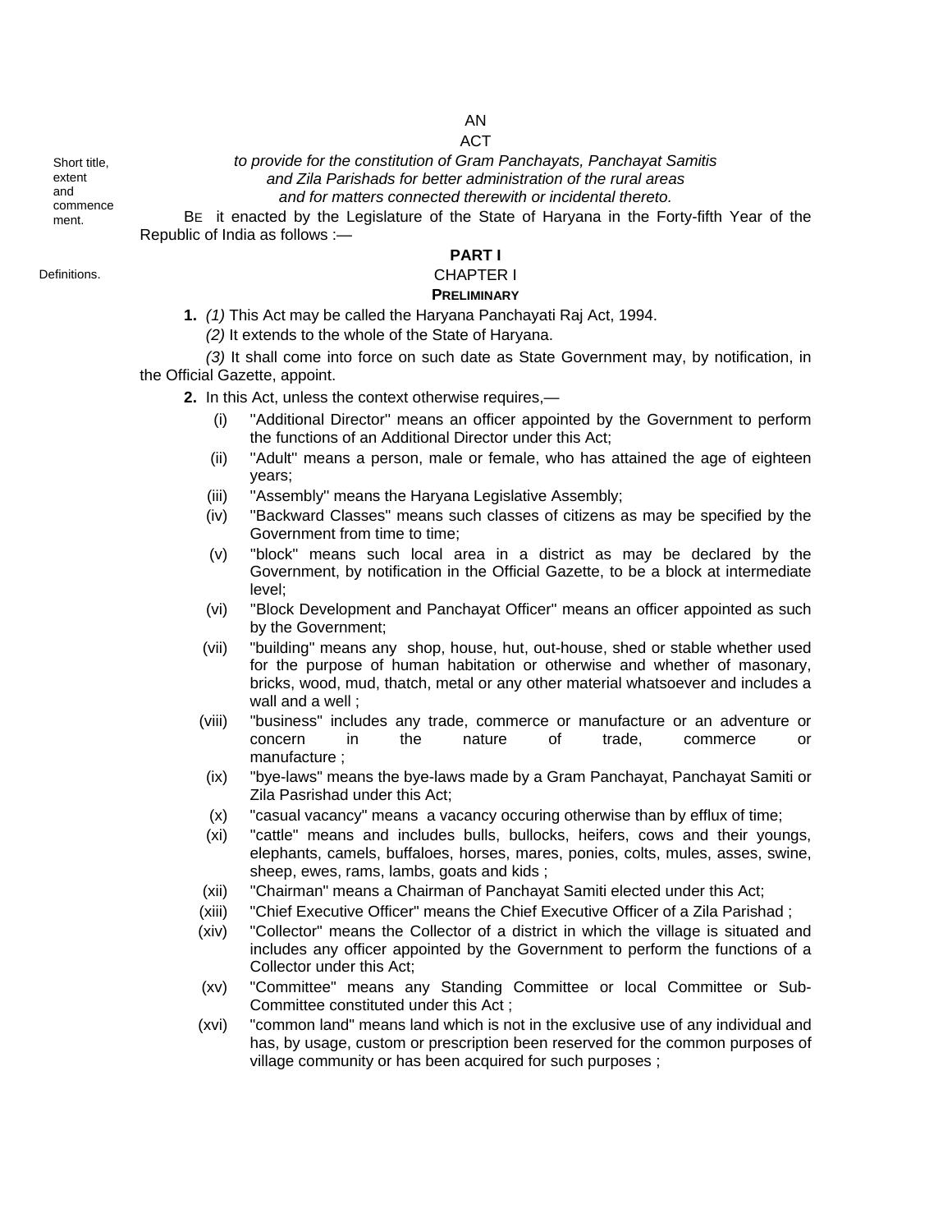AN

ACT

*to provide for the constitution of Gram Panchayats, Panchayat Samitis and Zila Parishads for better administration of the rural areas and for matters connected therewith or incidental thereto.*

BE it enacted by the Legislature of the State of Haryana in the Forty-fifth Year of the Republic of India as follows :—

**PART I**

CHAPTER I

**PRELIMINARY**

Short title, extent and commencement.

**1.** *(1)* This Act may be called the Haryana Panchayati Raj Act, 1994.

*(2)* It extends to the whole of the State of Haryana.

*(3)* It shall come into force on such date as State Government may, by notification, in the Official Gazette, appoint.

Definitions.

**2.** In this Act, unless the context otherwise requires,—

(i) "Additional Director" means an officer appointed by the Government to perform the functions of an Additional Director under this Act;

(ii) "Adult" means a person, male or female, who has attained the age of eighteen years;

(iii) "Assembly" means the Haryana Legislative Assembly;

(iv) "Backward Classes" means such classes of citizens as may be specified by the Government from time to time;

(v) "block" means such local area in a district as may be declared by the Government, by notification in the Official Gazette, to be a block at intermediate level;

(vi) "Block Development and Panchayat Officer" means an officer appointed as such by the Government;

(vii) "building" means any shop, house, hut, out-house, shed or stable whether used for the purpose of human habitation or otherwise and whether of masonary, bricks, wood, mud, thatch, metal or any other material whatsoever and includes a wall and a well ;

(viii) "business" includes any trade, commerce or manufacture or an adventure or concern in the nature of trade, commerce or manufacture ;

(ix) "bye-laws" means the bye-laws made by a Gram Panchayat, Panchayat Samiti or Zila Pasrishad under this Act;

(x) "casual vacancy" means a vacancy occuring otherwise than by efflux of time;

(xi) "cattle" means and includes bulls, bullocks, heifers, cows and their youngs, elephants, camels, buffaloes, horses, mares, ponies, colts, mules, asses, swine, sheep, ewes, rams, lambs, goats and kids ;

(xii) "Chairman" means a Chairman of Panchayat Samiti elected under this Act;

(xiii) "Chief Executive Officer" means the Chief Executive Officer of a Zila Parishad ;

(xiv) "Collector" means the Collector of a district in which the village is situated and includes any officer appointed by the Government to perform the functions of a Collector under this Act;

(xv) "Committee" means any Standing Committee or local Committee or Sub-Committee constituted under this Act ;

(xvi) "common land" means land which is not in the exclusive use of any individual and has, by usage, custom or prescription been reserved for the common purposes of village community or has been acquired for such purposes ;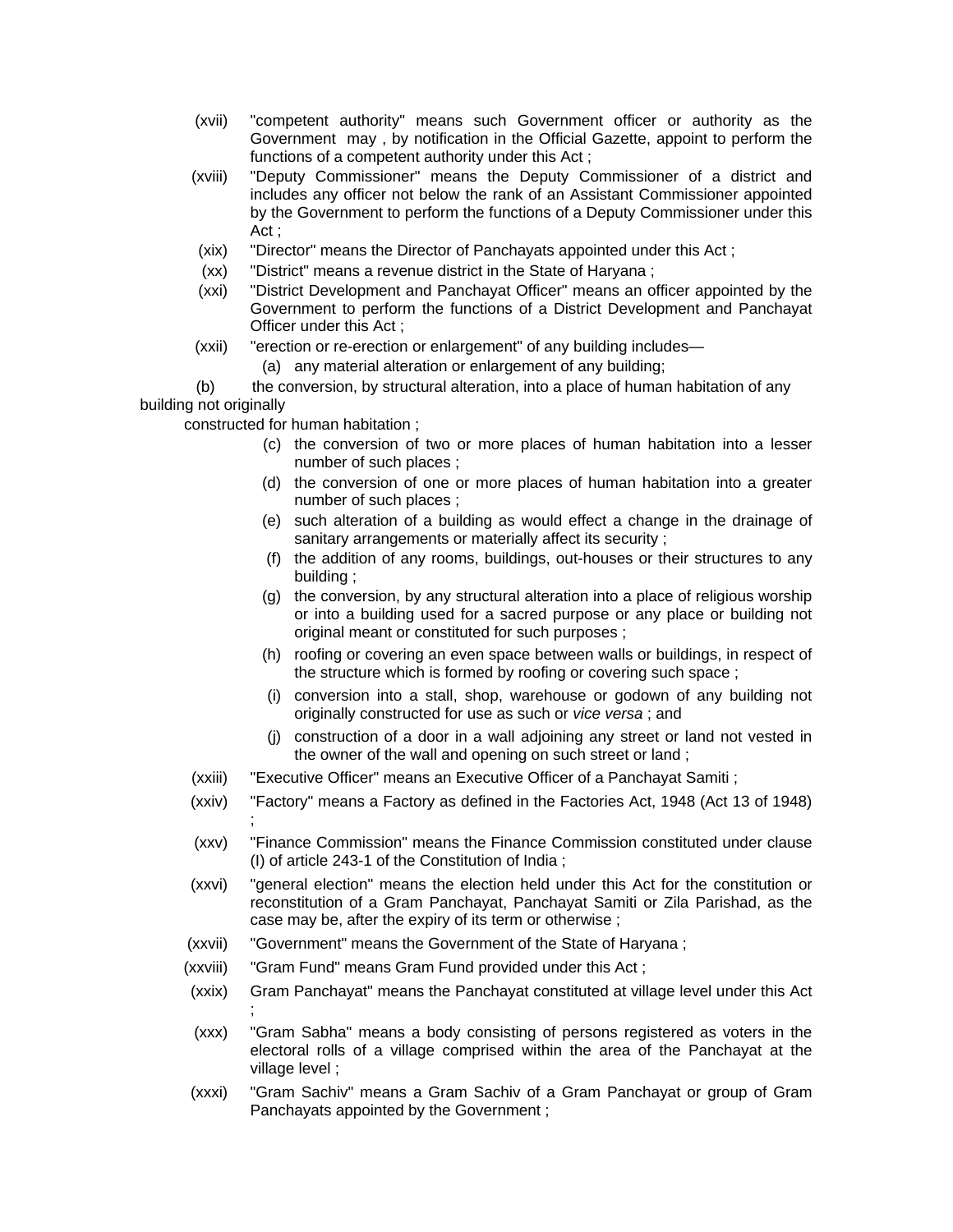(xvii) "competent authority" means such Government officer or authority as the Government may , by notification in the Official Gazette, appoint to perform the functions of a competent authority under this Act ;

(xviii) "Deputy Commissioner" means the Deputy Commissioner of a district and includes any officer not below the rank of an Assistant Commissioner appointed by the Government to perform the functions of a Deputy Commissioner under this Act ;

(xix) "Director" means the Director of Panchayats appointed under this Act ;

(xx) "District" means a revenue district in the State of Haryana ;

(xxi) "District Development and Panchayat Officer" means an officer appointed by the Government to perform the functions of a District Development and Panchayat Officer under this Act ;

(xxii) "erection or re-erection or enlargement" of any building includes—

- (a) any material alteration or enlargement of any building;
- (b) the conversion, by structural alteration, into a place of human habitation of any building not originally constructed for human habitation ;
- (c) the conversion of two or more places of human habitation into a lesser number of such places ;
- (d) the conversion of one or more places of human habitation into a greater number of such places ;
- (e) such alteration of a building as would effect a change in the drainage of sanitary arrangements or materially affect its security ;
- (f) the addition of any rooms, buildings, out-houses or their structures to any building ;
- (g) the conversion, by any structural alteration into a place of religious worship or into a building used for a sacred purpose or any place or building not original meant or constituted for such purposes ;
- (h) roofing or covering an even space between walls or buildings, in respect of the structure which is formed by roofing or covering such space ;
- (i) conversion into a stall, shop, warehouse or godown of any building not originally constructed for use as such or *vice versa* ; and
- (j) construction of a door in a wall adjoining any street or land not vested in the owner of the wall and opening on such street or land ;

(xxiii) "Executive Officer" means an Executive Officer of a Panchayat Samiti ;

(xxiv) "Factory" means a Factory as defined in the Factories Act, 1948 (Act 13 of 1948) ;

(xxv) "Finance Commission" means the Finance Commission constituted under clause (I) of article 243-1 of the Constitution of India ;

(xxvi) "general election" means the election held under this Act for the constitution or reconstitution of a Gram Panchayat, Panchayat Samiti or Zila Parishad, as the case may be, after the expiry of its term or otherwise ;

(xxvii) "Government" means the Government of the State of Haryana ;

(xxviii) "Gram Fund" means Gram Fund provided under this Act ;

(xxix) Gram Panchayat" means the Panchayat constituted at village level under this Act ;

(xxx) "Gram Sabha" means a body consisting of persons registered as voters in the electoral rolls of a village comprised within the area of the Panchayat at the village level ;

(xxxi) "Gram Sachiv" means a Gram Sachiv of a Gram Panchayat or group of Gram Panchayats appointed by the Government ;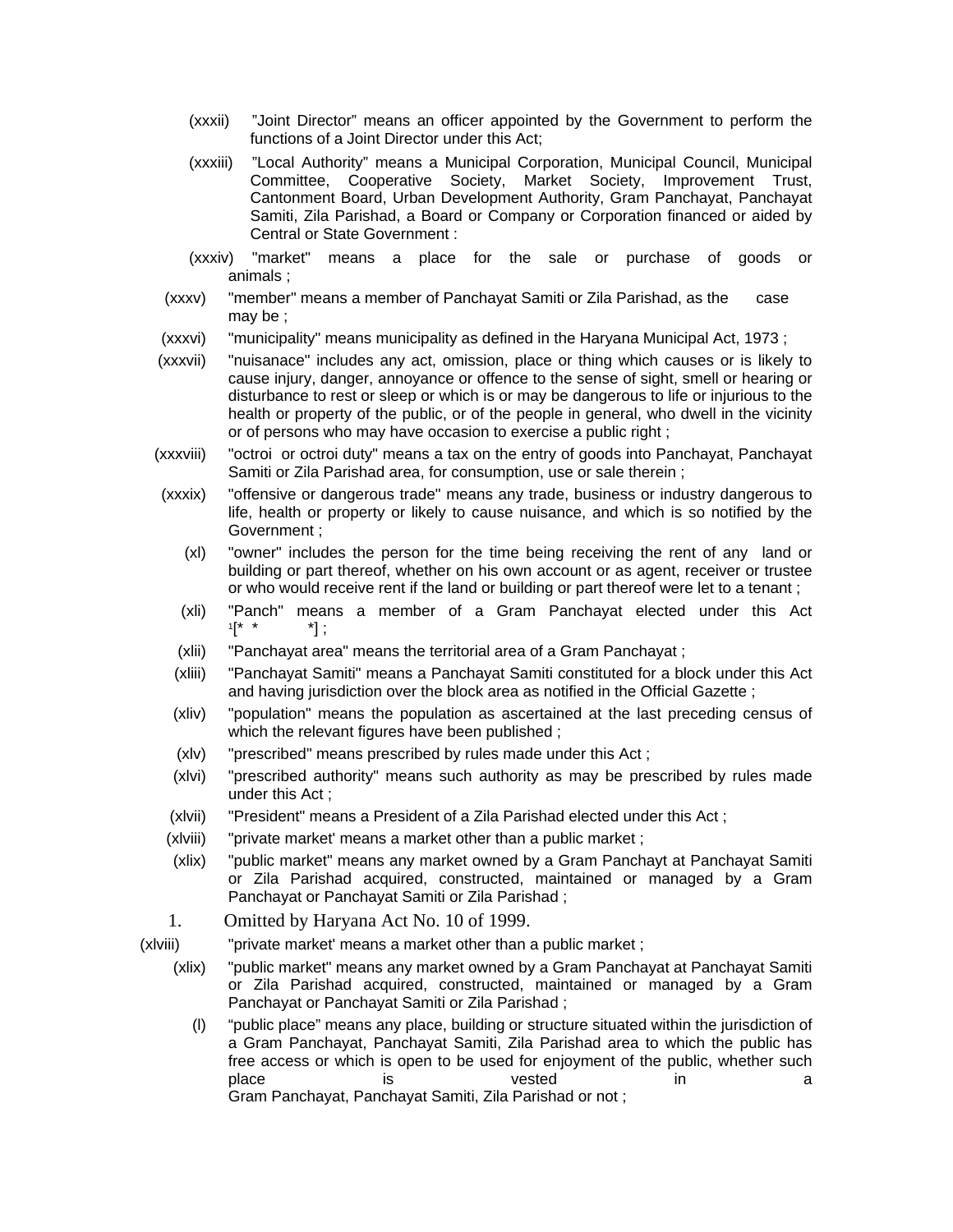(xxxii) "Joint Director" means an officer appointed by the Government to perform the functions of a Joint Director under this Act;

(xxxiii) "Local Authority" means a Municipal Corporation, Municipal Council, Municipal Committee, Cooperative Society, Market Society, Improvement Trust, Cantonment Board, Urban Development Authority, Gram Panchayat, Panchayat Samiti, Zila Parishad, a Board or Company or Corporation financed or aided by Central or State Government :

(xxxiv) "market" means a place for the sale or purchase of goods or animals ;

(xxxv) "member" means a member of Panchayat Samiti or Zila Parishad, as the case may be ;

(xxxvi) "municipality" means municipality as defined in the Haryana Municipal Act, 1973 ;

(xxxvii) "nuisanace" includes any act, omission, place or thing which causes or is likely to cause injury, danger, annoyance or offence to the sense of sight, smell or hearing or disturbance to rest or sleep or which is or may be dangerous to life or injurious to the health or property of the public, or of the people in general, who dwell in the vicinity or of persons who may have occasion to exercise a public right ;

(xxxviii) "octroi or octroi duty" means a tax on the entry of goods into Panchayat, Panchayat Samiti or Zila Parishad area, for consumption, use or sale therein ;

(xxxix) "offensive or dangerous trade" means any trade, business or industry dangerous to life, health or property or likely to cause nuisance, and which is so notified by the Government ;

(xl) "owner" includes the person for the time being receiving the rent of any land or building or part thereof, whether on his own account or as agent, receiver or trustee or who would receive rent if the land or building or part thereof were let to a tenant ;

(xli) "Panch" means a member of a Gram Panchayat elected under this Act [1][* * *] ;

(xlii) "Panchayat area" means the territorial area of a Gram Panchayat ;

(xliii) "Panchayat Samiti" means a Panchayat Samiti constituted for a block under this Act and having jurisdiction over the block area as notified in the Official Gazette ;

(xliv) "population" means the population as ascertained at the last preceding census of which the relevant figures have been published ;

(xlv) "prescribed" means prescribed by rules made under this Act ;

(xlvi) "prescribed authority" means such authority as may be prescribed by rules made under this Act ;

(xlvii) "President" means a President of a Zila Parishad elected under this Act ;

(xlviii) "private market' means a market other than a public market ;

(xlix) "public market" means any market owned by a Gram Panchayt at Panchayat Samiti or Zila Parishad acquired, constructed, maintained or managed by a Gram Panchayat or Panchayat Samiti or Zila Parishad ;

1. Omitted by Haryana Act No. 10 of 1999.

(xlviii) "private market' means a market other than a public market ;

(xlix) "public market" means any market owned by a Gram Panchayat at Panchayat Samiti or Zila Parishad acquired, constructed, maintained or managed by a Gram Panchayat or Panchayat Samiti or Zila Parishad ;

(l) "public place" means any place, building or structure situated within the jurisdiction of a Gram Panchayat, Panchayat Samiti, Zila Parishad area to which the public has free access or which is open to be used for enjoyment of the public, whether such place is vested in a Gram Panchayat, Panchayat Samiti, Zila Parishad or not ;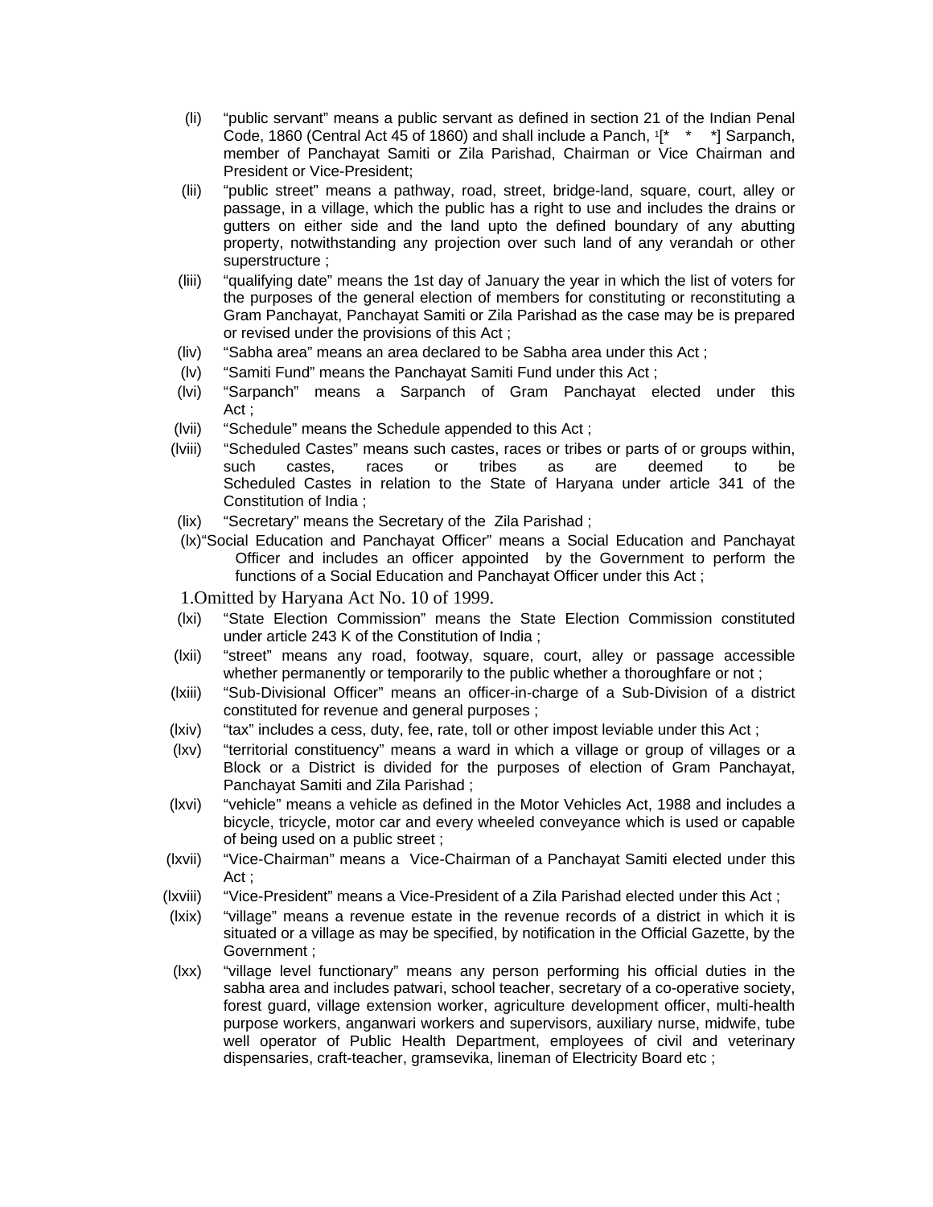(li) "public servant" means a public servant as defined in section 21 of the Indian Penal Code, 1860 (Central Act 45 of 1860) and shall include a Panch, [1][* * *] Sarpanch, member of Panchayat Samiti or Zila Parishad, Chairman or Vice Chairman and President or Vice-President;

(lii) "public street" means a pathway, road, street, bridge-land, square, court, alley or passage, in a village, which the public has a right to use and includes the drains or gutters on either side and the land upto the defined boundary of any abutting property, notwithstanding any projection over such land of any verandah or other superstructure ;

(liii) "qualifying date" means the 1st day of January the year in which the list of voters for the purposes of the general election of members for constituting or reconstituting a Gram Panchayat, Panchayat Samiti or Zila Parishad as the case may be is prepared or revised under the provisions of this Act ;

(liv) "Sabha area" means an area declared to be Sabha area under this Act ;

(lv) "Samiti Fund" means the Panchayat Samiti Fund under this Act ;

(lvi) "Sarpanch" means a Sarpanch of Gram Panchayat elected under this Act ;

(lvii) "Schedule" means the Schedule appended to this Act ;

(lviii) "Scheduled Castes" means such castes, races or tribes or parts of or groups within, such castes, races or tribes as are deemed to be Scheduled Castes in relation to the State of Haryana under article 341 of the Constitution of India ;

(lix) "Secretary" means the Secretary of the Zila Parishad ;

(lx) "Social Education and Panchayat Officer" means a Social Education and Panchayat Officer and includes an officer appointed by the Government to perform the functions of a Social Education and Panchayat Officer under this Act ;

1.Omitted by Haryana Act No. 10 of 1999.

(lxi) "State Election Commission" means the State Election Commission constituted under article 243 K of the Constitution of India ;

(lxii) "street" means any road, footway, square, court, alley or passage accessible whether permanently or temporarily to the public whether a thoroughfare or not ;

(lxiii) "Sub-Divisional Officer" means an officer-in-charge of a Sub-Division of a district constituted for revenue and general purposes ;

(lxiv) "tax" includes a cess, duty, fee, rate, toll or other impost leviable under this Act ;

(lxv) "territorial constituency" means a ward in which a village or group of villages or a Block or a District is divided for the purposes of election of Gram Panchayat, Panchayat Samiti and Zila Parishad ;

(lxvi) "vehicle" means a vehicle as defined in the Motor Vehicles Act, 1988 and includes a bicycle, tricycle, motor car and every wheeled conveyance which is used or capable of being used on a public street ;

(lxvii) "Vice-Chairman" means a Vice-Chairman of a Panchayat Samiti elected under this Act ;

(lxviii) "Vice-President" means a Vice-President of a Zila Parishad elected under this Act ;

(lxix) "village" means a revenue estate in the revenue records of a district in which it is situated or a village as may be specified, by notification in the Official Gazette, by the Government ;

(lxx) "village level functionary" means any person performing his official duties in the sabha area and includes patwari, school teacher, secretary of a co-operative society, forest guard, village extension worker, agriculture development officer, multi-health purpose workers, anganwari workers and supervisors, auxiliary nurse, midwife, tube well operator of Public Health Department, employees of civil and veterinary dispensaries, craft-teacher, gramsevika, lineman of Electricity Board etc ;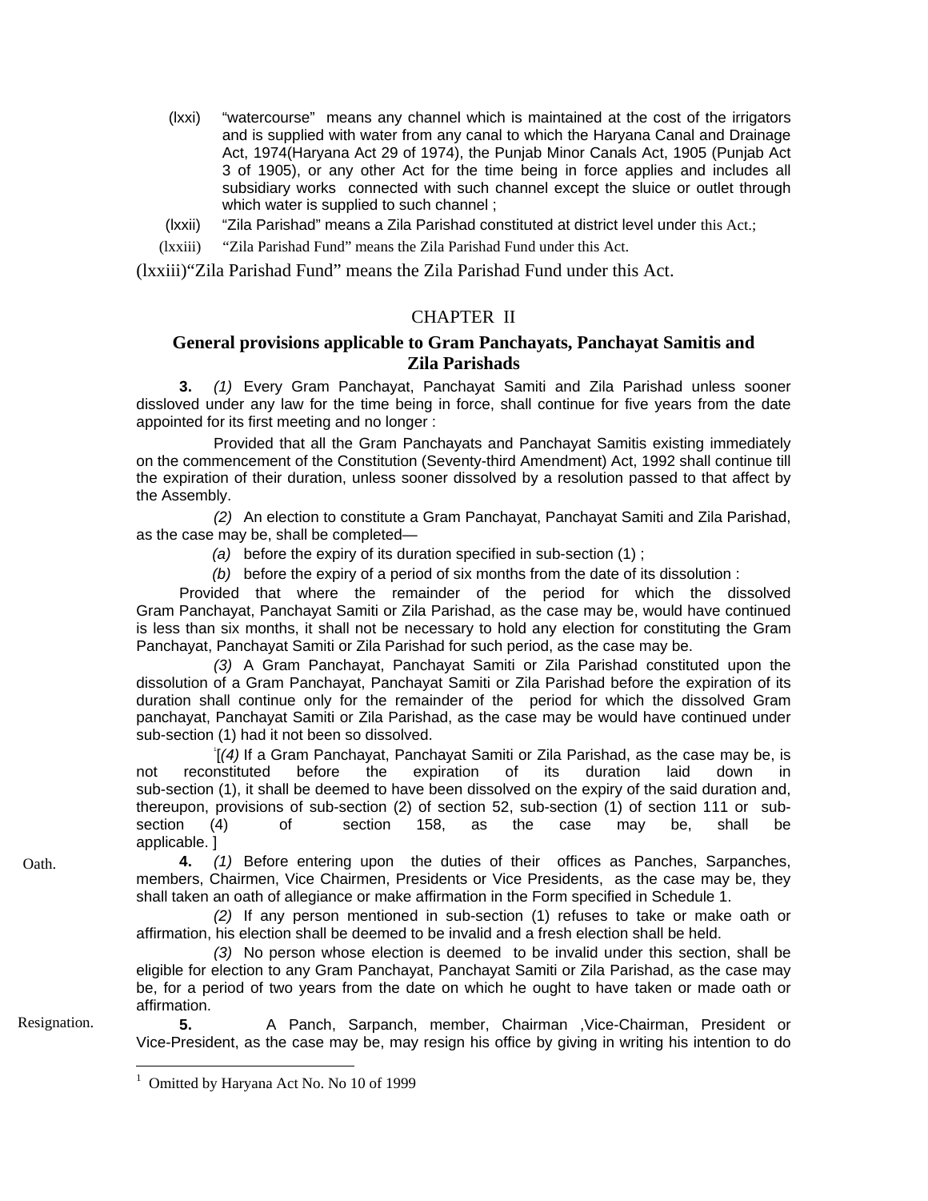(lxxi) "watercourse" means any channel which is maintained at the cost of the irrigators and is supplied with water from any canal to which the Haryana Canal and Drainage Act, 1974(Haryana Act 29 of 1974), the Punjab Minor Canals Act, 1905 (Punjab Act 3 of 1905), or any other Act for the time being in force applies and includes all subsidiary works connected with such channel except the sluice or outlet through which water is supplied to such channel ;

(lxxii) "Zila Parishad" means a Zila Parishad constituted at district level under this Act.;

(lxxiii) "Zila Parishad Fund" means the Zila Parishad Fund under this Act.

(lxxiii)"Zila Parishad Fund" means the Zila Parishad Fund under this Act.

## CHAPTER II

### General provisions applicable to Gram Panchayats, Panchayat Samitis and Zila Parishads

**3.** *(1)* Every Gram Panchayat, Panchayat Samiti and Zila Parishad unless sooner dissloved under any law for the time being in force, shall continue for five years from the date appointed for its first meeting and no longer :

Provided that all the Gram Panchayats and Panchayat Samitis existing immediately on the commencement of the Constitution (Seventy-third Amendment) Act, 1992 shall continue till the expiration of their duration, unless sooner dissolved by a resolution passed to that affect by the Assembly.

*(2)* An election to constitute a Gram Panchayat, Panchayat Samiti and Zila Parishad, as the case may be, shall be completed—

*(a)* before the expiry of its duration specified in sub-section (1) ;

*(b)* before the expiry of a period of six months from the date of its dissolution :

Provided that where the remainder of the period for which the dissolved Gram Panchayat, Panchayat Samiti or Zila Parishad, as the case may be, would have continued is less than six months, it shall not be necessary to hold any election for constituting the Gram Panchayat, Panchayat Samiti or Zila Parishad for such period, as the case may be.

*(3)* A Gram Panchayat, Panchayat Samiti or Zila Parishad constituted upon the dissolution of a Gram Panchayat, Panchayat Samiti or Zila Parishad before the expiration of its duration shall continue only for the remainder of the period for which the dissolved Gram panchayat, Panchayat Samiti or Zila Parishad, as the case may be would have continued under sub-section (1) had it not been so dissolved.

[1][*(4)* If a Gram Panchayat, Panchayat Samiti or Zila Parishad, as the case may be, is not reconstituted before the expiration of its duration laid down in sub-section (1), it shall be deemed to have been dissolved on the expiry of the said duration and, thereupon, provisions of sub-section (2) of section 52, sub-section (1) of section 111 or sub-section (4) of section 158, as the case may be, shall be applicable. ]

Oath.

**4.** *(1)* Before entering upon the duties of their offices as Panches, Sarpanches, members, Chairmen, Vice Chairmen, Presidents or Vice Presidents, as the case may be, they shall taken an oath of allegiance or make affirmation in the Form specified in Schedule 1.

*(2)* If any person mentioned in sub-section (1) refuses to take or make oath or affirmation, his election shall be deemed to be invalid and a fresh election shall be held.

*(3)* No person whose election is deemed to be invalid under this section, shall be eligible for election to any Gram Panchayat, Panchayat Samiti or Zila Parishad, as the case may be, for a period of two years from the date on which he ought to have taken or made oath or affirmation.

Resignation.

**5.** A Panch, Sarpanch, member, Chairman ,Vice-Chairman, President or Vice-President, as the case may be, may resign his office by giving in writing his intention to do

---

[1] Omitted by Haryana Act No. No 10 of 1999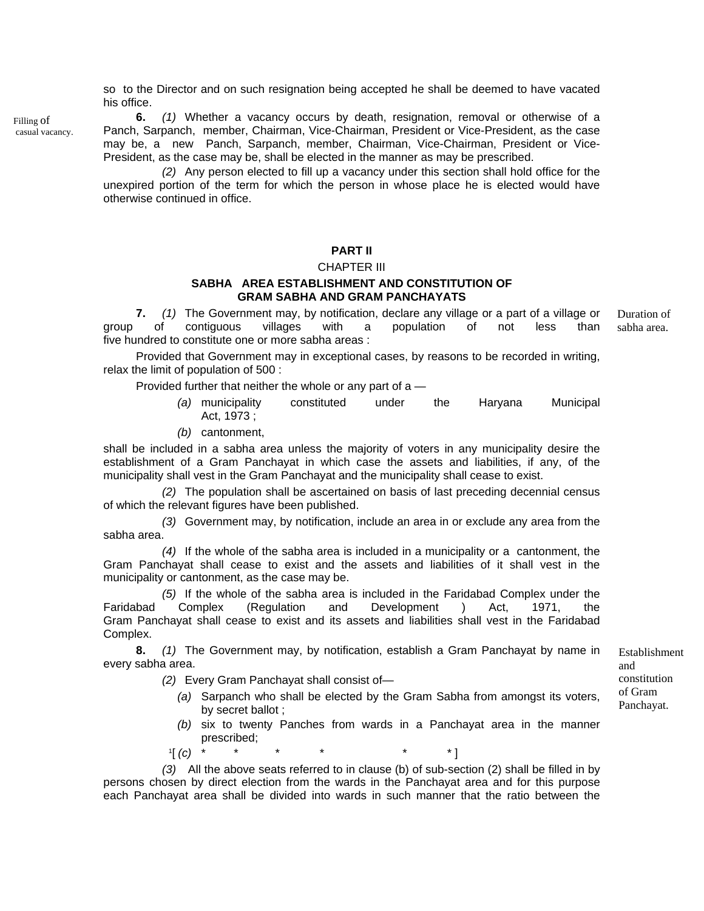so to the Director and on such resignation being accepted he shall be deemed to have vacated his office.

Filling of casual vacancy.

**6.** *(1)* Whether a vacancy occurs by death, resignation, removal or otherwise of a Panch, Sarpanch, member, Chairman, Vice-Chairman, President or Vice-President, as the case may be, a new Panch, Sarpanch, member, Chairman, Vice-Chairman, President or Vice-President, as the case may be, shall be elected in the manner as may be prescribed.

*(2)* Any person elected to fill up a vacancy under this section shall hold office for the unexpired portion of the term for which the person in whose place he is elected would have otherwise continued in office.

## PART II

### CHAPTER III

### SABHA AREA ESTABLISHMENT AND CONSTITUTION OF GRAM SABHA AND GRAM PANCHAYATS

Duration of sabha area.

**7.** *(1)* The Government may, by notification, declare any village or a part of a village or group of contiguous villages with a population of not less than five hundred to constitute one or more sabha areas :

Provided that Government may in exceptional cases, by reasons to be recorded in writing, relax the limit of population of 500 :

Provided further that neither the whole or any part of a —

*(a)* municipality constituted under the Haryana Municipal Act, 1973 ;

*(b)* cantonment,

shall be included in a sabha area unless the majority of voters in any municipality desire the establishment of a Gram Panchayat in which case the assets and liabilities, if any, of the municipality shall vest in the Gram Panchayat and the municipality shall cease to exist.

*(2)* The population shall be ascertained on basis of last preceding decennial census of which the relevant figures have been published.

*(3)* Government may, by notification, include an area in or exclude any area from the sabha area.

*(4)* If the whole of the sabha area is included in a municipality or a cantonment, the Gram Panchayat shall cease to exist and the assets and liabilities of it shall vest in the municipality or cantonment, as the case may be.

*(5)* If the whole of the sabha area is included in the Faridabad Complex under the Faridabad Complex (Regulation and Development ) Act, 1971, the Gram Panchayat shall cease to exist and its assets and liabilities shall vest in the Faridabad Complex.

Establishment and constitution of Gram Panchayat.

**8.** *(1)* The Government may, by notification, establish a Gram Panchayat by name in every sabha area.

*(2)* Every Gram Panchayat shall consist of—

*(a)* Sarpanch who shall be elected by the Gram Sabha from amongst its voters, by secret ballot ;

*(b)* six to twenty Panches from wards in a Panchayat area in the manner prescribed;

[1][ *(c)* * * * * * * ]

*(3)* All the above seats referred to in clause (b) of sub-section (2) shall be filled in by persons chosen by direct election from the wards in the Panchayat area and for this purpose each Panchayat area shall be divided into wards in such manner that the ratio between the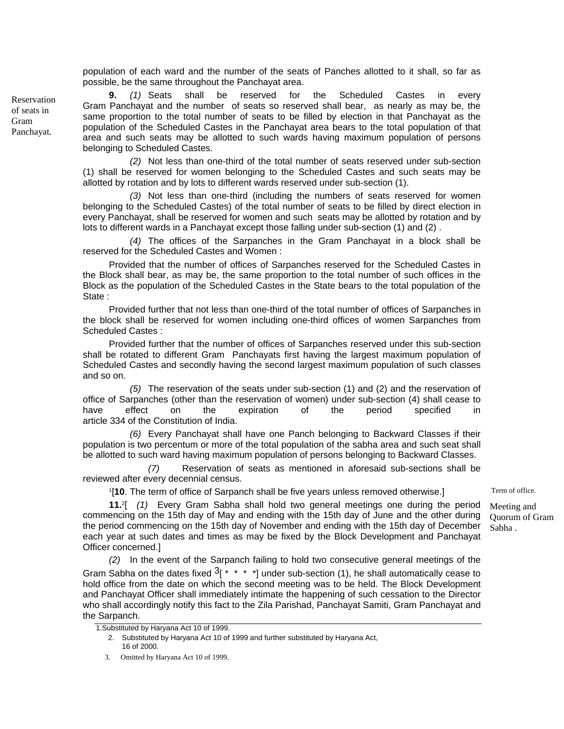population of each ward and the number of the seats of Panches allotted to it shall, so far as possible, be the same throughout the Panchayat area.

Reservation of seats in Gram Panchayat.

**9.** *(1)* Seats shall be reserved for the Scheduled Castes in every Gram Panchayat and the number of seats so reserved shall bear, as nearly as may be, the same proportion to the total number of seats to be filled by election in that Panchayat as the population of the Scheduled Castes in the Panchayat area bears to the total population of that area and such seats may be allotted to such wards having maximum population of persons belonging to Scheduled Castes.

*(2)* Not less than one-third of the total number of seats reserved under sub-section (1) shall be reserved for women belonging to the Scheduled Castes and such seats may be allotted by rotation and by lots to different wards reserved under sub-section (1).

*(3)* Not less than one-third (including the numbers of seats reserved for women belonging to the Scheduled Castes) of the total number of seats to be filled by direct election in every Panchayat, shall be reserved for women and such seats may be allotted by rotation and by lots to different wards in a Panchayat except those falling under sub-section (1) and (2) .

*(4)* The offices of the Sarpanches in the Gram Panchayat in a block shall be reserved for the Scheduled Castes and Women :

Provided that the number of offices of Sarpanches reserved for the Scheduled Castes in the Block shall bear, as may be, the same proportion to the total number of such offices in the Block as the population of the Scheduled Castes in the State bears to the total population of the State :

Provided further that not less than one-third of the total number of offices of Sarpanches in the block shall be reserved for women including one-third offices of women Sarpanches from Scheduled Castes :

Provided further that the number of offices of Sarpanches reserved under this sub-section shall be rotated to different Gram Panchayats first having the largest maximum population of Scheduled Castes and secondly having the second largest maximum population of such classes and so on.

*(5)* The reservation of the seats under sub-section (1) and (2) and the reservation of office of Sarpanches (other than the reservation of women) under sub-section (4) shall cease to have effect on the expiration of the period specified in article 334 of the Constitution of India.

*(6)* Every Panchayat shall have one Panch belonging to Backward Classes if their population is two percentum or more of the total population of the sabha area and such seat shall be allotted to such ward having maximum population of persons belonging to Backward Classes.

*(7)* Reservation of seats as mentioned in aforesaid sub-sections shall be reviewed after every decennial census.

Term of office.

[1][**10**. The term of office of Sarpanch shall be five years unless removed otherwise.]

Meeting and Quorum of Gram Sabha .

**11.**[2][ *(1)* Every Gram Sabha shall hold two general meetings one during the period commencing on the 15th day of May and ending with the 15th day of June and the other during the period commencing on the 15th day of November and ending with the 15th day of December each year at such dates and times as may be fixed by the Block Development and Panchayat Officer concerned.]

*(2)* In the event of the Sarpanch failing to hold two consecutive general meetings of the Gram Sabha on the dates fixed [3][ * * * *] under sub-section (1), he shall automatically cease to hold office from the date on which the second meeting was to be held. The Block Development and Panchayat Officer shall immediately intimate the happening of such cessation to the Director who shall accordingly notify this fact to the Zila Parishad, Panchayat Samiti, Gram Panchayat and the Sarpanch.

---

1. Substituted by Haryana Act 10 of 1999.
2. Substituted by Haryana Act 10 of 1999 and further substituted by Haryana Act, 16 of 2000.
3. Omitted by Haryana Act 10 of 1999.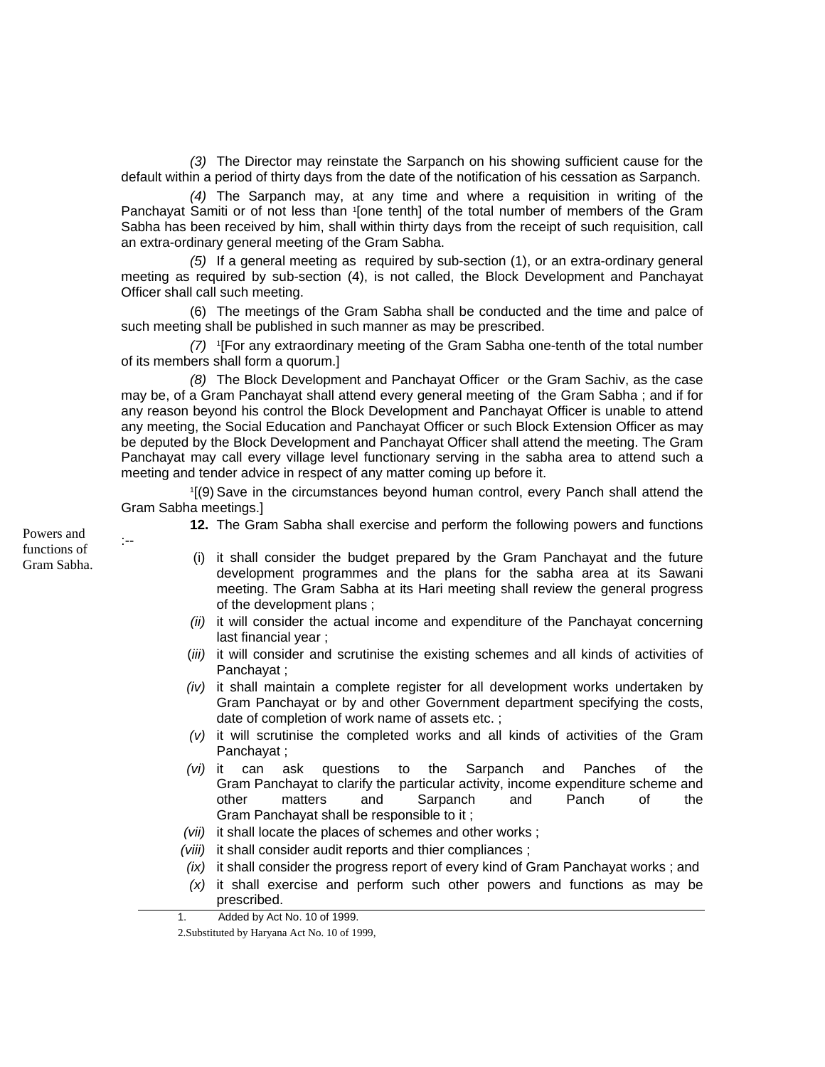*(3)* The Director may reinstate the Sarpanch on his showing sufficient cause for the default within a period of thirty days from the date of the notification of his cessation as Sarpanch.

*(4)* The Sarpanch may, at any time and where a requisition in writing of the Panchayat Samiti or of not less than [1][one tenth] of the total number of members of the Gram Sabha has been received by him, shall within thirty days from the receipt of such requisition, call an extra-ordinary general meeting of the Gram Sabha.

*(5)* If a general meeting as required by sub-section (1), or an extra-ordinary general meeting as required by sub-section (4), is not called, the Block Development and Panchayat Officer shall call such meeting.

(6) The meetings of the Gram Sabha shall be conducted and the time and palce of such meeting shall be published in such manner as may be prescribed.

*(7)* [1][For any extraordinary meeting of the Gram Sabha one-tenth of the total number of its members shall form a quorum.]

*(8)* The Block Development and Panchayat Officer or the Gram Sachiv, as the case may be, of a Gram Panchayat shall attend every general meeting of the Gram Sabha ; and if for any reason beyond his control the Block Development and Panchayat Officer is unable to attend any meeting, the Social Education and Panchayat Officer or such Block Extension Officer as may be deputed by the Block Development and Panchayat Officer shall attend the meeting. The Gram Panchayat may call every village level functionary serving in the sabha area to attend such a meeting and tender advice in respect of any matter coming up before it.

[1][(9) Save in the circumstances beyond human control, every Panch shall attend the Gram Sabha meetings.]

Powers and functions of Gram Sabha.

**12.** The Gram Sabha shall exercise and perform the following powers and functions :--

(i) it shall consider the budget prepared by the Gram Panchayat and the future development programmes and the plans for the sabha area at its Sawani meeting. The Gram Sabha at its Hari meeting shall review the general progress of the development plans ;

*(ii)* it will consider the actual income and expenditure of the Panchayat concerning last financial year ;

(*iii)* it will consider and scrutinise the existing schemes and all kinds of activities of Panchayat ;

*(iv)* it shall maintain a complete register for all development works undertaken by Gram Panchayat or by and other Government department specifying the costs, date of completion of work name of assets etc. ;

*(v)* it will scrutinise the completed works and all kinds of activities of the Gram Panchayat ;

*(vi)* it can ask questions to the Sarpanch and Panches of the Gram Panchayat to clarify the particular activity, income expenditure scheme and other matters and Sarpanch and Panch of the Gram Panchayat shall be responsible to it ;

*(vii)* it shall locate the places of schemes and other works ;

*(viii)* it shall consider audit reports and thier compliances ;

*(ix)* it shall consider the progress report of every kind of Gram Panchayat works ; and

*(x)* it shall exercise and perform such other powers and functions as may be prescribed.

---

1. Added by Act No. 10 of 1999.

2. Substituted by Haryana Act No. 10 of 1999,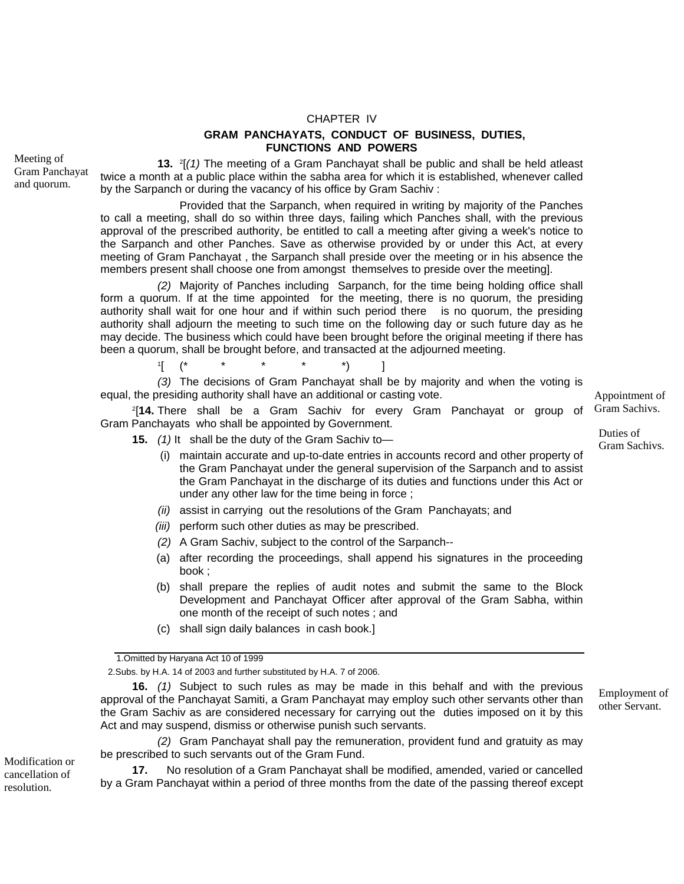## CHAPTER IV

### GRAM PANCHAYATS, CONDUCT OF BUSINESS, DUTIES, FUNCTIONS AND POWERS

Meeting of Gram Panchayat and quorum.

**13.** [2][*(1)* The meeting of a Gram Panchayat shall be public and shall be held atleast twice a month at a public place within the sabha area for which it is established, whenever called by the Sarpanch or during the vacancy of his office by Gram Sachiv :

Provided that the Sarpanch, when required in writing by majority of the Panches to call a meeting, shall do so within three days, failing which Panches shall, with the previous approval of the prescribed authority, be entitled to call a meeting after giving a week's notice to the Sarpanch and other Panches. Save as otherwise provided by or under this Act, at every meeting of Gram Panchayat , the Sarpanch shall preside over the meeting or in his absence the members present shall choose one from amongst themselves to preside over the meeting].

*(2)* Majority of Panches including Sarpanch, for the time being holding office shall form a quorum. If at the time appointed for the meeting, there is no quorum, the presiding authority shall wait for one hour and if within such period there is no quorum, the presiding authority shall adjourn the meeting to such time on the following day or such future day as he may decide. The business which could have been brought before the original meeting if there has been a quorum, shall be brought before, and transacted at the adjourned meeting.

[1][ (* * * * *) ]

*(3)* The decisions of Gram Panchayat shall be by majority and when the voting is equal, the presiding authority shall have an additional or casting vote.

Appointment of Gram Sachivs.

[2][**14.** There shall be a Gram Sachiv for every Gram Panchayat or group of Gram Panchayats who shall be appointed by Government.

Duties of Gram Sachivs.

**15.** *(1)* It shall be the duty of the Gram Sachiv to—

(i) maintain accurate and up-to-date entries in accounts record and other property of the Gram Panchayat under the general supervision of the Sarpanch and to assist the Gram Panchayat in the discharge of its duties and functions under this Act or under any other law for the time being in force ;

*(ii)* assist in carrying out the resolutions of the Gram Panchayats; and

*(iii)* perform such other duties as may be prescribed.

*(2)* A Gram Sachiv, subject to the control of the Sarpanch--

(a) after recording the proceedings, shall append his signatures in the proceeding book ;

(b) shall prepare the replies of audit notes and submit the same to the Block Development and Panchayat Officer after approval of the Gram Sabha, within one month of the receipt of such notes ; and

(c) shall sign daily balances in cash book.]

---

1.Omitted by Haryana Act 10 of 1999

2.Subs. by H.A. 14 of 2003 and further substituted by H.A. 7 of 2006.

Employment of other Servant.

**16.** *(1)* Subject to such rules as may be made in this behalf and with the previous approval of the Panchayat Samiti, a Gram Panchayat may employ such other servants other than the Gram Sachiv as are considered necessary for carrying out the duties imposed on it by this Act and may suspend, dismiss or otherwise punish such servants.

*(2)* Gram Panchayat shall pay the remuneration, provident fund and gratuity as may be prescribed to such servants out of the Gram Fund.

Modification or cancellation of resolution.

**17.** No resolution of a Gram Panchayat shall be modified, amended, varied or cancelled by a Gram Panchayat within a period of three months from the date of the passing thereof except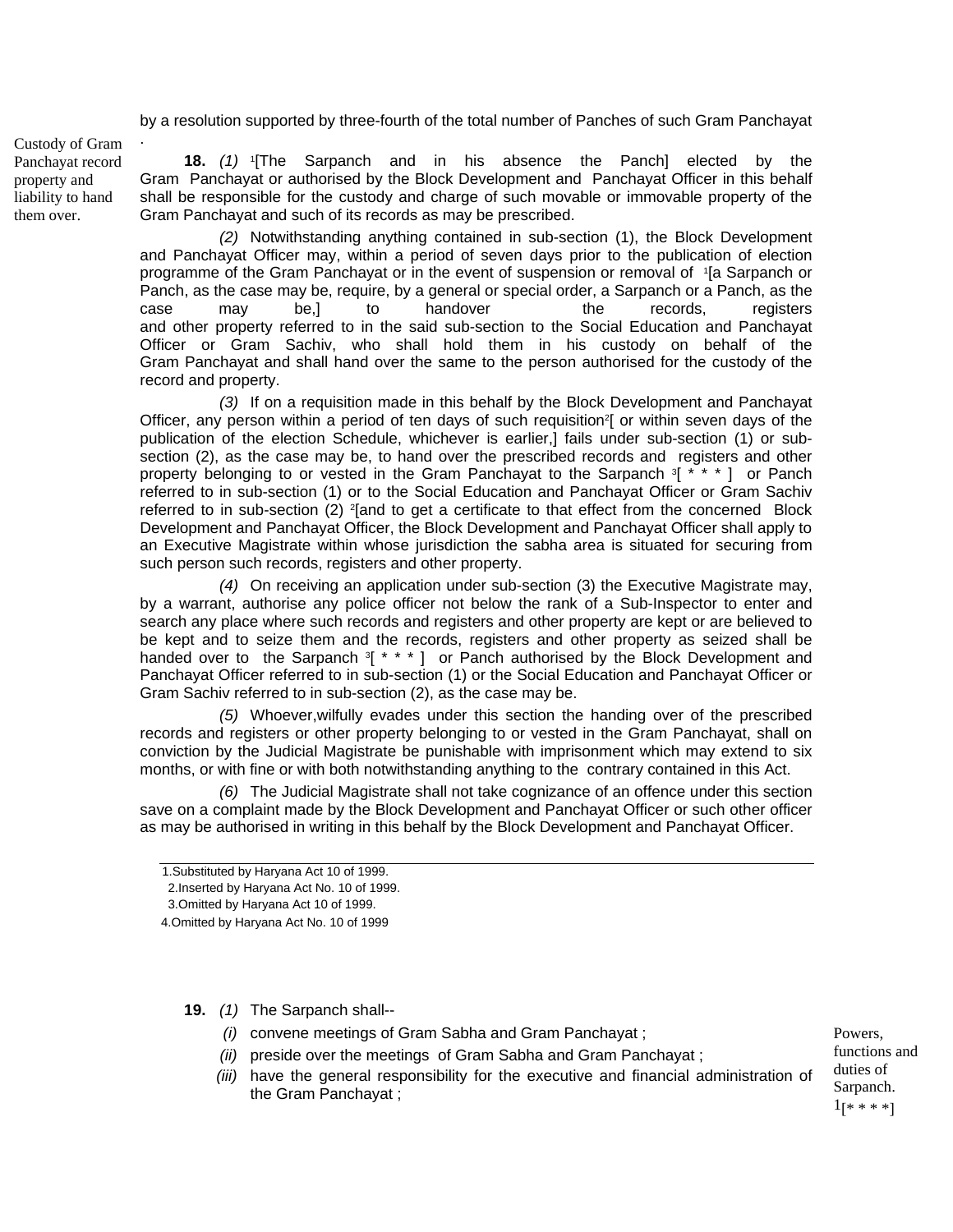by a resolution supported by three-fourth of the total number of Panches of such Gram Panchayat.

**Custody of Gram Panchayat record property and liability to hand them over.**

**18.** *(1)* [1][The Sarpanch and in his absence the Panch] elected by the Gram Panchayat or authorised by the Block Development and Panchayat Officer in this behalf shall be responsible for the custody and charge of such movable or immovable property of the Gram Panchayat and such of its records as may be prescribed.

*(2)* Notwithstanding anything contained in sub-section (1), the Block Development and Panchayat Officer may, within a period of seven days prior to the publication of election programme of the Gram Panchayat or in the event of suspension or removal of [1][a Sarpanch or Panch, as the case may be, require, by a general or special order, a Sarpanch or a Panch, as the case may be,] to handover the records, registers and other property referred to in the said sub-section to the Social Education and Panchayat Officer or Gram Sachiv, who shall hold them in his custody on behalf of the Gram Panchayat and shall hand over the same to the person authorised for the custody of the record and property.

*(3)* If on a requisition made in this behalf by the Block Development and Panchayat Officer, any person within a period of ten days of such requisition[2][ or within seven days of the publication of the election Schedule, whichever is earlier,] fails under sub-section (1) or sub-section (2), as the case may be, to hand over the prescribed records and registers and other property belonging to or vested in the Gram Panchayat to the Sarpanch [3][ * * * ] or Panch referred to in sub-section (1) or to the Social Education and Panchayat Officer or Gram Sachiv referred to in sub-section (2) [2][and to get a certificate to that effect from the concerned Block Development and Panchayat Officer, the Block Development and Panchayat Officer shall apply to an Executive Magistrate within whose jurisdiction the sabha area is situated for securing from such person such records, registers and other property.

*(4)* On receiving an application under sub-section (3) the Executive Magistrate may, by a warrant, authorise any police officer not below the rank of a Sub-Inspector to enter and search any place where such records and registers and other property are kept or are believed to be kept and to seize them and the records, registers and other property as seized shall be handed over to the Sarpanch [3][ * * * ] or Panch authorised by the Block Development and Panchayat Officer referred to in sub-section (1) or the Social Education and Panchayat Officer or Gram Sachiv referred to in sub-section (2), as the case may be.

*(5)* Whoever,wilfully evades under this section the handing over of the prescribed records and registers or other property belonging to or vested in the Gram Panchayat, shall on conviction by the Judicial Magistrate be punishable with imprisonment which may extend to six months, or with fine or with both notwithstanding anything to the contrary contained in this Act.

*(6)* The Judicial Magistrate shall not take cognizance of an offence under this section save on a complaint made by the Block Development and Panchayat Officer or such other officer as may be authorised in writing in this behalf by the Block Development and Panchayat Officer.

---

1.Substituted by Haryana Act 10 of 1999.
2.Inserted by Haryana Act No. 10 of 1999.
3.Omitted by Haryana Act 10 of 1999.
4.Omitted by Haryana Act No. 10 of 1999

**Powers, functions and duties of Sarpanch.** [1][* * * *]

**19.** *(1)* The Sarpanch shall--

*(i)* convene meetings of Gram Sabha and Gram Panchayat ;

*(ii)* preside over the meetings of Gram Sabha and Gram Panchayat ;

*(iii)* have the general responsibility for the executive and financial administration of the Gram Panchayat ;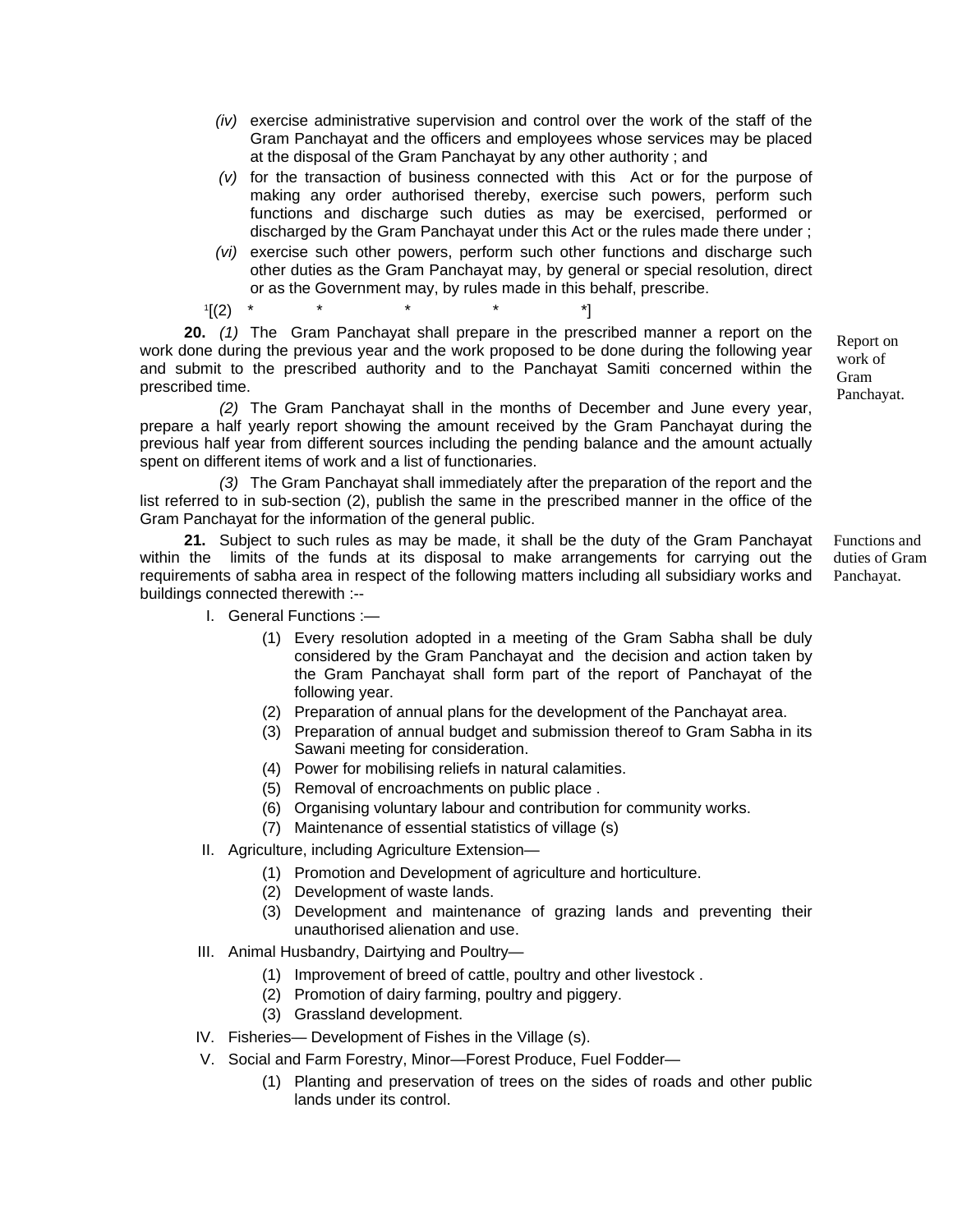*(iv)* exercise administrative supervision and control over the work of the staff of the Gram Panchayat and the officers and employees whose services may be placed at the disposal of the Gram Panchayat by any other authority ; and

*(v)* for the transaction of business connected with this Act or for the purpose of making any order authorised thereby, exercise such powers, perform such functions and discharge such duties as may be exercised, performed or discharged by the Gram Panchayat under this Act or the rules made there under ;

*(vi)* exercise such other powers, perform such other functions and discharge such other duties as the Gram Panchayat may, by general or special resolution, direct or as the Government may, by rules made in this behalf, prescribe.

[1][(2) * * * * *]

Report on work of Gram Panchayat.

**20.** *(1)* The Gram Panchayat shall prepare in the prescribed manner a report on the work done during the previous year and the work proposed to be done during the following year and submit to the prescribed authority and to the Panchayat Samiti concerned within the prescribed time.

*(2)* The Gram Panchayat shall in the months of December and June every year, prepare a half yearly report showing the amount received by the Gram Panchayat during the previous half year from different sources including the pending balance and the amount actually spent on different items of work and a list of functionaries.

*(3)* The Gram Panchayat shall immediately after the preparation of the report and the list referred to in sub-section (2), publish the same in the prescribed manner in the office of the Gram Panchayat for the information of the general public.

Functions and duties of Gram Panchayat.

**21.** Subject to such rules as may be made, it shall be the duty of the Gram Panchayat within the limits of the funds at its disposal to make arrangements for carrying out the requirements of sabha area in respect of the following matters including all subsidiary works and buildings connected therewith :--

I. General Functions :—

(1) Every resolution adopted in a meeting of the Gram Sabha shall be duly considered by the Gram Panchayat and the decision and action taken by the Gram Panchayat shall form part of the report of Panchayat of the following year.

(2) Preparation of annual plans for the development of the Panchayat area.

(3) Preparation of annual budget and submission thereof to Gram Sabha in its Sawani meeting for consideration.

(4) Power for mobilising reliefs in natural calamities.

(5) Removal of encroachments on public place .

(6) Organising voluntary labour and contribution for community works.

(7) Maintenance of essential statistics of village (s)

II. Agriculture, including Agriculture Extension—

(1) Promotion and Development of agriculture and horticulture.

(2) Development of waste lands.

(3) Development and maintenance of grazing lands and preventing their unauthorised alienation and use.

III. Animal Husbandry, Dairtying and Poultry—

(1) Improvement of breed of cattle, poultry and other livestock .

(2) Promotion of dairy farming, poultry and piggery.

(3) Grassland development.

IV. Fisheries— Development of Fishes in the Village (s).

V. Social and Farm Forestry, Minor—Forest Produce, Fuel Fodder—

(1) Planting and preservation of trees on the sides of roads and other public lands under its control.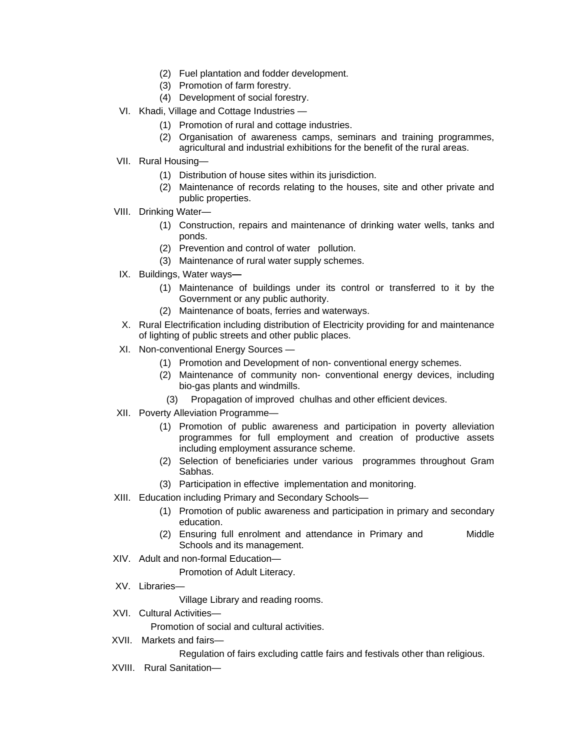(2) Fuel plantation and fodder development.

(3) Promotion of farm forestry.

(4) Development of social forestry.

VI. Khadi, Village and Cottage Industries —

(1) Promotion of rural and cottage industries.

(2) Organisation of awareness camps, seminars and training programmes, agricultural and industrial exhibitions for the benefit of the rural areas.

VII. Rural Housing—

(1) Distribution of house sites within its jurisdiction.

(2) Maintenance of records relating to the houses, site and other private and public properties.

VIII. Drinking Water—

(1) Construction, repairs and maintenance of drinking water wells, tanks and ponds.

(2) Prevention and control of water pollution.

(3) Maintenance of rural water supply schemes.

IX. Buildings, Water ways—

(1) Maintenance of buildings under its control or transferred to it by the Government or any public authority.

(2) Maintenance of boats, ferries and waterways.

X. Rural Electrification including distribution of Electricity providing for and maintenance of lighting of public streets and other public places.

XI. Non-conventional Energy Sources —

(1) Promotion and Development of non- conventional energy schemes.

(2) Maintenance of community non- conventional energy devices, including bio-gas plants and windmills.

(3) Propagation of improved chulhas and other efficient devices.

XII. Poverty Alleviation Programme—

(1) Promotion of public awareness and participation in poverty alleviation programmes for full employment and creation of productive assets including employment assurance scheme.

(2) Selection of beneficiaries under various programmes throughout Gram Sabhas.

(3) Participation in effective implementation and monitoring.

XIII. Education including Primary and Secondary Schools—

(1) Promotion of public awareness and participation in primary and secondary education.

(2) Ensuring full enrolment and attendance in Primary and Middle Schools and its management.

XIV. Adult and non-formal Education—

Promotion of Adult Literacy.

XV. Libraries—

Village Library and reading rooms.

XVI. Cultural Activities—

Promotion of social and cultural activities.

XVII. Markets and fairs—

Regulation of fairs excluding cattle fairs and festivals other than religious.

XVIII. Rural Sanitation—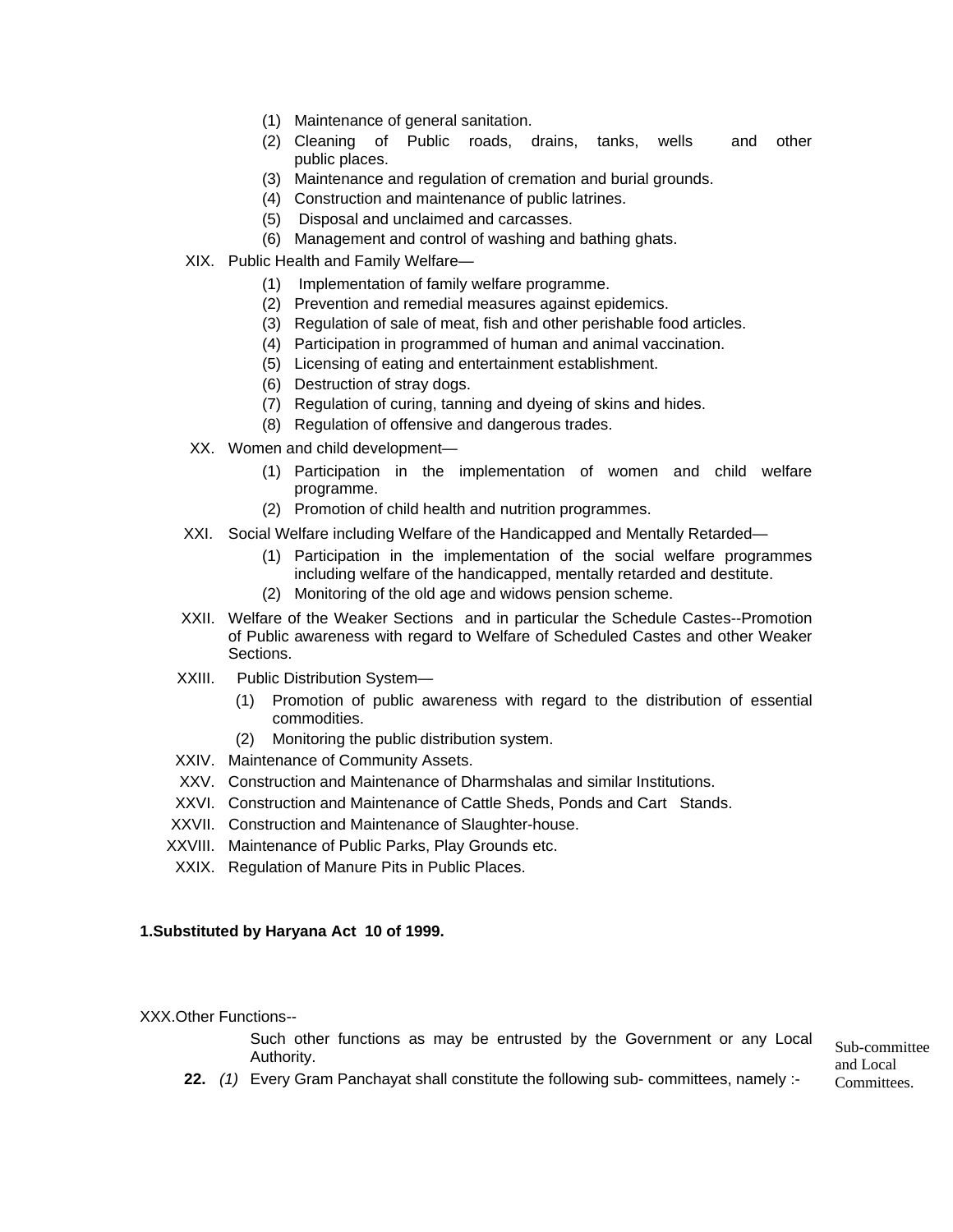(1) Maintenance of general sanitation.
(2) Cleaning of Public roads, drains, tanks, wells and other public places.
(3) Maintenance and regulation of cremation and burial grounds.
(4) Construction and maintenance of public latrines.
(5) Disposal and unclaimed and carcasses.
(6) Management and control of washing and bathing ghats.

XIX. Public Health and Family Welfare—

(1) Implementation of family welfare programme.
(2) Prevention and remedial measures against epidemics.
(3) Regulation of sale of meat, fish and other perishable food articles.
(4) Participation in programmed of human and animal vaccination.
(5) Licensing of eating and entertainment establishment.
(6) Destruction of stray dogs.
(7) Regulation of curing, tanning and dyeing of skins and hides.
(8) Regulation of offensive and dangerous trades.

XX. Women and child development—

(1) Participation in the implementation of women and child welfare programme.
(2) Promotion of child health and nutrition programmes.

XXI. Social Welfare including Welfare of the Handicapped and Mentally Retarded—

(1) Participation in the implementation the social welfare programmes including welfare of the handicapped, mentally retarded and destitute.
(2) Monitoring of the old age and widows pension scheme.

XXII. Welfare of the Weaker Sections and in particular the Schedule Castes--Promotion of Public awareness with regard to Welfare of Scheduled Castes and other Weaker Sections.

XXIII. Public Distribution System—

(1) Promotion of public awareness with regard to the distribution of essential commodities.
(2) Monitoring the public distribution system.

XXIV. Maintenance of Community Assets.

XXV. Construction and Maintenance of Dharmshalas and similar Institutions.

XXVI. Construction and Maintenance of Cattle Sheds, Ponds and Cart Stands.

XXVII. Construction and Maintenance of Slaughter-house.

XXVIII. Maintenance of Public Parks, Play Grounds etc.

XXIX. Regulation of Manure Pits in Public Places.

**1.Substituted by Haryana Act 10 of 1999.**

XXX.Other Functions--

Such other functions as may be entrusted by the Government or any Local Authority.

Sub-committee and Local Committees.

**22.** *(1)* Every Gram Panchayat shall constitute the following sub- committees, namely :-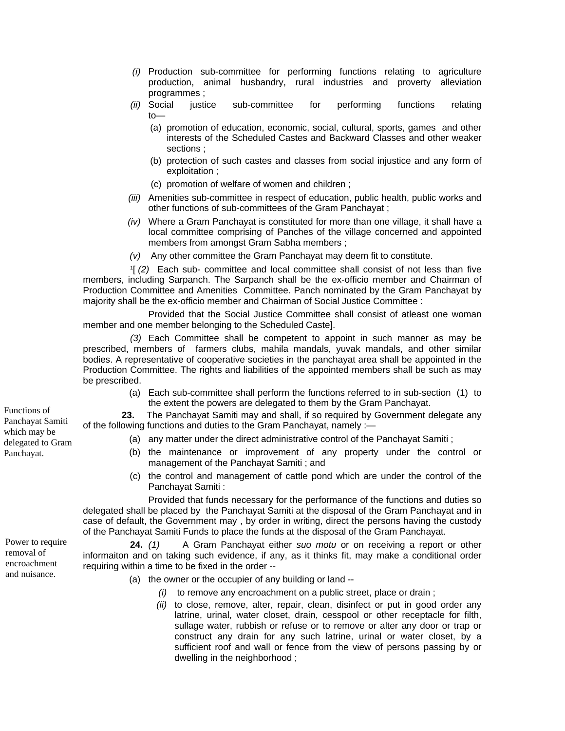*(i)* Production sub-committee for performing functions relating to agriculture production, animal husbandry, rural industries and proverty alleviation programmes ;

*(ii)* Social justice sub-committee for performing functions relating to—

(a) promotion of education, economic, social, cultural, sports, games and other interests of the Scheduled Castes and Backward Classes and other weaker sections ;

(b) protection of such castes and classes from social injustice and any form of exploitation ;

(c) promotion of welfare of women and children ;

*(iii)* Amenities sub-committee in respect of education, public health, public works and other functions of sub-committees of the Gram Panchayat ;

*(iv)* Where a Gram Panchayat is constituted for more than one village, it shall have a local committee comprising of Panches of the village concerned and appointed members from amongst Gram Sabha members ;

*(v)* Any other committee the Gram Panchayat may deem fit to constitute.

[1][ *(2)* Each sub- committee and local committee shall consist of not less than five members, including Sarpanch. The Sarpanch shall be the ex-officio member and Chairman of Production Committee and Amenities Committee. Panch nominated by the Gram Panchayat by majority shall be the ex-officio member and Chairman of Social Justice Committee :

Provided that the Social Justice Committee shall consist of atleast one woman member and one member belonging to the Scheduled Caste].

*(3)* Each Committee shall be competent to appoint in such manner as may be prescribed, members of farmers clubs, mahila mandals, yuvak mandals, and other similar bodies. A representative of cooperative societies in the panchayat area shall be appointed in the Production Committee. The rights and liabilities of the appointed members shall be such as may be prescribed.

(a) Each sub-committee shall perform the functions referred to in sub-section (1) to the extent the powers are delegated to them by the Gram Panchayat.

Functions of Panchayat Samiti which may be delegated to Gram Panchayat.

**23.** The Panchayat Samiti may and shall, if so required by Government delegate any of the following functions and duties to the Gram Panchayat, namely :—

(a) any matter under the direct administrative control of the Panchayat Samiti ;

(b) the maintenance or improvement of any property under the control or management of the Panchayat Samiti ; and

(c) the control and management of cattle pond which are under the control of the Panchayat Samiti :

Provided that funds necessary for the performance of the functions and duties so delegated shall be placed by the Panchayat Samiti at the disposal of the Gram Panchayat and in case of default, the Government may , by order in writing, direct the persons having the custody of the Panchayat Samiti Funds to place the funds at the disposal of the Gram Panchayat.

Power to require removal of encroachment and nuisance.

**24.** *(1)* A Gram Panchayat either *suo motu* or on receiving a report or other informaiton and on taking such evidence, if any, as it thinks fit, may make a conditional order requiring within a time to be fixed in the order --

(a) the owner or the occupier of any building or land --

*(i)* to remove any encroachment on a public street, place or drain ;

*(ii)* to close, remove, alter, repair, clean, disinfect or put in good order any latrine, urinal, water closet, drain, cesspool or other receptacle for filth, sullage water, rubbish or refuse or to remove or alter any door or trap or construct any drain for any such latrine, urinal or water closet, by a sufficient roof and wall or fence from the view of persons passing by or dwelling in the neighborhood ;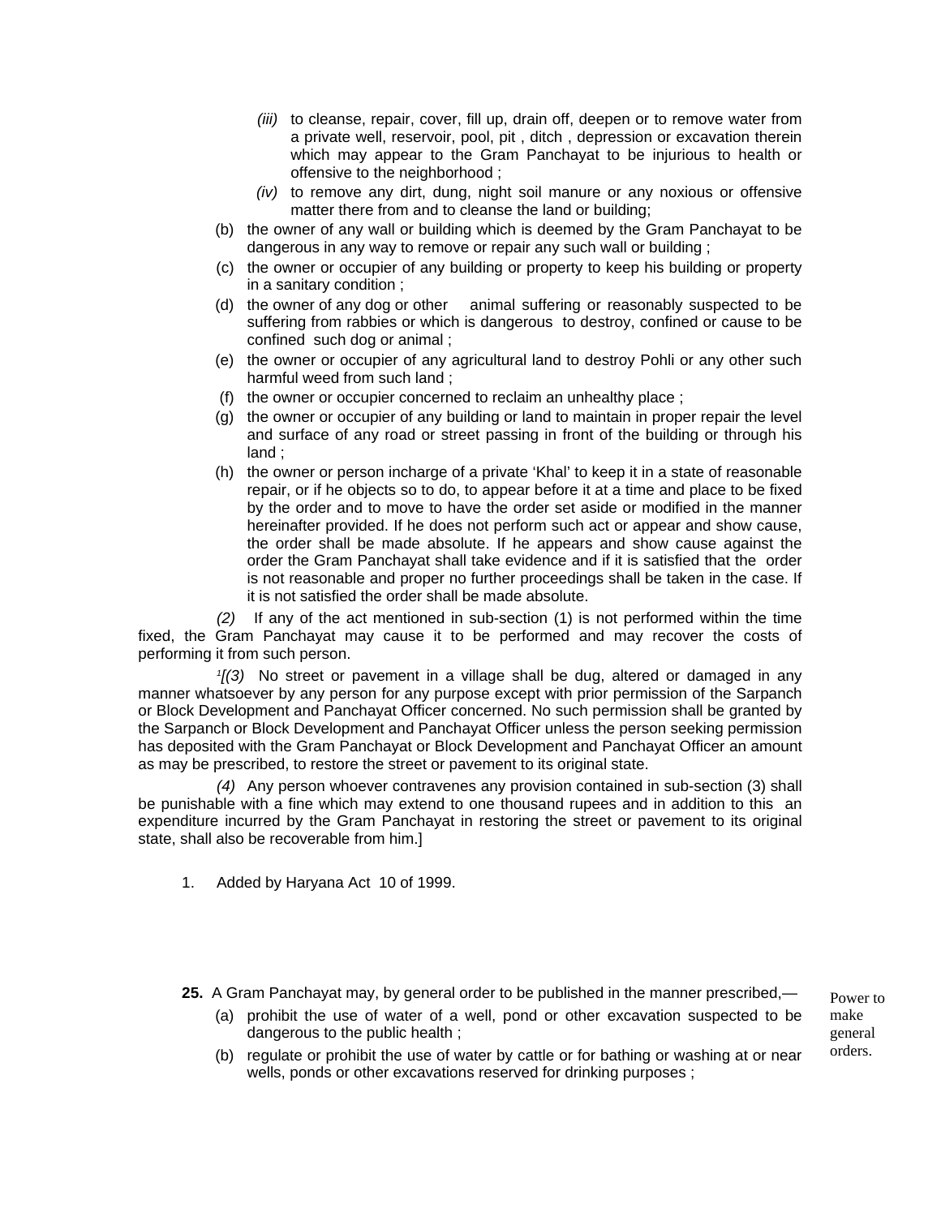(iii) to cleanse, repair, cover, fill up, drain off, deepen or to remove water from a private well, reservoir, pool, pit , ditch , depression or excavation therein which may appear to the Gram Panchayat to be injurious to health or offensive to the neighborhood ;

(iv) to remove any dirt, dung, night soil manure or any noxious or offensive matter there from and to cleanse the land or building;

(b) the owner of any wall or building which is deemed by the Gram Panchayat to be dangerous in any way to remove or repair any such wall or building ;

(c) the owner or occupier of any building or property to keep his building or property in a sanitary condition ;

(d) the owner of any dog or other animal suffering or reasonably suspected to be suffering from rabbies or which is dangerous to destroy, confined or cause to be confined such dog or animal ;

(e) the owner or occupier of any agricultural land to destroy Pohli or any other such harmful weed from such land ;

(f) the owner or occupier concerned to reclaim an unhealthy place ;

(g) the owner or occupier of any building or land to maintain in proper repair the level and surface of any road or street passing in front of the building or through his land ;

(h) the owner or person incharge of a private 'Khal' to keep it in a state of reasonable repair, or if he objects so to do, to appear before it at a time and place to be fixed by the order and to move to have the order set aside or modified in the manner hereinafter provided. If he does not perform such act or appear and show cause, the order shall be made absolute. If he appears and show cause against the order the Gram Panchayat shall take evidence and if it is satisfied that the order is not reasonable and proper no further proceedings shall be taken in the case. If it is not satisfied the order shall be made absolute.

*(2)* If any of the act mentioned in sub-section (1) is not performed within the time fixed, the Gram Panchayat may cause it to be performed and may recover the costs of performing it from such person.

[1][*(3)* No street or pavement in a village shall be dug, altered or damaged in any manner whatsoever by any person for any purpose except with prior permission of the Sarpanch or Block Development and Panchayat Officer concerned. No such permission shall be granted by the Sarpanch or Block Development and Panchayat Officer unless the person seeking permission has deposited with the Gram Panchayat or Block Development and Panchayat Officer an amount as may be prescribed, to restore the street or pavement to its original state.

*(4)* Any person whoever contravenes any provision contained in sub-section (3) shall be punishable with a fine which may extend to one thousand rupees and in addition to this an expenditure incurred by the Gram Panchayat in restoring the street or pavement to its original state, shall also be recoverable from him.]

1. Added by Haryana Act 10 of 1999.

Power to make general orders.

**25.** A Gram Panchayat may, by general order to be published in the manner prescribed,—

(a) prohibit the use of water of a well, pond or other excavation suspected to be dangerous to the public health ;

(b) regulate or prohibit the use of water by cattle or for bathing or washing at or near wells, ponds or other excavations reserved for drinking purposes ;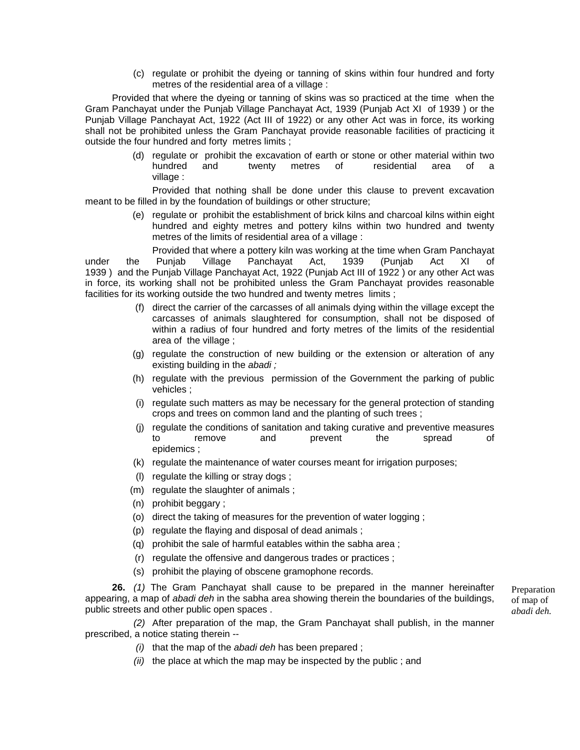(c) regulate or prohibit the dyeing or tanning of skins within four hundred and forty metres of the residential area of a village :

Provided that where the dyeing or tanning of skins was so practiced at the time when the Gram Panchayat under the Punjab Village Panchayat Act, 1939 (Punjab Act XI of 1939 ) or the Punjab Village Panchayat Act, 1922 (Act III of 1922) or any other Act was in force, its working shall not be prohibited unless the Gram Panchayat provide reasonable facilities of practicing it outside the four hundred and forty metres limits ;

(d) regulate or prohibit the excavation of earth or stone or other material within two hundred and twenty metres of residential area of a village :

Provided that nothing shall be done under this clause to prevent excavation meant to be filled in by the foundation of buildings or other structure;

(e) regulate or prohibit the establishment of brick kilns and charcoal kilns within eight hundred and eighty metres and pottery kilns within two hundred and twenty metres of the limits of residential area of a village :

Provided that where a pottery kiln was working at the time when Gram Panchayat under the Punjab Village Panchayat Act, 1939 (Punjab Act XI of 1939 ) and the Punjab Village Panchayat Act, 1922 (Punjab Act III of 1922 ) or any other Act was in force, its working shall not be prohibited unless the Gram Panchayat provides reasonable facilities for its working outside the two hundred and twenty metres limits ;

(f) direct the carrier of the carcasses of all animals dying within the village except the carcasses of animals slaughtered for consumption, shall not be disposed of within a radius of four hundred and forty metres of the limits of the residential area of the village ;

(g) regulate the construction of new building or the extension or alteration of any existing building in the *abadi ;*

(h) regulate with the previous permission of the Government the parking of public vehicles ;

(i) regulate such matters as may be necessary for the general protection of standing crops and trees on common land and the planting of such trees ;

(j) regulate the conditions of sanitation and taking curative and preventive measures to remove and prevent the spread of epidemics ;

(k) regulate the maintenance of water courses meant for irrigation purposes;

(l) regulate the killing or stray dogs ;

(m) regulate the slaughter of animals ;

(n) prohibit beggary ;

(o) direct the taking of measures for the prevention of water logging ;

(p) regulate the flaying and disposal of dead animals ;

(q) prohibit the sale of harmful eatables within the sabha area ;

(r) regulate the offensive and dangerous trades or practices ;

(s) prohibit the playing of obscene gramophone records.

Preparation of map of *abadi deh.*

**26.** *(1)* The Gram Panchayat shall cause to be prepared in the manner hereinafter appearing, a map of *abadi deh* in the sabha area showing therein the boundaries of the buildings, public streets and other public open spaces .

*(2)* After preparation of the map, the Gram Panchayat shall publish, in the manner prescribed, a notice stating therein --

*(i)* that the map of the *abadi deh* has been prepared ;

*(ii)* the place at which the map may be inspected by the public ; and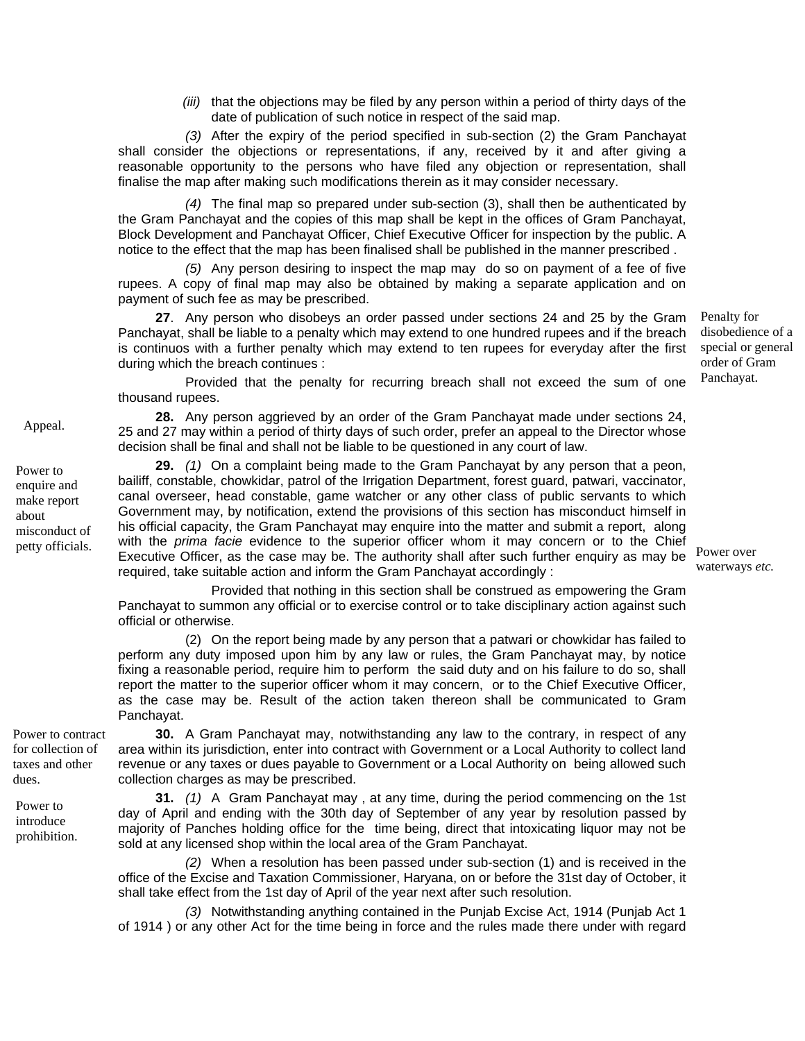*(iii)* that the objections may be filed by any person within a period of thirty days of the date of publication of such notice in respect of the said map.

*(3)* After the expiry of the period specified in sub-section (2) the Gram Panchayat shall consider the objections or representations, if any, received by it and after giving a reasonable opportunity to the persons who have filed any objection or representation, shall finalise the map after making such modifications therein as it may consider necessary.

*(4)* The final map so prepared under sub-section (3), shall then be authenticated by the Gram Panchayat and the copies of this map shall be kept in the offices of Gram Panchayat, Block Development and Panchayat Officer, Chief Executive Officer for inspection by the public. A notice to the effect that the map has been finalised shall be published in the manner prescribed .

*(5)* Any person desiring to inspect the map may do so on payment of a fee of five rupees. A copy of final map may also be obtained by making a separate application and on payment of such fee as may be prescribed.

Penalty for disobedience of a special or general order of Gram Panchayat.

**27**. Any person who disobeys an order passed under sections 24 and 25 by the Gram Panchayat, shall be liable to a penalty which may extend to one hundred rupees and if the breach is continuos with a further penalty which may extend to ten rupees for everyday after the first during which the breach continues :

Provided that the penalty for recurring breach shall not exceed the sum of one thousand rupees.

Appeal.

**28.** Any person aggrieved by an order of the Gram Panchayat made under sections 24, 25 and 27 may within a period of thirty days of such order, prefer an appeal to the Director whose decision shall be final and shall not be liable to be questioned in any court of law.

Power to enquire and make report about misconduct of petty officials.

**29.** *(1)* On a complaint being made to the Gram Panchayat by any person that a peon, bailiff, constable, chowkidar, patrol of the Irrigation Department, forest guard, patwari, vaccinator, canal overseer, head constable, game watcher or any other class of public servants to which Government may, by notification, extend the provisions of this section has misconduct himself in his official capacity, the Gram Panchayat may enquire into the matter and submit a report, along with the *prima facie* evidence to the superior officer whom it may concern or to the Chief Executive Officer, as the case may be. The authority shall after such further enquiry as may be required, take suitable action and inform the Gram Panchayat accordingly :

Power over waterways *etc.*

Provided that nothing in this section shall be construed as empowering the Gram Panchayat to summon any official or to exercise control or to take disciplinary action against such official or otherwise.

(2) On the report being made by any person that a patwari or chowkidar has failed to perform any duty imposed upon him by any law or rules, the Gram Panchayat may, by notice fixing a reasonable period, require him to perform the said duty and on his failure to do so, shall report the matter to the superior officer whom it may concern, or to the Chief Executive Officer, as the case may be. Result of the action taken thereon shall be communicated to Gram Panchayat.

Power to contract for collection of taxes and other dues.

**30.** A Gram Panchayat may, notwithstanding any law to the contrary, in respect of any area within its jurisdiction, enter into contract with Government or a Local Authority to collect land revenue or any taxes or dues payable to Government or a Local Authority on being allowed such collection charges as may be prescribed.

Power to introduce prohibition.

**31.** *(1)* A Gram Panchayat may , at any time, during the period commencing on the 1st day of April and ending with the 30th day of September of any year by resolution passed by majority of Panches holding office for the time being, direct that intoxicating liquor may not be sold at any licensed shop within the local area of the Gram Panchayat.

*(2)* When a resolution has been passed under sub-section (1) and is received in the office of the Excise and Taxation Commissioner, Haryana, on or before the 31st day of October, it shall take effect from the 1st day of April of the year next after such resolution.

*(3)* Notwithstanding anything contained in the Punjab Excise Act, 1914 (Punjab Act 1 of 1914 ) or any other Act for the time being in force and the rules made there under with regard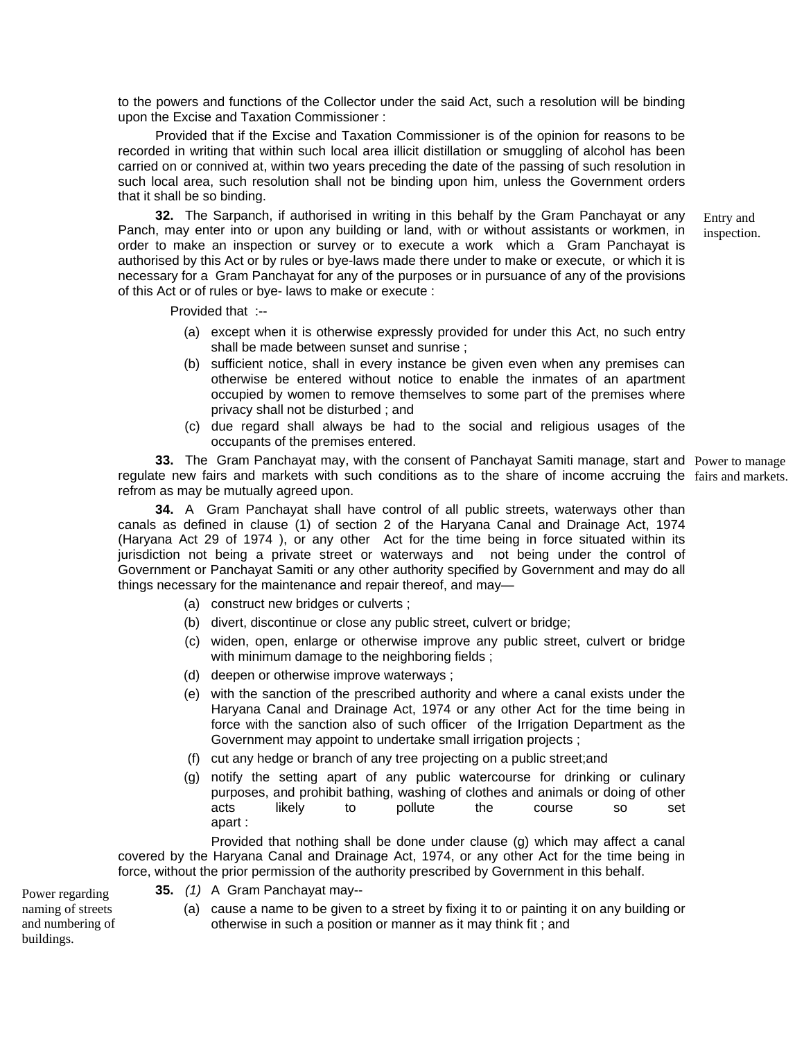to the powers and functions of the Collector under the said Act, such a resolution will be binding upon the Excise and Taxation Commissioner :

Provided that if the Excise and Taxation Commissioner is of the opinion for reasons to be recorded in writing that within such local area illicit distillation or smuggling of alcohol has been carried on or connived at, within two years preceding the date of the passing of such resolution in such local area, such resolution shall not be binding upon him, unless the Government orders that it shall be so binding.

*Entry and inspection.*

**32.** The Sarpanch, if authorised in writing in this behalf by the Gram Panchayat or any Panch, may enter into or upon any building or land, with or without assistants or workmen, in order to make an inspection or survey or to execute a work which a Gram Panchayat is authorised by this Act or by rules or bye-laws made there under to make or execute, or which it is necessary for a Gram Panchayat for any of the purposes or in pursuance of any of the provisions of this Act or of rules or bye- laws to make or execute :

Provided that :--

(a) except when it is otherwise expressly provided for under this Act, no such entry shall be made between sunset and sunrise ;

(b) sufficient notice, shall in every instance be given even when any premises can otherwise be entered without notice to enable the inmates of an apartment occupied by women to remove themselves to some part of the premises where privacy shall not be disturbed ; and

(c) due regard shall always be had to the social and religious usages of the occupants of the premises entered.

*Power to manage fairs and markets.*

**33.** The Gram Panchayat may, with the consent of Panchayat Samiti manage, start and regulate new fairs and markets with such conditions as to the share of income accruing the refrom as may be mutually agreed upon.

**34.** A Gram Panchayat shall have control of all public streets, waterways other than canals as defined in clause (1) of section 2 of the Haryana Canal and Drainage Act, 1974 (Haryana Act 29 of 1974 ), or any other Act for the time being in force situated within its jurisdiction not being a private street or waterways and not being under the control of Government or Panchayat Samiti or any other authority specified by Government and may do all things necessary for the maintenance and repair thereof, and may—

(a) construct new bridges or culverts ;

(b) divert, discontinue or close any public street, culvert or bridge;

(c) widen, open, enlarge or otherwise improve any public street, culvert or bridge with minimum damage to the neighboring fields ;

(d) deepen or otherwise improve waterways ;

(e) with the sanction of the prescribed authority and where a canal exists under the Haryana Canal and Drainage Act, 1974 or any other Act for the time being in force with the sanction also of such officer of the Irrigation Department as the Government may appoint to undertake small irrigation projects ;

(f) cut any hedge or branch of any tree projecting on a public street;and

(g) notify the setting apart of any public watercourse for drinking or culinary purposes, and prohibit bathing, washing of clothes and animals or doing of other acts likely to pollute the course so set apart :

Provided that nothing shall be done under clause (g) which may affect a canal covered by the Haryana Canal and Drainage Act, 1974, or any other Act for the time being in force, without the prior permission of the authority prescribed by Government in this behalf.

*Power regarding naming of streets and numbering of buildings.*

**35.** *(1)* A Gram Panchayat may--

(a) cause a name to be given to a street by fixing it to or painting it on any building or otherwise in such a position or manner as it may think fit ; and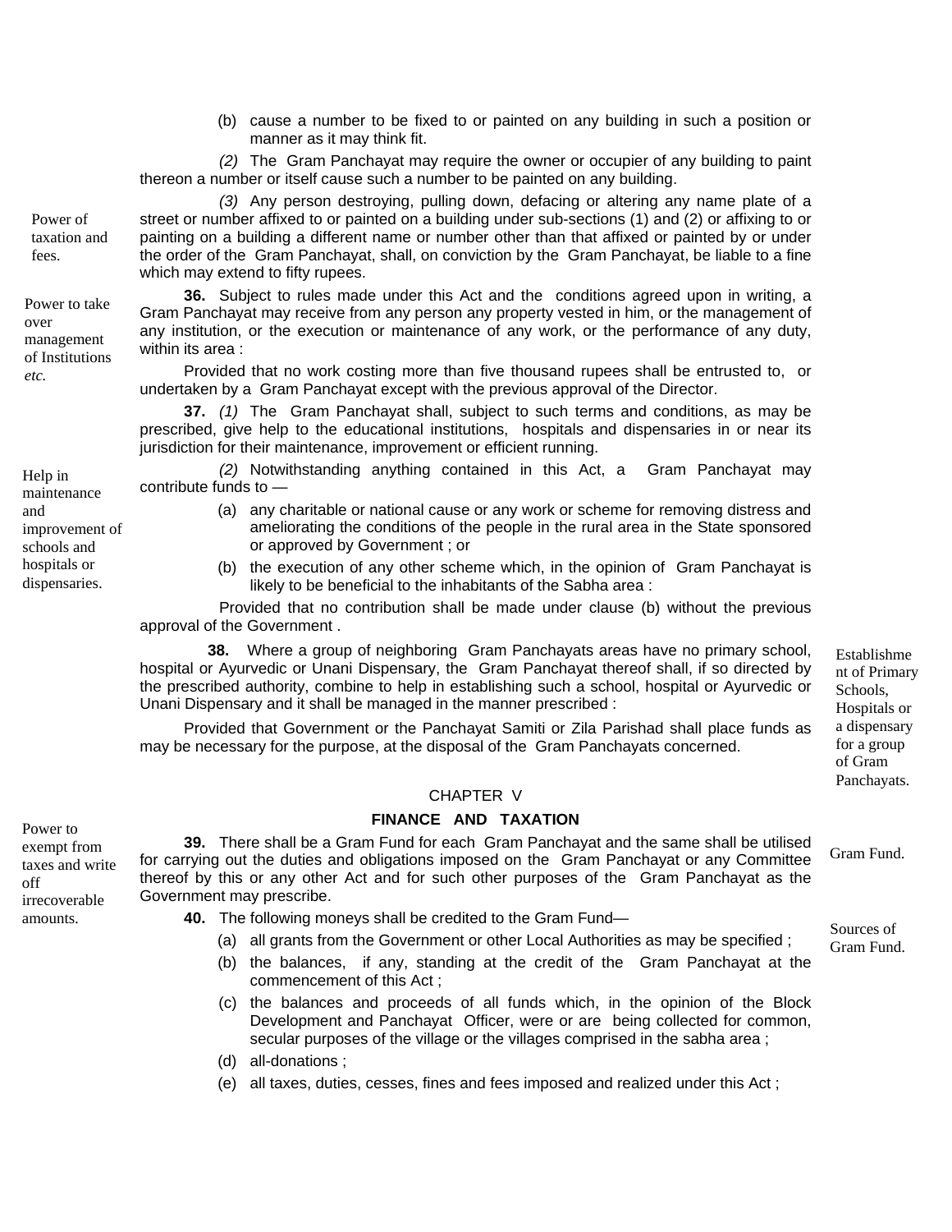(b) cause a number to be fixed to or painted on any building in such a position or manner as it may think fit.

*(2)* The Gram Panchayat may require the owner or occupier of any building to paint thereon a number or itself cause such a number to be painted on any building.

*(3)* Any person destroying, pulling down, defacing or altering any name plate of a street or number affixed to or painted on a building under sub-sections (1) and (2) or affixing to or painting on a building a different name or number other than that affixed or painted by or under the order of the Gram Panchayat, shall, on conviction by the Gram Panchayat, be liable to a fine which may extend to fifty rupees.

Power to take over management of Institutions *etc.*

**36.** Subject to rules made under this Act and the conditions agreed upon in writing, a Gram Panchayat may receive from any person any property vested in him, or the management of any institution, or the execution or maintenance of any work, or the performance of any duty, within its area :

Provided that no work costing more than five thousand rupees shall be entrusted to, or undertaken by a Gram Panchayat except with the previous approval of the Director.

Help in maintenance and improvement of schools and hospitals or dispensaries.

**37.** *(1)* The Gram Panchayat shall, subject to such terms and conditions, as may be prescribed, give help to the educational institutions, hospitals and dispensaries in or near its jurisdiction for their maintenance, improvement or efficient running.

*(2)* Notwithstanding anything contained in this Act, a Gram Panchayat may contribute funds to —

(a) any charitable or national cause or any work or scheme for removing distress and ameliorating the conditions of the people in the rural area in the State sponsored or approved by Government ; or

(b) the execution of any other scheme which, in the opinion of Gram Panchayat is likely to be beneficial to the inhabitants of the Sabha area :

Provided that no contribution shall be made under clause (b) without the previous approval of the Government .

Establishment of Primary Schools, Hospitals or a dispensary for a group of Gram Panchayats.

**38.** Where a group of neighboring Gram Panchayats areas have no primary school, hospital or Ayurvedic or Unani Dispensary, the Gram Panchayat thereof shall, if so directed by the prescribed authority, combine to help in establishing such a school, hospital or Ayurvedic or Unani Dispensary and it shall be managed in the manner prescribed :

Provided that Government or the Panchayat Samiti or Zila Parishad shall place funds as may be necessary for the purpose, at the disposal of the Gram Panchayats concerned.

## CHAPTER V

## FINANCE AND TAXATION

Gram Fund.

**39.** There shall be a Gram Fund for each Gram Panchayat and the same shall be utilised for carrying out the duties and obligations imposed on the Gram Panchayat or any Committee thereof by this or any other Act and for such other purposes of the Gram Panchayat as the Government may prescribe.

Sources of Gram Fund.

**40.** The following moneys shall be credited to the Gram Fund—

(a) all grants from the Government or other Local Authorities as may be specified ;

(b) the balances, if any, standing at the credit of the Gram Panchayat at the commencement of this Act ;

(c) the balances and proceeds of all funds which, in the opinion of the Block Development and Panchayat Officer, were or are being collected for common, secular purposes of the village or the villages comprised in the sabha area ;

(d) all-donations ;

(e) all taxes, duties, cesses, fines and fees imposed and realized under this Act ;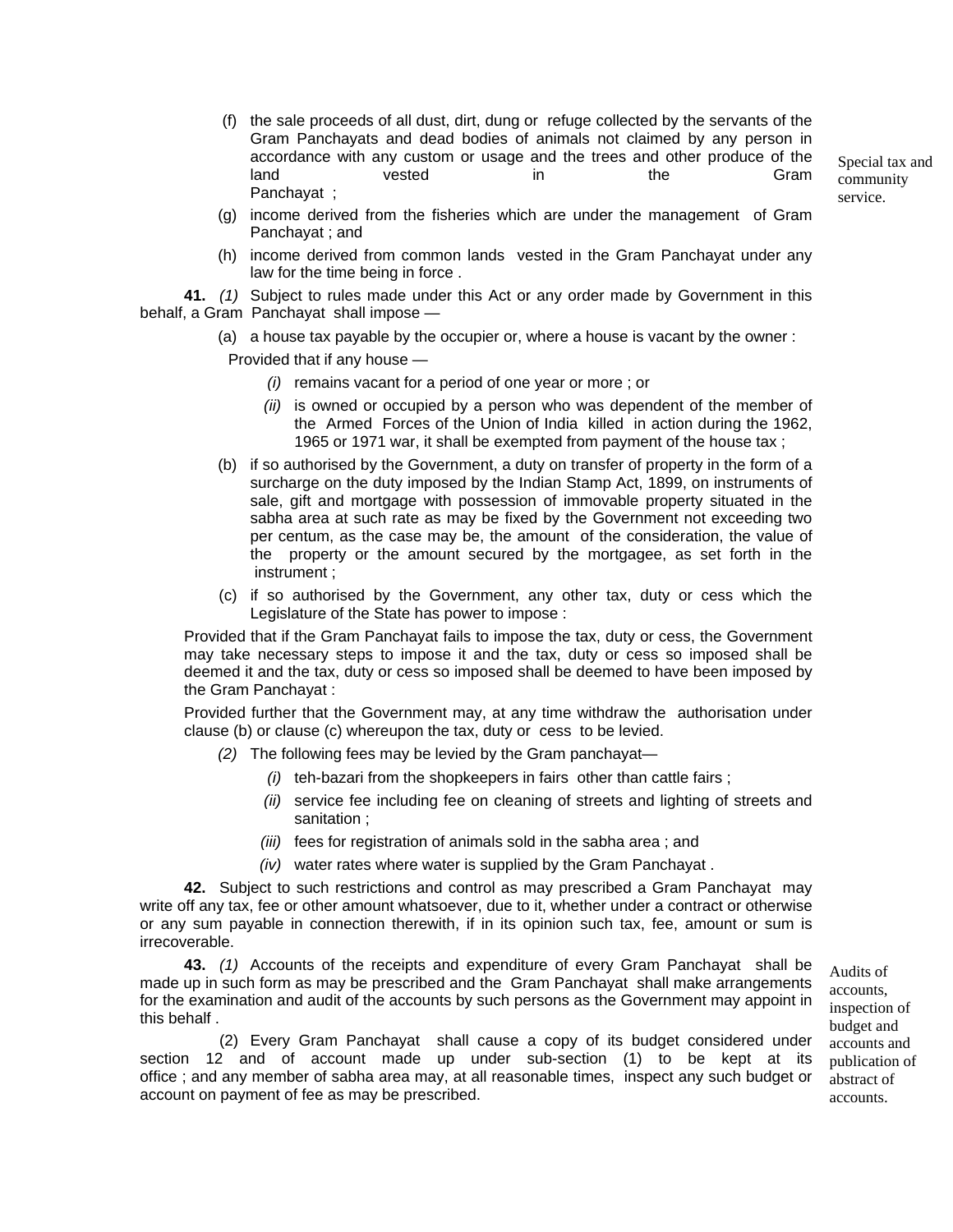(f) the sale proceeds of all dust, dirt, dung or refuge collected by the servants of the Gram Panchayats and dead bodies of animals not claimed by any person in accordance with any custom or usage and the trees and other produce of the land vested in the Gram Panchayat ;

(g) income derived from the fisheries which are under the management of Gram Panchayat ; and

(h) income derived from common lands vested in the Gram Panchayat under any law for the time being in force .

Special tax and community service.

**41.** *(1)* Subject to rules made under this Act or any order made by Government in this behalf, a Gram Panchayat shall impose —

(a) a house tax payable by the occupier or, where a house is vacant by the owner :

Provided that if any house —

*(i)* remains vacant for a period of one year or more ; or

*(ii)* is owned or occupied by a person who was dependent of the member of the Armed Forces of the Union of India killed in action during the 1962, 1965 or 1971 war, it shall be exempted from payment of the house tax ;

(b) if so authorised by the Government, a duty on transfer of property in the form of a surcharge on the duty imposed by the Indian Stamp Act, 1899, on instruments of sale, gift and mortgage with possession of immovable property situated in the sabha area at such rate as may be fixed by the Government not exceeding two per centum, as the case may be, the amount of the consideration, the value of the property or the amount secured by the mortgagee, as set forth in the instrument ;

(c) if so authorised by the Government, any other tax, duty or cess which the Legislature of the State has power to impose :

Provided that if the Gram Panchayat fails to impose the tax, duty or cess, the Government may take necessary steps to impose it and the tax, duty or cess so imposed shall be deemed it and the tax, duty or cess so imposed shall be deemed to have been imposed by the Gram Panchayat :

Provided further that the Government may, at any time withdraw the authorisation under clause (b) or clause (c) whereupon the tax, duty or cess to be levied.

*(2)* The following fees may be levied by the Gram panchayat—

*(i)* teh-bazari from the shopkeepers in fairs other than cattle fairs ;

*(ii)* service fee including fee on cleaning of streets and lighting of streets and sanitation ;

*(iii)* fees for registration of animals sold in the sabha area ; and

*(iv)* water rates where water is supplied by the Gram Panchayat .

**42.** Subject to such restrictions and control as may prescribed a Gram Panchayat may write off any tax, fee or other amount whatsoever, due to it, whether under a contract or otherwise or any sum payable in connection therewith, if in its opinion such tax, fee, amount or sum is irrecoverable.

Audits of accounts, inspection of budget and accounts and publication of abstract of accounts.

**43.** *(1)* Accounts of the receipts and expenditure of every Gram Panchayat shall be made up in such form as may be prescribed and the Gram Panchayat shall make arrangements for the examination and audit of the accounts by such persons as the Government may appoint in this behalf .

(2) Every Gram Panchayat shall cause a copy of its budget considered under section 12 and of account made up under sub-section (1) to be kept at its office ; and any member of sabha area may, at all reasonable times, inspect any such budget or account on payment of fee as may be prescribed.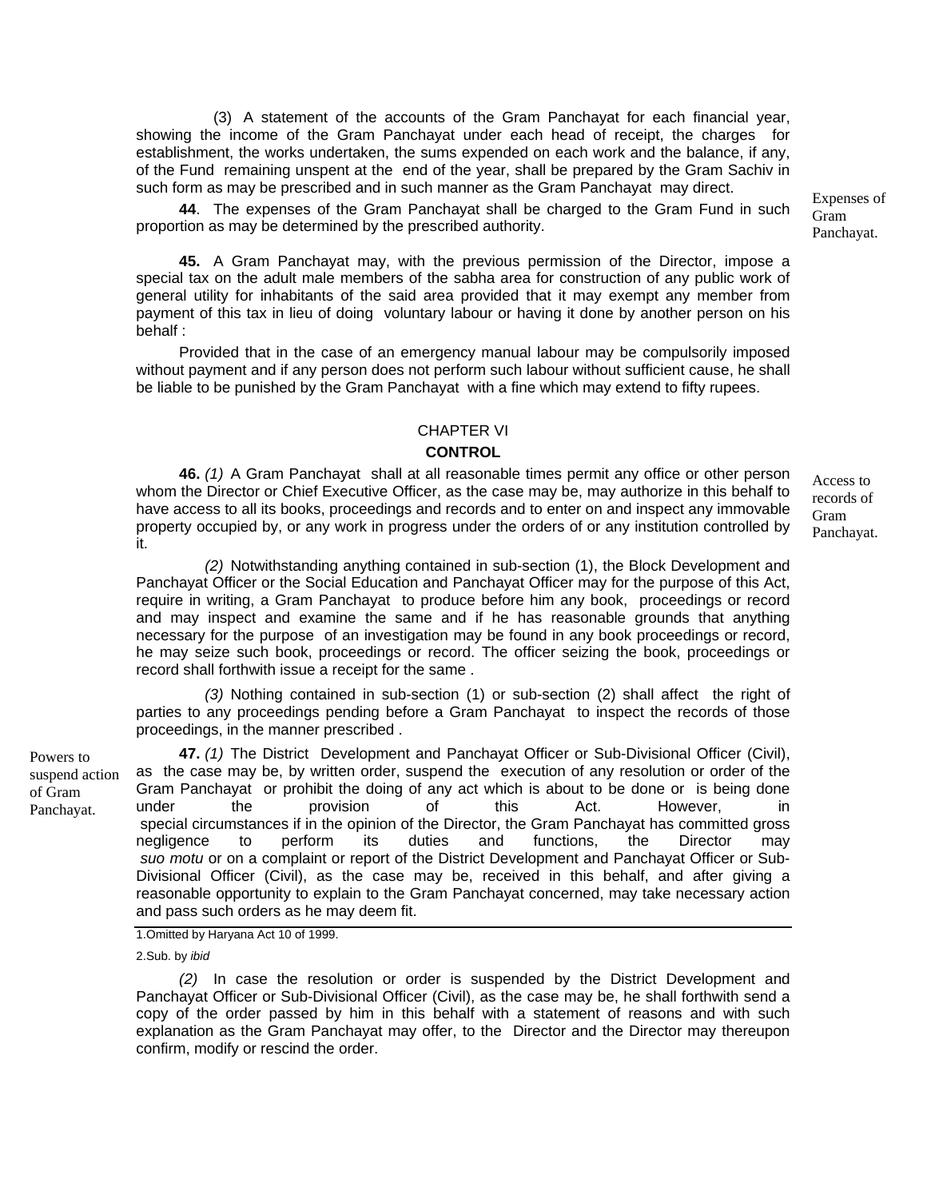(3) A statement of the accounts of the Gram Panchayat for each financial year, showing the income of the Gram Panchayat under each head of receipt, the charges for establishment, the works undertaken, the sums expended on each work and the balance, if any, of the Fund remaining unspent at the end of the year, shall be prepared by the Gram Sachiv in such form as may be prescribed and in such manner as the Gram Panchayat may direct.

Expenses of Gram Panchayat.

**44**. The expenses of the Gram Panchayat shall be charged to the Gram Fund in such proportion as may be determined by the prescribed authority.

**45.** A Gram Panchayat may, with the previous permission of the Director, impose a special tax on the adult male members of the sabha area for construction of any public work of general utility for inhabitants of the said area provided that it may exempt any member from payment of this tax in lieu of doing voluntary labour or having it done by another person on his behalf :

Provided that in the case of an emergency manual labour may be compulsorily imposed without payment and if any person does not perform such labour without sufficient cause, he shall be liable to be punished by the Gram Panchayat with a fine which may extend to fifty rupees.

## CHAPTER VI

## CONTROL

Access to records of Gram Panchayat.

**46.** *(1)* A Gram Panchayat shall at all reasonable times permit any office or other person whom the Director or Chief Executive Officer, as the case may be, may authorize in this behalf to have access to all its books, proceedings and records and to enter on and inspect any immovable property occupied by, or any work in progress under the orders of or any institution controlled by it.

*(2)* Notwithstanding anything contained in sub-section (1), the Block Development and Panchayat Officer or the Social Education and Panchayat Officer may for the purpose of this Act, require in writing, a Gram Panchayat to produce before him any book, proceedings or record and may inspect and examine the same and if he has reasonable grounds that anything necessary for the purpose of an investigation may be found in any book proceedings or record, he may seize such book, proceedings or record. The officer seizing the book, proceedings or record shall forthwith issue a receipt for the same .

*(3)* Nothing contained in sub-section (1) or sub-section (2) shall affect the right of parties to any proceedings pending before a Gram Panchayat to inspect the records of those proceedings, in the manner prescribed .

Powers to suspend action of Gram Panchayat.

**47.** *(1)* The District Development and Panchayat Officer or Sub-Divisional Officer (Civil), as the case may be, by written order, suspend the execution of any resolution or order of the Gram Panchayat or prohibit the doing of any act which is about to be done or is being done under the provision of this Act. However, in special circumstances if in the opinion of the Director, the Gram Panchayat has committed gross negligence to perform its duties and functions, the Director may *suo motu* or on a complaint or report of the District Development and Panchayat Officer or Sub-Divisional Officer (Civil), as the case may be, received in this behalf, and after giving a reasonable opportunity to explain to the Gram Panchayat concerned, may take necessary action and pass such orders as he may deem fit.

1.Omitted by Haryana Act 10 of 1999.

2.Sub. by *ibid*

*(2)* In case the resolution or order is suspended by the District Development and Panchayat Officer or Sub-Divisional Officer (Civil), as the case may be, he shall forthwith send a copy of the order passed by him in this behalf with a statement of reasons and with such explanation as the Gram Panchayat may offer, to the Director and the Director may thereupon confirm, modify or rescind the order.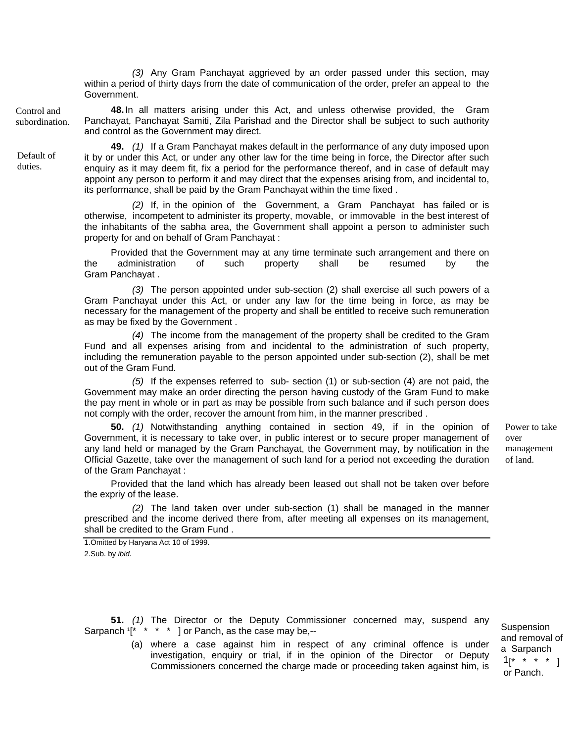*(3)* Any Gram Panchayat aggrieved by an order passed under this section, may within a period of thirty days from the date of communication of the order, prefer an appeal to the Government.

Control and subordination.

**48.** In all matters arising under this Act, and unless otherwise provided, the Gram Panchayat, Panchayat Samiti, Zila Parishad and the Director shall be subject to such authority and control as the Government may direct.

Default of duties.

**49.** *(1)* If a Gram Panchayat makes default in the performance of any duty imposed upon it by or under this Act, or under any other law for the time being in force, the Director after such enquiry as it may deem fit, fix a period for the performance thereof, and in case of default may appoint any person to perform it and may direct that the expenses arising from, and incidental to, its performance, shall be paid by the Gram Panchayat within the time fixed .

*(2)* If, in the opinion of the Government, a Gram Panchayat has failed or is otherwise, incompetent to administer its property, movable, or immovable in the best interest of the inhabitants of the sabha area, the Government shall appoint a person to administer such property for and on behalf of Gram Panchayat :

Provided that the Government may at any time terminate such arrangement and there on the administration of such property shall be resumed by the Gram Panchayat .

*(3)* The person appointed under sub-section (2) shall exercise all such powers of a Gram Panchayat under this Act, or under any law for the time being in force, as may be necessary for the management of the property and shall be entitled to receive such remuneration as may be fixed by the Government .

*(4)* The income from the management of the property shall be credited to the Gram Fund and all expenses arising from and incidental to the administration of such property, including the remuneration payable to the person appointed under sub-section (2), shall be met out of the Gram Fund.

*(5)* If the expenses referred to sub- section (1) or sub-section (4) are not paid, the Government may make an order directing the person having custody of the Gram Fund to make the pay ment in whole or in part as may be possible from such balance and if such person does not comply with the order, recover the amount from him, in the manner prescribed .

Power to take over management of land.

**50.** *(1)* Notwithstanding anything contained in section 49, if in the opinion of Government, it is necessary to take over, in public interest or to secure proper management of any land held or managed by the Gram Panchayat, the Government may, by notification in the Official Gazette, take over the management of such land for a period not exceeding the duration of the Gram Panchayat :

Provided that the land which has already been leased out shall not be taken over before the expriy of the lease.

*(2)* The land taken over under sub-section (1) shall be managed in the manner prescribed and the income derived there from, after meeting all expenses on its management, shall be credited to the Gram Fund .

1.Omitted by Haryana Act 10 of 1999.

2.Sub. by *ibid.*

Suspension and removal of a Sarpanch [1][* * * * ] or Panch.

**51.** *(1)* The Director or the Deputy Commissioner concerned may, suspend any Sarpanch [1][* * * * ] or Panch, as the case may be,--

(a) where a case against him in respect of any criminal offence is under investigation, enquiry or trial, if in the opinion of the Director or Deputy Commissioners concerned the charge made or proceeding taken against him, is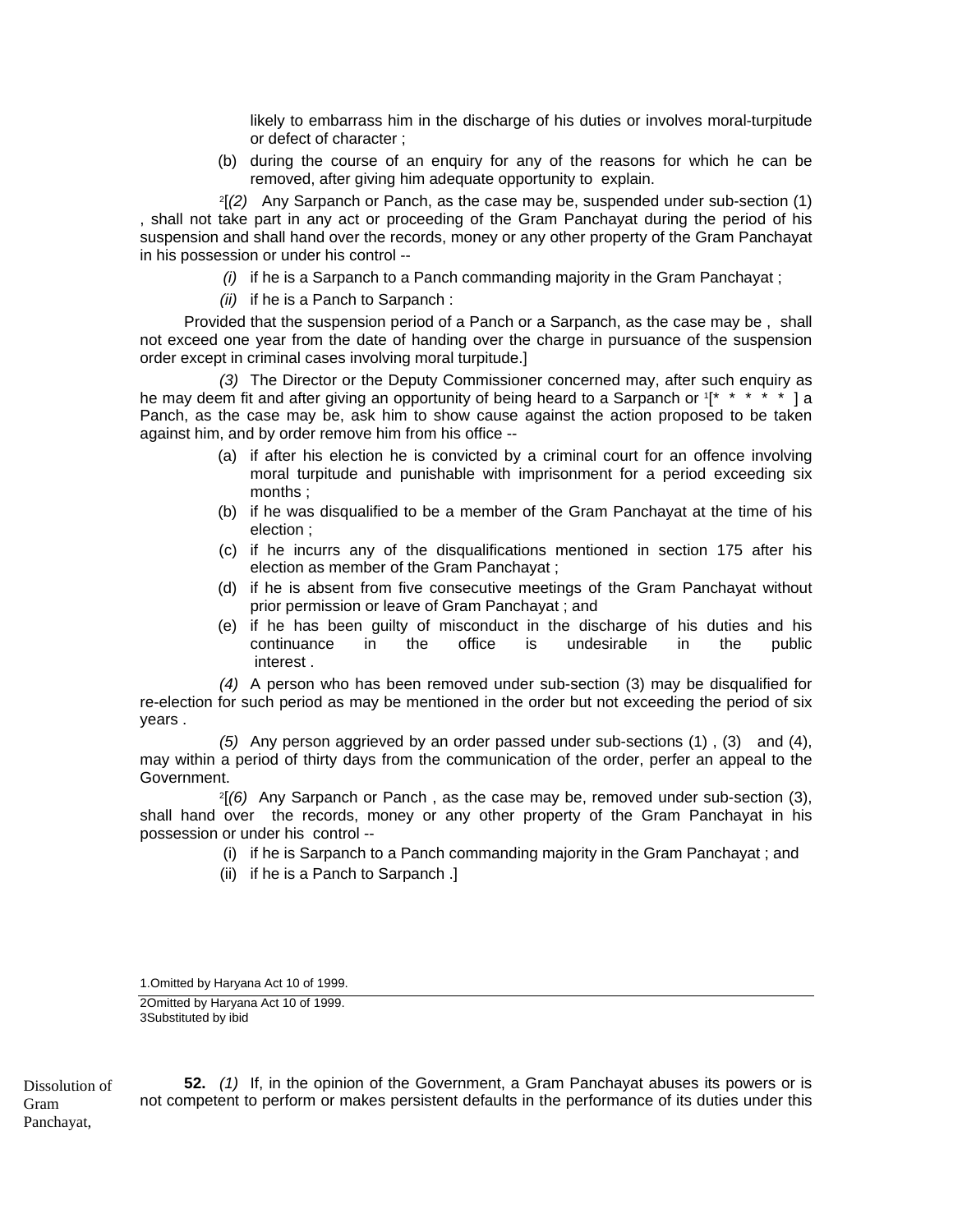likely to embarrass him in the discharge of his duties or involves moral-turpitude or defect of character ;

(b) during the course of an enquiry for any of the reasons for which he can be removed, after giving him adequate opportunity to explain.

[2][*(2)* Any Sarpanch or Panch, as the case may be, suspended under sub-section (1) , shall not take part in any act or proceeding of the Gram Panchayat during the period of his suspension and shall hand over the records, money or any other property of the Gram Panchayat in his possession or under his control --

*(i)* if he is a Sarpanch to a Panch commanding majority in the Gram Panchayat ;

*(ii)* if he is a Panch to Sarpanch :

Provided that the suspension period of a Panch or a Sarpanch, as the case may be , shall not exceed one year from the date of handing over the charge in pursuance of the suspension order except in criminal cases involving moral turpitude.]

*(3)* The Director or the Deputy Commissioner concerned may, after such enquiry as he may deem fit and after giving an opportunity of being heard to a Sarpanch or [1][* * * * * ] a Panch, as the case may be, ask him to show cause against the action proposed to be taken against him, and by order remove him from his office --

(a) if after his election he is convicted by a criminal court for an offence involving moral turpitude and punishable with imprisonment for a period exceeding six months ;

(b) if he was disqualified to be a member of the Gram Panchayat at the time of his election ;

(c) if he incurrs any of the disqualifications mentioned in section 175 after his election as member of the Gram Panchayat ;

(d) if he is absent from five consecutive meetings of the Gram Panchayat without prior permission or leave of Gram Panchayat ; and

(e) if he has been guilty of misconduct in the discharge of his duties and his continuance in the office is undesirable in the public interest .

*(4)* A person who has been removed under sub-section (3) may be disqualified for re-election for such period as may be mentioned in the order but not exceeding the period of six years .

*(5)* Any person aggrieved by an order passed under sub-sections (1) , (3) and (4), may within a period of thirty days from the communication of the order, perfer an appeal to the Government.

[2][*(6)* Any Sarpanch or Panch , as the case may be, removed under sub-section (3), shall hand over the records, money or any other property of the Gram Panchayat in his possession or under his control --

(i) if he is Sarpanch to a Panch commanding majority in the Gram Panchayat ; and

(ii) if he is a Panch to Sarpanch .]

1.Omitted by Haryana Act 10 of 1999.

2Omitted by Haryana Act 10 of 1999.
3Substituted by ibid

Dissolution of Gram Panchayat,

**52.** *(1)* If, in the opinion of the Government, a Gram Panchayat abuses its powers or is not competent to perform or makes persistent defaults in the performance of its duties under this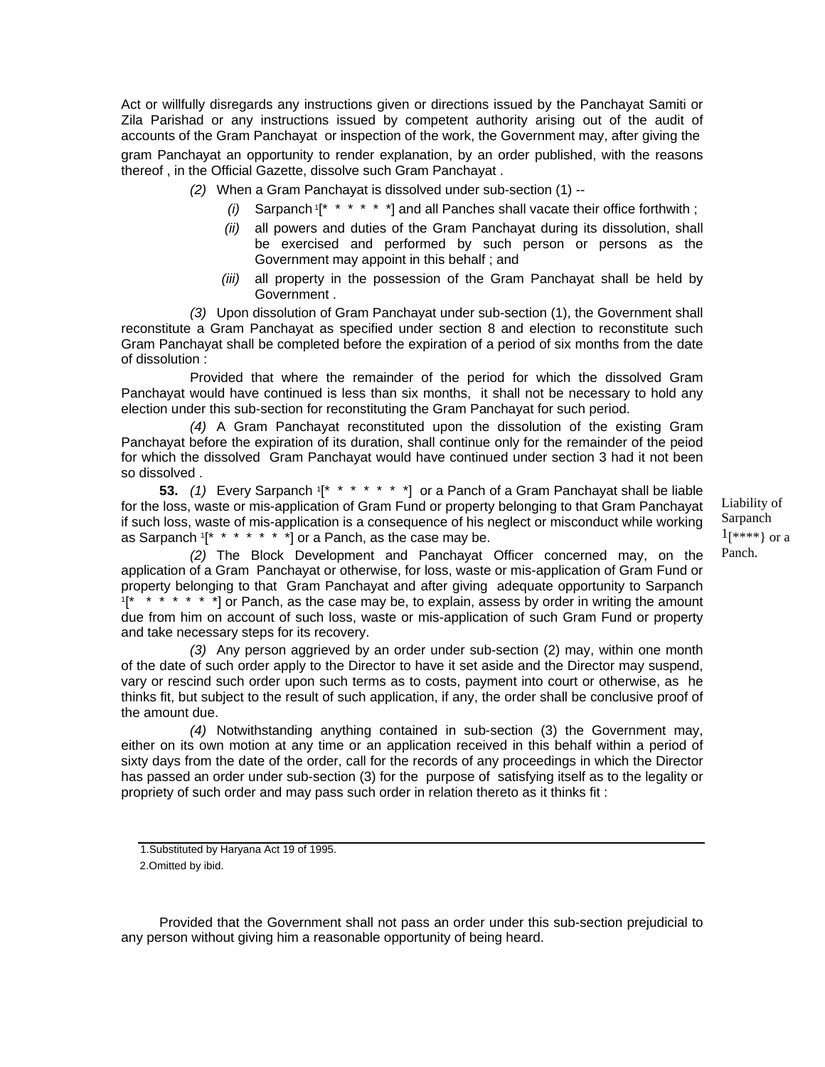Act or willfully disregards any instructions given or directions issued by the Panchayat Samiti or Zila Parishad or any instructions issued by competent authority arising out of the audit of accounts of the Gram Panchayat or inspection of the work, the Government may, after giving the gram Panchayat an opportunity to render explanation, by an order published, with the reasons thereof , in the Official Gazette, dissolve such Gram Panchayat .

*(2)* When a Gram Panchayat is dissolved under sub-section (1) --

*(i)* Sarpanch [1][* * * * * *] and all Panches shall vacate their office forthwith ;

*(ii)* all powers and duties of the Gram Panchayat during its dissolution, shall be exercised and performed by such person or persons as the Government may appoint in this behalf ; and

*(iii)* all property in the possession of the Gram Panchayat shall be held by Government .

*(3)* Upon dissolution of Gram Panchayat under sub-section (1), the Government shall reconstitute a Gram Panchayat as specified under section 8 and election to reconstitute such Gram Panchayat shall be completed before the expiration of a period of six months from the date of dissolution :

Provided that where the remainder of the period for which the dissolved Gram Panchayat would have continued is less than six months, it shall not be necessary to hold any election under this sub-section for reconstituting the Gram Panchayat for such period.

*(4)* A Gram Panchayat reconstituted upon the dissolution of the existing Gram Panchayat before the expiration of its duration, shall continue only for the remainder of the peiod for which the dissolved Gram Panchayat would have continued under section 3 had it not been so dissolved .

Liability of Sarpanch [1][****} or a Panch.

**53.** *(1)* Every Sarpanch [1][* * * * * * *] or a Panch of a Gram Panchayat shall be liable for the loss, waste or mis-application of Gram Fund or property belonging to that Gram Panchayat if such loss, waste of mis-application is a consequence of his neglect or misconduct while working as Sarpanch [1][* * * * * * *] or a Panch, as the case may be.

*(2)* The Block Development and Panchayat Officer concerned may, on the application of a Gram Panchayat or otherwise, for loss, waste or mis-application of Gram Fund or property belonging to that Gram Panchayat and after giving adequate opportunity to Sarpanch [1][* * * * * * *] or Panch, as the case may be, to explain, assess by order in writing the amount due from him on account of such loss, waste or mis-application of such Gram Fund or property and take necessary steps for its recovery.

*(3)* Any person aggrieved by an order under sub-section (2) may, within one month of the date of such order apply to the Director to have it set aside and the Director may suspend, vary or rescind such order upon such terms as to costs, payment into court or otherwise, as he thinks fit, but subject to the result of such application, if any, the order shall be conclusive proof of the amount due.

*(4)* Notwithstanding anything contained in sub-section (3) the Government may, either on its own motion at any time or an application received in this behalf within a period of sixty days from the date of the order, call for the records of any proceedings in which the Director has passed an order under sub-section (3) for the purpose of satisfying itself as to the legality or propriety of such order and may pass such order in relation thereto as it thinks fit :

1.Substituted by Haryana Act 19 of 1995.

2.Omitted by ibid.

Provided that the Government shall not pass an order under this sub-section prejudicial to any person without giving him a reasonable opportunity of being heard.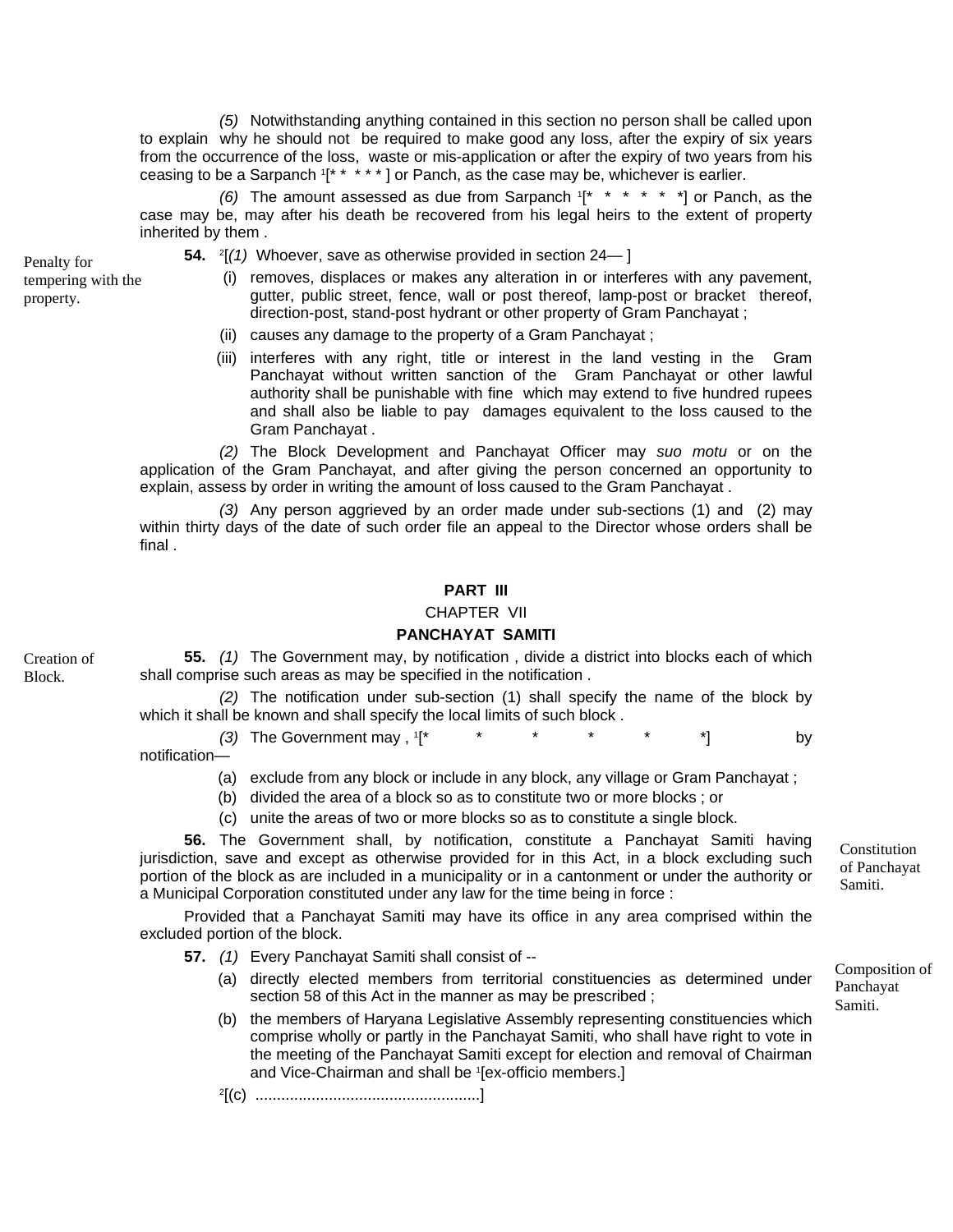*(5)* Notwithstanding anything contained in this section no person shall be called upon to explain why he should not be required to make good any loss, after the expiry of six years from the occurrence of the loss, waste or mis-application or after the expiry of two years from his ceasing to be a Sarpanch [1][* * * * * ] or Panch, as the case may be, whichever is earlier.

*(6)* The amount assessed as due from Sarpanch [1][* * * * * *] or Panch, as the case may be, may after his death be recovered from his legal heirs to the extent of property inherited by them .

Penalty for tempering with the property.

**54.** [2][*(1)* Whoever, save as otherwise provided in section 24— ]

(i) removes, displaces or makes any alteration in or interferes with any pavement, gutter, public street, fence, wall or post thereof, lamp-post or bracket thereof, direction-post, stand-post hydrant or other property of Gram Panchayat ;

(ii) causes any damage to the property of a Gram Panchayat ;

(iii) interferes with any right, title or interest in the land vesting in the Gram Panchayat without written sanction of the Gram Panchayat or other lawful authority shall be punishable with fine which may extend to five hundred rupees and shall also be liable to pay damages equivalent to the loss caused to the Gram Panchayat .

*(2)* The Block Development and Panchayat Officer may *suo motu* or on the application of the Gram Panchayat, and after giving the person concerned an opportunity to explain, assess by order in writing the amount of loss caused to the Gram Panchayat .

*(3)* Any person aggrieved by an order made under sub-sections (1) and (2) may within thirty days of the date of such order file an appeal to the Director whose orders shall be final .

## PART III

### CHAPTER VII

### PANCHAYAT SAMITI

Creation of Block.

**55.** *(1)* The Government may, by notification , divide a district into blocks each of which shall comprise such areas as may be specified in the notification .

*(2)* The notification under sub-section (1) shall specify the name of the block by which it shall be known and shall specify the local limits of such block .

*(3)* The Government may , [1][* * * * * *] by notification—

(a) exclude from any block or include in any block, any village or Gram Panchayat ;

(b) divided the area of a block so as to constitute two or more blocks ; or

(c) unite the areas of two or more blocks so as to constitute a single block.

Constitution of Panchayat Samiti.

**56.** The Government shall, by notification, constitute a Panchayat Samiti having jurisdiction, save and except as otherwise provided for in this Act, in a block excluding such portion of the block as are included in a municipality or in a cantonment or under the authority or a Municipal Corporation constituted under any law for the time being in force :

Provided that a Panchayat Samiti may have its office in any area comprised within the excluded portion of the block.

Composition of Panchayat Samiti.

**57.** *(1)* Every Panchayat Samiti shall consist of --

(a) directly elected members from territorial constituencies as determined under section 58 of this Act in the manner as may be prescribed ;

(b) the members of Haryana Legislative Assembly representing constituencies which comprise wholly or partly in the Panchayat Samiti, who shall have right to vote in the meeting of the Panchayat Samiti except for election and removal of Chairman and Vice-Chairman and shall be [1][ex-officio members.]

[2][(c) ....................................................]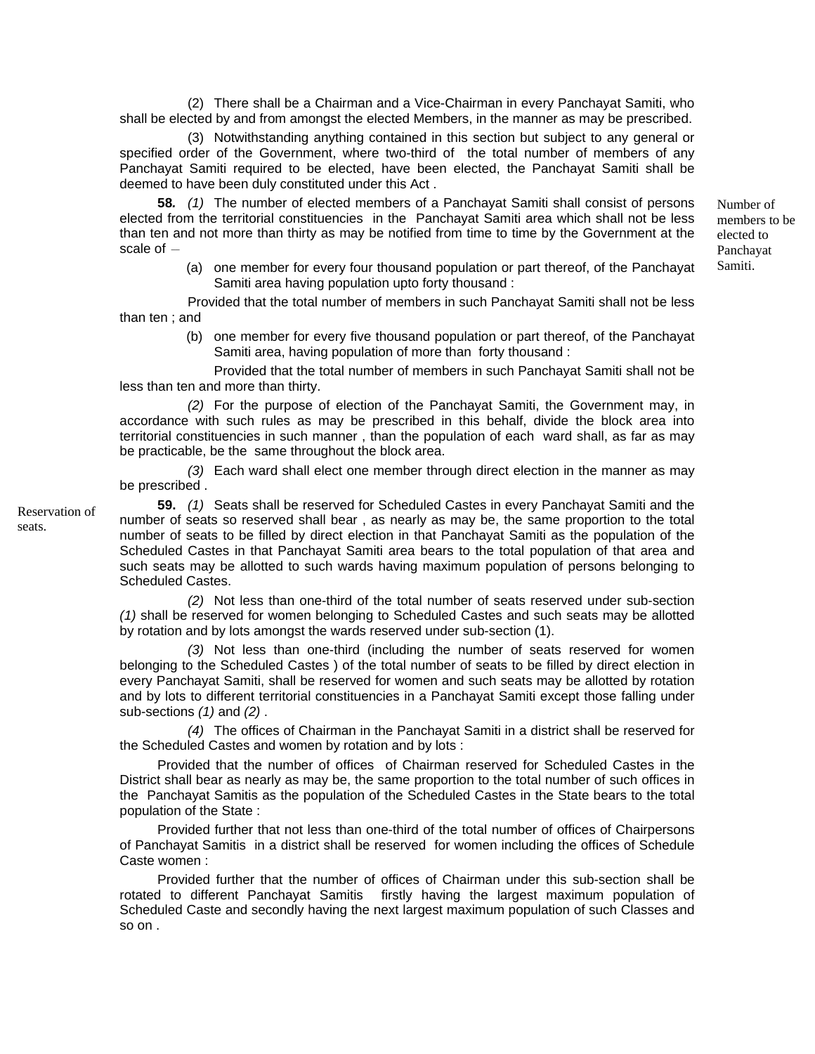(2) There shall be a Chairman and a Vice-Chairman in every Panchayat Samiti, who shall be elected by and from amongst the elected Members, in the manner as may be prescribed.

(3) Notwithstanding anything contained in this section but subject to any general or specified order of the Government, where two-third of the total number of members of any Panchayat Samiti required to be elected, have been elected, the Panchayat Samiti shall be deemed to have been duly constituted under this Act .

*Number of members to be elected to Panchayat Samiti.*

**58.** *(1)* The number of elected members of a Panchayat Samiti shall consist of persons elected from the territorial constituencies in the Panchayat Samiti area which shall not be less than ten and not more than thirty as may be notified from time to time by the Government at the scale of –

(a) one member for every four thousand population or part thereof, of the Panchayat Samiti area having population upto forty thousand :

Provided that the total number of members in such Panchayat Samiti shall not be less than ten ; and

(b) one member for every five thousand population or part thereof, of the Panchayat Samiti area, having population of more than forty thousand :

Provided that the total number of members in such Panchayat Samiti shall not be less than ten and more than thirty.

*(2)* For the purpose of election of the Panchayat Samiti, the Government may, in accordance with such rules as may be prescribed in this behalf, divide the block area into territorial constituencies in such manner , than the population of each ward shall, as far as may be practicable, be the same throughout the block area.

*(3)* Each ward shall elect one member through direct election in the manner as may be prescribed .

*Reservation of seats.*

**59.** *(1)* Seats shall be reserved for Scheduled Castes in every Panchayat Samiti and the number of seats so reserved shall bear , as nearly as may be, the same proportion to the total number of seats to be filled by direct election in that Panchayat Samiti as the population of the Scheduled Castes in that Panchayat Samiti area bears to the total population of that area and such seats may be allotted to such wards having maximum population of persons belonging to Scheduled Castes.

*(2)* Not less than one-third of the total number of seats reserved under sub-section *(1)* shall be reserved for women belonging to Scheduled Castes and such seats may be allotted by rotation and by lots amongst the wards reserved under sub-section (1).

*(3)* Not less than one-third (including the number of seats reserved for women belonging to the Scheduled Castes ) of the total number of seats to be filled by direct election in every Panchayat Samiti, shall be reserved for women and such seats may be allotted by rotation and by lots to different territorial constituencies in a Panchayat Samiti except those falling under sub-sections *(1)* and *(2)* .

*(4)* The offices of Chairman in the Panchayat Samiti in a district shall be reserved for the Scheduled Castes and women by rotation and by lots :

Provided that the number of offices of Chairman reserved for Scheduled Castes in the District shall bear as nearly as may be, the same proportion to the total number of such offices in the Panchayat Samitis as the population of the Scheduled Castes in the State bears to the total population of the State :

Provided further that not less than one-third of the total number of offices of Chairpersons of Panchayat Samitis in a district shall be reserved for women including the offices of Schedule Caste women :

Provided further that the number of offices of Chairman under this sub-section shall be rotated to different Panchayat Samitis firstly having the largest maximum population of Scheduled Caste and secondly having the next largest maximum population of such Classes and so on .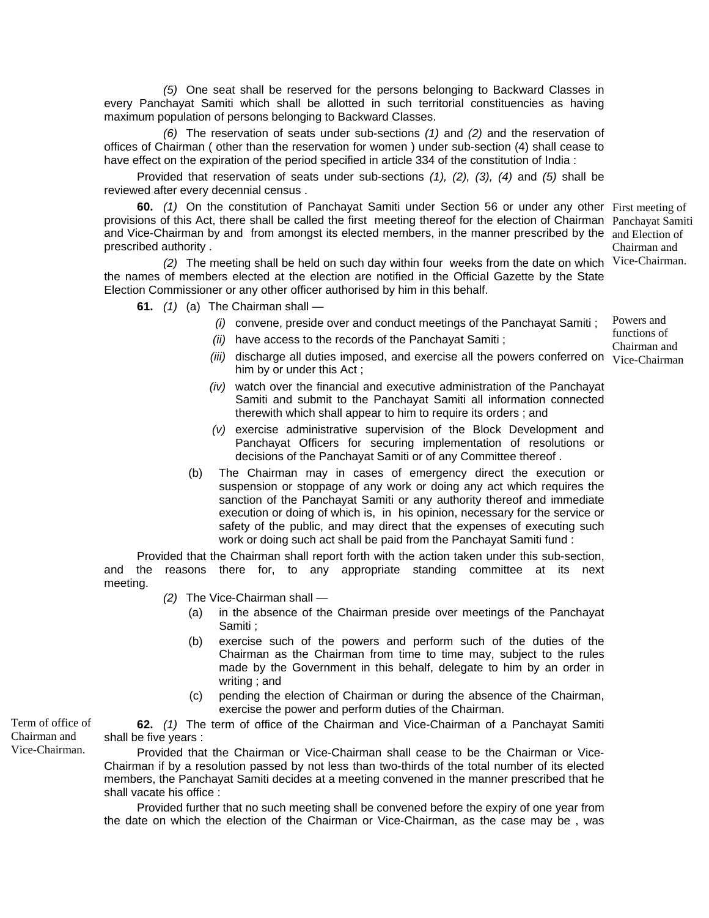*(5)* One seat shall be reserved for the persons belonging to Backward Classes in every Panchayat Samiti which shall be allotted in such territorial constituencies as having maximum population of persons belonging to Backward Classes.

*(6)* The reservation of seats under sub-sections *(1)* and *(2)* and the reservation of offices of Chairman ( other than the reservation for women ) under sub-section (4) shall cease to have effect on the expiration of the period specified in article 334 of the constitution of India :

Provided that reservation of seats under sub-sections *(1), (2), (3), (4)* and *(5)* shall be reviewed after every decennial census .

First meeting of Panchayat Samiti and Election of Chairman and Vice-Chairman.

**60.** *(1)* On the constitution of Panchayat Samiti under Section 56 or under any other provisions of this Act, there shall be called the first meeting thereof for the election of Chairman and Vice-Chairman by and from amongst its elected members, in the manner prescribed by the prescribed authority .

*(2)* The meeting shall be held on such day within four weeks from the date on which the names of members elected at the election are notified in the Official Gazette by the State Election Commissioner or any other officer authorised by him in this behalf.

Powers and functions of Chairman and Vice-Chairman

**61.** *(1)* (a) The Chairman shall —

*(i)* convene, preside over and conduct meetings of the Panchayat Samiti ;

*(ii)* have access to the records of the Panchayat Samiti ;

*(iii)* discharge all duties imposed, and exercise all the powers conferred on him by or under this Act ;

*(iv)* watch over the financial and executive administration of the Panchayat Samiti and submit to the Panchayat Samiti all information connected therewith which shall appear to him to require its orders ; and

*(v)* exercise administrative supervision of the Block Development and Panchayat Officers for securing implementation of resolutions or decisions of the Panchayat Samiti or of any Committee thereof .

(b) The Chairman may in cases of emergency direct the execution or suspension or stoppage of any work or doing any act which requires the sanction of the Panchayat Samiti or any authority thereof and immediate execution or doing of which is, in his opinion, necessary for the service or safety of the public, and may direct that the expenses of executing such work or doing such act shall be paid from the Panchayat Samiti fund :

Provided that the Chairman shall report forth with the action taken under this sub-section, and the reasons there for, to any appropriate standing committee at its next meeting.

*(2)* The Vice-Chairman shall —

(a) in the absence of the Chairman preside over meetings of the Panchayat Samiti ;

(b) exercise such of the powers and perform such of the duties of the Chairman as the Chairman from time to time may, subject to the rules made by the Government in this behalf, delegate to him by an order in writing ; and

(c) pending the election of Chairman or during the absence of the Chairman, exercise the power and perform duties of the Chairman.

Term of office of Chairman and Vice-Chairman.

**62.** *(1)* The term of office of the Chairman and Vice-Chairman of a Panchayat Samiti shall be five years :

Provided that the Chairman or Vice-Chairman shall cease to be the Chairman or Vice-Chairman if by a resolution passed by not less than two-thirds of the total number of its elected members, the Panchayat Samiti decides at a meeting convened in the manner prescribed that he shall vacate his office :

Provided further that no such meeting shall be convened before the expiry of one year from the date on which the election of the Chairman or Vice-Chairman, as the case may be , was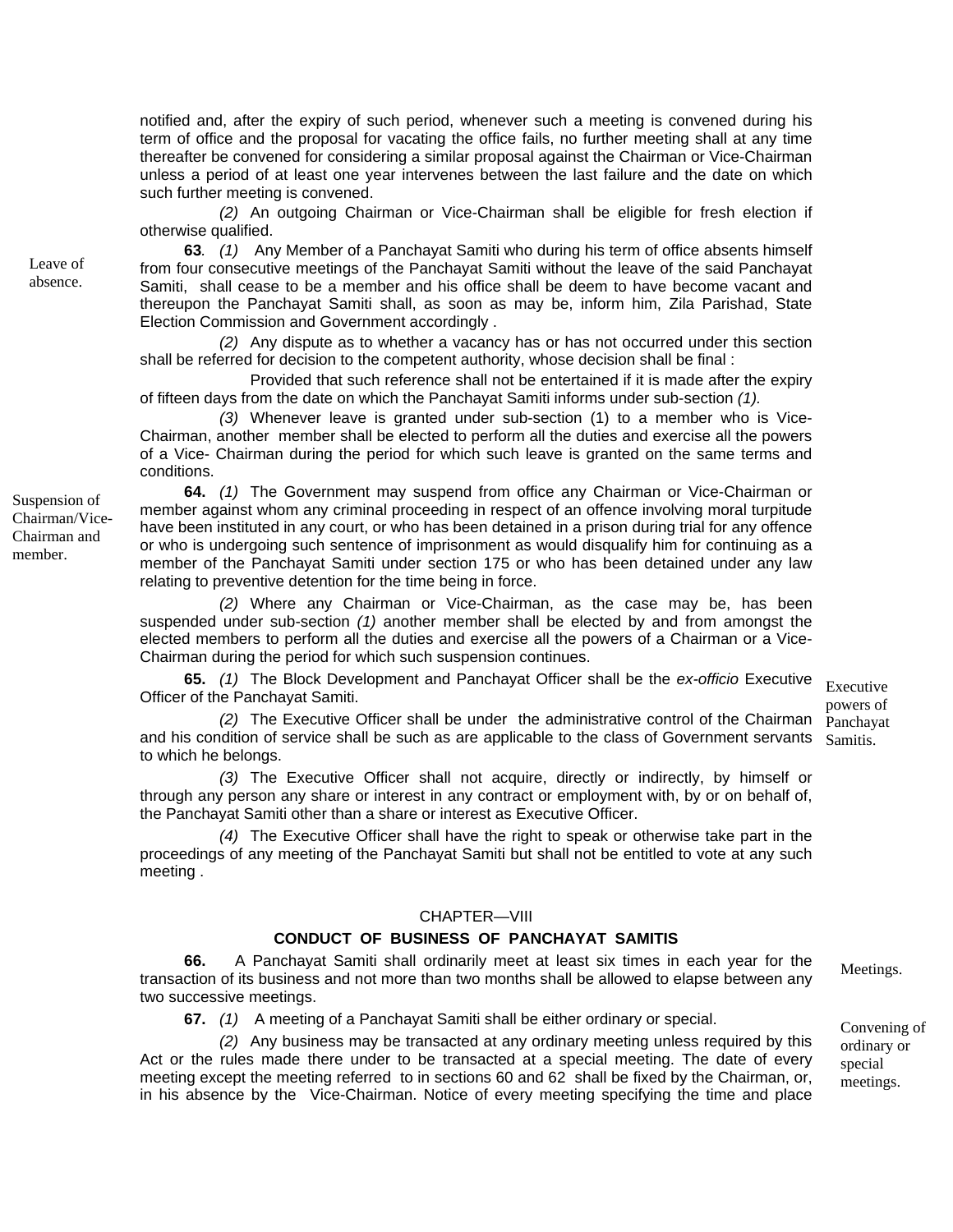notified and, after the expiry of such period, whenever such a meeting is convened during his term of office and the proposal for vacating the office fails, no further meeting shall at any time thereafter be convened for considering a similar proposal against the Chairman or Vice-Chairman unless a period of at least one year intervenes between the last failure and the date on which such further meeting is convened.

*(2)* An outgoing Chairman or Vice-Chairman shall be eligible for fresh election if otherwise qualified.

Leave of absence.

**63***.* *(1)* Any Member of a Panchayat Samiti who during his term of office absents himself from four consecutive meetings of the Panchayat Samiti without the leave of the said Panchayat Samiti, shall cease to be a member and his office shall be deem to have become vacant and thereupon the Panchayat Samiti shall, as soon as may be, inform him, Zila Parishad, State Election Commission and Government accordingly .

*(2)* Any dispute as to whether a vacancy has or has not occurred under this section shall be referred for decision to the competent authority, whose decision shall be final :

Provided that such reference shall not be entertained if it is made after the expiry of fifteen days from the date on which the Panchayat Samiti informs under sub-section *(1).*

*(3)* Whenever leave is granted under sub-section (1) to a member who is Vice-Chairman, another member shall be elected to perform all the duties and exercise all the powers of a Vice- Chairman during the period for which such leave is granted on the same terms and conditions.

Suspension of Chairman/Vice-Chairman and member.

**64.** *(1)* The Government may suspend from office any Chairman or Vice-Chairman or member against whom any criminal proceeding in respect of an offence involving moral turpitude have been instituted in any court, or who has been detained in a prison during trial for any offence or who is undergoing such sentence of imprisonment as would disqualify him for continuing as a member of the Panchayat Samiti under section 175 or who has been detained under any law relating to preventive detention for the time being in force.

*(2)* Where any Chairman or Vice-Chairman, as the case may be, has been suspended under sub-section *(1)* another member shall be elected by and from amongst the elected members to perform all the duties and exercise all the powers of a Chairman or a Vice-Chairman during the period for which such suspension continues.

Executive powers of Panchayat Samitis.

**65.** *(1)* The Block Development and Panchayat Officer shall be the *ex-officio* Executive Officer of the Panchayat Samiti.

*(2)* The Executive Officer shall be under the administrative control of the Chairman and his condition of service shall be such as are applicable to the class of Government servants to which he belongs.

*(3)* The Executive Officer shall not acquire, directly or indirectly, by himself or through any person any share or interest in any contract or employment with, by or on behalf of, the Panchayat Samiti other than a share or interest as Executive Officer.

*(4)* The Executive Officer shall have the right to speak or otherwise take part in the proceedings of any meeting of the Panchayat Samiti but shall not be entitled to vote at any such meeting .

## CHAPTER—VIII

## CONDUCT OF BUSINESS OF PANCHAYAT SAMITIS

Meetings.

**66.** A Panchayat Samiti shall ordinarily meet at least six times in each year for the transaction of its business and not more than two months shall be allowed to elapse between any two successive meetings.

Convening of ordinary or special meetings.

**67.** *(1)* A meeting of a Panchayat Samiti shall be either ordinary or special.

*(2)* Any business may be transacted at any ordinary meeting unless required by this Act or the rules made there under to be transacted at a special meeting. The date of every meeting except the meeting referred to in sections 60 and 62 shall be fixed by the Chairman, or, in his absence by the Vice-Chairman. Notice of every meeting specifying the time and place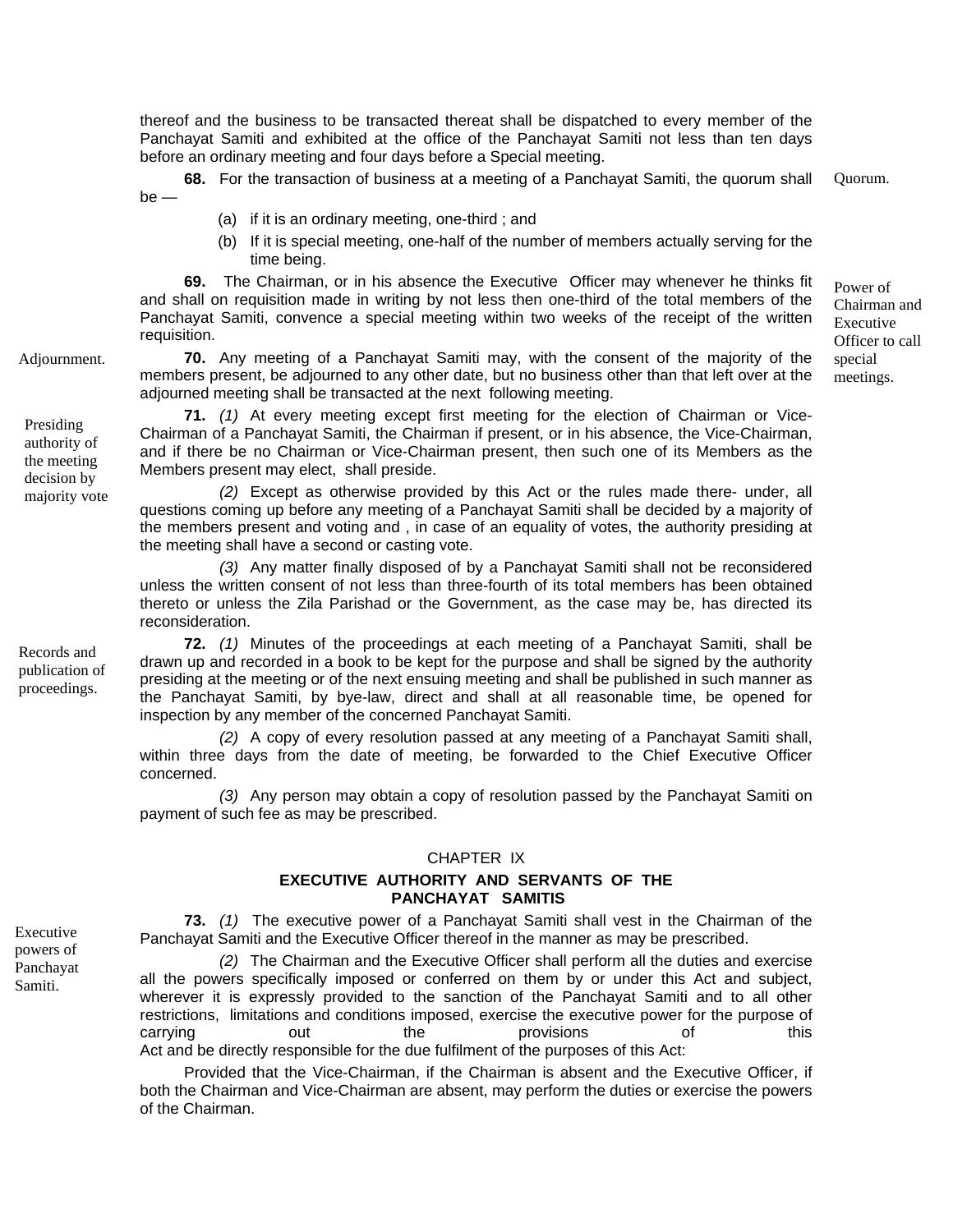thereof and the business to be transacted thereat shall be dispatched to every member of the Panchayat Samiti and exhibited at the office of the Panchayat Samiti not less than ten days before an ordinary meeting and four days before a Special meeting.

Quorum.

**68.** For the transaction of business at a meeting of a Panchayat Samiti, the quorum shall be —

(a) if it is an ordinary meeting, one-third ; and

(b) If it is special meeting, one-half of the number of members actually serving for the time being.

Power of Chairman and Executive Officer to call special meetings.

**69.** The Chairman, or in his absence the Executive Officer may whenever he thinks fit and shall on requisition made in writing by not less then one-third of the total members of the Panchayat Samiti, convence a special meeting within two weeks of the receipt of the written requisition.

Adjournment.

**70.** Any meeting of a Panchayat Samiti may, with the consent of the majority of the members present, be adjourned to any other date, but no business other than that left over at the adjourned meeting shall be transacted at the next following meeting.

Presiding authority of the meeting decision by majority vote

**71.** *(1)* At every meeting except first meeting for the election of Chairman or Vice-Chairman of a Panchayat Samiti, the Chairman if present, or in his absence, the Vice-Chairman, and if there be no Chairman or Vice-Chairman present, then such one of its Members as the Members present may elect, shall preside.

*(2)* Except as otherwise provided by this Act or the rules made there- under, all questions coming up before any meeting of a Panchayat Samiti shall be decided by a majority of the members present and voting and , in case of an equality of votes, the authority presiding at the meeting shall have a second or casting vote.

*(3)* Any matter finally disposed of by a Panchayat Samiti shall not be reconsidered unless the written consent of not less than three-fourth of its total members has been obtained thereto or unless the Zila Parishad or the Government, as the case may be, has directed its reconsideration.

Records and publication of proceedings.

**72.** *(1)* Minutes of the proceedings at each meeting of a Panchayat Samiti, shall be drawn up and recorded in a book to be kept for the purpose and shall be signed by the authority presiding at the meeting or of the next ensuing meeting and shall be published in such manner as the Panchayat Samiti, by bye-law, direct and shall at all reasonable time, be opened for inspection by any member of the concerned Panchayat Samiti.

*(2)* A copy of every resolution passed at any meeting of a Panchayat Samiti shall, within three days from the date of meeting, be forwarded to the Chief Executive Officer concerned.

*(3)* Any person may obtain a copy of resolution passed by the Panchayat Samiti on payment of such fee as may be prescribed.

## CHAPTER IX

## EXECUTIVE AUTHORITY AND SERVANTS OF THE PANCHAYAT SAMITIS

Executive powers of Panchayat Samiti.

**73.** *(1)* The executive power of a Panchayat Samiti shall vest in the Chairman of the Panchayat Samiti and the Executive Officer thereof in the manner as may be prescribed.

*(2)* The Chairman and the Executive Officer shall perform all the duties and exercise all the powers specifically imposed or conferred on them by or under this Act and subject, wherever it is expressly provided to the sanction of the Panchayat Samiti and to all other restrictions, limitations and conditions imposed, exercise the executive power for the purpose of carrying out the provisions of this Act and be directly responsible for the due fulfilment of the purposes of this Act:

Provided that the Vice-Chairman, if the Chairman is absent and the Executive Officer, if both the Chairman and Vice-Chairman are absent, may perform the duties or exercise the powers of the Chairman.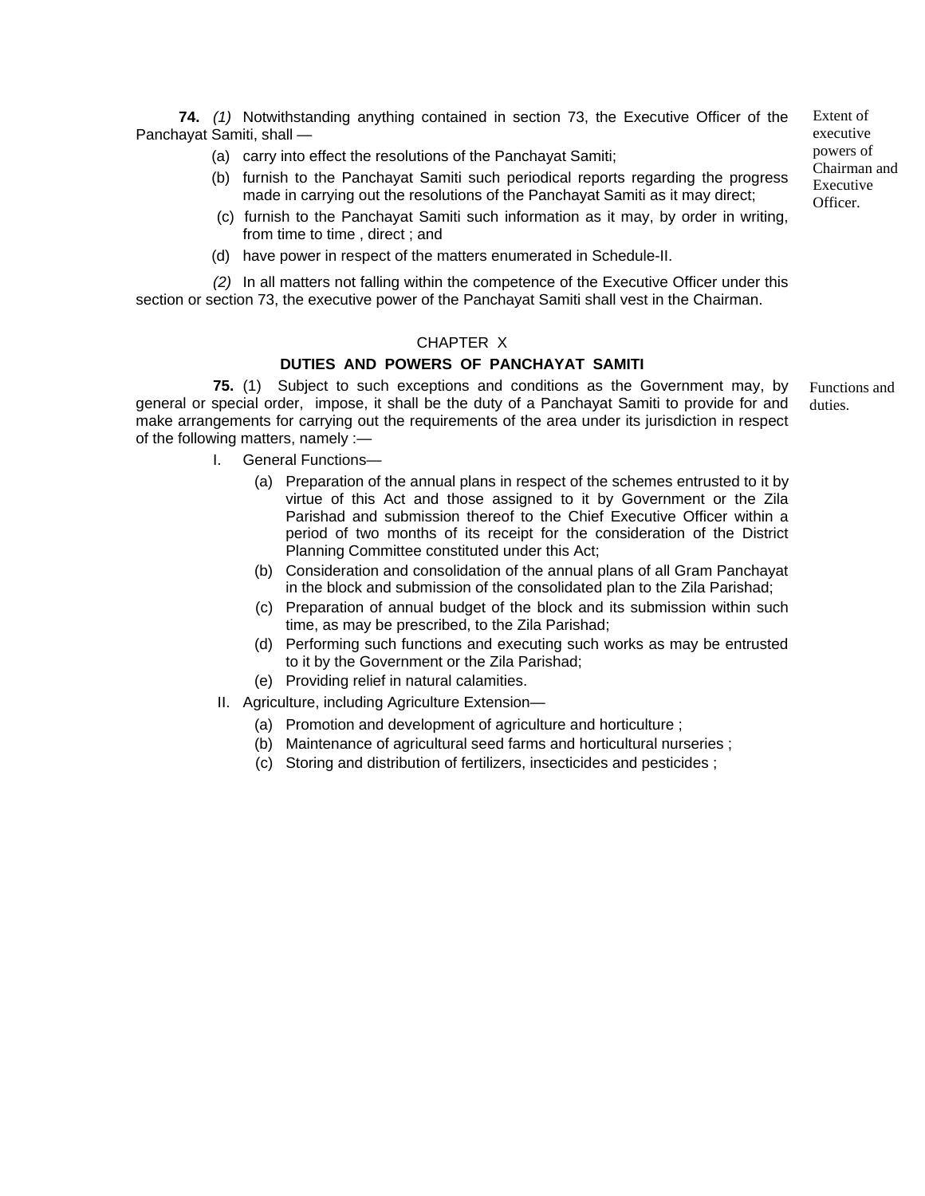**74.** *(1)* Notwithstanding anything contained in section 73, the Executive Officer of the Panchayat Samiti, shall —

Extent of executive powers of Chairman and Executive Officer.

(a) carry into effect the resolutions of the Panchayat Samiti;

(b) furnish to the Panchayat Samiti such periodical reports regarding the progress made in carrying out the resolutions of the Panchayat Samiti as it may direct;

(c) furnish to the Panchayat Samiti such information as it may, by order in writing, from time to time , direct ; and

(d) have power in respect of the matters enumerated in Schedule-II.

*(2)* In all matters not falling within the competence of the Executive Officer under this section or section 73, the executive power of the Panchayat Samiti shall vest in the Chairman.

## CHAPTER X

## DUTIES AND POWERS OF PANCHAYAT SAMITI

**75.** (1) Subject to such exceptions and conditions as the Government may, by general or special order, impose, it shall be the duty of a Panchayat Samiti to provide for and make arrangements for carrying out the requirements of the area under its jurisdiction in respect of the following matters, namely :—

Functions and duties.

I. General Functions—

(a) Preparation of the annual plans in respect of the schemes entrusted to it by virtue of this Act and those assigned to it by Government or the Zila Parishad and submission thereof to the Chief Executive Officer within a period of two months of its receipt for the consideration of the District Planning Committee constituted under this Act;

(b) Consideration and consolidation of the annual plans of all Gram Panchayat in the block and submission of the consolidated plan to the Zila Parishad;

(c) Preparation of annual budget of the block and its submission within such time, as may be prescribed, to the Zila Parishad;

(d) Performing such functions and executing such works as may be entrusted to it by the Government or the Zila Parishad;

(e) Providing relief in natural calamities.

II. Agriculture, including Agriculture Extension—

(a) Promotion and development of agriculture and horticulture ;

(b) Maintenance of agricultural seed farms and horticultural nurseries ;

(c) Storing and distribution of fertilizers, insecticides and pesticides ;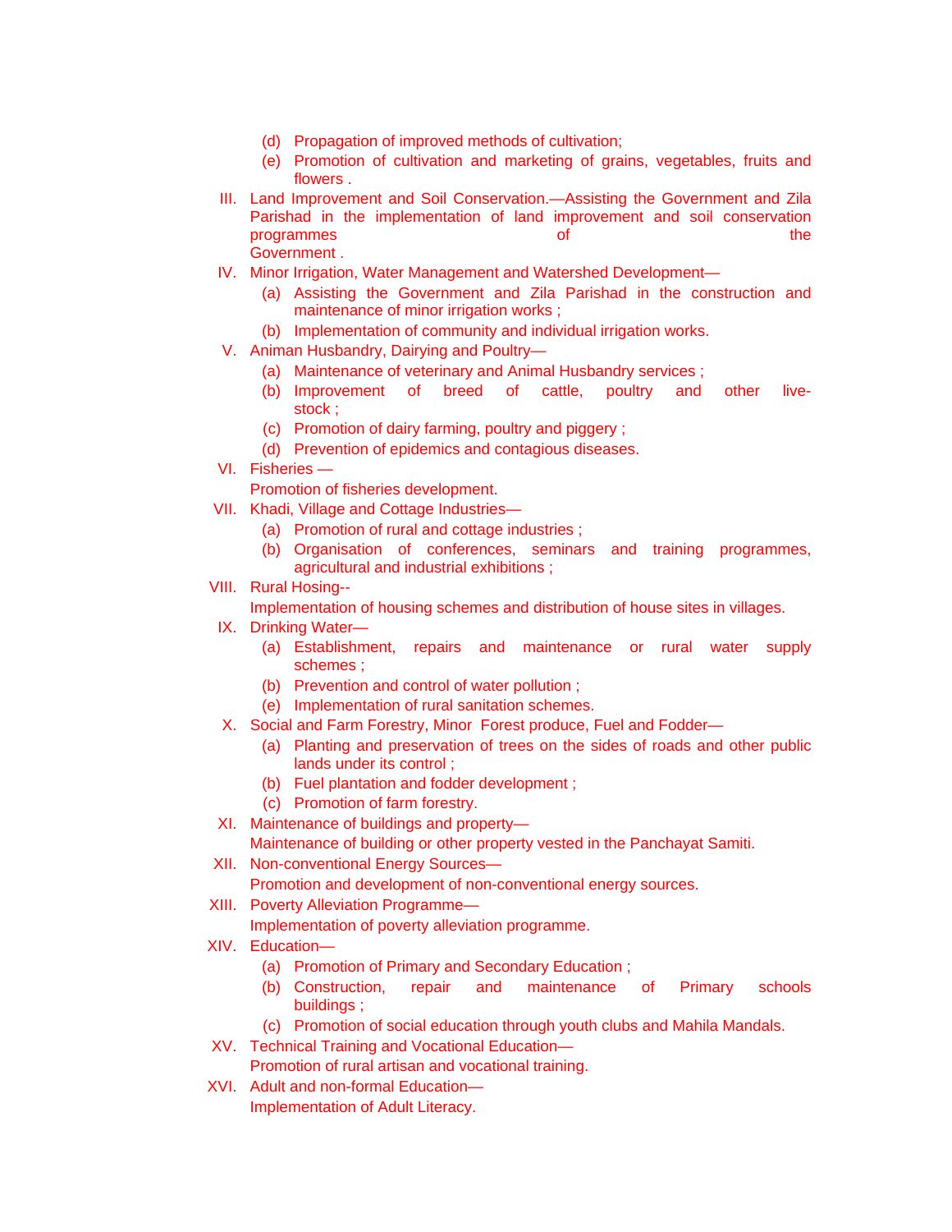(d) Propagation of improved methods of cultivation;

(e) Promotion of cultivation and marketing of grains, vegetables, fruits and flowers .

III. Land Improvement and Soil Conservation.—Assisting the Government and Zila Parishad in the implementation of land improvement and soil conservation programmes of the Government .

IV. Minor Irrigation, Water Management and Watershed Development—

(a) Assisting the Government and Zila Parishad in the construction and maintenance of minor irrigation works ;

(b) Implementation of community and individual irrigation works.

V. Animan Husbandry, Dairying and Poultry—

(a) Maintenance of veterinary and Animal Husbandry services ;

(b) Improvement of breed of cattle, poultry and other live-stock ;

(c) Promotion of dairy farming, poultry and piggery ;

(d) Prevention of epidemics and contagious diseases.

VI. Fisheries —

Promotion of fisheries development.

VII. Khadi, Village and Cottage Industries—

(a) Promotion of rural and cottage industries ;

(b) Organisation of conferences, seminars and training programmes, agricultural and industrial exhibitions ;

VIII. Rural Hosing--

Implementation of housing schemes and distribution of house sites in villages.

IX. Drinking Water—

(a) Establishment, repairs and maintenance or rural water supply schemes ;

(b) Prevention and control of water pollution ;

(e) Implementation of rural sanitation schemes.

X. Social and Farm Forestry, Minor Forest produce, Fuel and Fodder—

(a) Planting and preservation of trees on the sides of roads and other public lands under its control ;

(b) Fuel plantation and fodder development ;

(c) Promotion of farm forestry.

XI. Maintenance of buildings and property—

Maintenance of building or other property vested in the Panchayat Samiti.

XII. Non-conventional Energy Sources—

Promotion and development of non-conventional energy sources.

XIII. Poverty Alleviation Programme—

Implementation of poverty alleviation programme.

XIV. Education—

(a) Promotion of Primary and Secondary Education ;

(b) Construction, repair and maintenance of Primary schools buildings ;

(c) Promotion of social education through youth clubs and Mahila Mandals.

XV. Technical Training and Vocational Education—

Promotion of rural artisan and vocational training.

XVI. Adult and non-formal Education—

Implementation of Adult Literacy.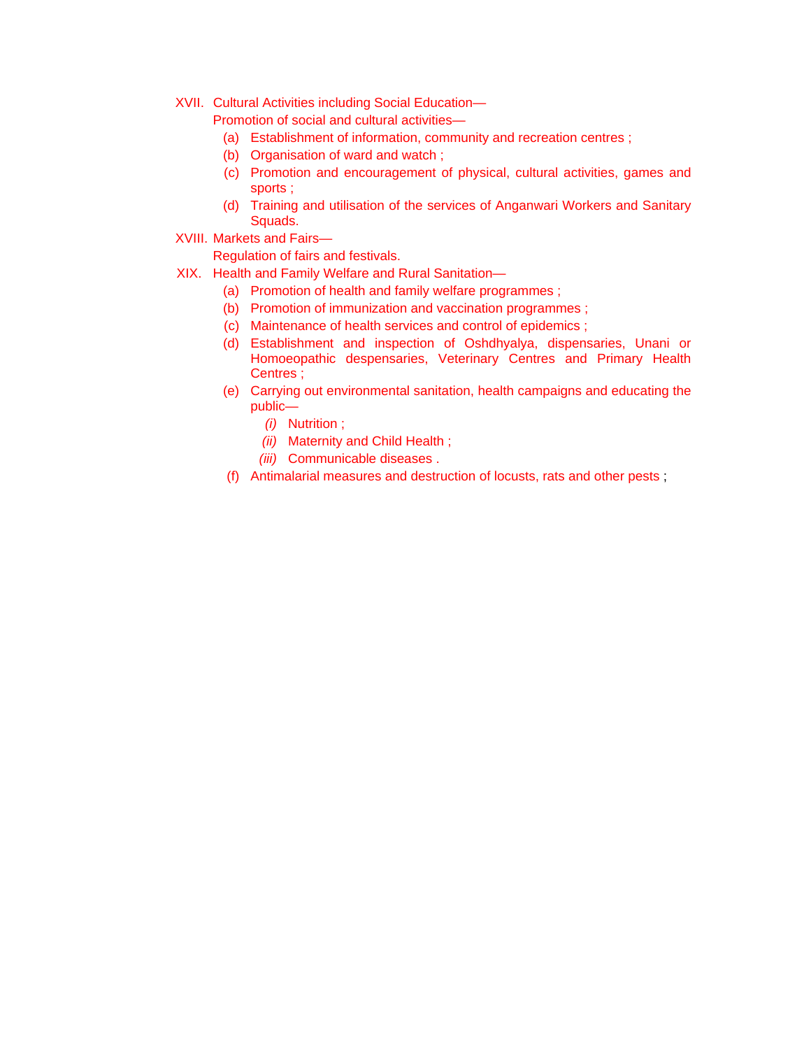XVII. Cultural Activities including Social Education—

Promotion of social and cultural activities—

(a) Establishment of information, community and recreation centres ;

(b) Organisation of ward and watch ;

(c) Promotion and encouragement of physical, cultural activities, games and sports ;

(d) Training and utilisation of the services of Anganwari Workers and Sanitary Squads.

XVIII. Markets and Fairs—

Regulation of fairs and festivals.

XIX. Health and Family Welfare and Rural Sanitation—

(a) Promotion of health and family welfare programmes ;

(b) Promotion of immunization and vaccination programmes ;

(c) Maintenance of health services and control of epidemics ;

(d) Establishment and inspection of Oshdhyalya, dispensaries, Unani or Homoeopathic despensaries, Veterinary Centres and Primary Health Centres ;

(e) Carrying out environmental sanitation, health campaigns and educating the public—

*(i)* Nutrition ;

*(ii)* Maternity and Child Health ;

*(iii)* Communicable diseases .

(f) Antimalarial measures and destruction of locusts, rats and other pests ;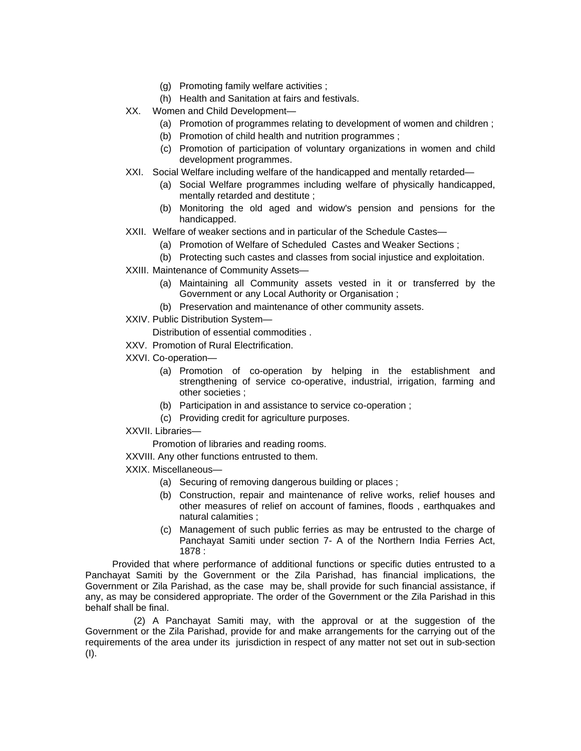(g) Promoting family welfare activities ;

(h) Health and Sanitation at fairs and festivals.

XX. Women and Child Development—

(a) Promotion of programmes relating to development of women and children ;

(b) Promotion of child health and nutrition programmes ;

(c) Promotion of participation of voluntary organizations in women and child development programmes.

XXI. Social Welfare including welfare of the handicapped and mentally retarded—

(a) Social Welfare programmes including welfare of physically handicapped, mentally retarded and destitute ;

(b) Monitoring the old aged and widow's pension and pensions for the handicapped.

XXII. Welfare of weaker sections and in particular of the Schedule Castes—

(a) Promotion of Welfare of Scheduled Castes and Weaker Sections ;

(b) Protecting such castes and classes from social injustice and exploitation.

XXIII. Maintenance of Community Assets—

(a) Maintaining all Community assets vested in it or transferred by the Government or any Local Authority or Organisation ;

(b) Preservation and maintenance of other community assets.

XXIV. Public Distribution System—

Distribution of essential commodities .

XXV. Promotion of Rural Electrification.

XXVI. Co-operation—

(a) Promotion of co-operation by helping in the establishment and strengthening of service co-operative, industrial, irrigation, farming and other societies ;

(b) Participation in and assistance to service co-operation ;

(c) Providing credit for agriculture purposes.

XXVII. Libraries—

Promotion of libraries and reading rooms.

XXVIII. Any other functions entrusted to them.

XXIX. Miscellaneous—

(a) Securing of removing dangerous building or places ;

(b) Construction, repair and maintenance of relive works, relief houses and other measures of relief on account of famines, floods , earthquakes and natural calamities ;

(c) Management of such public ferries as may be entrusted to the charge of Panchayat Samiti under section 7- A of the Northern India Ferries Act, 1878 :

Provided that where performance of additional functions or specific duties entrusted to a Panchayat Samiti by the Government or the Zila Parishad, has financial implications, the Government or Zila Parishad, as the case may be, shall provide for such financial assistance, if any, as may be considered appropriate. The order of the Government or the Zila Parishad in this behalf shall be final.

(2) A Panchayat Samiti may, with the approval or at the suggestion of the Government or the Zila Parishad, provide for and make arrangements for the carrying out of the requirements of the area under its jurisdiction in respect of any matter not set out in sub-section (I).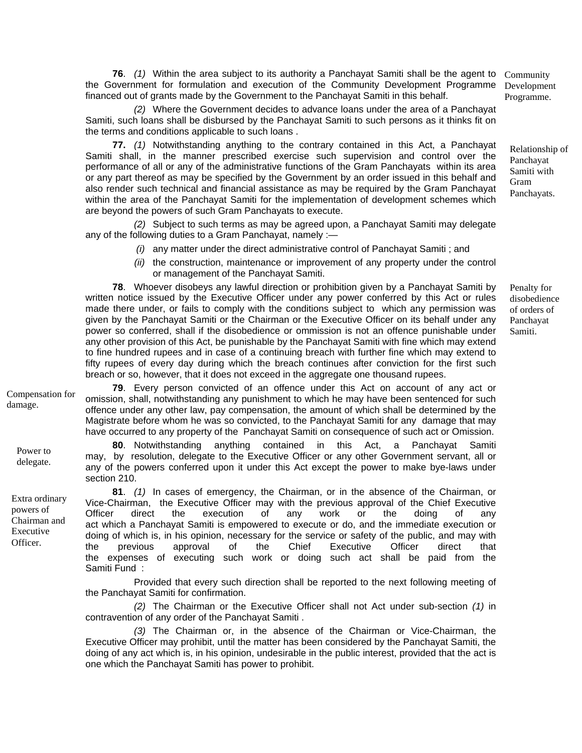**76**. *(1)* Within the area subject to its authority a Panchayat Samiti shall be the agent to the Government for formulation and execution of the Community Development Programme financed out of grants made by the Government to the Panchayat Samiti in this behalf.

Community Development Programme.

*(2)* Where the Government decides to advance loans under the area of a Panchayat Samiti, such loans shall be disbursed by the Panchayat Samiti to such persons as it thinks fit on the terms and conditions applicable to such loans .

**77.** *(1)* Notwithstanding anything to the contrary contained in this Act, a Panchayat Samiti shall, in the manner prescribed exercise such supervision and control over the performance of all or any of the administrative functions of the Gram Panchayats within its area or any part thereof as may be specified by the Government by an order issued in this behalf and also render such technical and financial assistance as may be required by the Gram Panchayat within the area of the Panchayat Samiti for the implementation of development schemes which are beyond the powers of such Gram Panchayats to execute.

Relationship of Panchayat Samiti with Gram Panchayats.

*(2)* Subject to such terms as may be agreed upon, a Panchayat Samiti may delegate any of the following duties to a Gram Panchayat, namely :—

*(i)* any matter under the direct administrative control of Panchayat Samiti ; and

*(ii)* the construction, maintenance or improvement of any property under the control or management of the Panchayat Samiti.

**78**. Whoever disobeys any lawful direction or prohibition given by a Panchayat Samiti by written notice issued by the Executive Officer under any power conferred by this Act or rules made there under, or fails to comply with the conditions subject to which any permission was given by the Panchayat Samiti or the Chairman or the Executive Officer on its behalf under any power so conferred, shall if the disobedience or ommission is not an offence punishable under any other provision of this Act, be punishable by the Panchayat Samiti with fine which may extend to fine hundred rupees and in case of a continuing breach with further fine which may extend to fifty rupees of every day during which the breach continues after conviction for the first such breach or so, however, that it does not exceed in the aggregate one thousand rupees.

Penalty for disobedience of orders of Panchayat Samiti.

Compensation for damage.

**79**. Every person convicted of an offence under this Act on account of any act or omission, shall, notwithstanding any punishment to which he may have been sentenced for such offence under any other law, pay compensation, the amount of which shall be determined by the Magistrate before whom he was so convicted, to the Panchayat Samiti for any damage that may have occurred to any property of the Panchayat Samiti on consequence of such act or Omission.

Power to delegate.

**80**. Notwithstanding anything contained in this Act, a Panchayat Samiti may, by resolution, delegate to the Executive Officer or any other Government servant, all or any of the powers conferred upon it under this Act except the power to make bye-laws under section 210.

Extra ordinary powers of Chairman and Executive Officer.

**81**. *(1)* In cases of emergency, the Chairman, or in the absence of the Chairman, or Vice-Chairman, the Executive Officer may with the previous approval of the Chief Executive Officer direct the execution of any work or the doing of any act which a Panchayat Samiti is empowered to execute or do, and the immediate execution or doing of which is, in his opinion, necessary for the service or safety of the public, and may with the previous approval of the Chief Executive Officer direct that the expenses of executing such work or doing such act shall be paid from the Samiti Fund :

Provided that every such direction shall be reported to the next following meeting of the Panchayat Samiti for confirmation.

*(2)* The Chairman or the Executive Officer shall not Act under sub-section *(1)* in contravention of any order of the Panchayat Samiti .

*(3)* The Chairman or, in the absence of the Chairman or Vice-Chairman, the Executive Officer may prohibit, until the matter has been considered by the Panchayat Samiti, the doing of any act which is, in his opinion, undesirable in the public interest, provided that the act is one which the Panchayat Samiti has power to prohibit.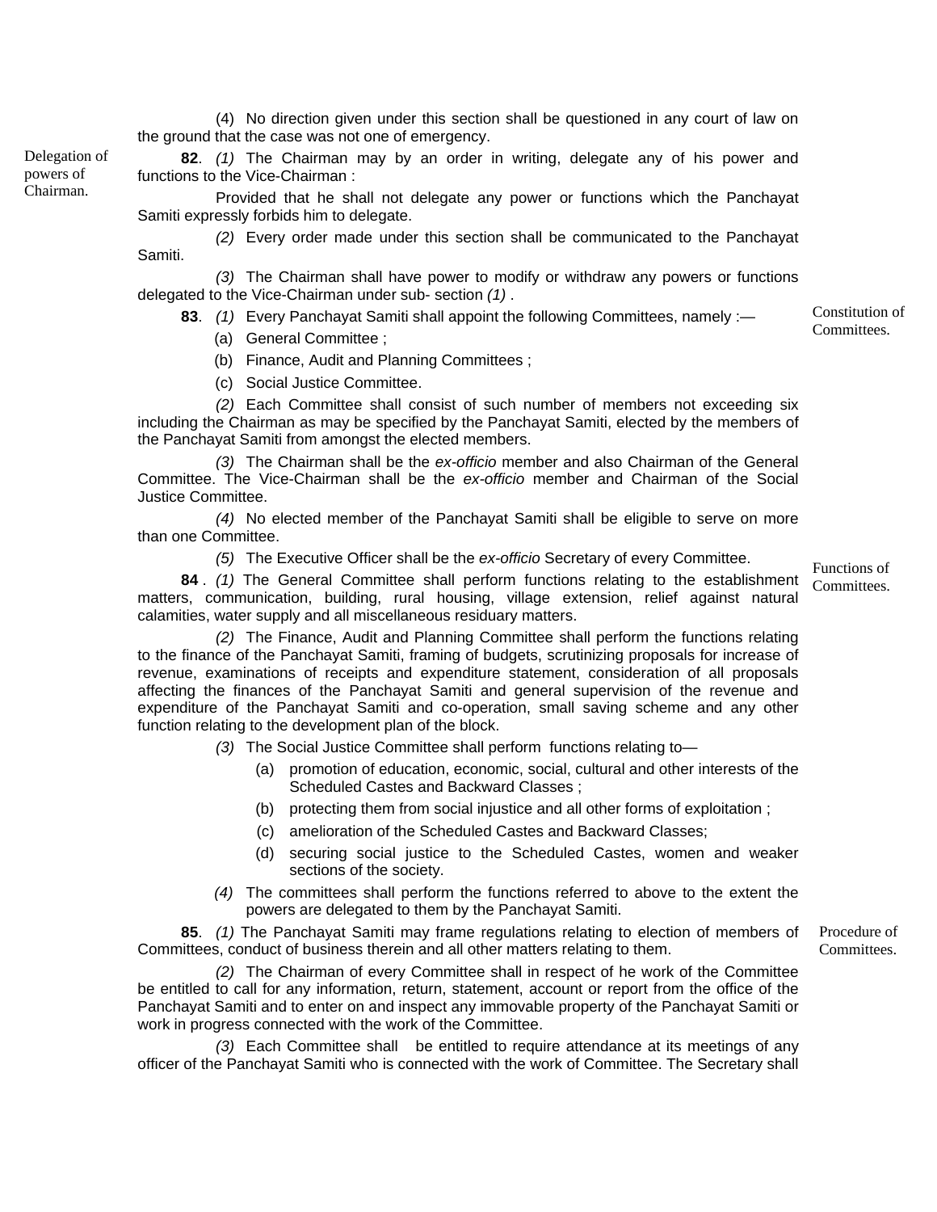(4) No direction given under this section shall be questioned in any court of law on the ground that the case was not one of emergency.

Delegation of powers of Chairman.

**82**. *(1)* The Chairman may by an order in writing, delegate any of his power and functions to the Vice-Chairman :

Provided that he shall not delegate any power or functions which the Panchayat Samiti expressly forbids him to delegate.

*(2)* Every order made under this section shall be communicated to the Panchayat Samiti.

*(3)* The Chairman shall have power to modify or withdraw any powers or functions delegated to the Vice-Chairman under sub- section *(1)* .

Constitution of Committees.

**83**. *(1)* Every Panchayat Samiti shall appoint the following Committees, namely :—

(a) General Committee ;

(b) Finance, Audit and Planning Committees ;

(c) Social Justice Committee.

*(2)* Each Committee shall consist of such number of members not exceeding six including the Chairman as may be specified by the Panchayat Samiti, elected by the members of the Panchayat Samiti from amongst the elected members.

*(3)* The Chairman shall be the *ex-officio* member and also Chairman of the General Committee. The Vice-Chairman shall be the *ex-officio* member and Chairman of the Social Justice Committee.

*(4)* No elected member of the Panchayat Samiti shall be eligible to serve on more than one Committee.

*(5)* The Executive Officer shall be the *ex-officio* Secretary of every Committee.

Functions of Committees.

**84** . *(1)* The General Committee shall perform functions relating to the establishment matters, communication, building, rural housing, village extension, relief against natural calamities, water supply and all miscellaneous residuary matters.

*(2)* The Finance, Audit and Planning Committee shall perform the functions relating to the finance of the Panchayat Samiti, framing of budgets, scrutinizing proposals for increase of revenue, examinations of receipts and expenditure statement, consideration of all proposals affecting the finances of the Panchayat Samiti and general supervision of the revenue and expenditure of the Panchayat Samiti and co-operation, small saving scheme and any other function relating to the development plan of the block.

*(3)* The Social Justice Committee shall perform functions relating to—

(a) promotion of education, economic, social, cultural and other interests of the Scheduled Castes and Backward Classes ;

(b) protecting them from social injustice and all other forms of exploitation ;

(c) amelioration of the Scheduled Castes and Backward Classes;

(d) securing social justice to the Scheduled Castes, women and weaker sections of the society.

*(4)* The committees shall perform the functions referred to above to the extent the powers are delegated to them by the Panchayat Samiti.

Procedure of Committees.

**85**. *(1)* The Panchayat Samiti may frame regulations relating to election of members of Committees, conduct of business therein and all other matters relating to them.

*(2)* The Chairman of every Committee shall in respect of he work of the Committee be entitled to call for any information, return, statement, account or report from the office of the Panchayat Samiti and to enter on and inspect any immovable property of the Panchayat Samiti or work in progress connected with the work of the Committee.

*(3)* Each Committee shall be entitled to require attendance at its meetings of any officer of the Panchayat Samiti who is connected with the work of Committee. The Secretary shall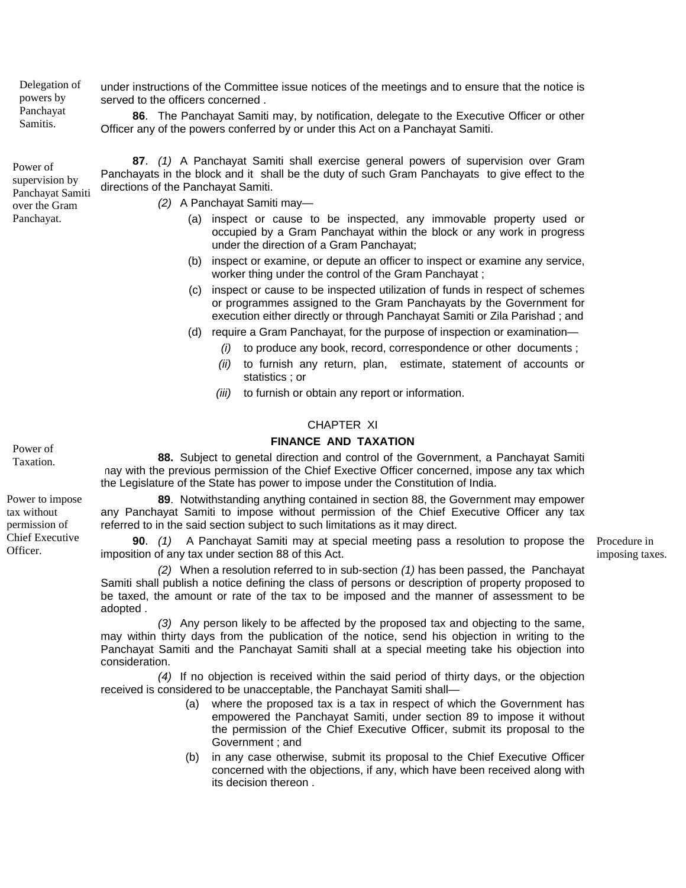under instructions of the Committee issue notices of the meetings and to ensure that the notice is served to the officers concerned .

Delegation of powers by Panchayat Samitis.

**86**. The Panchayat Samiti may, by notification, delegate to the Executive Officer or other Officer any of the powers conferred by or under this Act on a Panchayat Samiti.

Power of supervision by Panchayat Samiti over the Gram Panchayat.

**87**. *(1)* A Panchayat Samiti shall exercise general powers of supervision over Gram Panchayats in the block and it shall be the duty of such Gram Panchayats to give effect to the directions of the Panchayat Samiti.

*(2)* A Panchayat Samiti may—

(a) inspect or cause to be inspected, any immovable property used or occupied by a Gram Panchayat within the block or any work in progress under the direction of a Gram Panchayat;

(b) inspect or examine, or depute an officer to inspect or examine any service, worker thing under the control of the Gram Panchayat ;

(c) inspect or cause to be inspected utilization of funds in respect of schemes or programmes assigned to the Gram Panchayats by the Government for execution either directly or through Panchayat Samiti or Zila Parishad ; and

(d) require a Gram Panchayat, for the purpose of inspection or examination—

*(i)* to produce any book, record, correspondence or other documents ;

*(ii)* to furnish any return, plan, estimate, statement of accounts or statistics ; or

*(iii)* to furnish or obtain any report or information.

## CHAPTER XI

## FINANCE AND TAXATION

Power of Taxation.

**88.** Subject to genetal direction and control of the Government, a Panchayat Samiti may with the previous permission of the Chief Exective Officer concerned, impose any tax which the Legislature of the State has power to impose under the Constitution of India.

Power to impose tax without permission of Chief Executive Officer.

**89**. Notwithstanding anything contained in section 88, the Government may empower any Panchayat Samiti to impose without permission of the Chief Executive Officer any tax referred to in the said section subject to such limitations as it may direct.

Procedure in imposing taxes.

**90**. *(1)* A Panchayat Samiti may at special meeting pass a resolution to propose the imposition of any tax under section 88 of this Act.

*(2)* When a resolution referred to in sub-section *(1)* has been passed, the Panchayat Samiti shall publish a notice defining the class of persons or description of property proposed to be taxed, the amount or rate of the tax to be imposed and the manner of assessment to be adopted .

*(3)* Any person likely to be affected by the proposed tax and objecting to the same, may within thirty days from the publication of the notice, send his objection in writing to the Panchayat Samiti and the Panchayat Samiti shall at a special meeting take his objection into consideration.

*(4)* If no objection is received within the said period of thirty days, or the objection received is considered to be unacceptable, the Panchayat Samiti shall—

(a) where the proposed tax is a tax in respect of which the Government has empowered the Panchayat Samiti, under section 89 to impose it without the permission of the Chief Executive Officer, submit its proposal to the Government ; and

(b) in any case otherwise, submit its proposal to the Chief Executive Officer concerned with the objections, if any, which have been received along with its decision thereon .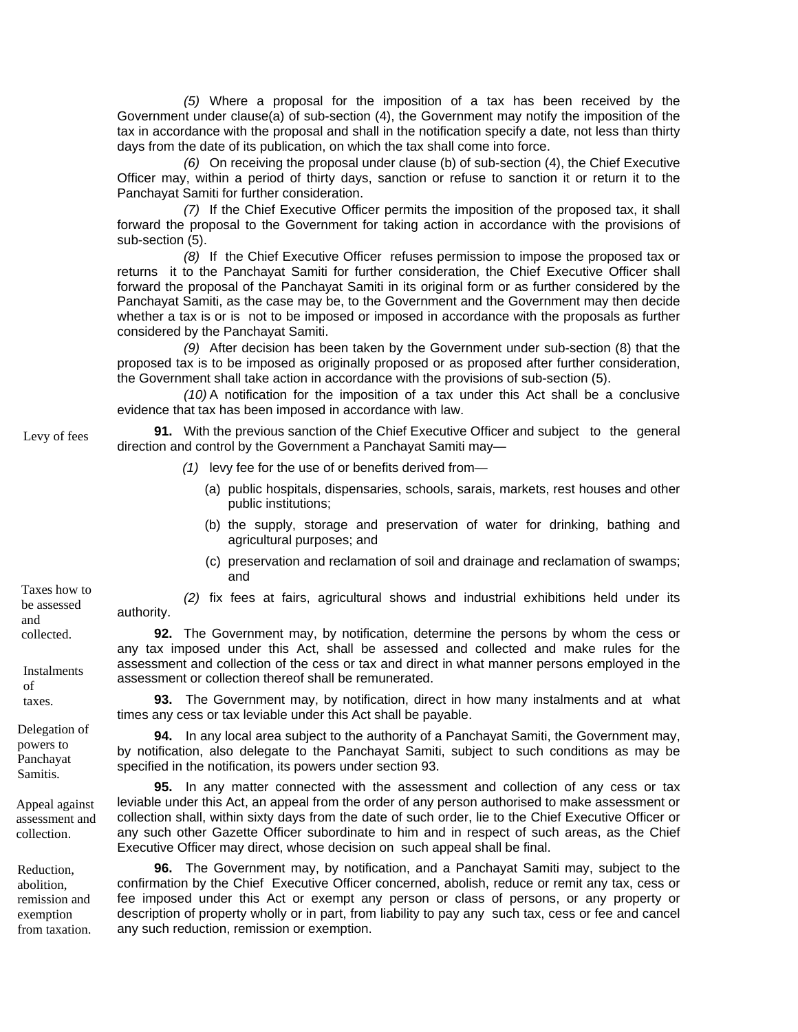*(5)* Where a proposal for the imposition of a tax has been received by the Government under clause(a) of sub-section (4), the Government may notify the imposition of the tax in accordance with the proposal and shall in the notification specify a date, not less than thirty days from the date of its publication, on which the tax shall come into force.

*(6)* On receiving the proposal under clause (b) of sub-section (4), the Chief Executive Officer may, within a period of thirty days, sanction or refuse to sanction it or return it to the Panchayat Samiti for further consideration.

*(7)* If the Chief Executive Officer permits the imposition of the proposed tax, it shall forward the proposal to the Government for taking action in accordance with the provisions of sub-section (5).

*(8)* If the Chief Executive Officer refuses permission to impose the proposed tax or returns it to the Panchayat Samiti for further consideration, the Chief Executive Officer shall forward the proposal of the Panchayat Samiti in its original form or as further considered by the Panchayat Samiti, as the case may be, to the Government and the Government may then decide whether a tax is or is not to be imposed or imposed in accordance with the proposals as further considered by the Panchayat Samiti.

*(9)* After decision has been taken by the Government under sub-section (8) that the proposed tax is to be imposed as originally proposed or as proposed after further consideration, the Government shall take action in accordance with the provisions of sub-section (5).

*(10)* A notification for the imposition of a tax under this Act shall be a conclusive evidence that tax has been imposed in accordance with law.

Levy of fees

**91.** With the previous sanction of the Chief Executive Officer and subject to the general direction and control by the Government a Panchayat Samiti may—

*(1)* levy fee for the use of or benefits derived from—

(a) public hospitals, dispensaries, schools, sarais, markets, rest houses and other public institutions;

(b) the supply, storage and preservation of water for drinking, bathing and agricultural purposes; and

(c) preservation and reclamation of soil and drainage and reclamation of swamps; and

*(2)* fix fees at fairs, agricultural shows and industrial exhibitions held under its authority.

Taxes how to be assessed and collected.

**92.** The Government may, by notification, determine the persons by whom the cess or any tax imposed under this Act, shall be assessed and collected and make rules for the assessment and collection of the cess or tax and direct in what manner persons employed in the assessment or collection thereof shall be remunerated.

Instalments of taxes.

**93.** The Government may, by notification, direct in how many instalments and at what times any cess or tax leviable under this Act shall be payable.

Delegation of powers to Panchayat Samitis.

**94.** In any local area subject to the authority of a Panchayat Samiti, the Government may, by notification, also delegate to the Panchayat Samiti, subject to such conditions as may be specified in the notification, its powers under section 93.

Appeal against assessment and collection.

**95.** In any matter connected with the assessment and collection of any cess or tax leviable under this Act, an appeal from the order of any person authorised to make assessment or collection shall, within sixty days from the date of such order, lie to the Chief Executive Officer or any such other Gazette Officer subordinate to him and in respect of such areas, as the Chief Executive Officer may direct, whose decision on such appeal shall be final.

Reduction, abolition, remission and exemption from taxation.

**96.** The Government may, by notification, and a Panchayat Samiti may, subject to the confirmation by the Chief Executive Officer concerned, abolish, reduce or remit any tax, cess or fee imposed under this Act or exempt any person or class of persons, or any property or description of property wholly or in part, from liability to pay any such tax, cess or fee and cancel any such reduction, remission or exemption.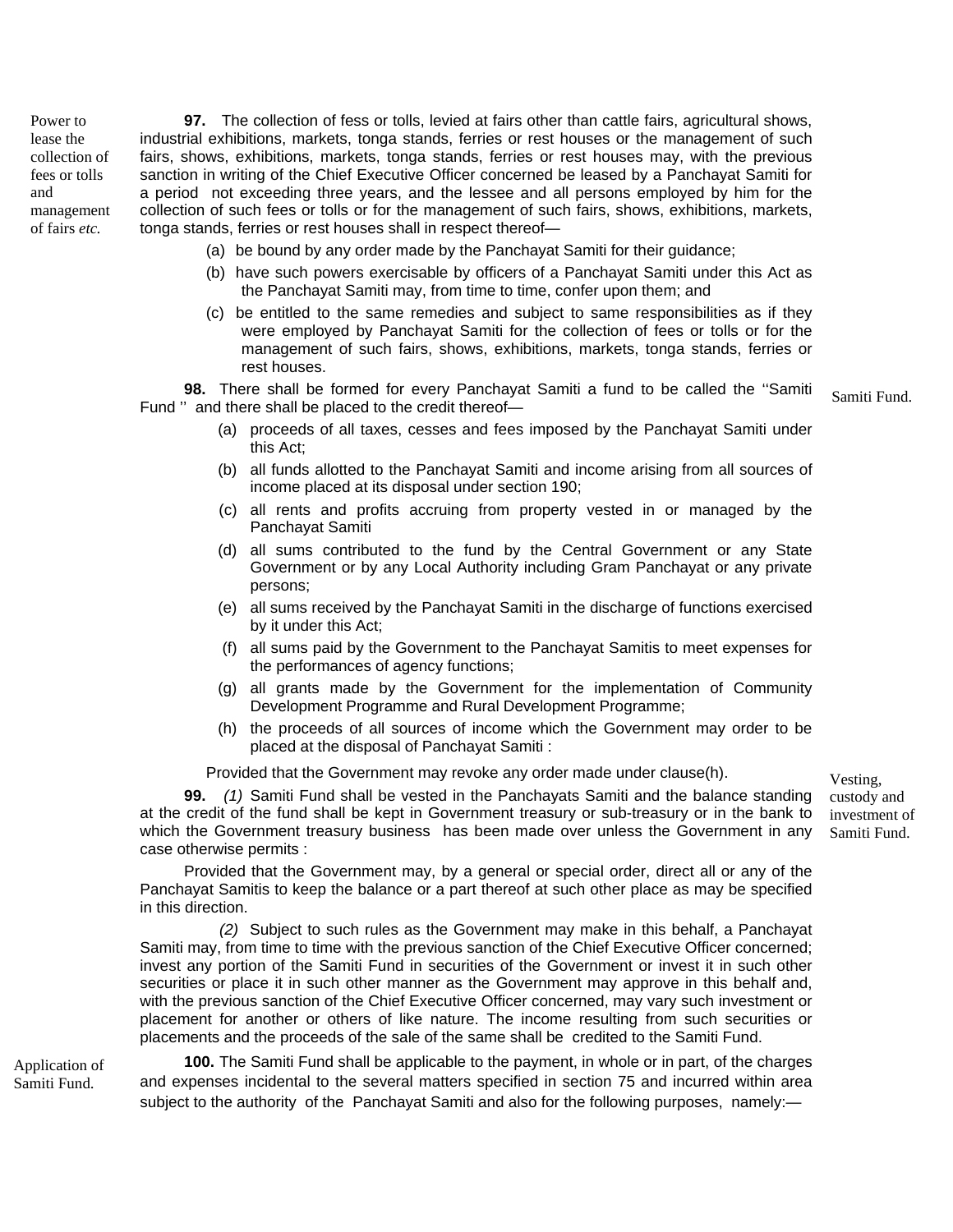**Power to lease the collection of fees or tolls and management of fairs *etc.***

**97.** The collection of fess or tolls, levied at fairs other than cattle fairs, agricultural shows, industrial exhibitions, markets, tonga stands, ferries or rest houses or the management of such fairs, shows, exhibitions, markets, tonga stands, ferries or rest houses may, with the previous sanction in writing of the Chief Executive Officer concerned be leased by a Panchayat Samiti for a period not exceeding three years, and the lessee and all persons employed by him for the collection of such fees or tolls or for the management of such fairs, shows, exhibitions, markets, tonga stands, ferries or rest houses shall in respect thereof—

(a) be bound by any order made by the Panchayat Samiti for their guidance;

(b) have such powers exercisable by officers of a Panchayat Samiti under this Act as the Panchayat Samiti may, from time to time, confer upon them; and

(c) be entitled to the same remedies and subject to same responsibilities as if they were employed by Panchayat Samiti for the collection of fees or tolls or for the management of such fairs, shows, exhibitions, markets, tonga stands, ferries or rest houses.

**Samiti Fund.**

**98.** There shall be formed for every Panchayat Samiti a fund to be called the ''Samiti Fund '' and there shall be placed to the credit thereof—

(a) proceeds of all taxes, cesses and fees imposed by the Panchayat Samiti under this Act;

(b) all funds allotted to the Panchayat Samiti and income arising from all sources of income placed at its disposal under section 190;

(c) all rents and profits accruing from property vested in or managed by the Panchayat Samiti

(d) all sums contributed to the fund by the Central Government or any State Government or by any Local Authority including Gram Panchayat or any private persons;

(e) all sums received by the Panchayat Samiti in the discharge of functions exercised by it under this Act;

(f) all sums paid by the Government to the Panchayat Samitis to meet expenses for the performances of agency functions;

(g) all grants made by the Government for the implementation of Community Development Programme and Rural Development Programme;

(h) the proceeds of all sources of income which the Government may order to be placed at the disposal of Panchayat Samiti :

Provided that the Government may revoke any order made under clause(h).

**Vesting, custody and investment of Samiti Fund.**

**99.** *(1)* Samiti Fund shall be vested in the Panchayats Samiti and the balance standing at the credit of the fund shall be kept in Government treasury or sub-treasury or in the bank to which the Government treasury business has been made over unless the Government in any case otherwise permits :

Provided that the Government may, by a general or special order, direct all or any of the Panchayat Samitis to keep the balance or a part thereof at such other place as may be specified in this direction.

*(2)* Subject to such rules as the Government may make in this behalf, a Panchayat Samiti may, from time to time with the previous sanction of the Chief Executive Officer concerned; invest any portion of the Samiti Fund in securities of the Government or invest it in such other securities or place it in such other manner as the Government may approve in this behalf and, with the previous sanction of the Chief Executive Officer concerned, may vary such investment or placement for another or others of like nature. The income resulting from such securities or placements and the proceeds of the sale of the same shall be credited to the Samiti Fund.

**Application of Samiti Fund.**

**100.** The Samiti Fund shall be applicable to the payment, in whole or in part, of the charges and expenses incidental to the several matters specified in section 75 and incurred within area subject to the authority of the Panchayat Samiti and also for the following purposes, namely:—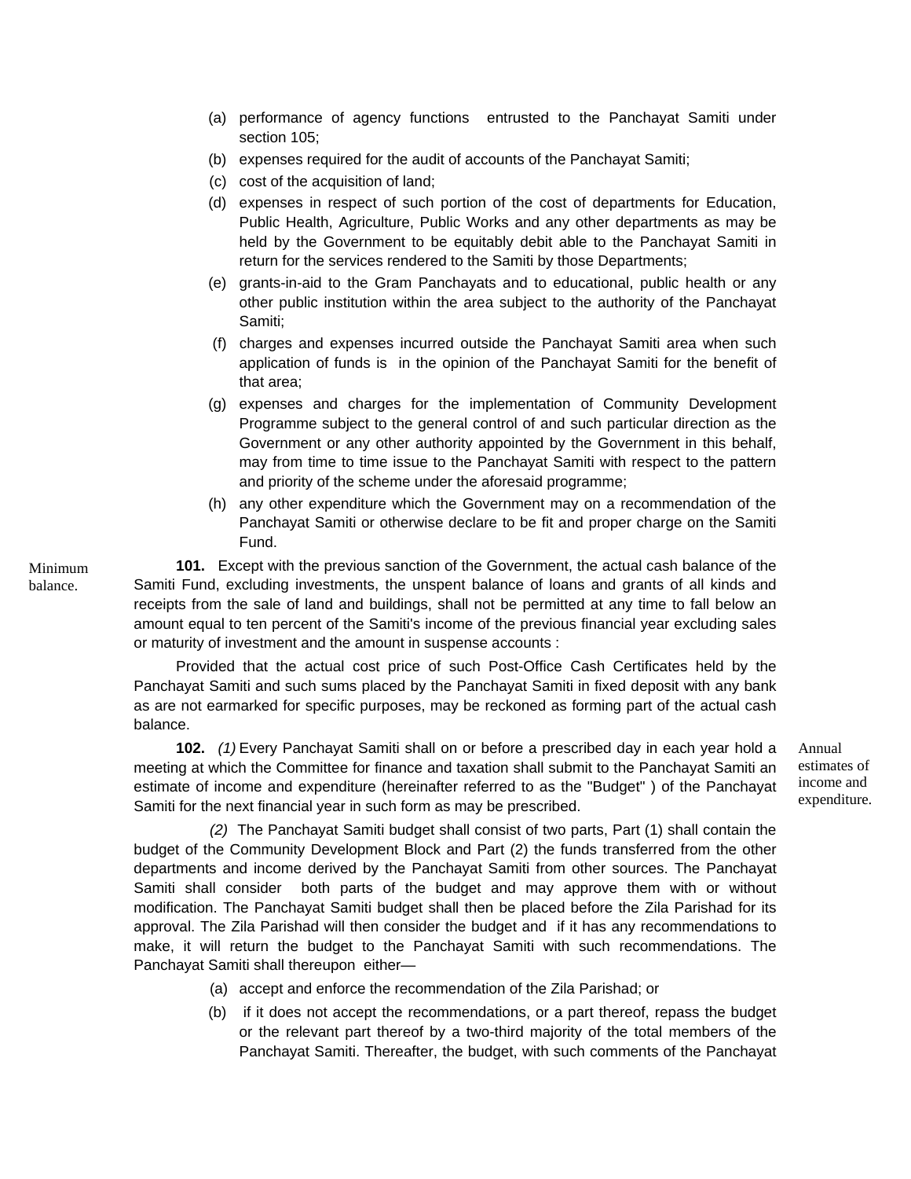(a) performance of agency functions entrusted to the Panchayat Samiti under section 105;

(b) expenses required for the audit of accounts of the Panchayat Samiti;

(c) cost of the acquisition of land;

(d) expenses in respect of such portion of the cost of departments for Education, Public Health, Agriculture, Public Works and any other departments as may be held by the Government to be equitably debit able to the Panchayat Samiti in return for the services rendered to the Samiti by those Departments;

(e) grants-in-aid to the Gram Panchayats and to educational, public health or any other public institution within the area subject to the authority of the Panchayat Samiti;

(f) charges and expenses incurred outside the Panchayat Samiti area when such application of funds is in the opinion of the Panchayat Samiti for the benefit of that area;

(g) expenses and charges for the implementation of Community Development Programme subject to the general control of and such particular direction as the Government or any other authority appointed by the Government in this behalf, may from time to time issue to the Panchayat Samiti with respect to the pattern and priority of the scheme under the aforesaid programme;

(h) any other expenditure which the Government may on a recommendation of the Panchayat Samiti or otherwise declare to be fit and proper charge on the Samiti Fund.

Minimum balance.

**101.** Except with the previous sanction of the Government, the actual cash balance of the Samiti Fund, excluding investments, the unspent balance of loans and grants of all kinds and receipts from the sale of land and buildings, shall not be permitted at any time to fall below an amount equal to ten percent of the Samiti's income of the previous financial year excluding sales or maturity of investment and the amount in suspense accounts :

Provided that the actual cost price of such Post-Office Cash Certificates held by the Panchayat Samiti and such sums placed by the Panchayat Samiti in fixed deposit with any bank as are not earmarked for specific purposes, may be reckoned as forming part of the actual cash balance.

Annual estimates of income and expenditure.

**102.** *(1)* Every Panchayat Samiti shall on or before a prescribed day in each year hold a meeting at which the Committee for finance and taxation shall submit to the Panchayat Samiti an estimate of income and expenditure (hereinafter referred to as the "Budget" ) of the Panchayat Samiti for the next financial year in such form as may be prescribed.

*(2)* The Panchayat Samiti budget shall consist of two parts, Part (1) shall contain the budget of the Community Development Block and Part (2) the funds transferred from the other departments and income derived by the Panchayat Samiti from other sources. The Panchayat Samiti shall consider both parts of the budget and may approve them with or without modification. The Panchayat Samiti budget shall then be placed before the Zila Parishad for its approval. The Zila Parishad will then consider the budget and if it has any recommendations to make, it will return the budget to the Panchayat Samiti with such recommendations. The Panchayat Samiti shall thereupon either—

(a) accept and enforce the recommendation of the Zila Parishad; or

(b) if it does not accept the recommendations, or a part thereof, repass the budget or the relevant part thereof by a two-third majority of the total members of the Panchayat Samiti. Thereafter, the budget, with such comments of the Panchayat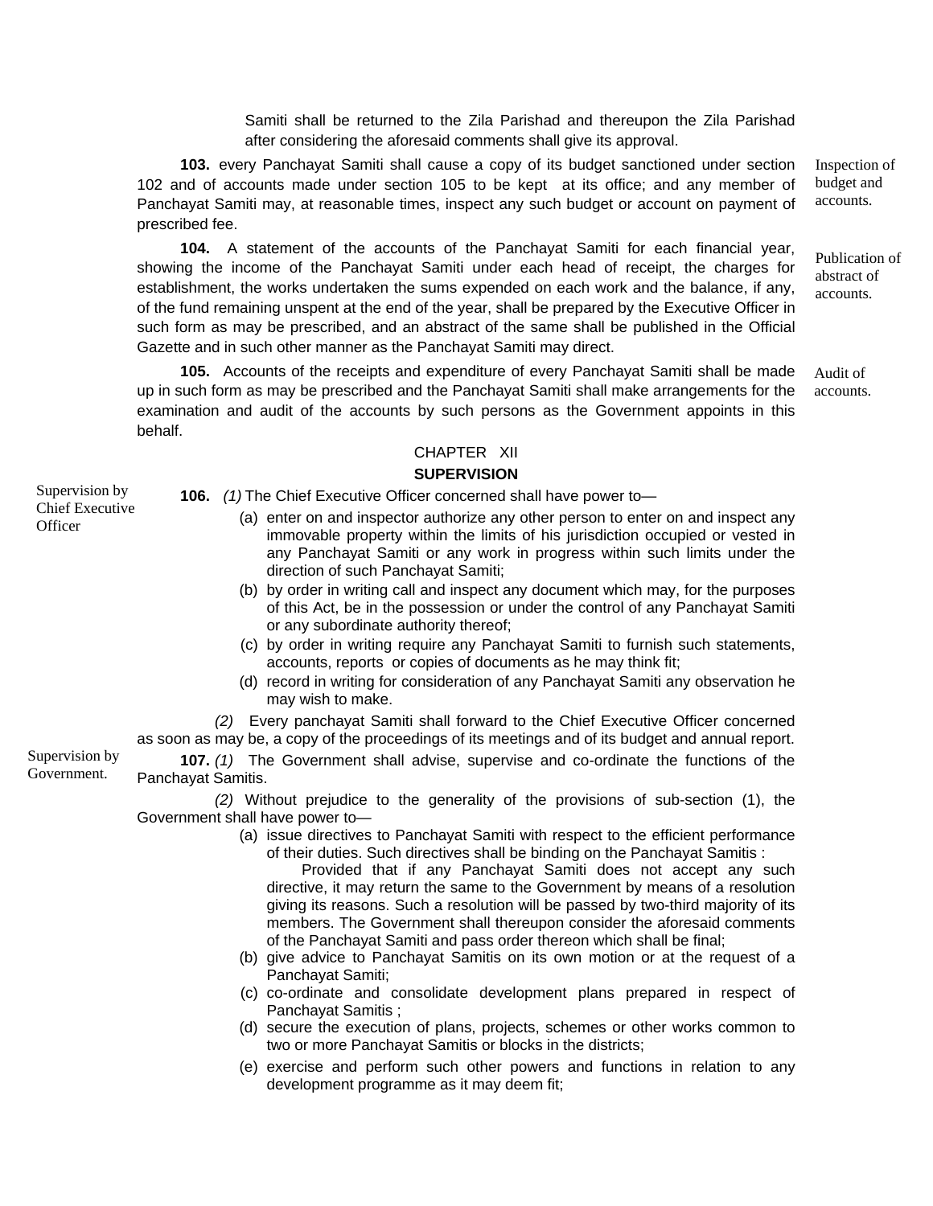Samiti shall be returned to the Zila Parishad and thereupon the Zila Parishad after considering the aforesaid comments shall give its approval.

**103.** every Panchayat Samiti shall cause a copy of its budget sanctioned under section 102 and of accounts made under section 105 to be kept at its office; and any member of Panchayat Samiti may, at reasonable times, inspect any such budget or account on payment of prescribed fee.

*Inspection of budget and accounts.*

**104.** A statement of the accounts of the Panchayat Samiti for each financial year, showing the income of the Panchayat Samiti under each head of receipt, the charges for establishment, the works undertaken the sums expended on each work and the balance, if any, of the fund remaining unspent at the end of the year, shall be prepared by the Executive Officer in such form as may be prescribed, and an abstract of the same shall be published in the Official Gazette and in such other manner as the Panchayat Samiti may direct.

*Publication of abstract of accounts.*

**105.** Accounts of the receipts and expenditure of every Panchayat Samiti shall be made up in such form as may be prescribed and the Panchayat Samiti shall make arrangements for the examination and audit of the accounts by such persons as the Government appoints in this behalf.

*Audit of accounts.*

## CHAPTER XII

## SUPERVISION

*Supervision by Chief Executive Officer*

**106.** *(1)* The Chief Executive Officer concerned shall have power to—

(a) enter on and inspector authorize any other person to enter on and inspect any immovable property within the limits of his jurisdiction occupied or vested in any Panchayat Samiti or any work in progress within such limits under the direction of such Panchayat Samiti;

(b) by order in writing call and inspect any document which may, for the purposes of this Act, be in the possession or under the control of any Panchayat Samiti or any subordinate authority thereof;

(c) by order in writing require any Panchayat Samiti to furnish such statements, accounts, reports or copies of documents as he may think fit;

(d) record in writing for consideration of any Panchayat Samiti any observation he may wish to make.

*(2)* Every panchayat Samiti shall forward to the Chief Executive Officer concerned as soon as may be, a copy of the proceedings of its meetings and of its budget and annual report.

*Supervision by Government.*

**107.** *(1)* The Government shall advise, supervise and co-ordinate the functions of the Panchayat Samitis.

*(2)* Without prejudice to the generality of the provisions of sub-section (1), the Government shall have power to—

(a) issue directives to Panchayat Samiti with respect to the efficient performance of their duties. Such directives shall be binding on the Panchayat Samitis :

Provided that if any Panchayat Samiti does not accept any such directive, it may return the same to the Government by means of a resolution giving its reasons. Such a resolution will be passed by two-third majority of its members. The Government shall thereupon consider the aforesaid comments of the Panchayat Samiti and pass order thereon which shall be final;

(b) give advice to Panchayat Samitis on its own motion or at the request of a Panchayat Samiti;

(c) co-ordinate and consolidate development plans prepared in respect of Panchayat Samitis ;

(d) secure the execution of plans, projects, schemes or other works common to two or more Panchayat Samitis or blocks in the districts;

(e) exercise and perform such other powers and functions in relation to any development programme as it may deem fit;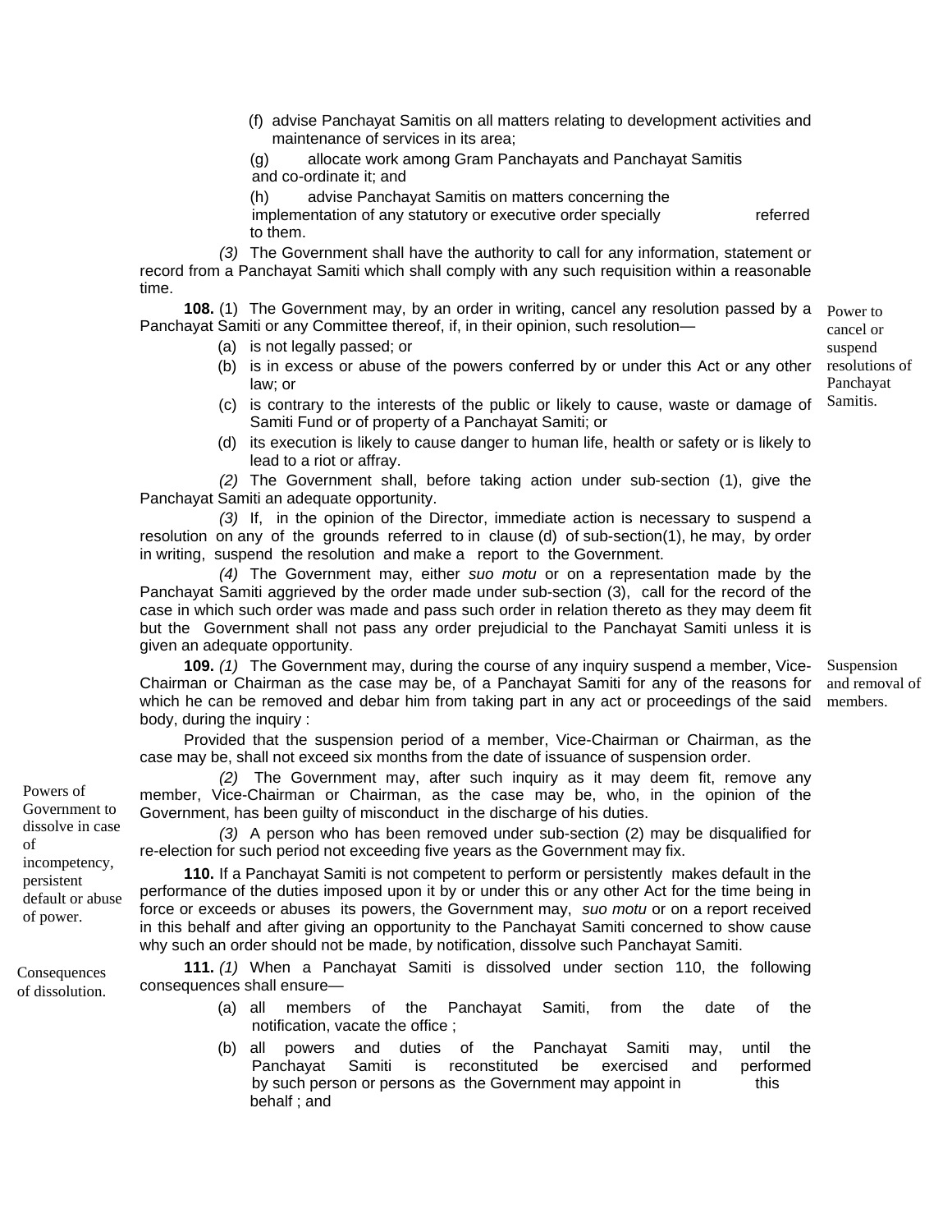(f) advise Panchayat Samitis on all matters relating to development activities and maintenance of services in its area;

(g) allocate work among Gram Panchayats and Panchayat Samitis and co-ordinate it; and

(h) advise Panchayat Samitis on matters concerning the implementation of any statutory or executive order specially referred to them.

*(3)* The Government shall have the authority to call for any information, statement or record from a Panchayat Samiti which shall comply with any such requisition within a reasonable time.

Power to cancel or suspend resolutions of Panchayat Samitis.

**108.** (1) The Government may, by an order in writing, cancel any resolution passed by a Panchayat Samiti or any Committee thereof, if, in their opinion, such resolution—

(a) is not legally passed; or

(b) is in excess or abuse of the powers conferred by or under this Act or any other law; or

(c) is contrary to the interests of the public or likely to cause, waste or damage of Samiti Fund or of property of a Panchayat Samiti; or

(d) its execution is likely to cause danger to human life, health or safety or is likely to lead to a riot or affray.

*(2)* The Government shall, before taking action under sub-section (1), give the Panchayat Samiti an adequate opportunity.

*(3)* If, in the opinion of the Director, immediate action is necessary to suspend a resolution on any of the grounds referred to in clause (d) of sub-section(1), he may, by order in writing, suspend the resolution and make a report to the Government.

*(4)* The Government may, either *suo motu* or on a representation made by the Panchayat Samiti aggrieved by the order made under sub-section (3), call for the record of the case in which such order was made and pass such order in relation thereto as they may deem fit but the Government shall not pass any order prejudicial to the Panchayat Samiti unless it is given an adequate opportunity.

Suspension and removal of members.

**109.** *(1)* The Government may, during the course of any inquiry suspend a member, Vice-Chairman or Chairman as the case may be, of a Panchayat Samiti for any of the reasons for which he can be removed and debar him from taking part in any act or proceedings of the said body, during the inquiry :

Provided that the suspension period of a member, Vice-Chairman or Chairman, as the case may be, shall not exceed six months from the date of issuance of suspension order.

*(2)* The Government may, after such inquiry as it may deem fit, remove any member, Vice-Chairman or Chairman, as the case may be, who, in the opinion of the Government, has been guilty of misconduct in the discharge of his duties.

*(3)* A person who has been removed under sub-section (2) may be disqualified for re-election for such period not exceeding five years as the Government may fix.

Powers of Government to dissolve in case of incompetency, persistent default or abuse of power.

**110.** If a Panchayat Samiti is not competent to perform or persistently makes default in the performance of the duties imposed upon it by or under this or any other Act for the time being in force or exceeds or abuses its powers, the Government may, *suo motu* or on a report received in this behalf and after giving an opportunity to the Panchayat Samiti concerned to show cause why such an order should not be made, by notification, dissolve such Panchayat Samiti.

Consequences of dissolution.

**111.** *(1)* When a Panchayat Samiti is dissolved under section 110, the following consequences shall ensure—

(a) all members of the Panchayat Samiti, from the date of the notification, vacate the office ;

(b) all powers and duties of the Panchayat Samiti may, until the Panchayat Samiti is reconstituted be exercised and performed by such person or persons as the Government may appoint in this behalf ; and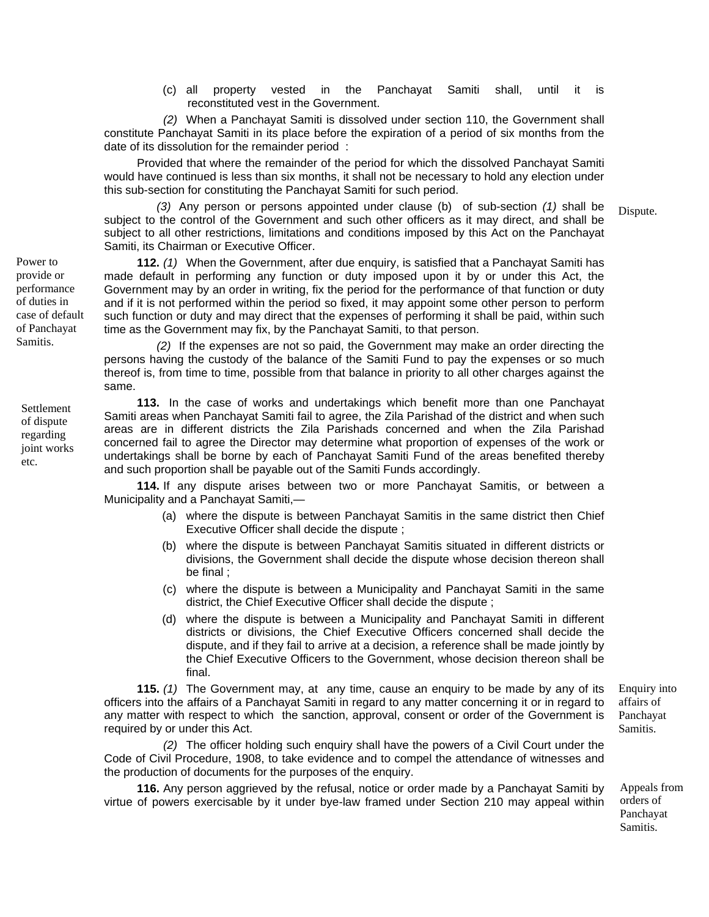(c) all property vested in the Panchayat Samiti shall, until it is reconstituted vest in the Government.

*(2)* When a Panchayat Samiti is dissolved under section 110, the Government shall constitute Panchayat Samiti in its place before the expiration of a period of six months from the date of its dissolution for the remainder period :

Provided that where the remainder of the period for which the dissolved Panchayat Samiti would have continued is less than six months, it shall not be necessary to hold any election under this sub-section for constituting the Panchayat Samiti for such period.

*(3)* Any person or persons appointed under clause (b) of sub-section *(1)* shall be subject to the control of the Government and such other officers as it may direct, and shall be subject to all other restrictions, limitations and conditions imposed by this Act on the Panchayat Samiti, its Chairman or Executive Officer.

Power to provide or performance of duties in case of default of Panchayat Samitis.

**112.** *(1)* When the Government, after due enquiry, is satisfied that a Panchayat Samiti has made default in performing any function or duty imposed upon it by or under this Act, the Government may by an order in writing, fix the period for the performance of that function or duty and if it is not performed within the period so fixed, it may appoint some other person to perform such function or duty and may direct that the expenses of performing it shall be paid, within such time as the Government may fix, by the Panchayat Samiti, to that person.

*(2)* If the expenses are not so paid, the Government may make an order directing the persons having the custody of the balance of the Samiti Fund to pay the expenses or so much thereof is, from time to time, possible from that balance in priority to all other charges against the same.

Settlement of dispute regarding joint works etc.

**113.** In the case of works and undertakings which benefit more than one Panchayat Samiti areas when Panchayat Samiti fail to agree, the Zila Parishad of the district and when such areas are in different districts the Zila Parishads concerned and when the Zila Parishad concerned fail to agree the Director may determine what proportion of expenses of the work or undertakings shall be borne by each of Panchayat Samiti Fund of the areas benefited thereby and such proportion shall be payable out of the Samiti Funds accordingly.

Dispute.

**114.** If any dispute arises between two or more Panchayat Samitis, or between a Municipality and a Panchayat Samiti,—

(a) where the dispute is between Panchayat Samitis in the same district then Chief Executive Officer shall decide the dispute ;

(b) where the dispute is between Panchayat Samitis situated in different districts or divisions, the Government shall decide the dispute whose decision thereon shall be final ;

(c) where the dispute is between a Municipality and Panchayat Samiti in the same district, the Chief Executive Officer shall decide the dispute ;

(d) where the dispute is between a Municipality and Panchayat Samiti in different districts or divisions, the Chief Executive Officers concerned shall decide the dispute, and if they fail to arrive at a decision, a reference shall be made jointly by the Chief Executive Officers to the Government, whose decision thereon shall be final.

Enquiry into affairs of Panchayat Samitis.

**115.** *(1)* The Government may, at any time, cause an enquiry to be made by any of its officers into the affairs of a Panchayat Samiti in regard to any matter concerning it or in regard to any matter with respect to which the sanction, approval, consent or order of the Government is required by or under this Act.

*(2)* The officer holding such enquiry shall have the powers of a Civil Court under the Code of Civil Procedure, 1908, to take evidence and to compel the attendance of witnesses and the production of documents for the purposes of the enquiry.

Appeals from orders of Panchayat Samitis.

**116.** Any person aggrieved by the refusal, notice or order made by a Panchayat Samiti by virtue of powers exercisable by it under bye-law framed under Section 210 may appeal within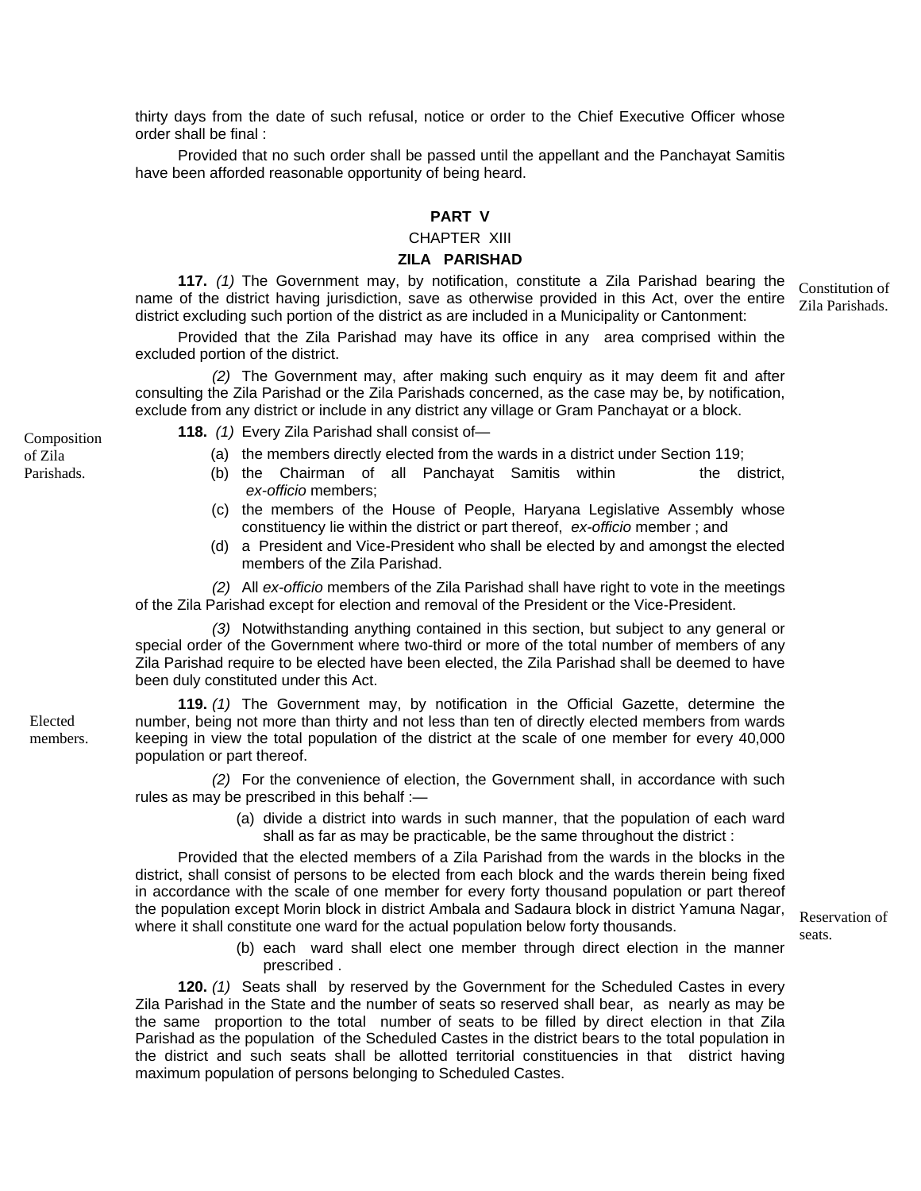thirty days from the date of such refusal, notice or order to the Chief Executive Officer whose order shall be final :

Provided that no such order shall be passed until the appellant and the Panchayat Samitis have been afforded reasonable opportunity of being heard.

## PART V

### CHAPTER XIII

### ZILA PARISHAD

Constitution of Zila Parishads.

**117.** *(1)* The Government may, by notification, constitute a Zila Parishad bearing the name of the district having jurisdiction, save as otherwise provided in this Act, over the entire district excluding such portion of the district as are included in a Municipality or Cantonment:

Provided that the Zila Parishad may have its office in any area comprised within the excluded portion of the district.

*(2)* The Government may, after making such enquiry as it may deem fit and after consulting the Zila Parishad or the Zila Parishads concerned, as the case may be, by notification, exclude from any district or include in any district any village or Gram Panchayat or a block.

Composition of Zila Parishads.

**118.** *(1)* Every Zila Parishad shall consist of—

(a) the members directly elected from the wards in a district under Section 119;

(b) the Chairman of all Panchayat Samitis within the district, *ex-officio* members;

(c) the members of the House of People, Haryana Legislative Assembly whose constituency lie within the district or part thereof, *ex-officio* member ; and

(d) a President and Vice-President who shall be elected by and amongst the elected members of the Zila Parishad.

*(2)* All *ex-officio* members of the Zila Parishad shall have right to vote in the meetings of the Zila Parishad except for election and removal of the President or the Vice-President.

*(3)* Notwithstanding anything contained in this section, but subject to any general or special order of the Government where two-third or more of the total number of members of any Zila Parishad require to be elected have been elected, the Zila Parishad shall be deemed to have been duly constituted under this Act.

Elected members.

**119.** *(1)* The Government may, by notification in the Official Gazette, determine the number, being not more than thirty and not less than ten of directly elected members from wards keeping in view the total population of the district at the scale of one member for every 40,000 population or part thereof.

*(2)* For the convenience of election, the Government shall, in accordance with such rules as may be prescribed in this behalf :—

(a) divide a district into wards in such manner, that the population of each ward shall as far as may be practicable, be the same throughout the district :

Provided that the elected members of a Zila Parishad from the wards in the blocks in the district, shall consist of persons to be elected from each block and the wards therein being fixed in accordance with the scale of one member for every forty thousand population or part thereof the population except Morin block in district Ambala and Sadaura block in district Yamuna Nagar, where it shall constitute one ward for the actual population below forty thousands.

(b) each ward shall elect one member through direct election in the manner prescribed .

Reservation of seats.

**120.** *(1)* Seats shall by reserved by the Government for the Scheduled Castes in every Zila Parishad in the State and the number of seats so reserved shall bear, as nearly as may be the same proportion to the total number of seats to be filled by direct election in that Zila Parishad as the population of the Scheduled Castes in the district bears to the total population in the district and such seats shall be allotted territorial constituencies in that district having maximum population of persons belonging to Scheduled Castes.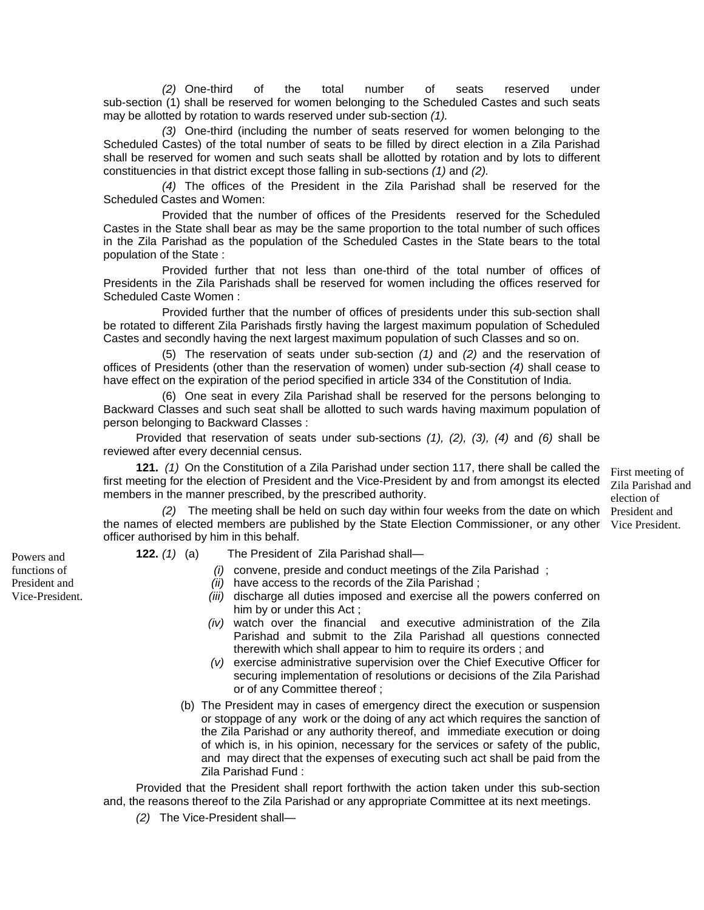*(2)* One-third of the total number of seats reserved under sub-section (1) shall be reserved for women belonging to the Scheduled Castes and such seats may be allotted by rotation to wards reserved under sub-section *(1).*

*(3)* One-third (including the number of seats reserved for women belonging to the Scheduled Castes) of the total number of seats to be filled by direct election in a Zila Parishad shall be reserved for women and such seats shall be allotted by rotation and by lots to different constituencies in that district except those falling in sub-sections *(1)* and *(2).*

*(4)* The offices of the President in the Zila Parishad shall be reserved for the Scheduled Castes and Women:

Provided that the number of offices of the Presidents reserved for the Scheduled Castes in the State shall bear as may be the same proportion to the total number of such offices in the Zila Parishad as the population of the Scheduled Castes in the State bears to the total population of the State :

Provided further that not less than one-third of the total number of offices of Presidents in the Zila Parishads shall be reserved for women including the offices reserved for Scheduled Caste Women :

Provided further that the number of offices of presidents under this sub-section shall be rotated to different Zila Parishads firstly having the largest maximum population of Scheduled Castes and secondly having the next largest maximum population of such Classes and so on.

(5) The reservation of seats under sub-section *(1)* and *(2)* and the reservation of offices of Presidents (other than the reservation of women) under sub-section *(4)* shall cease to have effect on the expiration of the period specified in article 334 of the Constitution of India.

(6) One seat in every Zila Parishad shall be reserved for the persons belonging to Backward Classes and such seat shall be allotted to such wards having maximum population of person belonging to Backward Classes :

Provided that reservation of seats under sub-sections *(1), (2), (3), (4)* and *(6)* shall be reviewed after every decennial census.

First meeting of Zila Parishad and election of President and Vice President.

**121.** *(1)* On the Constitution of a Zila Parishad under section 117, there shall be called the first meeting for the election of President and the Vice-President by and from amongst its elected members in the manner prescribed, by the prescribed authority.

*(2)* The meeting shall be held on such day within four weeks from the date on which the names of elected members are published by the State Election Commissioner, or any other officer authorised by him in this behalf.

Powers and functions of President and Vice-President.

**122.** *(1)* (a) The President of Zila Parishad shall—

*(i)* convene, preside and conduct meetings of the Zila Parishad ;

*(ii)* have access to the records of the Zila Parishad ;

*(iii)* discharge all duties imposed and exercise all the powers conferred on him by or under this Act ;

*(iv)* watch over the financial and executive administration of the Zila Parishad and submit to the Zila Parishad all questions connected therewith which shall appear to him to require its orders ; and

*(v)* exercise administrative supervision over the Chief Executive Officer for securing implementation of resolutions or decisions of the Zila Parishad or of any Committee thereof ;

(b) The President may in cases of emergency direct the execution or suspension or stoppage of any work or the doing of any act which requires the sanction of the Zila Parishad or any authority thereof, and immediate execution or doing of which is, in his opinion, necessary for the services or safety of the public, and may direct that the expenses of executing such act shall be paid from the Zila Parishad Fund :

Provided that the President shall report forthwith the action taken under this sub-section and, the reasons thereof to the Zila Parishad or any appropriate Committee at its next meetings.

*(2)* The Vice-President shall—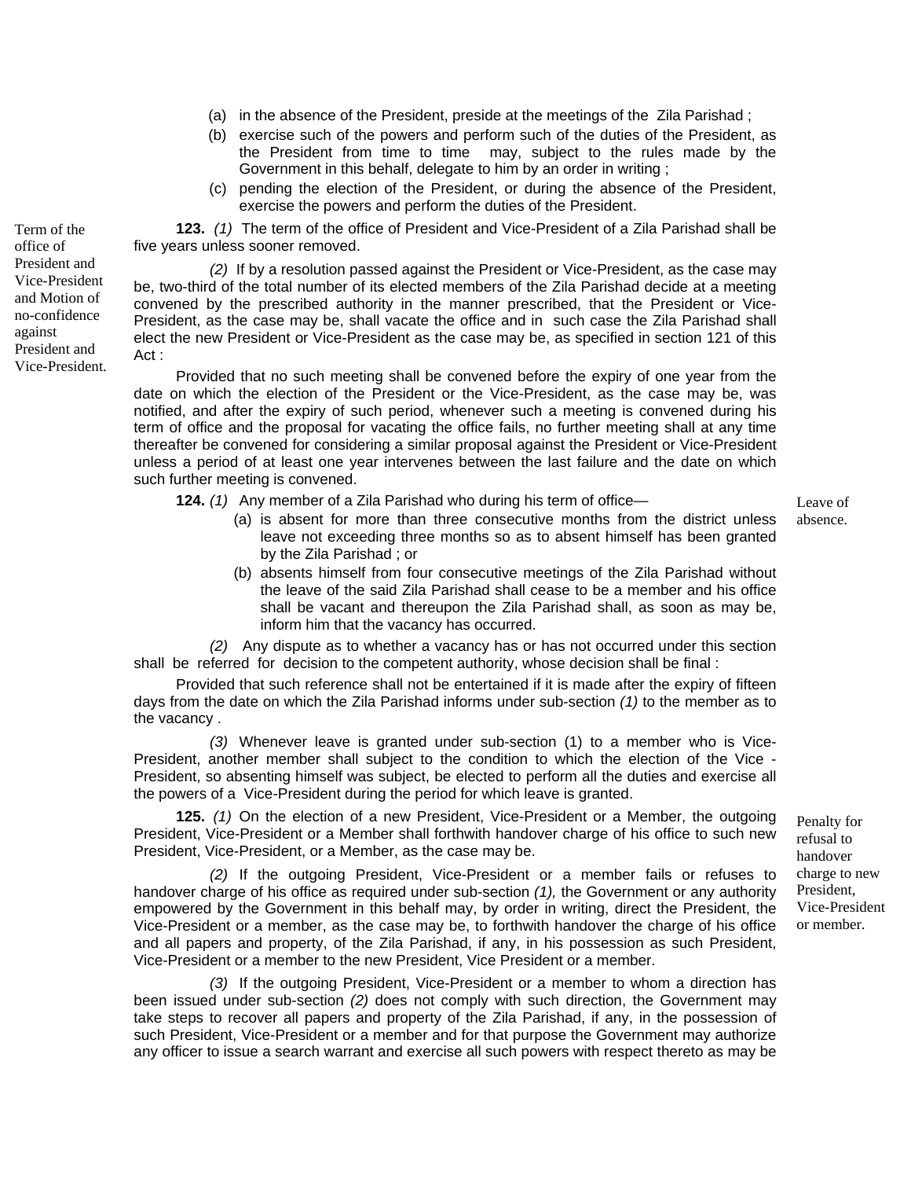(a) in the absence of the President, preside at the meetings of the Zila Parishad ;

(b) exercise such of the powers and perform such of the duties of the President, as the President from time to time may, subject to the rules made by the Government in this behalf, delegate to him by an order in writing ;

(c) pending the election of the President, or during the absence of the President, exercise the powers and perform the duties of the President.

*Term of the office of President and Vice-President and Motion of no-confidence against President and Vice-President.*

**123.** *(1)* The term of the office of President and Vice-President of a Zila Parishad shall be five years unless sooner removed.

*(2)* If by a resolution passed against the President or Vice-President, as the case may be, two-third of the total number of its elected members of the Zila Parishad decide at a meeting convened by the prescribed authority in the manner prescribed, that the President or Vice-President, as the case may be, shall vacate the office and in such case the Zila Parishad shall elect the new President or Vice-President as the case may be, as specified in section 121 of this Act :

Provided that no such meeting shall be convened before the expiry of one year from the date on which the election of the President or the Vice-President, as the case may be, was notified, and after the expiry of such period, whenever such a meeting is convened during his term of office and the proposal for vacating the office fails, no further meeting shall at any time thereafter be convened for considering a similar proposal against the President or Vice-President unless a period of at least one year intervenes between the last failure and the date on which such further meeting is convened.

*Leave of absence.*

**124.** *(1)* Any member of a Zila Parishad who during his term of office—

(a) is absent for more than three consecutive months from the district unless leave not exceeding three months so as to absent himself has been granted by the Zila Parishad ; or

(b) absents himself from four consecutive meetings of the Zila Parishad without the leave of the said Zila Parishad shall cease to be a member and his office shall be vacant and thereupon the Zila Parishad shall, as soon as may be, inform him that the vacancy has occurred.

*(2)* Any dispute as to whether a vacancy has or has not occurred under this section shall be referred for decision to the competent authority, whose decision shall be final :

Provided that such reference shall not be entertained if it is made after the expiry of fifteen days from the date on which the Zila Parishad informs under sub-section *(1)* to the member as to the vacancy .

*(3)* Whenever leave is granted under sub-section (1) to a member who is Vice-President, another member shall subject to the condition to which the election of the Vice - President, so absenting himself was subject, be elected to perform all the duties and exercise all the powers of a Vice-President during the period for which leave is granted.

*Penalty for refusal to handover charge to new President, Vice-President or member.*

**125.** *(1)* On the election of a new President, Vice-President or a Member, the outgoing President, Vice-President or a Member shall forthwith handover charge of his office to such new President, Vice-President, or a Member, as the case may be.

*(2)* If the outgoing President, Vice-President or a member fails or refuses to handover charge of his office as required under sub-section *(1),* the Government or any authority empowered by the Government in this behalf may, by order in writing, direct the President, the Vice-President or a member, as the case may be, to forthwith handover the charge of his office and all papers and property, of the Zila Parishad, if any, in his possession as such President, Vice-President or a member to the new President, Vice President or a member.

*(3)* If the outgoing President, Vice-President or a member to whom a direction has been issued under sub-section *(2)* does not comply with such direction, the Government may take steps to recover all papers and property of the Zila Parishad, if any, in the possession of such President, Vice-President or a member and for that purpose the Government may authorize any officer to issue a search warrant and exercise all such powers with respect thereto as may be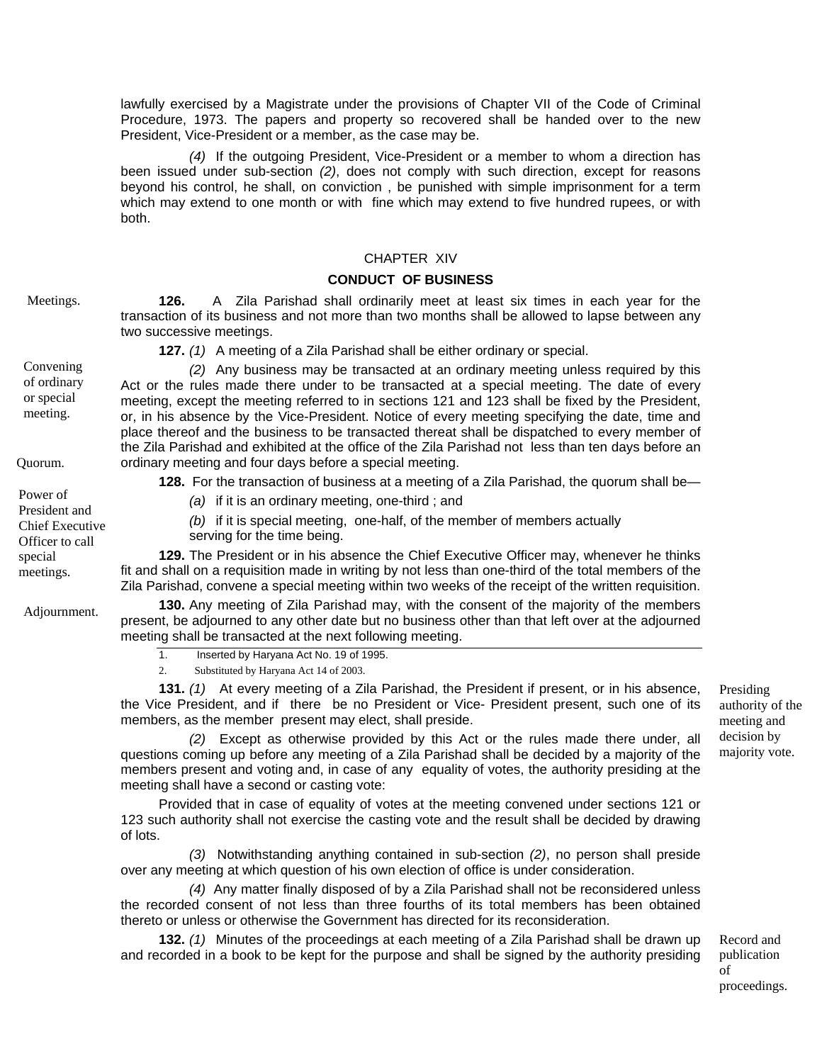lawfully exercised by a Magistrate under the provisions of Chapter VII of the Code of Criminal Procedure, 1973. The papers and property so recovered shall be handed over to the new President, Vice-President or a member, as the case may be.

*(4)* If the outgoing President, Vice-President or a member to whom a direction has been issued under sub-section *(2)*, does not comply with such direction, except for reasons beyond his control, he shall, on conviction , be punished with simple imprisonment for a term which may extend to one month or with fine which may extend to five hundred rupees, or with both.

## CHAPTER XIV

## CONDUCT OF BUSINESS

Meetings.

**126.** A Zila Parishad shall ordinarily meet at least six times in each year for the transaction of its business and not more than two months shall be allowed to lapse between any two successive meetings.

Convening of ordinary or special meeting.

**127.** *(1)* A meeting of a Zila Parishad shall be either ordinary or special.

*(2)* Any business may be transacted at an ordinary meeting unless required by this Act or the rules made there under to be transacted at a special meeting. The date of every meeting, except the meeting referred to in sections 121 and 123 shall be fixed by the President, or, in his absence by the Vice-President. Notice of every meeting specifying the date, time and place thereof and the business to be transacted thereat shall be dispatched to every member of the Zila Parishad and exhibited at the office of the Zila Parishad not less than ten days before an ordinary meeting and four days before a special meeting.

Quorum.

**128.** For the transaction of business at a meeting of a Zila Parishad, the quorum shall be—

*(a)* if it is an ordinary meeting, one-third ; and

*(b)* if it is special meeting, one-half, of the member of members actually serving for the time being.

Power of President and Chief Executive Officer to call special meetings.

**129.** The President or in his absence the Chief Executive Officer may, whenever he thinks fit and shall on a requisition made in writing by not less than one-third of the total members of the Zila Parishad, convene a special meeting within two weeks of the receipt of the written requisition.

Adjournment.

**130.** Any meeting of Zila Parishad may, with the consent of the majority of the members present, be adjourned to any other date but no business other than that left over at the adjourned meeting shall be transacted at the next following meeting.

1. Inserted by Haryana Act No. 19 of 1995.
2. Substituted by Haryana Act 14 of 2003.

Presiding authority of the meeting and decision by majority vote.

**131.** *(1)* At every meeting of a Zila Parishad, the President if present, or in his absence, the Vice President, and if there be no President or Vice- President present, such one of its members, as the member present may elect, shall preside.

*(2)* Except as otherwise provided by this Act or the rules made there under, all questions coming up before any meeting of a Zila Parishad shall be decided by a majority of the members present and voting and, in case of any equality of votes, the authority presiding at the meeting shall have a second or casting vote:

Provided that in case of equality of votes at the meeting convened under sections 121 or 123 such authority shall not exercise the casting vote and the result shall be decided by drawing of lots.

*(3)* Notwithstanding anything contained in sub-section *(2)*, no person shall preside over any meeting at which question of his own election of office is under consideration.

*(4)* Any matter finally disposed of by a Zila Parishad shall not be reconsidered unless the recorded consent of not less than three fourths of its total members has been obtained thereto or unless or otherwise the Government has directed for its reconsideration.

Record and publication of proceedings.

**132.** *(1)* Minutes of the proceedings at each meeting of a Zila Parishad shall be drawn up and recorded in a book to be kept for the purpose and shall be signed by the authority presiding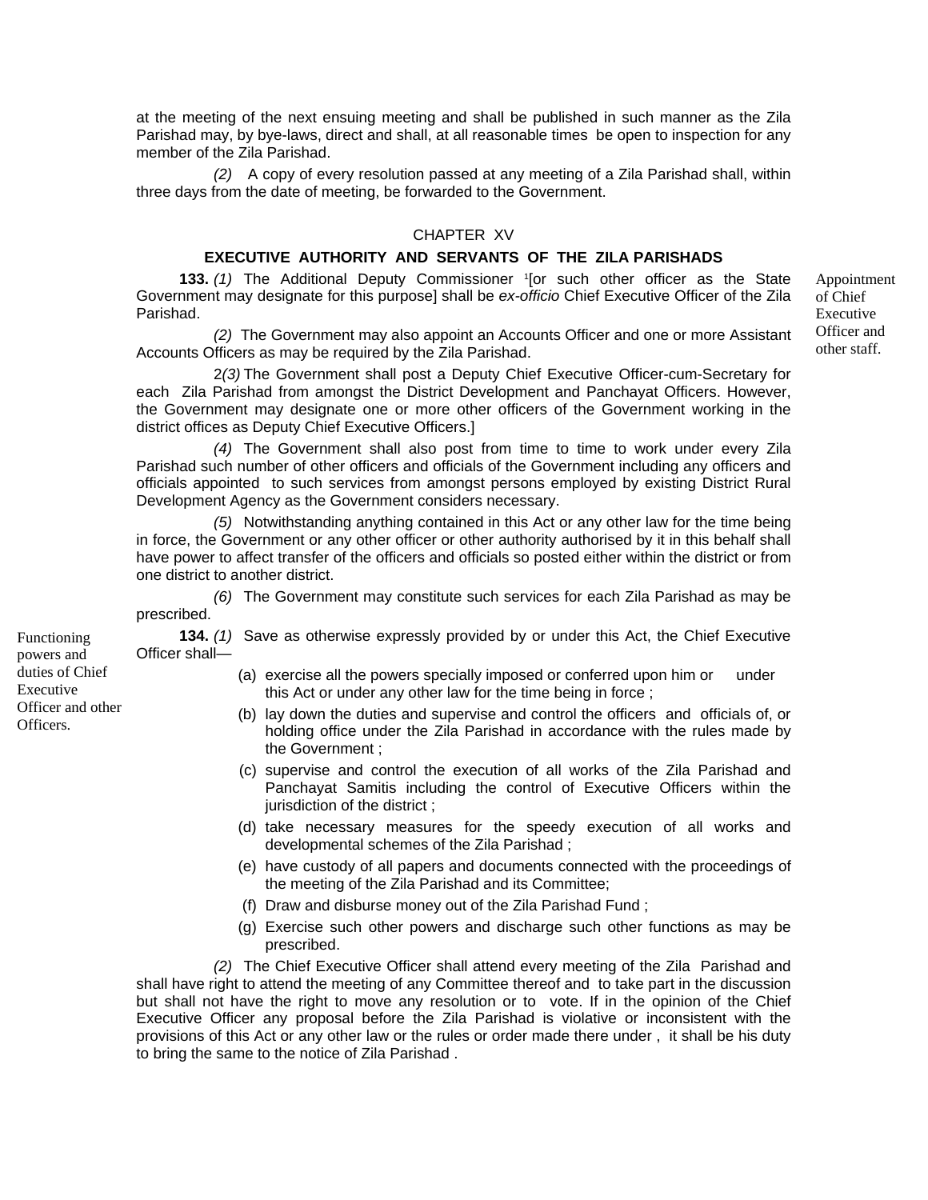at the meeting of the next ensuing meeting and shall be published in such manner as the Zila Parishad may, by bye-laws, direct and shall, at all reasonable times be open to inspection for any member of the Zila Parishad.

*(2)* A copy of every resolution passed at any meeting of a Zila Parishad shall, within three days from the date of meeting, be forwarded to the Government.

## CHAPTER XV

## EXECUTIVE AUTHORITY AND SERVANTS OF THE ZILA PARISHADS

Appointment of Chief Executive Officer and other staff.

**133.** *(1)* The Additional Deputy Commissioner [1][or such other officer as the State Government may designate for this purpose] shall be *ex-officio* Chief Executive Officer of the Zila Parishad.

*(2)* The Government may also appoint an Accounts Officer and one or more Assistant Accounts Officers as may be required by the Zila Parishad.

2*(3)* The Government shall post a Deputy Chief Executive Officer-cum-Secretary for each Zila Parishad from amongst the District Development and Panchayat Officers. However, the Government may designate one or more other officers of the Government working in the district offices as Deputy Chief Executive Officers.]

*(4)* The Government shall also post from time to time to work under every Zila Parishad such number of other officers and officials of the Government including any officers and officials appointed to such services from amongst persons employed by existing District Rural Development Agency as the Government considers necessary.

*(5)* Notwithstanding anything contained in this Act or any other law for the time being in force, the Government or any other officer or other authority authorised by it in this behalf shall have power to affect transfer of the officers and officials so posted either within the district or from one district to another district.

*(6)* The Government may constitute such services for each Zila Parishad as may be prescribed.

Functioning powers and duties of Chief Executive Officer and other Officers.

**134.** *(1)* Save as otherwise expressly provided by or under this Act, the Chief Executive Officer shall—

(a) exercise all the powers specially imposed or conferred upon him or under this Act or under any other law for the time being in force ;

(b) lay down the duties and supervise and control the officers and officials of, or holding office under the Zila Parishad in accordance with the rules made by the Government ;

(c) supervise and control the execution of all works of the Zila Parishad and Panchayat Samitis including the control of Executive Officers within the jurisdiction of the district ;

(d) take necessary measures for the speedy execution of all works and developmental schemes of the Zila Parishad ;

(e) have custody of all papers and documents connected with the proceedings of the meeting of the Zila Parishad and its Committee;

(f) Draw and disburse money out of the Zila Parishad Fund ;

(g) Exercise such other powers and discharge such other functions as may be prescribed.

*(2)* The Chief Executive Officer shall attend every meeting of the Zila Parishad and shall have right to attend the meeting of any Committee thereof and to take part in the discussion but shall not have the right to move any resolution or to vote. If in the opinion of the Chief Executive Officer any proposal before the Zila Parishad is violative or inconsistent with the provisions of this Act or any other law or the rules or order made there under , it shall be his duty to bring the same to the notice of Zila Parishad .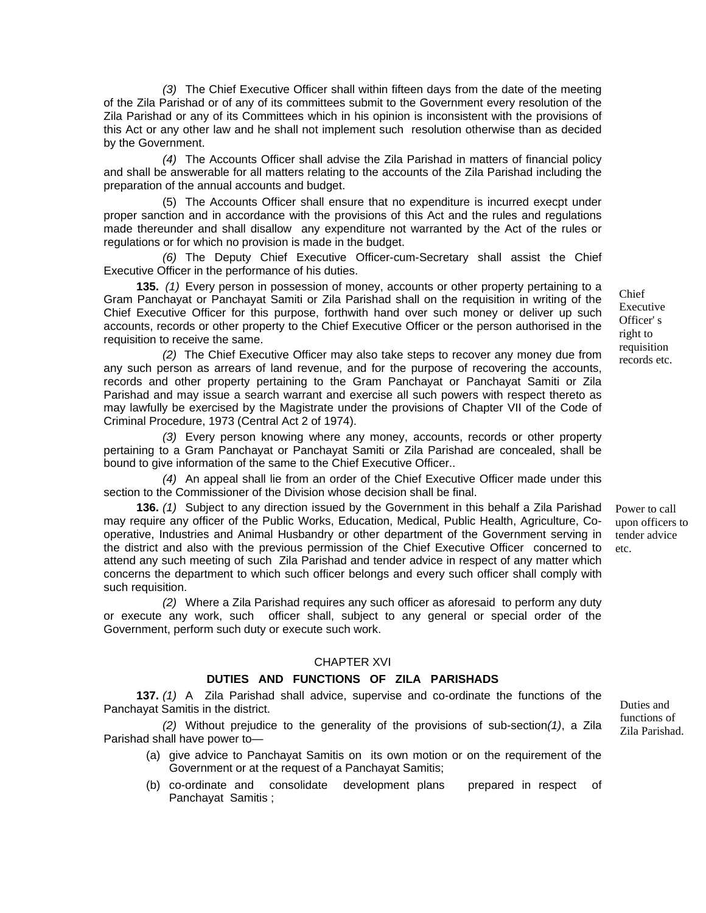*(3)* The Chief Executive Officer shall within fifteen days from the date of the meeting of the Zila Parishad or of any of its committees submit to the Government every resolution of the Zila Parishad or any of its Committees which in his opinion is inconsistent with the provisions of this Act or any other law and he shall not implement such resolution otherwise than as decided by the Government.

*(4)* The Accounts Officer shall advise the Zila Parishad in matters of financial policy and shall be answerable for all matters relating to the accounts of the Zila Parishad including the preparation of the annual accounts and budget.

(5) The Accounts Officer shall ensure that no expenditure is incurred execpt under proper sanction and in accordance with the provisions of this Act and the rules and regulations made thereunder and shall disallow any expenditure not warranted by the Act of the rules or regulations or for which no provision is made in the budget.

*(6)* The Deputy Chief Executive Officer-cum-Secretary shall assist the Chief Executive Officer in the performance of his duties.

Chief Executive Officer' s right to requisition records etc.

**135.** *(1)* Every person in possession of money, accounts or other property pertaining to a Gram Panchayat or Panchayat Samiti or Zila Parishad shall on the requisition in writing of the Chief Executive Officer for this purpose, forthwith hand over such money or deliver up such accounts, records or other property to the Chief Executive Officer or the person authorised in the requisition to receive the same.

*(2)* The Chief Executive Officer may also take steps to recover any money due from any such person as arrears of land revenue, and for the purpose of recovering the accounts, records and other property pertaining to the Gram Panchayat or Panchayat Samiti or Zila Parishad and may issue a search warrant and exercise all such powers with respect thereto as may lawfully be exercised by the Magistrate under the provisions of Chapter VII of the Code of Criminal Procedure, 1973 (Central Act 2 of 1974).

*(3)* Every person knowing where any money, accounts, records or other property pertaining to a Gram Panchayat or Panchayat Samiti or Zila Parishad are concealed, shall be bound to give information of the same to the Chief Executive Officer..

*(4)* An appeal shall lie from an order of the Chief Executive Officer made under this section to the Commissioner of the Division whose decision shall be final.

Power to call upon officers to tender advice etc.

**136.** *(1)* Subject to any direction issued by the Government in this behalf a Zila Parishad may require any officer of the Public Works, Education, Medical, Public Health, Agriculture, Co-operative, Industries and Animal Husbandry or other department of the Government serving in the district and also with the previous permission of the Chief Executive Officer concerned to attend any such meeting of such Zila Parishad and tender advice in respect of any matter which concerns the department to which such officer belongs and every such officer shall comply with such requisition.

*(2)* Where a Zila Parishad requires any such officer as aforesaid to perform any duty or execute any work, such officer shall, subject to any general or special order of the Government, perform such duty or execute such work.

## CHAPTER XVI

### DUTIES AND FUNCTIONS OF ZILA PARISHADS

Duties and functions of Zila Parishad.

**137.** *(1)* A Zila Parishad shall advice, supervise and co-ordinate the functions of the Panchayat Samitis in the district.

*(2)* Without prejudice to the generality of the provisions of sub-section*(1)*, a Zila Parishad shall have power to—

(a) give advice to Panchayat Samitis on its own motion or on the requirement of the Government or at the request of a Panchayat Samitis;

(b) co-ordinate and consolidate development plans prepared in respect of Panchayat Samitis ;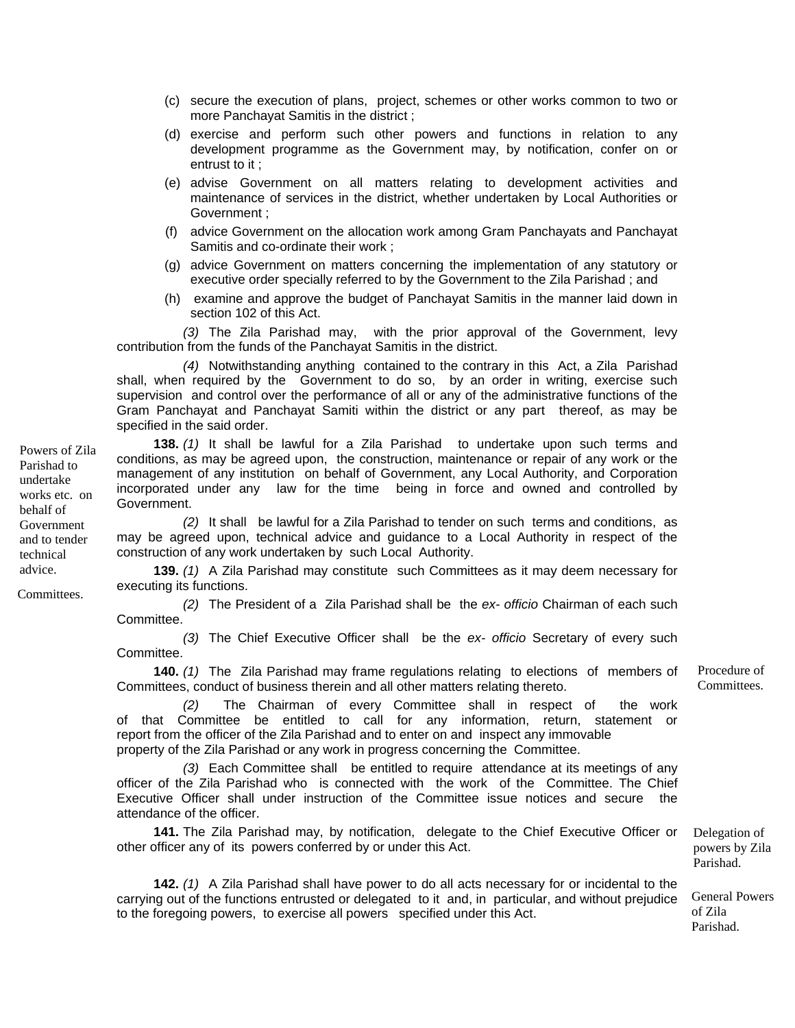(c) secure the execution of plans, project, schemes or other works common to two or more Panchayat Samitis in the district ;

(d) exercise and perform such other powers and functions in relation to any development programme as the Government may, by notification, confer on or entrust to it ;

(e) advise Government on all matters relating to development activities and maintenance of services in the district, whether undertaken by Local Authorities or Government ;

(f) advice Government on the allocation work among Gram Panchayats and Panchayat Samitis and co-ordinate their work ;

(g) advice Government on matters concerning the implementation of any statutory or executive order specially referred to by the Government to the Zila Parishad ; and

(h) examine and approve the budget of Panchayat Samitis in the manner laid down in section 102 of this Act.

*(3)* The Zila Parishad may, with the prior approval of the Government, levy contribution from the funds of the Panchayat Samitis in the district.

*(4)* Notwithstanding anything contained to the contrary in this Act, a Zila Parishad shall, when required by the Government to do so, by an order in writing, exercise such supervision and control over the performance of all or any of the administrative functions of the Gram Panchayat and Panchayat Samiti within the district or any part thereof, as may be specified in the said order.

Powers of Zila Parishad to undertake works etc. on behalf of Government and to tender technical advice.

**138.** *(1)* It shall be lawful for a Zila Parishad to undertake upon such terms and conditions, as may be agreed upon, the construction, maintenance or repair of any work or the management of any institution on behalf of Government, any Local Authority, and Corporation incorporated under any law for the time being in force and owned and controlled by Government.

*(2)* It shall be lawful for a Zila Parishad to tender on such terms and conditions, as may be agreed upon, technical advice and guidance to a Local Authority in respect of the construction of any work undertaken by such Local Authority.

Committees.

**139.** *(1)* A Zila Parishad may constitute such Committees as it may deem necessary for executing its functions.

*(2)* The President of a Zila Parishad shall be the *ex- officio* Chairman of each such Committee.

*(3)* The Chief Executive Officer shall be the *ex- officio* Secretary of every such Committee.

Procedure of Committees.

**140.** *(1)* The Zila Parishad may frame regulations relating to elections of members of Committees, conduct of business therein and all other matters relating thereto.

*(2)* The Chairman of every Committee shall in respect of the work of that Committee be entitled to call for any information, return, statement or report from the officer of the Zila Parishad and to enter on and inspect any immovable property of the Zila Parishad or any work in progress concerning the Committee.

*(3)* Each Committee shall be entitled to require attendance at its meetings of any officer of the Zila Parishad who is connected with the work of the Committee. The Chief Executive Officer shall under instruction of the Committee issue notices and secure the attendance of the officer.

Delegation of powers by Zila Parishad.

**141.** The Zila Parishad may, by notification, delegate to the Chief Executive Officer or other officer any of its powers conferred by or under this Act.

General Powers of Zila Parishad.

**142.** *(1)* A Zila Parishad shall have power to do all acts necessary for or incidental to the carrying out of the functions entrusted or delegated to it and, in particular, and without prejudice to the foregoing powers, to exercise all powers specified under this Act.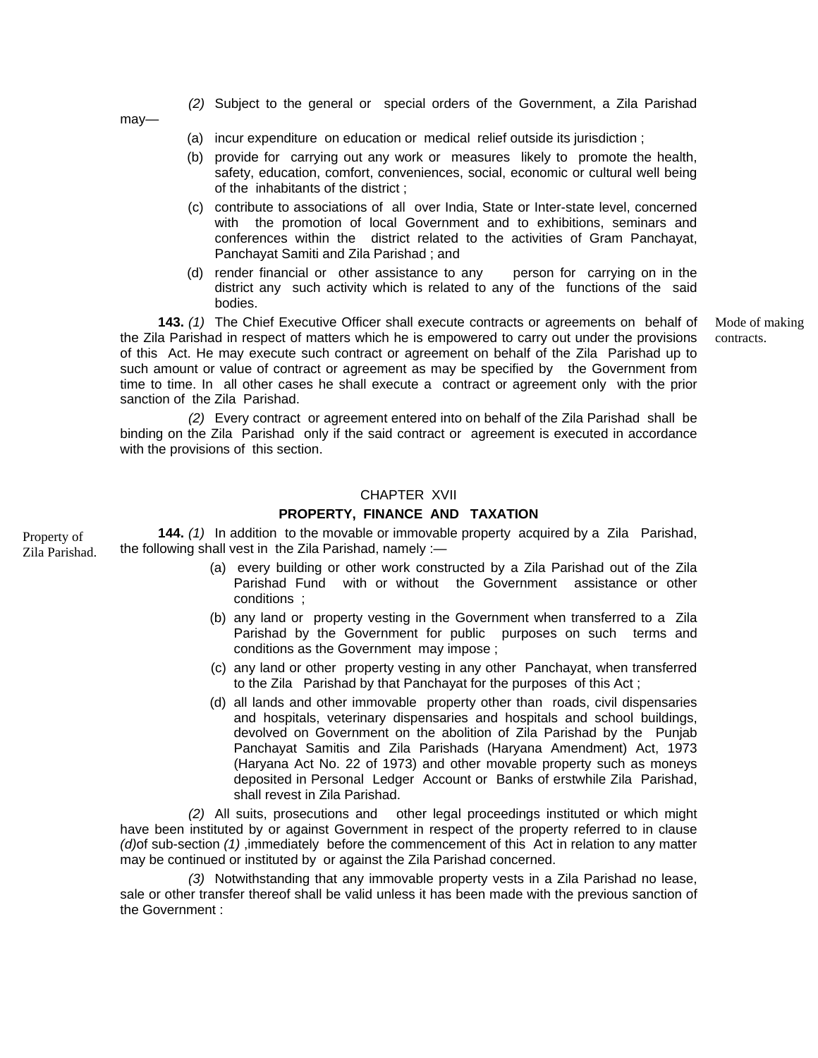*(2)* Subject to the general or special orders of the Government, a Zila Parishad may—

(a) incur expenditure on education or medical relief outside its jurisdiction ;

(b) provide for carrying out any work or measures likely to promote the health, safety, education, comfort, conveniences, social, economic or cultural well being of the inhabitants of the district ;

(c) contribute to associations of all over India, State or Inter-state level, concerned with the promotion of local Government and to exhibitions, seminars and conferences within the district related to the activities of Gram Panchayat, Panchayat Samiti and Zila Parishad ; and

(d) render financial or other assistance to any person for carrying on in the district any such activity which is related to any of the functions of the said bodies.

Mode of making contracts.

**143.** *(1)* The Chief Executive Officer shall execute contracts or agreements on behalf of the Zila Parishad in respect of matters which he is empowered to carry out under the provisions of this Act. He may execute such contract or agreement on behalf of the Zila Parishad up to such amount or value of contract or agreement as may be specified by the Government from time to time. In all other cases he shall execute a contract or agreement only with the prior sanction of the Zila Parishad.

*(2)* Every contract or agreement entered into on behalf of the Zila Parishad shall be binding on the Zila Parishad only if the said contract or agreement is executed in accordance with the provisions of this section.

## CHAPTER XVII

## PROPERTY, FINANCE AND TAXATION

Property of Zila Parishad.

**144.** *(1)* In addition to the movable or immovable property acquired by a Zila Parishad, the following shall vest in the Zila Parishad, namely :—

(a) every building or other work constructed by a Zila Parishad out of the Zila Parishad Fund with or without the Government assistance or other conditions ;

(b) any land or property vesting in the Government when transferred to a Zila Parishad by the Government for public purposes on such terms and conditions as the Government may impose ;

(c) any land or other property vesting in any other Panchayat, when transferred to the Zila Parishad by that Panchayat for the purposes of this Act ;

(d) all lands and other immovable property other than roads, civil dispensaries and hospitals, veterinary dispensaries and hospitals and school buildings, devolved on Government on the abolition of Zila Parishad by the Punjab Panchayat Samitis and Zila Parishads (Haryana Amendment) Act, 1973 (Haryana Act No. 22 of 1973) and other movable property such as moneys deposited in Personal Ledger Account or Banks of erstwhile Zila Parishad, shall revest in Zila Parishad.

*(2)* All suits, prosecutions and other legal proceedings instituted or which might have been instituted by or against Government in respect of the property referred to in clause *(d)*of sub-section *(1)* ,immediately before the commencement of this Act in relation to any matter may be continued or instituted by or against the Zila Parishad concerned.

*(3)* Notwithstanding that any immovable property vests in a Zila Parishad no lease, sale or other transfer thereof shall be valid unless it has been made with the previous sanction of the Government :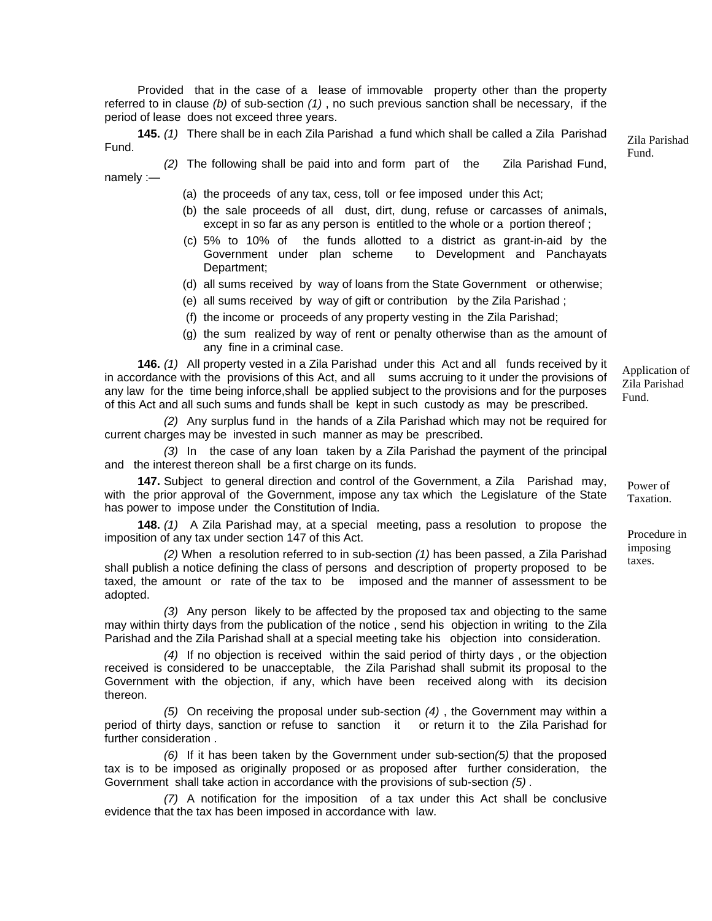Provided that in the case of a lease of immovable property other than the property referred to in clause *(b)* of sub-section *(1)* , no such previous sanction shall be necessary, if the period of lease does not exceed three years.

*Zila Parishad Fund.*

**145.** *(1)* There shall be in each Zila Parishad a fund which shall be called a Zila Parishad Fund.

*(2)* The following shall be paid into and form part of the Zila Parishad Fund, namely :—

(a) the proceeds of any tax, cess, toll or fee imposed under this Act;

(b) the sale proceeds of all dust, dirt, dung, refuse or carcasses of animals, except in so far as any person is entitled to the whole or a portion thereof ;

(c) 5% to 10% of the funds allotted to a district as grant-in-aid by the Government under plan scheme to Development and Panchayats Department;

(d) all sums received by way of loans from the State Government or otherwise;

(e) all sums received by way of gift or contribution by the Zila Parishad ;

(f) the income or proceeds of any property vesting in the Zila Parishad;

(g) the sum realized by way of rent or penalty otherwise than as the amount of any fine in a criminal case.

*Application of Zila Parishad Fund.*

**146.** *(1)* All property vested in a Zila Parishad under this Act and all funds received by it in accordance with the provisions of this Act, and all sums accruing to it under the provisions of any law for the time being inforce,shall be applied subject to the provisions and for the purposes of this Act and all such sums and funds shall be kept in such custody as may be prescribed.

*(2)* Any surplus fund in the hands of a Zila Parishad which may not be required for current charges may be invested in such manner as may be prescribed.

*(3)* In the case of any loan taken by a Zila Parishad the payment of the principal and the interest thereon shall be a first charge on its funds.

*Power of Taxation.*

**147.** Subject to general direction and control of the Government, a Zila Parishad may, with the prior approval of the Government, impose any tax which the Legislature of the State has power to impose under the Constitution of India.

*Procedure in imposing taxes.*

**148.** *(1)* A Zila Parishad may, at a special meeting, pass a resolution to propose the imposition of any tax under section 147 of this Act.

*(2)* When a resolution referred to in sub-section *(1)* has been passed, a Zila Parishad shall publish a notice defining the class of persons and description of property proposed to be taxed, the amount or rate of the tax to be imposed and the manner of assessment to be adopted.

*(3)* Any person likely to be affected by the proposed tax and objecting to the same may within thirty days from the publication of the notice , send his objection in writing to the Zila Parishad and the Zila Parishad shall at a special meeting take his objection into consideration.

*(4)* If no objection is received within the said period of thirty days , or the objection received is considered to be unacceptable, the Zila Parishad shall submit its proposal to the Government with the objection, if any, which have been received along with its decision thereon.

*(5)* On receiving the proposal under sub-section *(4)* , the Government may within a period of thirty days, sanction or refuse to sanction it or return it to the Zila Parishad for further consideration .

*(6)* If it has been taken by the Government under sub-section*(5)* that the proposed tax is to be imposed as originally proposed or as proposed after further consideration, the Government shall take action in accordance with the provisions of sub-section *(5)* .

*(7)* A notification for the imposition of a tax under this Act shall be conclusive evidence that the tax has been imposed in accordance with law.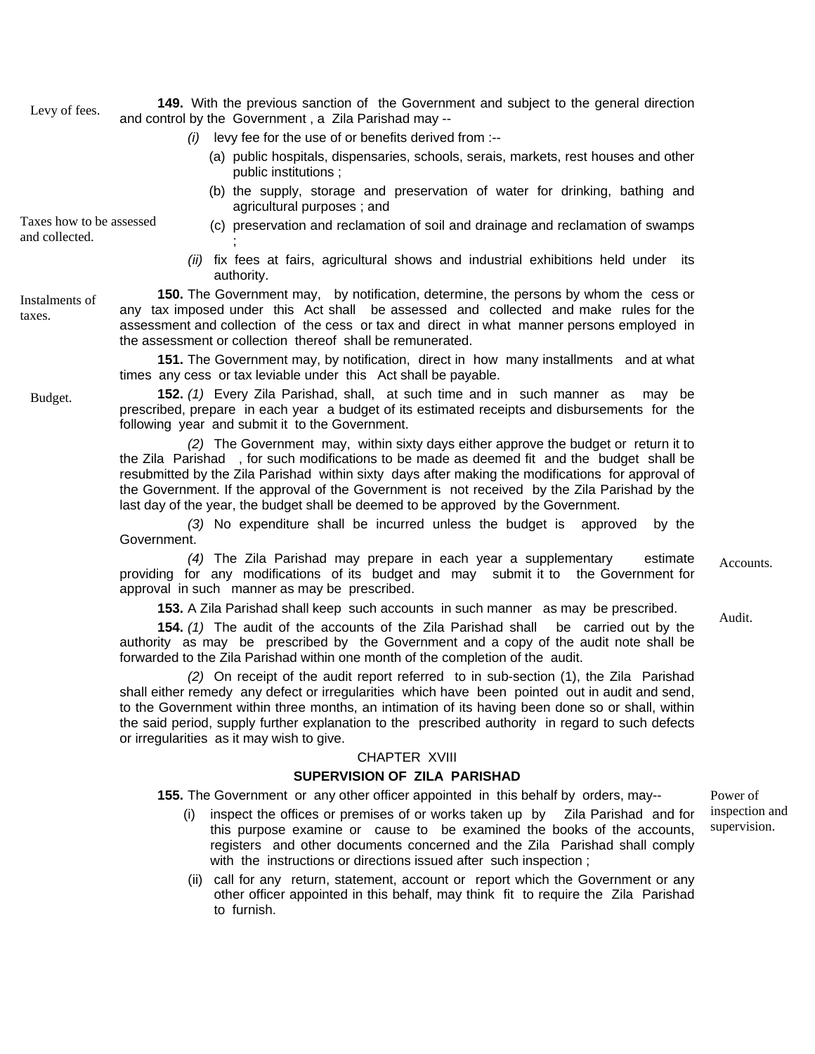**149.** With the previous sanction of the Government and subject to the general direction and control by the Government , a Zila Parishad may --

*Levy of fees.*

- *(i)* levy fee for the use of or benefits derived from :--
  - (a) public hospitals, dispensaries, schools, serais, markets, rest houses and other public institutions ;
  - (b) the supply, storage and preservation of water for drinking, bathing and agricultural purposes ; and
  - (c) preservation and reclamation of soil and drainage and reclamation of swamps ;
- *(ii)* fix fees at fairs, agricultural shows and industrial exhibitions held under its authority.

*Taxes how to be assessed and collected.*

**150.** The Government may, by notification, determine, the persons by whom the cess or any tax imposed under this Act shall be assessed and collected and make rules for the assessment and collection of the cess or tax and direct in what manner persons employed in the assessment or collection thereof shall be remunerated.

*Instalments of taxes.*

**151.** The Government may, by notification, direct in how many installments and at what times any cess or tax leviable under this Act shall be payable.

*Budget.*

**152.** *(1)* Every Zila Parishad, shall, at such time and in such manner as may be prescribed, prepare in each year a budget of its estimated receipts and disbursements for the following year and submit it to the Government.

*(2)* The Government may, within sixty days either approve the budget or return it to the Zila Parishad , for such modifications to be made as deemed fit and the budget shall be resubmitted by the Zila Parishad within sixty days after making the modifications for approval of the Government. If the approval of the Government is not received by the Zila Parishad by the last day of the year, the budget shall be deemed to be approved by the Government.

*(3)* No expenditure shall be incurred unless the budget is approved by the Government.

*(4)* The Zila Parishad may prepare in each year a supplementary estimate providing for any modifications of its budget and may submit it to the Government for approval in such manner as may be prescribed.

*Accounts.*

**153.** A Zila Parishad shall keep such accounts in such manner as may be prescribed.

*Audit.*

**154.** *(1)* The audit of the accounts of the Zila Parishad shall be carried out by the authority as may be prescribed by the Government and a copy of the audit note shall be forwarded to the Zila Parishad within one month of the completion of the audit.

*(2)* On receipt of the audit report referred to in sub-section (1), the Zila Parishad shall either remedy any defect or irregularities which have been pointed out in audit and send, to the Government within three months, an intimation of its having been done so or shall, within the said period, supply further explanation to the prescribed authority in regard to such defects or irregularities as it may wish to give.

## CHAPTER XVIII

## SUPERVISION OF ZILA PARISHAD

*Power of inspection and supervision.*

**155.** The Government or any other officer appointed in this behalf by orders, may--

- (i) inspect the offices or premises of or works taken up by Zila Parishad and for this purpose examine or cause to be examined the books of the accounts, registers and other documents concerned and the Zila Parishad shall comply with the instructions or directions issued after such inspection ;
- (ii) call for any return, statement, account or report which the Government or any other officer appointed in this behalf, may think fit to require the Zila Parishad to furnish.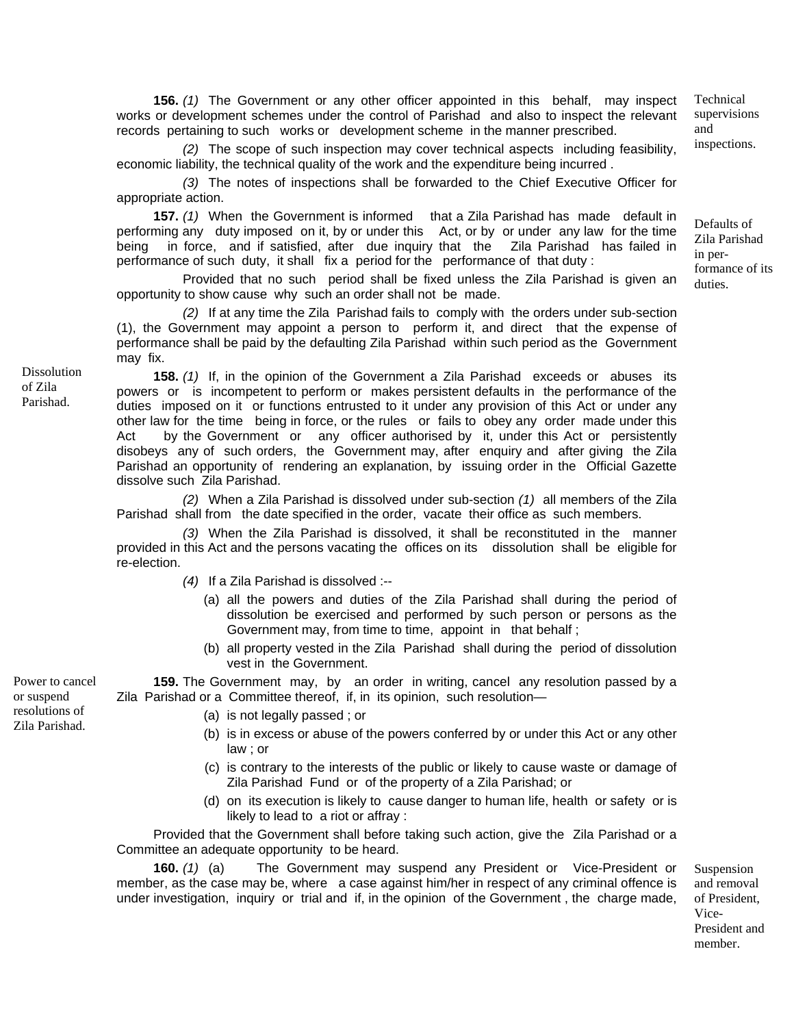**156.** *(1)* The Government or any other officer appointed in this behalf, may inspect works or development schemes under the control of Parishad and also to inspect the relevant records pertaining to such works or development scheme in the manner prescribed.

Technical supervisions and inspections.

*(2)* The scope of such inspection may cover technical aspects including feasibility, economic liability, the technical quality of the work and the expenditure being incurred .

*(3)* The notes of inspections shall be forwarded to the Chief Executive Officer for appropriate action.

**157.** *(1)* When the Government is informed that a Zila Parishad has made default in performing any duty imposed on it, by or under this Act, or by or under any law for the time being in force, and if satisfied, after due inquiry that the Zila Parishad has failed in performance of such duty, it shall fix a period for the performance of that duty :

Defaults of Zila Parishad in performance of its duties.

Provided that no such period shall be fixed unless the Zila Parishad is given an opportunity to show cause why such an order shall not be made.

*(2)* If at any time the Zila Parishad fails to comply with the orders under sub-section (1), the Government may appoint a person to perform it, and direct that the expense of performance shall be paid by the defaulting Zila Parishad within such period as the Government may fix.

Dissolution of Zila Parishad.

**158.** *(1)* If, in the opinion of the Government a Zila Parishad exceeds or abuses its powers or is incompetent to perform or makes persistent defaults in the performance of the duties imposed on it or functions entrusted to it under any provision of this Act or under any other law for the time being in force, or the rules or fails to obey any order made under this Act by the Government or any officer authorised by it, under this Act or persistently disobeys any of such orders, the Government may, after enquiry and after giving the Zila Parishad an opportunity of rendering an explanation, by issuing order in the Official Gazette dissolve such Zila Parishad.

*(2)* When a Zila Parishad is dissolved under sub-section *(1)* all members of the Zila Parishad shall from the date specified in the order, vacate their office as such members.

*(3)* When the Zila Parishad is dissolved, it shall be reconstituted in the manner provided in this Act and the persons vacating the offices on its dissolution shall be eligible for re-election.

*(4)* If a Zila Parishad is dissolved :--

(a) all the powers and duties of the Zila Parishad shall during the period of dissolution be exercised and performed by such person or persons as the Government may, from time to time, appoint in that behalf ;

(b) all property vested in the Zila Parishad shall during the period of dissolution vest in the Government.

Power to cancel or suspend resolutions of Zila Parishad.

**159.** The Government may, by an order in writing, cancel any resolution passed by a Zila Parishad or a Committee thereof, if, in its opinion, such resolution—

(a) is not legally passed ; or

(b) is in excess or abuse of the powers conferred by or under this Act or any other law ; or

(c) is contrary to the interests of the public or likely to cause waste or damage of Zila Parishad Fund or of the property of a Zila Parishad; or

(d) on its execution is likely to cause danger to human life, health or safety or is likely to lead to a riot or affray :

Provided that the Government shall before taking such action, give the Zila Parishad or a Committee an adequate opportunity to be heard.

**160.** *(1)* (a) The Government may suspend any President or Vice-President or member, as the case may be, where a case against him/her in respect of any criminal offence is under investigation, inquiry or trial and if, in the opinion of the Government , the charge made,

Suspension and removal of President, Vice-President and member.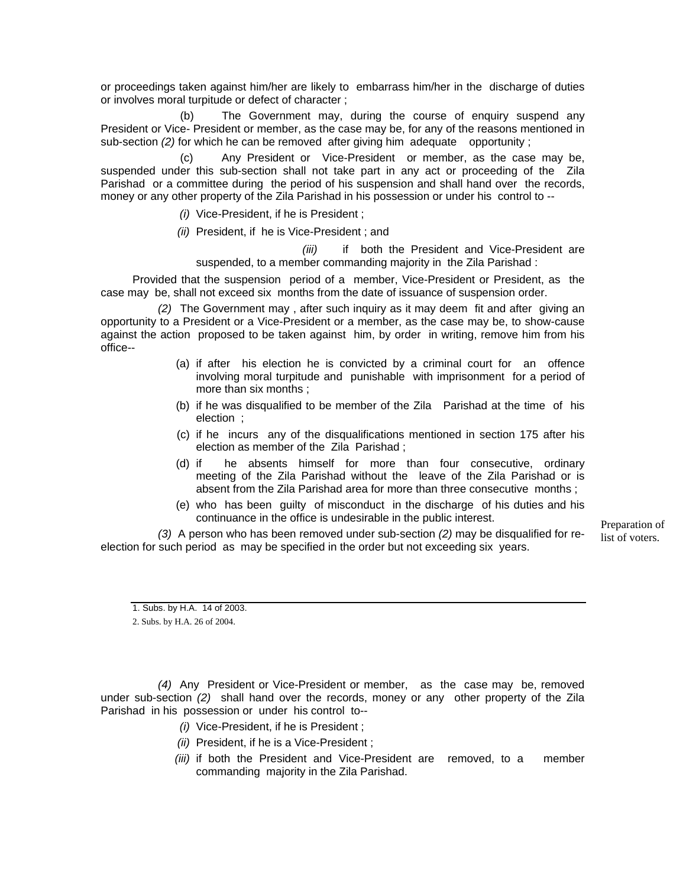or proceedings taken against him/her are likely to embarrass him/her in the discharge of duties or involves moral turpitude or defect of character ;

(b) The Government may, during the course of enquiry suspend any President or Vice- President or member, as the case may be, for any of the reasons mentioned in sub-section *(2)* for which he can be removed after giving him adequate opportunity ;

(c) Any President or Vice-President or member, as the case may be, suspended under this sub-section shall not take part in any act or proceeding of the Zila Parishad or a committee during the period of his suspension and shall hand over the records, money or any other property of the Zila Parishad in his possession or under his control to --

*(i)* Vice-President, if he is President ;

*(ii)* President, if he is Vice-President ; and

*(iii)* if both the President and Vice-President are suspended, to a member commanding majority in the Zila Parishad :

Provided that the suspension period of a member, Vice-President or President, as the case may be, shall not exceed six months from the date of issuance of suspension order.

*(2)* The Government may , after such inquiry as it may deem fit and after giving an opportunity to a President or a Vice-President or a member, as the case may be, to show-cause against the action proposed to be taken against him, by order in writing, remove him from his office--

(a) if after his election he is convicted by a criminal court for an offence involving moral turpitude and punishable with imprisonment for a period of more than six months ;

(b) if he was disqualified to be member of the Zila Parishad at the time of his election ;

(c) if he incurs any of the disqualifications mentioned in section 175 after his election as member of the Zila Parishad ;

(d) if he absents himself for more than four consecutive, ordinary meeting of the Zila Parishad without the leave of the Zila Parishad or is absent from the Zila Parishad area for more than three consecutive months ;

(e) who has been guilty of misconduct in the discharge of his duties and his continuance in the office is undesirable in the public interest.

*(3)* A person who has been removed under sub-section *(2)* may be disqualified for re-election for such period as may be specified in the order but not exceeding six years.

Preparation of list of voters.

1. Subs. by H.A. 14 of 2003.

2. Subs. by H.A. 26 of 2004.

*(4)* Any President or Vice-President or member, as the case may be, removed under sub-section *(2)* shall hand over the records, money or any other property of the Zila Parishad in his possession or under his control to--

*(i)* Vice-President, if he is President ;

*(ii)* President, if he is a Vice-President ;

*(iii)* if both the President and Vice-President are removed, to a member commanding majority in the Zila Parishad.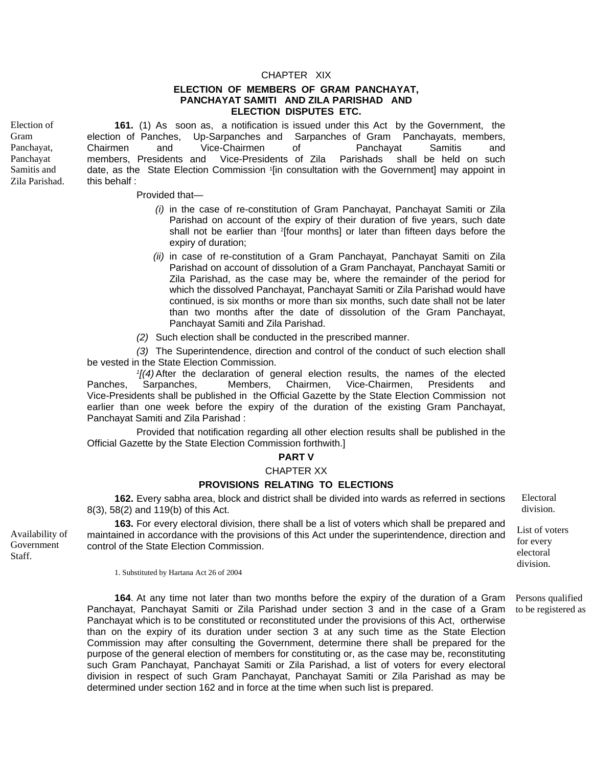CHAPTER XIX

## ELECTION OF MEMBERS OF GRAM PANCHAYAT, PANCHAYAT SAMITI AND ZILA PARISHAD AND ELECTION DISPUTES ETC.

Election of Gram Panchayat, Panchayat Samitis and Zila Parishad.

**161.** (1) As soon as, a notification is issued under this Act by the Government, the election of Panches, Up-Sarpanches and Sarpanches of Gram Panchayats, members, Chairmen and Vice-Chairmen of Panchayat Samitis and members, Presidents and Vice-Presidents of Zila Parishads shall be held on such date, as the State Election Commission [1][in consultation with the Government] may appoint in this behalf :

Provided that—

*(i)* in the case of re-constitution of Gram Panchayat, Panchayat Samiti or Zila Parishad on account of the expiry of their duration of five years, such date shall not be earlier than [2][four months] or later than fifteen days before the expiry of duration;

*(ii)* in case of re-constitution of a Gram Panchayat, Panchayat Samiti on Zila Parishad on account of dissolution of a Gram Panchayat, Panchayat Samiti or Zila Parishad, as the case may be, where the remainder of the period for which the dissolved Panchayat, Panchayat Samiti or Zila Parishad would have continued, is six months or more than six months, such date shall not be later than two months after the date of dissolution of the Gram Panchayat, Panchayat Samiti and Zila Parishad.

*(2)* Such election shall be conducted in the prescribed manner.

*(3)* The Superintendence, direction and control of the conduct of such election shall be vested in the State Election Commission.

[1][*(4)* After the declaration of general election results, the names of the elected Panches, Sarpanches, Members, Chairmen, Vice-Chairmen, Presidents and Vice-Presidents shall be published in the Official Gazette by the State Election Commission not earlier than one week before the expiry of the duration of the existing Gram Panchayat, Panchayat Samiti and Zila Parishad :

Provided that notification regarding all other election results shall be published in the Official Gazette by the State Election Commission forthwith.]

**PART V**

CHAPTER XX

## PROVISIONS RELATING TO ELECTIONS

Electoral division.

**162.** Every sabha area, block and district shall be divided into wards as referred in sections 8(3), 58(2) and 119(b) of this Act.

List of voters for every electoral division.

**163.** For every electoral division, there shall be a list of voters which shall be prepared and maintained in accordance with the provisions of this Act under the superintendence, direction and control of the State Election Commission.

Availability of Government Staff.

1. Substituted by Hartana Act 26 of 2004

Persons qualified to be registered as

**164**. At any time not later than two months before the expiry of the duration of a Gram Panchayat, Panchayat Samiti or Zila Parishad under section 3 and in the case of a Gram Panchayat which is to be constituted or reconstituted under the provisions of this Act, otherwise than on the expiry of its duration under section 3 at any such time as the State Election Commission may after consulting the Government, determine there shall be prepared for the purpose of the general election of members for constituting or, as the case may be, reconstituting such Gram Panchayat, Panchayat Samiti or Zila Parishad, a list of voters for every electoral division in respect of such Gram Panchayat, Panchayat Samiti or Zila Parishad as may be determined under section 162 and in force at the time when such list is prepared.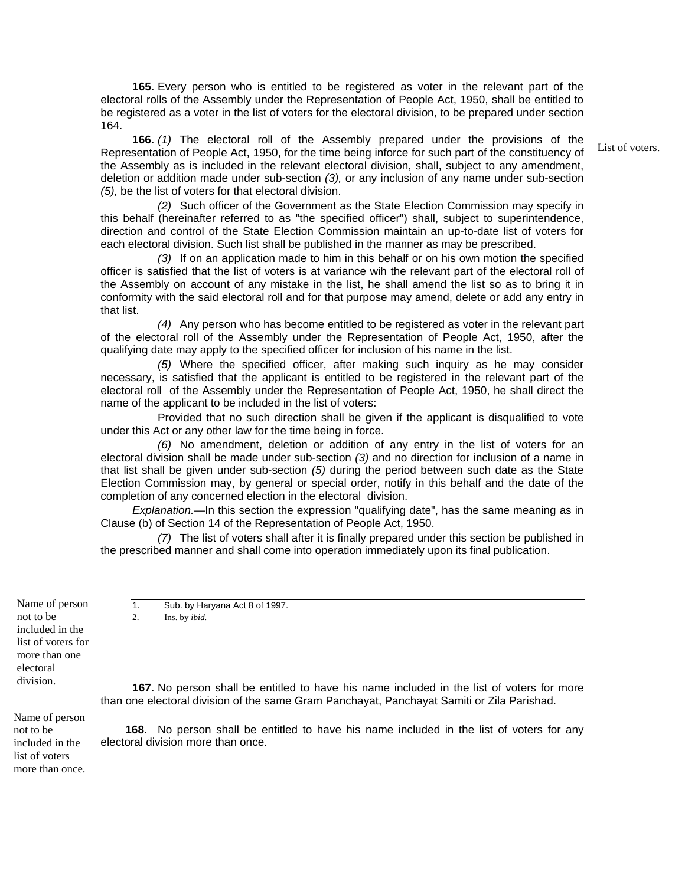**165.** Every person who is entitled to be registered as voter in the relevant part of the electoral rolls of the Assembly under the Representation of People Act, 1950, shall be entitled to be registered as a voter in the list of voters for the electoral division, to be prepared under section 164.

List of voters.

**166.** *(1)* The electoral roll of the Assembly prepared under the provisions of the Representation of People Act, 1950, for the time being inforce for such part of the constituency of the Assembly as is included in the relevant electoral division, shall, subject to any amendment, deletion or addition made under sub-section *(3),* or any inclusion of any name under sub-section *(5),* be the list of voters for that electoral division.

*(2)* Such officer of the Government as the State Election Commission may specify in this behalf (hereinafter referred to as "the specified officer") shall, subject to superintendence, direction and control of the State Election Commission maintain an up-to-date list of voters for each electoral division. Such list shall be published in the manner as may be prescribed.

*(3)* If on an application made to him in this behalf or on his own motion the specified officer is satisfied that the list of voters is at variance wih the relevant part of the electoral roll of the Assembly on account of any mistake in the list, he shall amend the list so as to bring it in conformity with the said electoral roll and for that purpose may amend, delete or add any entry in that list.

*(4)* Any person who has become entitled to be registered as voter in the relevant part of the electoral roll of the Assembly under the Representation of People Act, 1950, after the qualifying date may apply to the specified officer for inclusion of his name in the list.

*(5)* Where the specified officer, after making such inquiry as he may consider necessary, is satisfied that the applicant is entitled to be registered in the relevant part of the electoral roll of the Assembly under the Representation of People Act, 1950, he shall direct the name of the applicant to be included in the list of voters:

Provided that no such direction shall be given if the applicant is disqualified to vote under this Act or any other law for the time being in force.

*(6)* No amendment, deletion or addition of any entry in the list of voters for an electoral division shall be made under sub-section *(3)* and no direction for inclusion of a name in that list shall be given under sub-section *(5)* during the period between such date as the State Election Commission may, by general or special order, notify in this behalf and the date of the completion of any concerned election in the electoral division.

*Explanation.*—In this section the expression "qualifying date", has the same meaning as in Clause (b) of Section 14 of the Representation of People Act, 1950.

*(7)* The list of voters shall after it is finally prepared under this section be published in the prescribed manner and shall come into operation immediately upon its final publication.

Name of person not to be included in the list of voters for more than one electoral division.

**167.** No person shall be entitled to have his name included in the list of voters for more than one electoral division of the same Gram Panchayat, Panchayat Samiti or Zila Parishad.

Name of person not to be included in the list of voters more than once.

**168.** No person shall be entitled to have his name included in the list of voters for any electoral division more than once.

---

1. Sub. by Haryana Act 8 of 1997.
2. Ins. by *ibid.*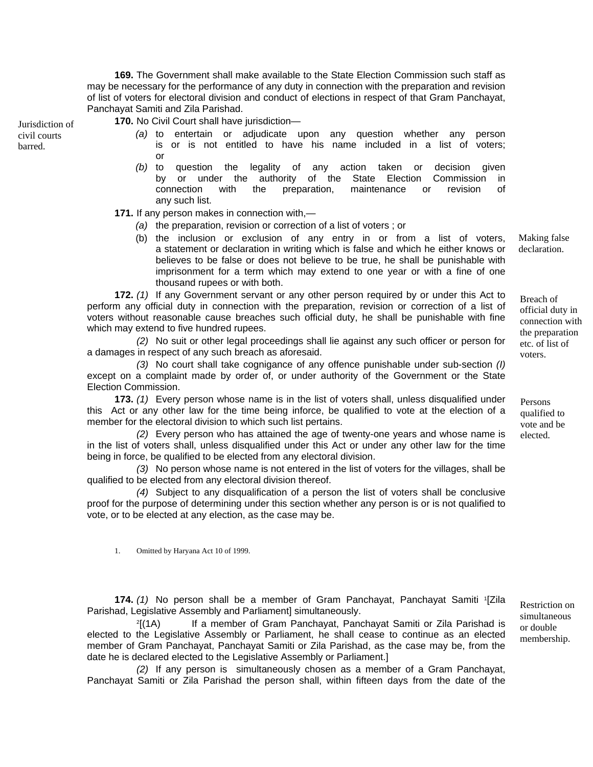**169.** The Government shall make available to the State Election Commission such staff as may be necessary for the performance of any duty in connection with the preparation and revision of list of voters for electoral division and conduct of elections in respect of that Gram Panchayat, Panchayat Samiti and Zila Parishad.

Jurisdiction of civil courts barred.

**170.** No Civil Court shall have jurisdiction—

*(a)* to entertain or adjudicate upon any question whether any person is or is not entitled to have his name included in a list of voters; or

*(b)* to question the legality of any action taken or decision given by or under the authority of the State Election Commission in connection with the preparation, maintenance or revision of any such list.

Making false declaration.

**171.** If any person makes in connection with,—

*(a)* the preparation, revision or correction of a list of voters ; or

(b) the inclusion or exclusion of any entry in or from a list of voters, a statement or declaration in writing which is false and which he either knows or believes to be false or does not believe to be true, he shall be punishable with imprisonment for a term which may extend to one year or with a fine of one thousand rupees or with both.

Breach of official duty in connection with the preparation etc. of list of voters.

**172.** *(1)* If any Government servant or any other person required by or under this Act to perform any official duty in connection with the preparation, revision or correction of a list of voters without reasonable cause breaches such official duty, he shall be punishable with fine which may extend to five hundred rupees.

*(2)* No suit or other legal proceedings shall lie against any such officer or person for a damages in respect of any such breach as aforesaid.

*(3)* No court shall take cognigance of any offence punishable under sub-section *(I)* except on a complaint made by order of, or under authority of the Government or the State Election Commission.

Persons qualified to vote and be elected.

**173.** *(1)* Every person whose name is in the list of voters shall, unless disqualified under this Act or any other law for the time being inforce, be qualified to vote at the election of a member for the electoral division to which such list pertains.

*(2)* Every person who has attained the age of twenty-one years and whose name is in the list of voters shall, unless disqualified under this Act or under any other law for the time being in force, be qualified to be elected from any electoral division.

*(3)* No person whose name is not entered in the list of voters for the villages, shall be qualified to be elected from any electoral division thereof.

*(4)* Subject to any disqualification of a person the list of voters shall be conclusive proof for the purpose of determining under this section whether any person is or is not qualified to vote, or to be elected at any election, as the case may be.

1. Omitted by Haryana Act 10 of 1999.

Restriction on simultaneous or double membership.

**174.** *(1)* No person shall be a member of Gram Panchayat, Panchayat Samiti [1][Zila Parishad, Legislative Assembly and Parliament] simultaneously.

[2][(1A) If a member of Gram Panchayat, Panchayat Samiti or Zila Parishad is elected to the Legislative Assembly or Parliament, he shall cease to continue as an elected member of Gram Panchayat, Panchayat Samiti or Zila Parishad, as the case may be, from the date he is declared elected to the Legislative Assembly or Parliament.]

*(2)* If any person is simultaneously chosen as a member of a Gram Panchayat, Panchayat Samiti or Zila Parishad the person shall, within fifteen days from the date of the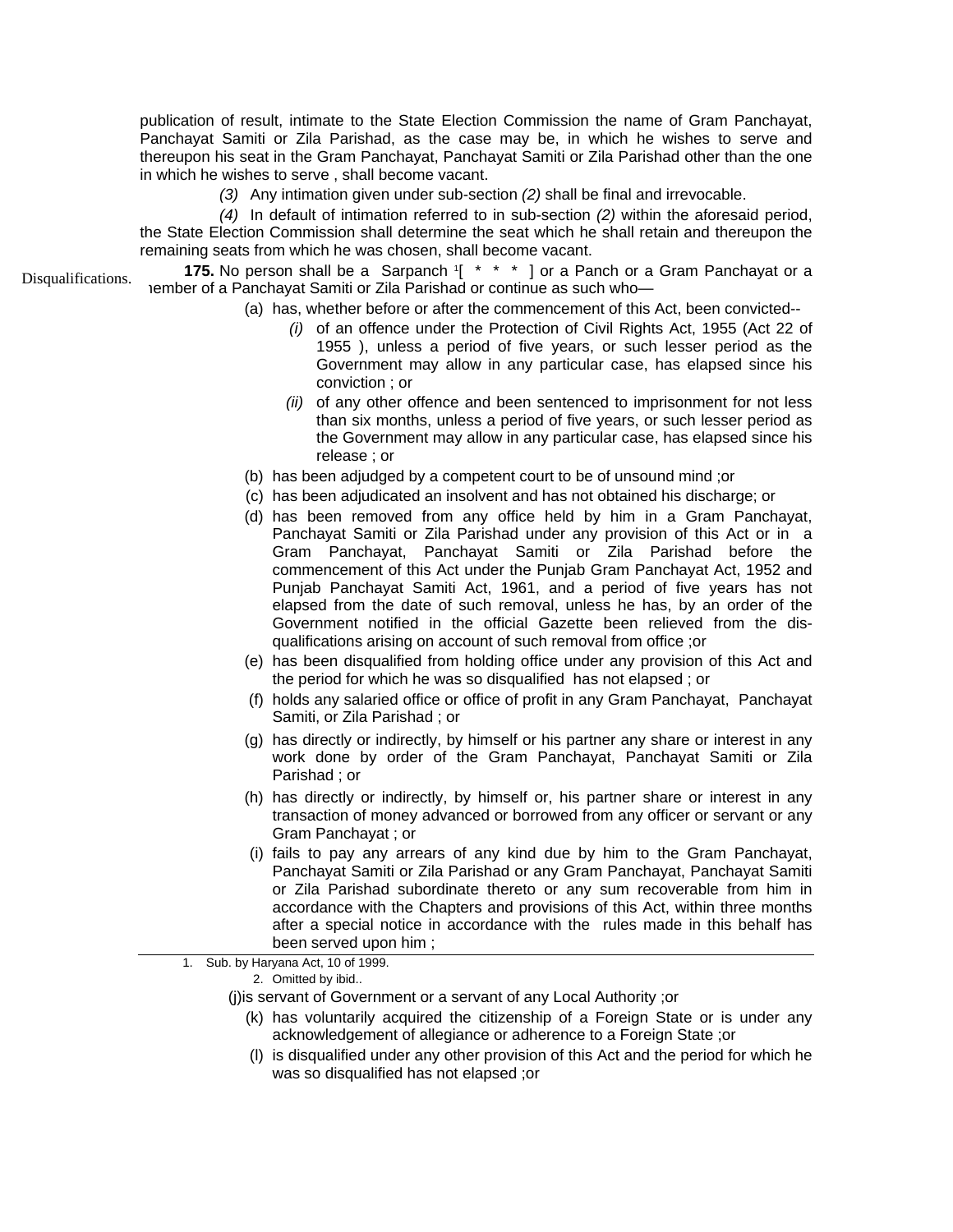publication of result, intimate to the State Election Commission the name of Gram Panchayat, Panchayat Samiti or Zila Parishad, as the case may be, in which he wishes to serve and thereupon his seat in the Gram Panchayat, Panchayat Samiti or Zila Parishad other than the one in which he wishes to serve , shall become vacant.

*(3)* Any intimation given under sub-section *(2)* shall be final and irrevocable.

*(4)* In default of intimation referred to in sub-section *(2)* within the aforesaid period, the State Election Commission shall determine the seat which he shall retain and thereupon the remaining seats from which he was chosen, shall become vacant.

Disqualifications.

**175.** No person shall be a Sarpanch [1][ * * * ] or a Panch or a Gram Panchayat or a member of a Panchayat Samiti or Zila Parishad or continue as such who—

(a) has, whether before or after the commencement of this Act, been convicted--

*(i)* of an offence under the Protection of Civil Rights Act, 1955 (Act 22 of 1955 ), unless a period of five years, or such lesser period as the Government may allow in any particular case, has elapsed since his conviction ; or

*(ii)* of any other offence and been sentenced to imprisonment for not less than six months, unless a period of five years, or such lesser period as the Government may allow in any particular case, has elapsed since his release ; or

(b) has been adjudged by a competent court to be of unsound mind ;or

(c) has been adjudicated an insolvent and has not obtained his discharge; or

(d) has been removed from any office held by him in a Gram Panchayat, Panchayat Samiti or Zila Parishad under any provision of this Act or in a Gram Panchayat, Panchayat Samiti or Zila Parishad before the commencement of this Act under the Punjab Gram Panchayat Act, 1952 and Punjab Panchayat Samiti Act, 1961, and a period of five years has not elapsed from the date of such removal, unless he has, by an order of the Government notified in the official Gazette been relieved from the dis-qualifications arising on account of such removal from office ;or

(e) has been disqualified from holding office under any provision of this Act and the period for which he was so disqualified has not elapsed ; or

(f) holds any salaried office or office of profit in any Gram Panchayat, Panchayat Samiti, or Zila Parishad ; or

(g) has directly or indirectly, by himself or his partner any share or interest in any work done by order of the Gram Panchayat, Panchayat Samiti or Zila Parishad ; or

(h) has directly or indirectly, by himself or, his partner share or interest in any transaction of money advanced or borrowed from any officer or servant or any Gram Panchayat ; or

(i) fails to pay any arrears of any kind due by him to the Gram Panchayat, Panchayat Samiti or Zila Parishad or any Gram Panchayat, Panchayat Samiti or Zila Parishad subordinate thereto or any sum recoverable from him in accordance with the Chapters and provisions of this Act, within three months after a special notice in accordance with the rules made in this behalf has been served upon him ;

1. Sub. by Haryana Act, 10 of 1999.
2. Omitted by ibid..

(j)is servant of Government or a servant of any Local Authority ;or

(k) has voluntarily acquired the citizenship of a Foreign State or is under any acknowledgement of allegiance or adherence to a Foreign State ;or

(l) is disqualified under any other provision of this Act and the period for which he was so disqualified has not elapsed ;or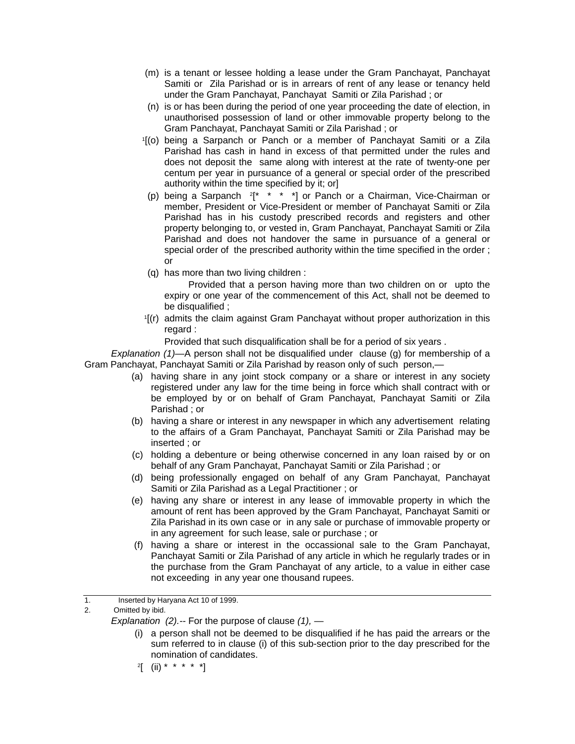(m) is a tenant or lessee holding a lease under the Gram Panchayat, Panchayat Samiti or Zila Parishad or is in arrears of rent of any lease or tenancy held under the Gram Panchayat, Panchayat Samiti or Zila Parishad ; or

(n) is or has been during the period of one year proceeding the date of election, in unauthorised possession of land or other immovable property belong to the Gram Panchayat, Panchayat Samiti or Zila Parishad ; or

[1][(o) being a Sarpanch or Panch or a member of Panchayat Samiti or a Zila Parishad has cash in hand in excess of that permitted under the rules and does not deposit the same along with interest at the rate of twenty-one per centum per year in pursuance of a general or special order of the prescribed authority within the time specified by it; or]

(p) being a Sarpanch [2][* * * *] or Panch or a Chairman, Vice-Chairman or member, President or Vice-President or member of Panchayat Samiti or Zila Parishad has in his custody prescribed records and registers and other property belonging to, or vested in, Gram Panchayat, Panchayat Samiti or Zila Parishad and does not handover the same in pursuance of a general or special order of the prescribed authority within the time specified in the order ; or

(q) has more than two living children :

Provided that a person having more than two children on or upto the expiry or one year of the commencement of this Act, shall not be deemed to be disqualified ;

[1][(r) admits the claim against Gram Panchayat without proper authorization in this regard :

Provided that such disqualification shall be for a period of six years .

*Explanation (1)*—A person shall not be disqualified under clause (g) for membership of a Gram Panchayat, Panchayat Samiti or Zila Parishad by reason only of such person,—

(a) having share in any joint stock company or a share or interest in any society registered under any law for the time being in force which shall contract with or be employed by or on behalf of Gram Panchayat, Panchayat Samiti or Zila Parishad ; or

(b) having a share or interest in any newspaper in which any advertisement relating to the affairs of a Gram Panchayat, Panchayat Samiti or Zila Parishad may be inserted ; or

(c) holding a debenture or being otherwise concerned in any loan raised by or on behalf of any Gram Panchayat, Panchayat Samiti or Zila Parishad ; or

(d) being professionally engaged on behalf of any Gram Panchayat, Panchayat Samiti or Zila Parishad as a Legal Practitioner ; or

(e) having any share or interest in any lease of immovable property in which the amount of rent has been approved by the Gram Panchayat, Panchayat Samiti or Zila Parishad in its own case or in any sale or purchase of immovable property or in any agreement for such lease, sale or purchase ; or

(f) having a share or interest in the occassional sale to the Gram Panchayat, Panchayat Samiti or Zila Parishad of any article in which he regularly trades or in the purchase from the Gram Panchayat of any article, to a value in either case not exceeding in any year one thousand rupees.

---

1. Inserted by Haryana Act 10 of 1999.
2. Omitted by ibid.

*Explanation (2).*-- For the purpose of clause *(1),* —

(i) a person shall not be deemed to be disqualified if he has paid the arrears or the sum referred to in clause (i) of this sub-section prior to the day prescribed for the nomination of candidates.

[2][ (ii) * * * * *]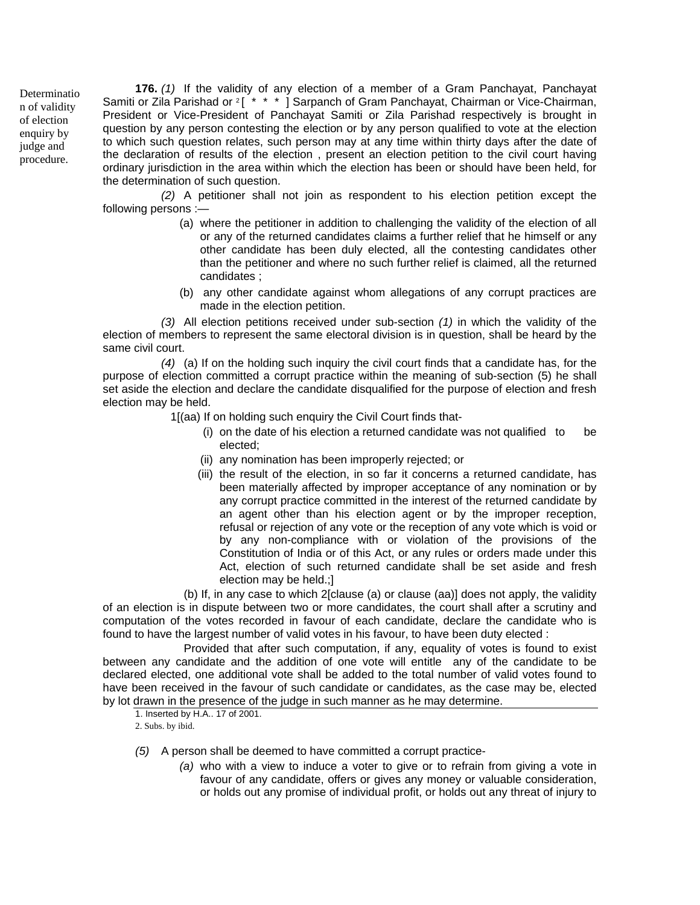Determination of validity of election enquiry by judge and procedure.

**176.** *(1)* If the validity of any election of a member of a Gram Panchayat, Panchayat Samiti or Zila Parishad or [2] [ * * * ] Sarpanch of Gram Panchayat, Chairman or Vice-Chairman, President or Vice-President of Panchayat Samiti or Zila Parishad respectively is brought in question by any person contesting the election or by any person qualified to vote at the election to which such question relates, such person may at any time within thirty days after the date of the declaration of results of the election , present an election petition to the civil court having ordinary jurisdiction in the area within which the election has been or should have been held, for the determination of such question.

*(2)* A petitioner shall not join as respondent to his election petition except the following persons :—

(a) where the petitioner in addition to challenging the validity of the election of all or any of the returned candidates claims a further relief that he himself or any other candidate has been duly elected, all the contesting candidates other than the petitioner and where no such further relief is claimed, all the returned candidates ;

(b) any other candidate against whom allegations of any corrupt practices are made in the election petition.

*(3)* All election petitions received under sub-section *(1)* in which the validity of the election of members to represent the same electoral division is in question, shall be heard by the same civil court.

*(4)* (a) If on the holding such inquiry the civil court finds that a candidate has, for the purpose of election committed a corrupt practice within the meaning of sub-section (5) he shall set aside the election and declare the candidate disqualified for the purpose of election and fresh election may be held.

1[(aa) If on holding such enquiry the Civil Court finds that-

(i) on the date of his election a returned candidate was not qualified to be elected;

(ii) any nomination has been improperly rejected; or

(iii) the result of the election, in so far it concerns a returned candidate, has been materially affected by improper acceptance of any nomination or by any corrupt practice committed in the interest of the returned candidate by an agent other than his election agent or by the improper reception, refusal or rejection of any vote or the reception of any vote which is void or by any non-compliance with or violation of the provisions of the Constitution of India or of this Act, or any rules or orders made under this Act, election of such returned candidate shall be set aside and fresh election may be held.;]

(b) If, in any case to which 2[clause (a) or clause (aa)] does not apply, the validity of an election is in dispute between two or more candidates, the court shall after a scrutiny and computation of the votes recorded in favour of each candidate, declare the candidate who is found to have the largest number of valid votes in his favour, to have been duty elected :

Provided that after such computation, if any, equality of votes is found to exist between any candidate and the addition of one vote will entitle any of the candidate to be declared elected, one additional vote shall be added to the total number of valid votes found to have been received in the favour of such candidate or candidates, as the case may be, elected by lot drawn in the presence of the judge in such manner as he may determine.

1. Inserted by H.A.. 17 of 2001.
2. Subs. by ibid.

*(5)* A person shall be deemed to have committed a corrupt practice-

*(a)* who with a view to induce a voter to give or to refrain from giving a vote in favour of any candidate, offers or gives any money or valuable consideration, or holds out any promise of individual profit, or holds out any threat of injury to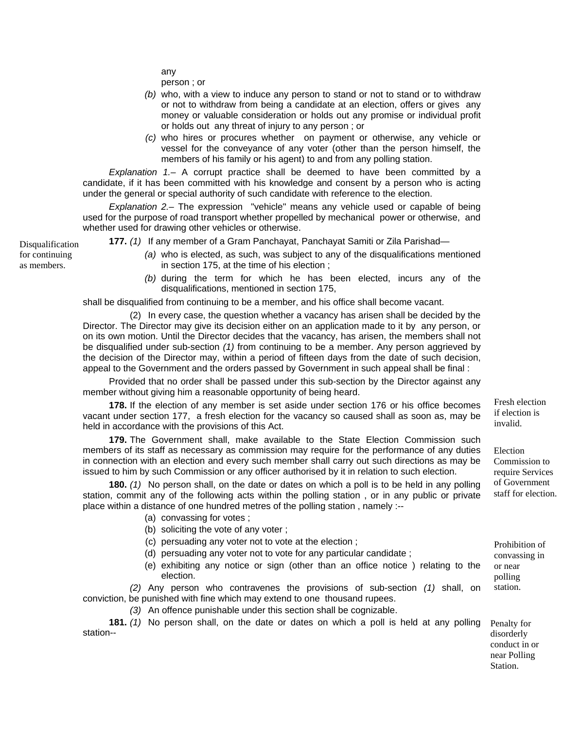any person ; or

*(b)* who, with a view to induce any person to stand or not to stand or to withdraw or not to withdraw from being a candidate at an election, offers or gives any money or valuable consideration or holds out any promise or individual profit or holds out any threat of injury to any person ; or

*(c)* who hires or procures whether on payment or otherwise, any vehicle or vessel for the conveyance of any voter (other than the person himself, the members of his family or his agent) to and from any polling station.

*Explanation 1.*– A corrupt practice shall be deemed to have been committed by a candidate, if it has been committed with his knowledge and consent by a person who is acting under the general or special authority of such candidate with reference to the election.

*Explanation 2.*– The expression "vehicle" means any vehicle used or capable of being used for the purpose of road transport whether propelled by mechanical power or otherwise, and whether used for drawing other vehicles or otherwise.

Disqualification for continuing as members.

**177.** *(1)* If any member of a Gram Panchayat, Panchayat Samiti or Zila Parishad—

*(a)* who is elected, as such, was subject to any of the disqualifications mentioned in section 175, at the time of his election ;

*(b)* during the term for which he has been elected, incurs any of the disqualifications, mentioned in section 175,

shall be disqualified from continuing to be a member, and his office shall become vacant.

(2) In every case, the question whether a vacancy has arisen shall be decided by the Director. The Director may give its decision either on an application made to it by any person, or on its own motion. Until the Director decides that the vacancy, has arisen, the members shall not be disqualified under sub-section *(1)* from continuing to be a member. Any person aggrieved by the decision of the Director may, within a period of fifteen days from the date of such decision, appeal to the Government and the orders passed by Government in such appeal shall be final :

Provided that no order shall be passed under this sub-section by the Director against any member without giving him a reasonable opportunity of being heard.

Fresh election if election is invalid.

**178.** If the election of any member is set aside under section 176 or his office becomes vacant under section 177, a fresh election for the vacancy so caused shall as soon as, may be held in accordance with the provisions of this Act.

Election Commission to require Services of Government staff for election.

**179.** The Government shall, make available to the State Election Commission such members of its staff as necessary as commission may require for the performance of any duties in connection with an election and every such member shall carry out such directions as may be issued to him by such Commission or any officer authorised by it in relation to such election.

Prohibition of convassing in or near polling station.

**180.** *(1)* No person shall, on the date or dates on which a poll is to be held in any polling station, commit any of the following acts within the polling station , or in any public or private place within a distance of one hundred metres of the polling station , namely :--

(a) convassing for votes ;

(b) soliciting the vote of any voter ;

(c) persuading any voter not to vote at the election ;

(d) persuading any voter not to vote for any particular candidate ;

(e) exhibiting any notice or sign (other than an office notice ) relating to the election.

*(2)* Any person who contravenes the provisions of sub-section *(1)* shall, on conviction, be punished with fine which may extend to one thousand rupees.

*(3)* An offence punishable under this section shall be cognizable.

Penalty for disorderly conduct in or near Polling Station.

**181.** *(1)* No person shall, on the date or dates on which a poll is held at any polling station--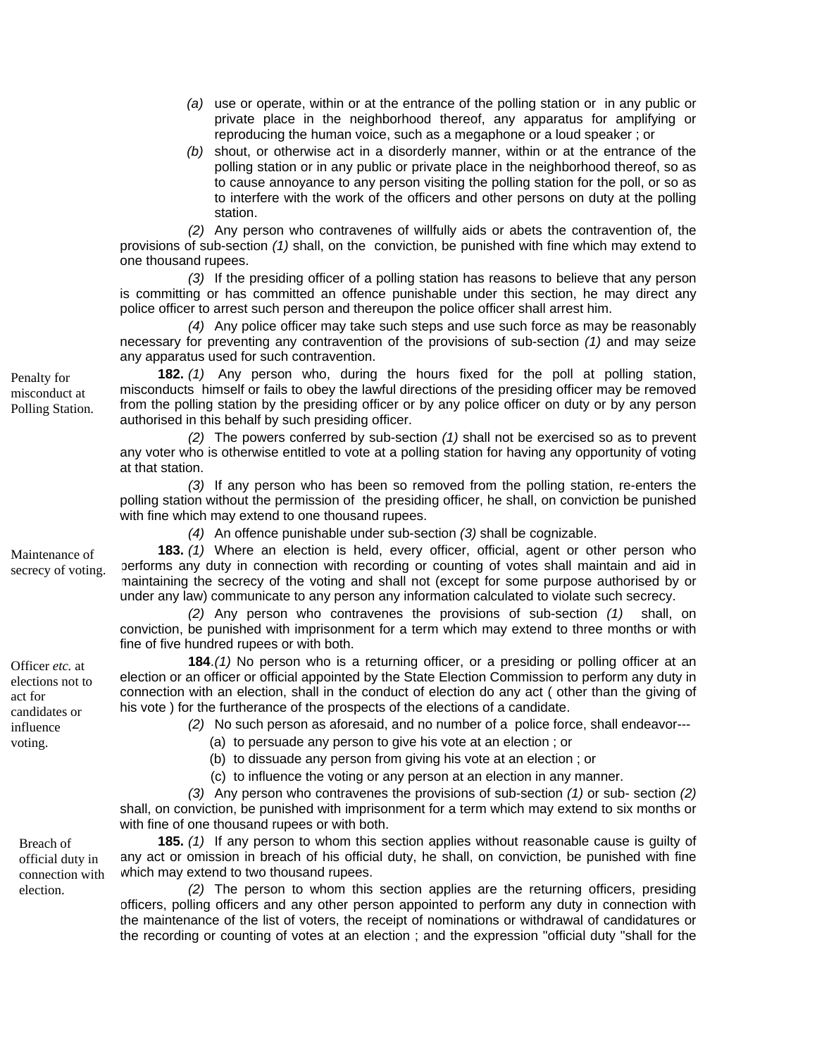(a) use or operate, within or at the entrance of the polling station or in any public or private place in the neighborhood thereof, any apparatus for amplifying or reproducing the human voice, such as a megaphone or a loud speaker ; or

(b) shout, or otherwise act in a disorderly manner, within or at the entrance of the polling station or in any public or private place in the neighborhood thereof, so as to cause annoyance to any person visiting the polling station for the poll, or so as to interfere with the work of the officers and other persons on duty at the polling station.

*(2)* Any person who contravenes of willfully aids or abets the contravention of, the provisions of sub-section *(1)* shall, on the conviction, be punished with fine which may extend to one thousand rupees.

*(3)* If the presiding officer of a polling station has reasons to believe that any person is committing or has committed an offence punishable under this section, he may direct any police officer to arrest such person and thereupon the police officer shall arrest him.

*(4)* Any police officer may take such steps and use such force as may be reasonably necessary for preventing any contravention of the provisions of sub-section *(1)* and may seize any apparatus used for such contravention.

Penalty for misconduct at Polling Station.

**182.** *(1)* Any person who, during the hours fixed for the poll at polling station, misconducts himself or fails to obey the lawful directions of the presiding officer may be removed from the polling station by the presiding officer or by any police officer on duty or by any person authorised in this behalf by such presiding officer.

*(2)* The powers conferred by sub-section *(1)* shall not be exercised so as to prevent any voter who is otherwise entitled to vote at a polling station for having any opportunity of voting at that station.

*(3)* If any person who has been so removed from the polling station, re-enters the polling station without the permission of the presiding officer, he shall, on conviction be punished with fine which may extend to one thousand rupees.

*(4)* An offence punishable under sub-section *(3)* shall be cognizable.

Maintenance of secrecy of voting.

**183.** *(1)* Where an election is held, every officer, official, agent or other person who performs any duty in connection with recording or counting of votes shall maintain and aid in maintaining the secrecy of the voting and shall not (except for some purpose authorised by or under any law) communicate to any person any information calculated to violate such secrecy.

*(2)* Any person who contravenes the provisions of sub-section *(1)* shall, on conviction, be punished with imprisonment for a term which may extend to three months or with fine of five hundred rupees or with both.

Officer *etc.* at elections not to act for candidates or influence voting.

**184**.*(1)* No person who is a returning officer, or a presiding or polling officer at an election or an officer or official appointed by the State Election Commission to perform any duty in connection with an election, shall in the conduct of election do any act ( other than the giving of his vote ) for the furtherance of the prospects of the elections of a candidate.

*(2)* No such person as aforesaid, and no number of a police force, shall endeavor---

(a) to persuade any person to give his vote at an election ; or

(b) to dissuade any person from giving his vote at an election ; or

(c) to influence the voting or any person at an election in any manner.

*(3)* Any person who contravenes the provisions of sub-section *(1)* or sub- section *(2)* shall, on conviction, be punished with imprisonment for a term which may extend to six months or with fine of one thousand rupees or with both.

Breach of official duty in connection with election.

**185.** *(1)* If any person to whom this section applies without reasonable cause is guilty of any act or omission in breach of his official duty, he shall, on conviction, be punished with fine which may extend to two thousand rupees.

*(2)* The person to whom this section applies are the returning officers, presiding officers, polling officers and any other person appointed to perform any duty in connection with the maintenance of the list of voters, the receipt of nominations or withdrawal of candidatures or the recording or counting of votes at an election ; and the expression "official duty "shall for the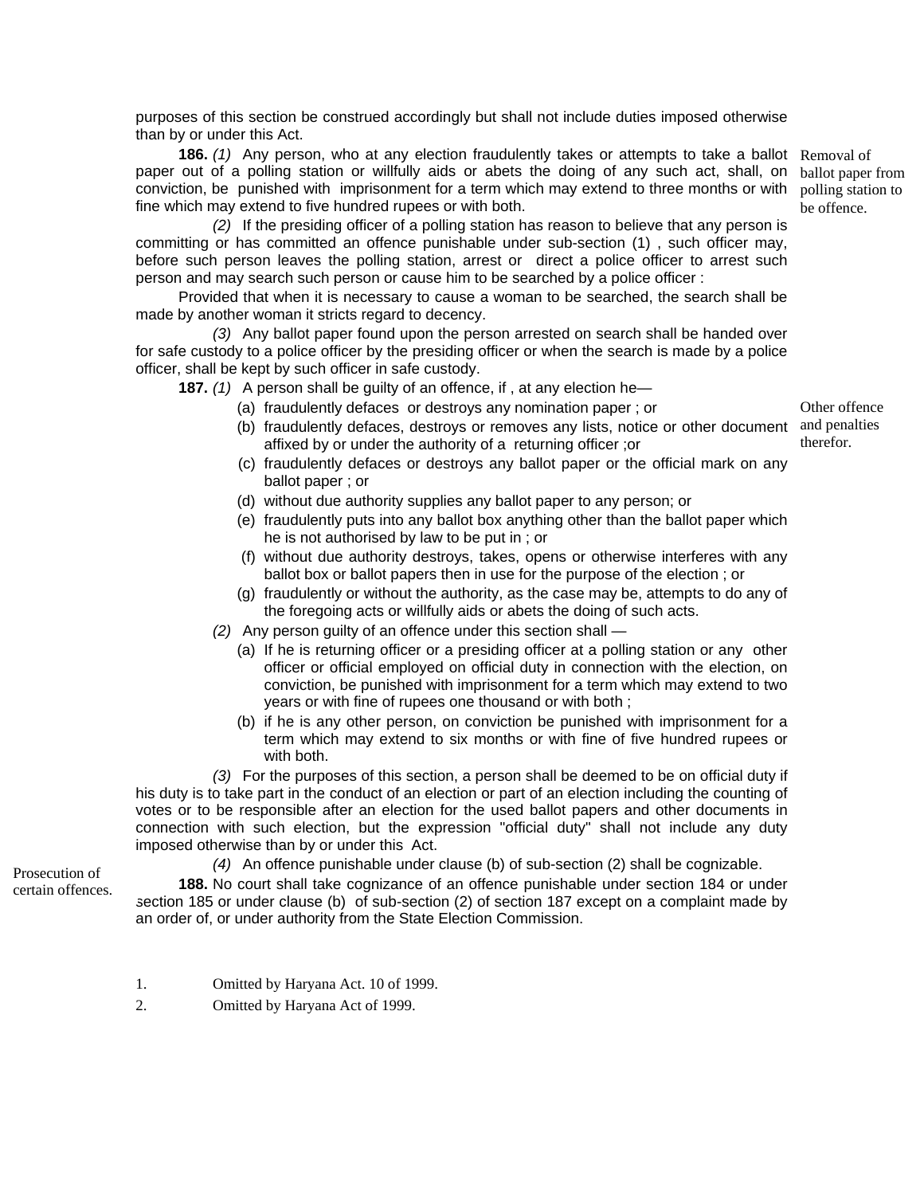purposes of this section be construed accordingly but shall not include duties imposed otherwise than by or under this Act.

*Removal of ballot paper from polling station to be offence.*

**186.** *(1)* Any person, who at any election fraudulently takes or attempts to take a ballot paper out of a polling station or willfully aids or abets the doing of any such act, shall, on conviction, be punished with imprisonment for a term which may extend to three months or with fine which may extend to five hundred rupees or with both.

*(2)* If the presiding officer of a polling station has reason to believe that any person is committing or has committed an offence punishable under sub-section (1) , such officer may, before such person leaves the polling station, arrest or direct a police officer to arrest such person and may search such person or cause him to be searched by a police officer :

Provided that when it is necessary to cause a woman to be searched, the search shall be made by another woman it stricts regard to decency.

*(3)* Any ballot paper found upon the person arrested on search shall be handed over for safe custody to a police officer by the presiding officer or when the search is made by a police officer, shall be kept by such officer in safe custody.

*Other offence and penalties therefor.*

**187.** *(1)* A person shall be guilty of an offence, if , at any election he—

(a) fraudulently defaces or destroys any nomination paper ; or

(b) fraudulently defaces, destroys or removes any lists, notice or other document affixed by or under the authority of a returning officer ;or

(c) fraudulently defaces or destroys any ballot paper or the official mark on any ballot paper ; or

(d) without due authority supplies any ballot paper to any person; or

(e) fraudulently puts into any ballot box anything other than the ballot paper which he is not authorised by law to be put in ; or

(f) without due authority destroys, takes, opens or otherwise interferes with any ballot box or ballot papers then in use for the purpose of the election ; or

(g) fraudulently or without the authority, as the case may be, attempts to do any of the foregoing acts or willfully aids or abets the doing of such acts.

*(2)* Any person guilty of an offence under this section shall —

(a) If he is returning officer or a presiding officer at a polling station or any other officer or official employed on official duty in connection with the election, on conviction, be punished with imprisonment for a term which may extend to two years or with fine of rupees one thousand or with both ;

(b) if he is any other person, on conviction be punished with imprisonment for a term which may extend to six months or with fine of five hundred rupees or with both.

*(3)* For the purposes of this section, a person shall be deemed to be on official duty if his duty is to take part in the conduct of an election or part of an election including the counting of votes or to be responsible after an election for the used ballot papers and other documents in connection with such election, but the expression "official duty" shall not include any duty imposed otherwise than by or under this Act.

*(4)* An offence punishable under clause (b) of sub-section (2) shall be cognizable.

*Prosecution of certain offences.*

**188.** No court shall take cognizance of an offence punishable under section 184 or under section 185 or under clause (b) of sub-section (2) of section 187 except on a complaint made by an order of, or under authority from the State Election Commission.

1. Omitted by Haryana Act. 10 of 1999.

2. Omitted by Haryana Act of 1999.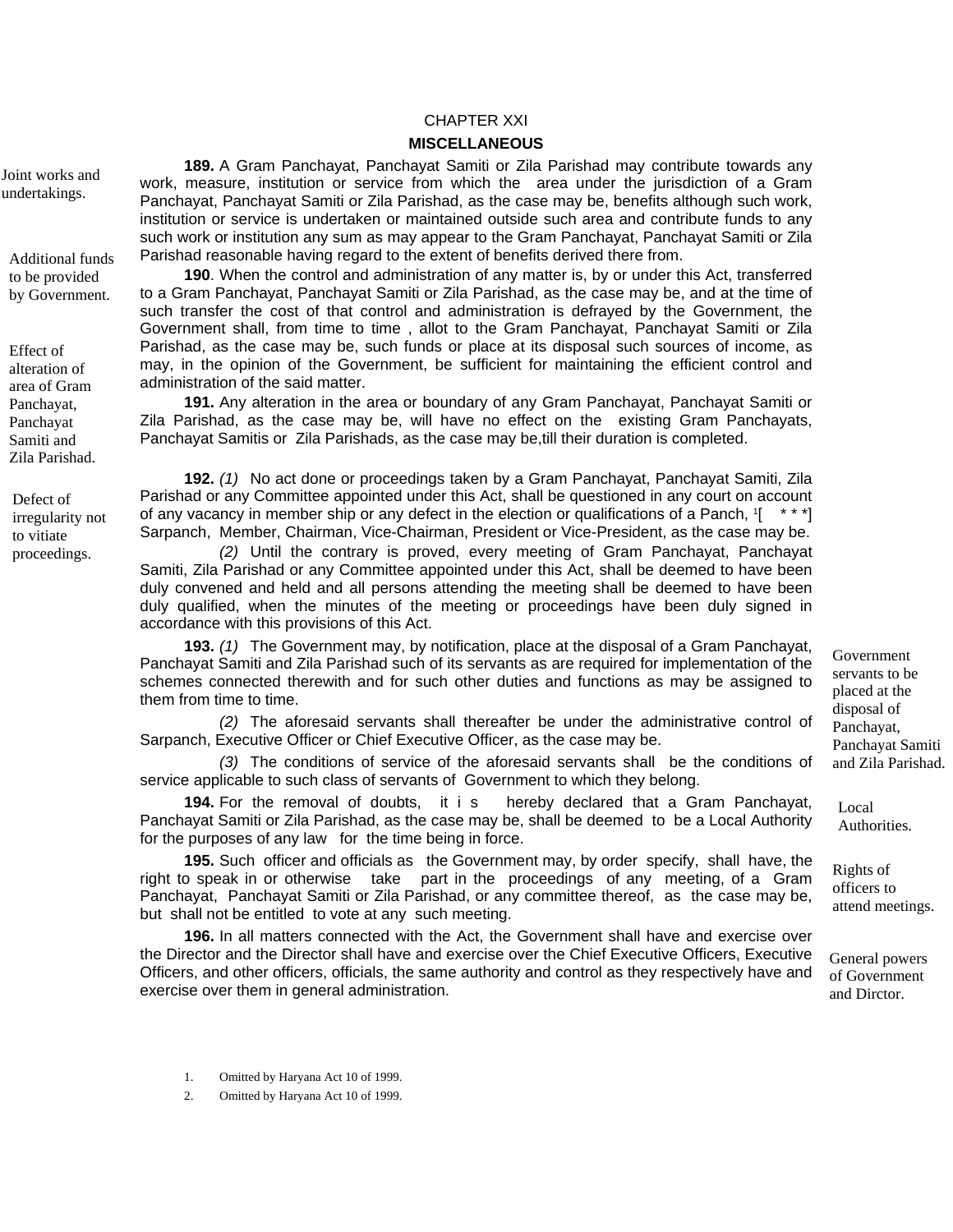## CHAPTER XXI

## MISCELLANEOUS

Joint works and undertakings.

**189.** A Gram Panchayat, Panchayat Samiti or Zila Parishad may contribute towards any work, measure, institution or service from which the area under the jurisdiction of a Gram Panchayat, Panchayat Samiti or Zila Parishad, as the case may be, benefits although such work, institution or service is undertaken or maintained outside such area and contribute funds to any such work or institution any sum as may appear to the Gram Panchayat, Panchayat Samiti or Zila Parishad reasonable having regard to the extent of benefits derived there from.

Additional funds to be provided by Government.

**190**. When the control and administration of any matter is, by or under this Act, transferred to a Gram Panchayat, Panchayat Samiti or Zila Parishad, as the case may be, and at the time of such transfer the cost of that control and administration is defrayed by the Government, the Government shall, from time to time , allot to the Gram Panchayat, Panchayat Samiti or Zila Parishad, as the case may be, such funds or place at its disposal such sources of income, as may, in the opinion of the Government, be sufficient for maintaining the efficient control and administration of the said matter.

Effect of alteration of area of Gram Panchayat, Panchayat Samiti and Zila Parishad.

**191.** Any alteration in the area or boundary of any Gram Panchayat, Panchayat Samiti or Zila Parishad, as the case may be, will have no effect on the existing Gram Panchayats, Panchayat Samitis or Zila Parishads, as the case may be,till their duration is completed.

Defect of irregularity not to vitiate proceedings.

**192.** *(1)* No act done or proceedings taken by a Gram Panchayat, Panchayat Samiti, Zila Parishad or any Committee appointed under this Act, shall be questioned in any court on account of any vacancy in member ship or any defect in the election or qualifications of a Panch, [1][ * * *] Sarpanch, Member, Chairman, Vice-Chairman, President or Vice-President, as the case may be.

*(2)* Until the contrary is proved, every meeting of Gram Panchayat, Panchayat Samiti, Zila Parishad or any Committee appointed under this Act, shall be deemed to have been duly convened and held and all persons attending the meeting shall be deemed to have been duly qualified, when the minutes of the meeting or proceedings have been duly signed in accordance with this provisions of this Act.

Government servants to be placed at the disposal of Panchayat, Panchayat Samiti and Zila Parishad.

**193.** *(1)* The Government may, by notification, place at the disposal of a Gram Panchayat, Panchayat Samiti and Zila Parishad such of its servants as are required for implementation of the schemes connected therewith and for such other duties and functions as may be assigned to them from time to time.

*(2)* The aforesaid servants shall thereafter be under the administrative control of Sarpanch, Executive Officer or Chief Executive Officer, as the case may be.

*(3)* The conditions of service of the aforesaid servants shall be the conditions of service applicable to such class of servants of Government to which they belong.

Local Authorities.

**194.** For the removal of doubts, it is hereby declared that a Gram Panchayat, Panchayat Samiti or Zila Parishad, as the case may be, shall be deemed to be a Local Authority for the purposes of any law for the time being in force.

Rights of officers to attend meetings.

**195.** Such officer and officials as the Government may, by order specify, shall have, the right to speak in or otherwise take part in the proceedings of any meeting, of a Gram Panchayat, Panchayat Samiti or Zila Parishad, or any committee thereof, as the case may be, but shall not be entitled to vote at any such meeting.

General powers of Government and Dirctor.

**196.** In all matters connected with the Act, the Government shall have and exercise over the Director and the Director shall have and exercise over the Chief Executive Officers, Executive Officers, and other officers, officials, the same authority and control as they respectively have and exercise over them in general administration.

1. Omitted by Haryana Act 10 of 1999.
2. Omitted by Haryana Act 10 of 1999.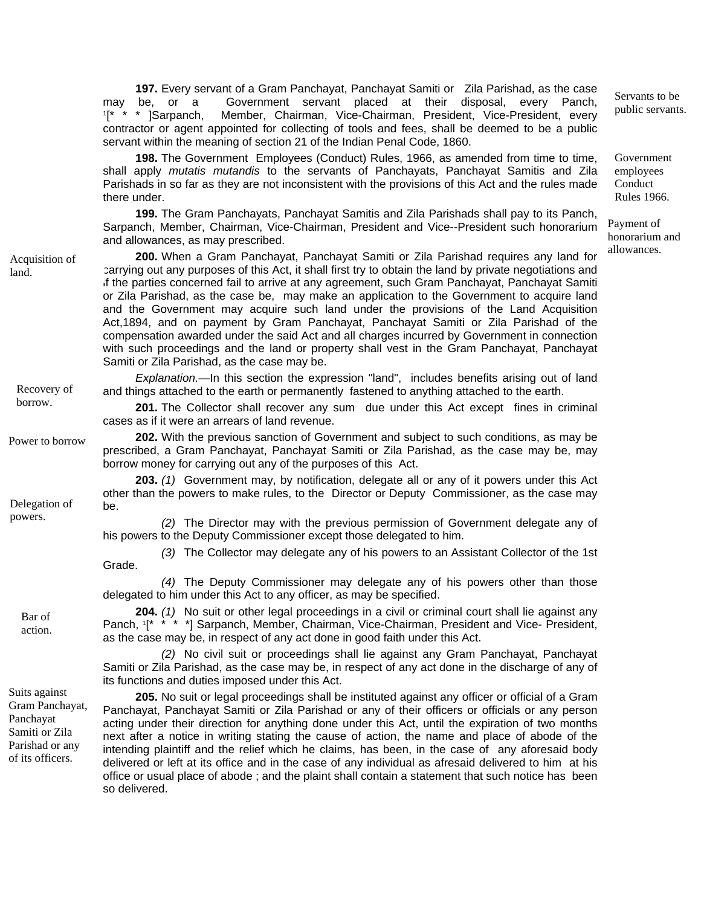**197.** Every servant of a Gram Panchayat, Panchayat Samiti or Zila Parishad, as the case may be, or a Government servant placed at their disposal, every Panch, [1][* * * ]Sarpanch, Member, Chairman, Vice-Chairman, President, Vice-President, every contractor or agent appointed for collecting of tools and fees, shall be deemed to be a public servant within the meaning of section 21 of the Indian Penal Code, 1860.

Servants to be public servants.

**198.** The Government Employees (Conduct) Rules, 1966, as amended from time to time, shall apply *mutatis mutandis* to the servants of Panchayats, Panchayat Samitis and Zila Parishads in so far as they are not inconsistent with the provisions of this Act and the rules made there under.

Government employees Conduct Rules 1966.

**199.** The Gram Panchayats, Panchayat Samitis and Zila Parishads shall pay to its Panch, Sarpanch, Member, Chairman, Vice-Chairman, President and Vice--President such honorarium and allowances, as may prescribed.

Payment of honorarium and allowances.

Acquisition of land.

**200.** When a Gram Panchayat, Panchayat Samiti or Zila Parishad requires any land for carrying out any purposes of this Act, it shall first try to obtain the land by private negotiations and if the parties concerned fail to arrive at any agreement, such Gram Panchayat, Panchayat Samiti or Zila Parishad, as the case be, may make an application to the Government to acquire land and the Government may acquire such land under the provisions of the Land Acquisition Act,1894, and on payment by Gram Panchayat, Panchayat Samiti or Zila Parishad of the compensation awarded under the said Act and all charges incurred by Government in connection with such proceedings and the land or property shall vest in the Gram Panchayat, Panchayat Samiti or Zila Parishad, as the case may be.

*Explanation.*—In this section the expression "land", includes benefits arising out of land and things attached to the earth or permanently fastened to anything attached to the earth.

Recovery of borrow.

**201.** The Collector shall recover any sum due under this Act except fines in criminal cases as if it were an arrears of land revenue.

Power to borrow

**202.** With the previous sanction of Government and subject to such conditions, as may be prescribed, a Gram Panchayat, Panchayat Samiti or Zila Parishad, as the case may be, may borrow money for carrying out any of the purposes of this Act.

Delegation of powers.

**203.** *(1)* Government may, by notification, delegate all or any of it powers under this Act other than the powers to make rules, to the Director or Deputy Commissioner, as the case may be.

*(2)* The Director may with the previous permission of Government delegate any of his powers to the Deputy Commissioner except those delegated to him.

*(3)* The Collector may delegate any of his powers to an Assistant Collector of the 1st Grade.

*(4)* The Deputy Commissioner may delegate any of his powers other than those delegated to him under this Act to any officer, as may be specified.

Bar of action.

**204.** *(1)* No suit or other legal proceedings in a civil or criminal court shall lie against any Panch, [1][* * * *] Sarpanch, Member, Chairman, Vice-Chairman, President and Vice- President, as the case may be, in respect of any act done in good faith under this Act.

*(2)* No civil suit or proceedings shall lie against any Gram Panchayat, Panchayat Samiti or Zila Parishad, as the case may be, in respect of any act done in the discharge of any of its functions and duties imposed under this Act.

Suits against Gram Panchayat, Panchayat Samiti or Zila Parishad or any of its officers.

**205.** No suit or legal proceedings shall be instituted against any officer or official of a Gram Panchayat, Panchayat Samiti or Zila Parishad or any of their officers or officials or any person acting under their direction for anything done under this Act, until the expiration of two months next after a notice in writing stating the cause of action, the name and place of abode of the intending plaintiff and the relief which he claims, has been, in the case of any aforesaid body delivered or left at its office and in the case of any individual as afresaid delivered to him at his office or usual place of abode ; and the plaint shall contain a statement that such notice has been so delivered.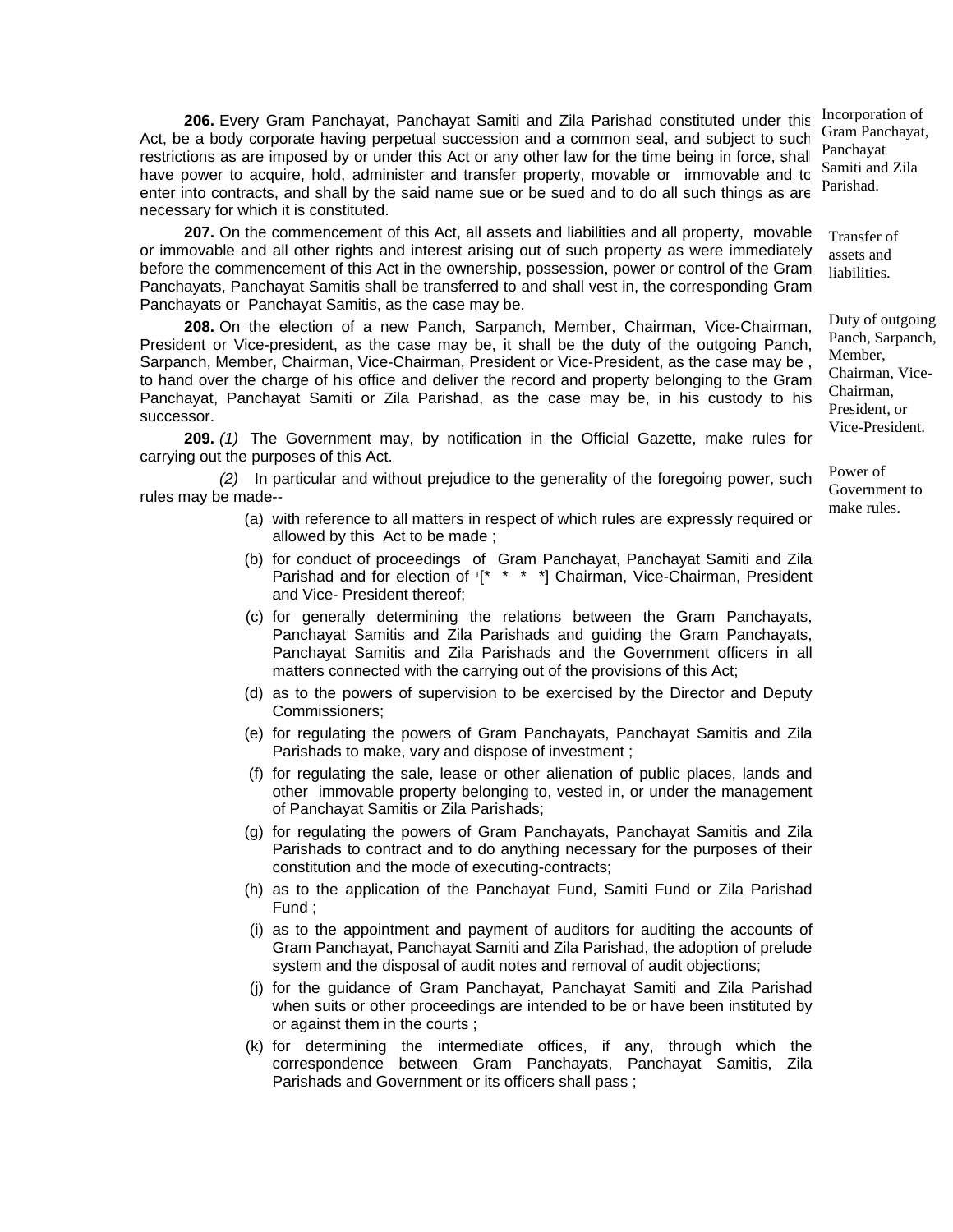**206.** Every Gram Panchayat, Panchayat Samiti and Zila Parishad constituted under this Act, be a body corporate having perpetual succession and a common seal, and subject to such restrictions as are imposed by or under this Act or any other law for the time being in force, shall have power to acquire, hold, administer and transfer property, movable or immovable and to enter into contracts, and shall by the said name sue or be sued and to do all such things as are necessary for which it is constituted.

*Incorporation of Gram Panchayat, Panchayat Samiti and Zila Parishad.*

**207.** On the commencement of this Act, all assets and liabilities and all property, movable or immovable and all other rights and interest arising out of such property as were immediately before the commencement of this Act in the ownership, possession, power or control of the Gram Panchayats, Panchayat Samitis shall be transferred to and shall vest in, the corresponding Gram Panchayats or Panchayat Samitis, as the case may be.

*Transfer of assets and liabilities.*

**208.** On the election of a new Panch, Sarpanch, Member, Chairman, Vice-Chairman, President or Vice-president, as the case may be, it shall be the duty of the outgoing Panch, Sarpanch, Member, Chairman, Vice-Chairman, President or Vice-President, as the case may be , to hand over the charge of his office and deliver the record and property belonging to the Gram Panchayat, Panchayat Samiti or Zila Parishad, as the case may be, in his custody to his successor.

*Duty of outgoing Panch, Sarpanch, Member, Chairman, Vice-Chairman, President, or Vice-President.*

**209.** *(1)* The Government may, by notification in the Official Gazette, make rules for carrying out the purposes of this Act.

*Power of Government to make rules.*

*(2)* In particular and without prejudice to the generality of the foregoing power, such rules may be made--

(a) with reference to all matters in respect of which rules are expressly required or allowed by this Act to be made ;

(b) for conduct of proceedings of Gram Panchayat, Panchayat Samiti and Zila Parishad and for election of [1][* * * *] Chairman, Vice-Chairman, President and Vice- President thereof;

(c) for generally determining the relations between the Gram Panchayats, Panchayat Samitis and Zila Parishads and guiding the Gram Panchayats, Panchayat Samitis and Zila Parishads and the Government officers in all matters connected with the carrying out of the provisions of this Act;

(d) as to the powers of supervision to be exercised by the Director and Deputy Commissioners;

(e) for regulating the powers of Gram Panchayats, Panchayat Samitis and Zila Parishads to make, vary and dispose of investment ;

(f) for regulating the sale, lease or other alienation of public places, lands and other immovable property belonging to, vested in, or under the management of Panchayat Samitis or Zila Parishads;

(g) for regulating the powers of Gram Panchayats, Panchayat Samitis and Zila Parishads to contract and to do anything necessary for the purposes of their constitution and the mode of executing-contracts;

(h) as to the application of the Panchayat Fund, Samiti Fund or Zila Parishad Fund ;

(i) as to the appointment and payment of auditors for auditing the accounts of Gram Panchayat, Panchayat Samiti and Zila Parishad, the adoption of prelude system and the disposal of audit notes and removal of audit objections;

(j) for the guidance of Gram Panchayat, Panchayat Samiti and Zila Parishad when suits or other proceedings are intended to be or have been instituted by or against them in the courts ;

(k) for determining the intermediate offices, if any, through which the correspondence between Gram Panchayats, Panchayat Samitis, Zila Parishads and Government or its officers shall pass ;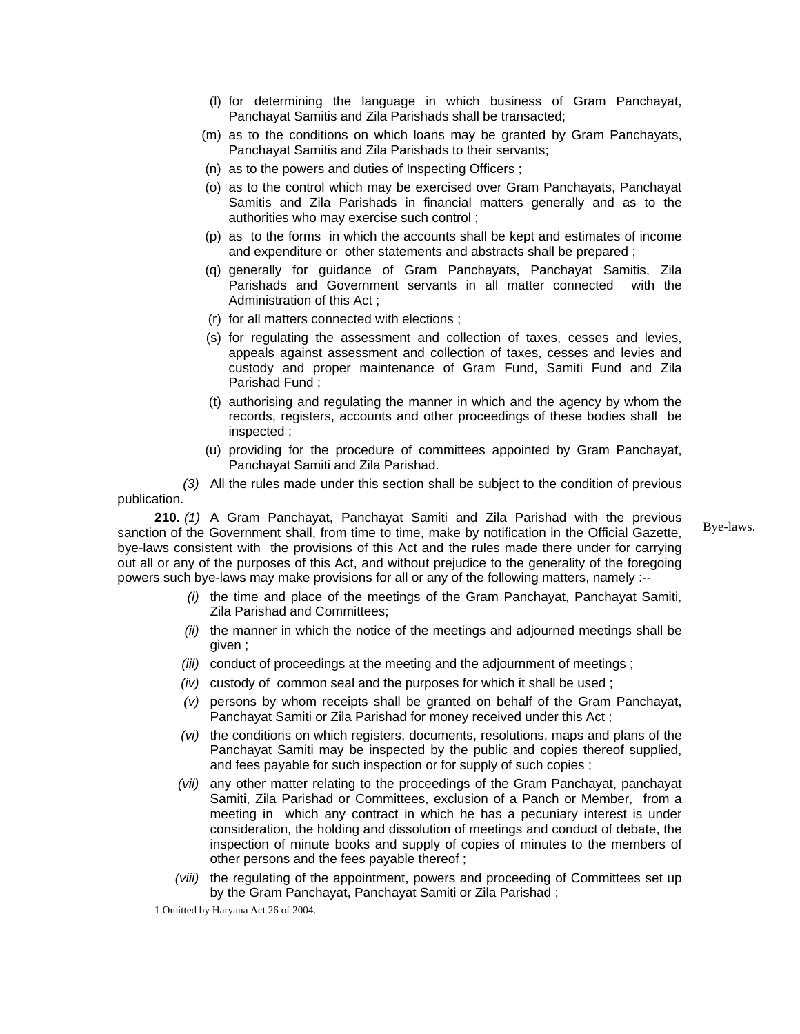(l) for determining the language in which business of Gram Panchayat, Panchayat Samitis and Zila Parishads shall be transacted;

(m) as to the conditions on which loans may be granted by Gram Panchayats, Panchayat Samitis and Zila Parishads to their servants;

(n) as to the powers and duties of Inspecting Officers ;

(o) as to the control which may be exercised over Gram Panchayats, Panchayat Samitis and Zila Parishads in financial matters generally and as to the authorities who may exercise such control ;

(p) as to the forms in which the accounts shall be kept and estimates of income and expenditure or other statements and abstracts shall be prepared ;

(q) generally for guidance of Gram Panchayats, Panchayat Samitis, Zila Parishads and Government servants in all matter connected with the Administration of this Act ;

(r) for all matters connected with elections ;

(s) for regulating the assessment and collection of taxes, cesses and levies, appeals against assessment and collection of taxes, cesses and levies and custody and proper maintenance of Gram Fund, Samiti Fund and Zila Parishad Fund ;

(t) authorising and regulating the manner in which and the agency by whom the records, registers, accounts and other proceedings of these bodies shall be inspected ;

(u) providing for the procedure of committees appointed by Gram Panchayat, Panchayat Samiti and Zila Parishad.

*(3)* All the rules made under this section shall be subject to the condition of previous publication.

Bye-laws.

**210.** *(1)* A Gram Panchayat, Panchayat Samiti and Zila Parishad with the previous sanction of the Government shall, from time to time, make by notification in the Official Gazette, bye-laws consistent with the provisions of this Act and the rules made there under for carrying out all or any of the purposes of this Act, and without prejudice to the generality of the foregoing powers such bye-laws may make provisions for all or any of the following matters, namely :--

*(i)* the time and place of the meetings of the Gram Panchayat, Panchayat Samiti, Zila Parishad and Committees;

*(ii)* the manner in which the notice of the meetings and adjourned meetings shall be given ;

*(iii)* conduct of proceedings at the meeting and the adjournment of meetings ;

*(iv)* custody of common seal and the purposes for which it shall be used ;

*(v)* persons by whom receipts shall be granted on behalf of the Gram Panchayat, Panchayat Samiti or Zila Parishad for money received under this Act ;

*(vi)* the conditions on which registers, documents, resolutions, maps and plans of the Panchayat Samiti may be inspected by the public and copies thereof supplied, and fees payable for such inspection or for supply of such copies ;

*(vii)* any other matter relating to the proceedings of the Gram Panchayat, panchayat Samiti, Zila Parishad or Committees, exclusion of a Panch or Member, from a meeting in which any contract in which he has a pecuniary interest is under consideration, the holding and dissolution of meetings and conduct of debate, the inspection of minute books and supply of copies of minutes to the members of other persons and the fees payable thereof ;

*(viii)* the regulating of the appointment, powers and proceeding of Committees set up by the Gram Panchayat, Panchayat Samiti or Zila Parishad ;

1.Omitted by Haryana Act 26 of 2004.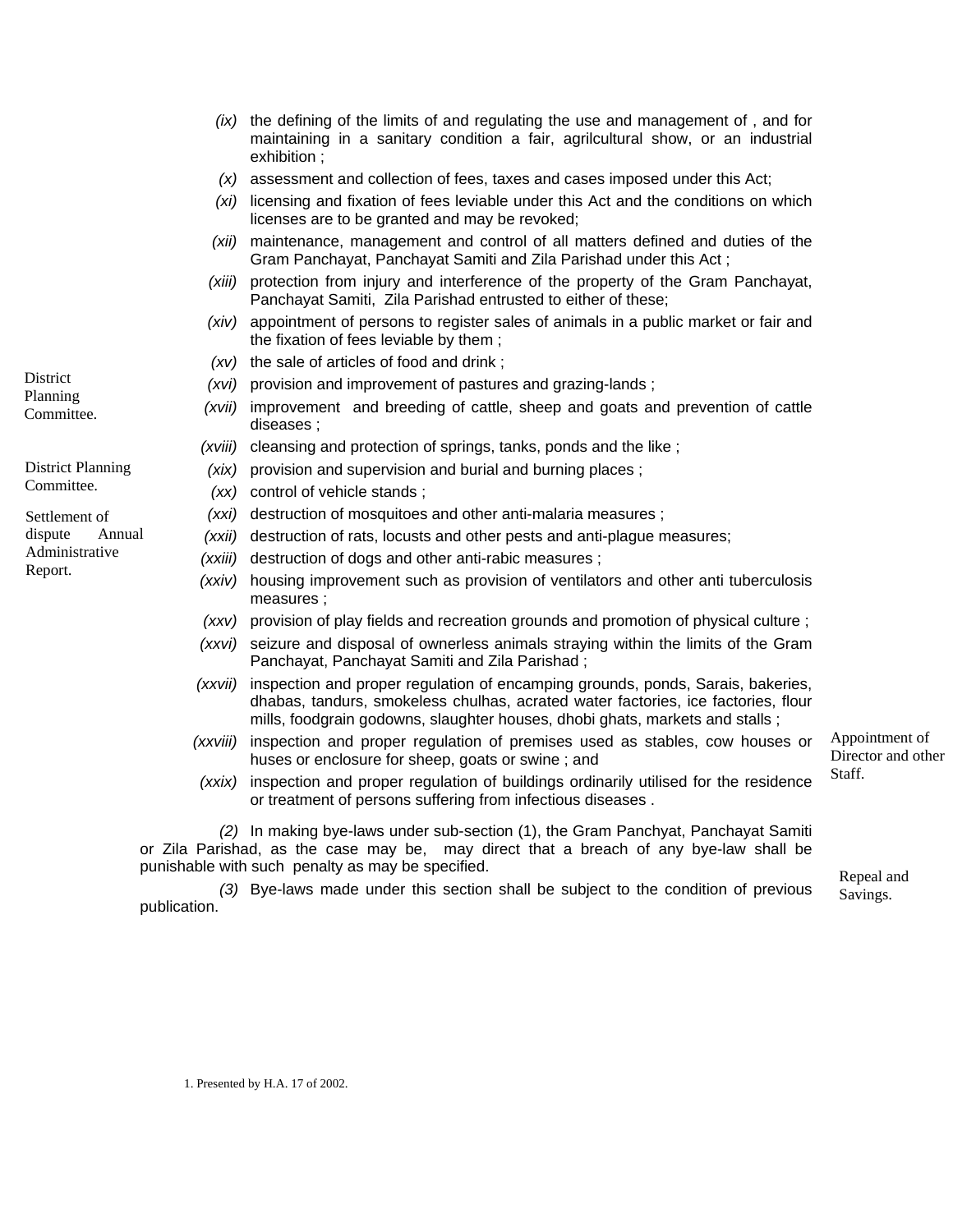(ix) the defining of the limits of and regulating the use and management of , and for maintaining in a sanitary condition a fair, agrilcultural show, or an industrial exhibition ;

(x) assessment and collection of fees, taxes and cases imposed under this Act;

(xi) licensing and fixation of fees leviable under this Act and the conditions on which licenses are to be granted and may be revoked;

(xii) maintenance, management and control of all matters defined and duties of the Gram Panchayat, Panchayat Samiti and Zila Parishad under this Act ;

(xiii) protection from injury and interference of the property of the Gram Panchayat, Panchayat Samiti, Zila Parishad entrusted to either of these;

(xiv) appointment of persons to register sales of animals in a public market or fair and the fixation of fees leviable by them ;

(xv) the sale of articles of food and drink ;

District Planning Committee.

(xvi) provision and improvement of pastures and grazing-lands ;

(xvii) improvement and breeding of cattle, sheep and goats and prevention of cattle diseases ;

(xviii) cleansing and protection of springs, tanks, ponds and the like ;

District Planning Committee.

(xix) provision and supervision and burial and burning places ;

(xx) control of vehicle stands ;

Settlement of dispute Annual Administrative Report.

(xxi) destruction of mosquitoes and other anti-malaria measures ;

(xxii) destruction of rats, locusts and other pests and anti-plague measures;

(xxiii) destruction of dogs and other anti-rabic measures ;

(xxiv) housing improvement such as provision of ventilators and other anti tuberculosis measures ;

(xxv) provision of play fields and recreation grounds and promotion of physical culture ;

(xxvi) seizure and disposal of ownerless animals straying within the limits of the Gram Panchayat, Panchayat Samiti and Zila Parishad ;

(xxvii) inspection and proper regulation of encamping grounds, ponds, Sarais, bakeries, dhabas, tandurs, smokeless chulhas, acrated water factories, ice factories, flour mills, foodgrain godowns, slaughter houses, dhobi ghats, markets and stalls ;

Appointment of Director and other Staff.

(xxviii) inspection and proper regulation of premises used as stables, cow houses or huses or enclosure for sheep, goats or swine ; and

(xxix) inspection and proper regulation of buildings ordinarily utilised for the residence or treatment of persons suffering from infectious diseases .

(2) In making bye-laws under sub-section (1), the Gram Panchyat, Panchayat Samiti or Zila Parishad, as the case may be, may direct that a breach of any bye-law shall be punishable with such penalty as may be specified.

Repeal and Savings.

(3) Bye-laws made under this section shall be subject to the condition of previous publication.

1. Presented by H.A. 17 of 2002.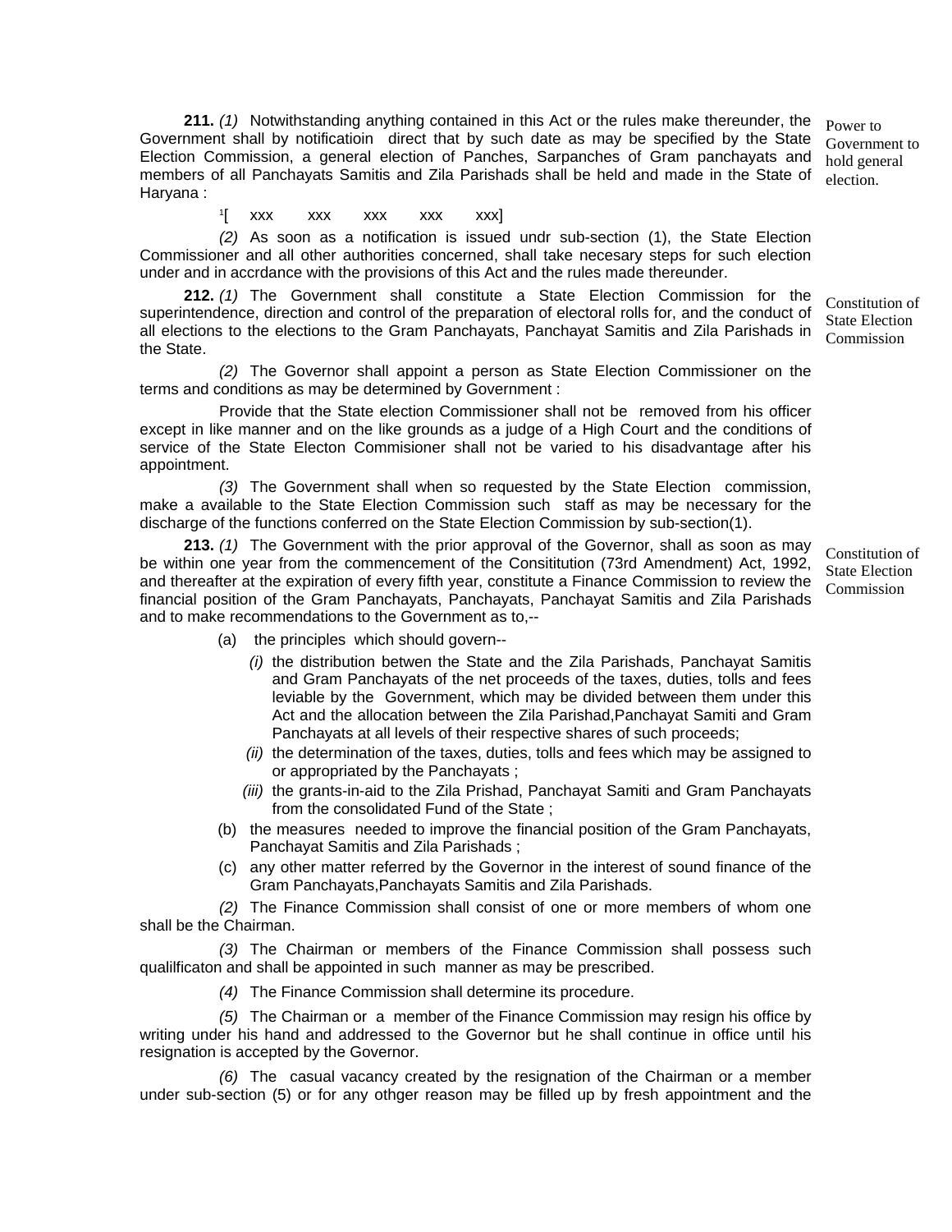**211.** *(1)* Notwithstanding anything contained in this Act or the rules make thereunder, the Government shall by notificatioin direct that by such date as may be specified by the State Election Commission, a general election of Panches, Sarpanches of Gram panchayats and members of all Panchayats Samitis and Zila Parishads shall be held and made in the State of Haryana :

Power to Government to hold general election.

[1][ xxx xxx xxx xxx xxx]

*(2)* As soon as a notification is issued undr sub-section (1), the State Election Commissioner and all other authorities concerned, shall take necesary steps for such election under and in accrdance with the provisions of this Act and the rules made thereunder.

**212.** *(1)* The Government shall constitute a State Election Commission for the superintendence, direction and control of the preparation of electoral rolls for, and the conduct of all elections to the elections to the Gram Panchayats, Panchayat Samitis and Zila Parishads in the State.

Constitution of State Election Commission

*(2)* The Governor shall appoint a person as State Election Commissioner on the terms and conditions as may be determined by Government :

Provide that the State election Commissioner shall not be removed from his officer except in like manner and on the like grounds as a judge of a High Court and the conditions of service of the State Electon Commisioner shall not be varied to his disadvantage after his appointment.

*(3)* The Government shall when so requested by the State Election commission, make a available to the State Election Commission such staff as may be necessary for the discharge of the functions conferred on the State Election Commission by sub-section(1).

**213.** *(1)* The Government with the prior approval of the Governor, shall as soon as may be within one year from the commencement of the Consititution (73rd Amendment) Act, 1992, and thereafter at the expiration of every fifth year, constitute a Finance Commission to review the financial position of the Gram Panchayats, Panchayats, Panchayat Samitis and Zila Parishads and to make recommendations to the Government as to,--

Constitution of State Election Commission

(a) the principles which should govern--

*(i)* the distribution betwen the State and the Zila Parishads, Panchayat Samitis and Gram Panchayats of the net proceeds of the taxes, duties, tolls and fees leviable by the Government, which may be divided between them under this Act and the allocation between the Zila Parishad,Panchayat Samiti and Gram Panchayats at all levels of their respective shares of such proceeds;

*(ii)* the determination of the taxes, duties, tolls and fees which may be assigned to or appropriated by the Panchayats ;

*(iii)* the grants-in-aid to the Zila Prishad, Panchayat Samiti and Gram Panchayats from the consolidated Fund of the State ;

(b) the measures needed to improve the financial position of the Gram Panchayats, Panchayat Samitis and Zila Parishads ;

(c) any other matter referred by the Governor in the interest of sound finance of the Gram Panchayats,Panchayats Samitis and Zila Parishads.

*(2)* The Finance Commission shall consist of one or more members of whom one shall be the Chairman.

*(3)* The Chairman or members of the Finance Commission shall possess such qualilficaton and shall be appointed in such manner as may be prescribed.

*(4)* The Finance Commission shall determine its procedure.

*(5)* The Chairman or a member of the Finance Commission may resign his office by writing under his hand and addressed to the Governor but he shall continue in office until his resignation is accepted by the Governor.

*(6)* The casual vacancy created by the resignation of the Chairman or a member under sub-section (5) or for any othger reason may be filled up by fresh appointment and the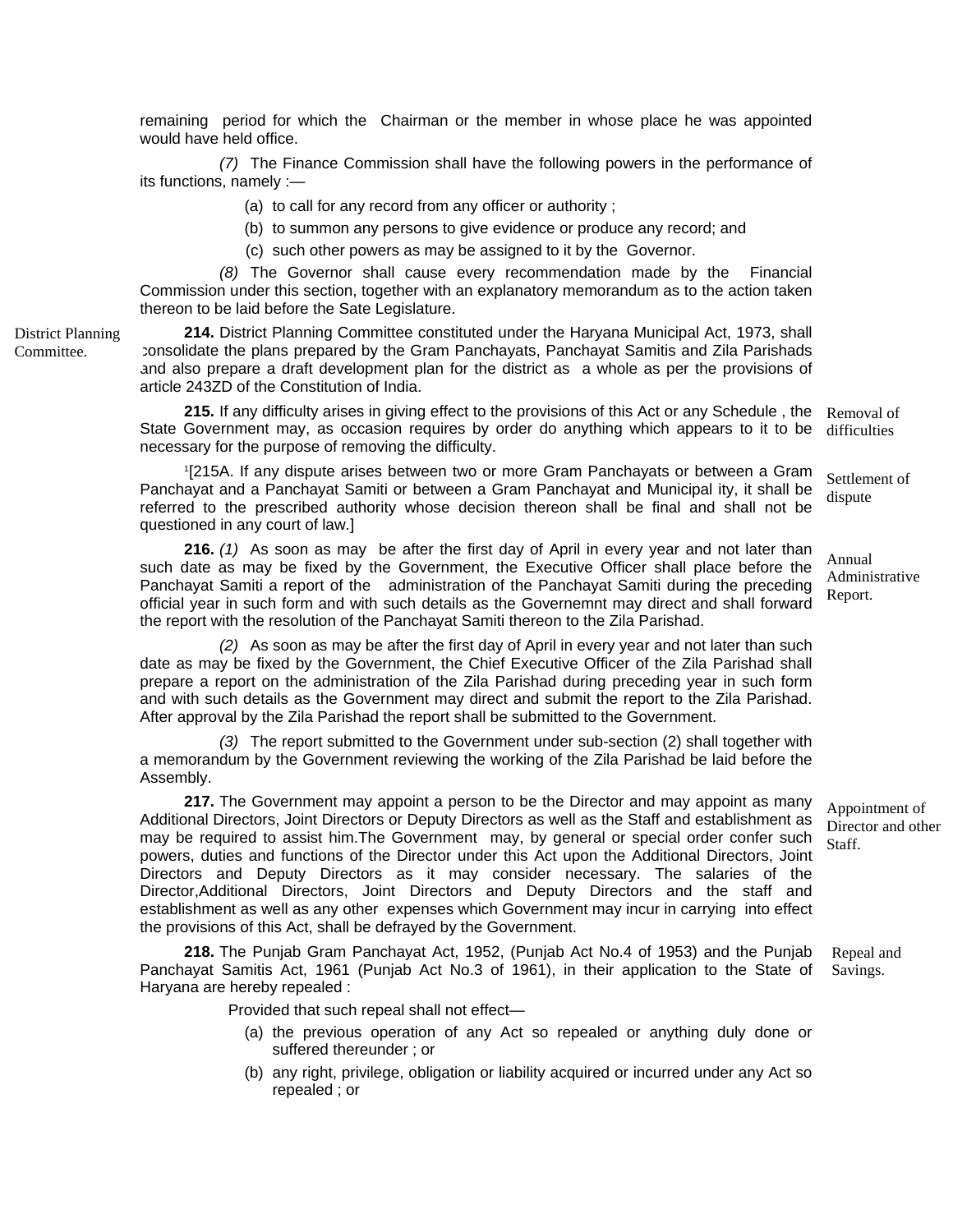remaining period for which the Chairman or the member in whose place he was appointed would have held office.

*(7)* The Finance Commission shall have the following powers in the performance of its functions, namely :—

(a) to call for any record from any officer or authority ;

(b) to summon any persons to give evidence or produce any record; and

(c) such other powers as may be assigned to it by the Governor.

*(8)* The Governor shall cause every recommendation made by the Financial Commission under this section, together with an explanatory memorandum as to the action taken thereon to be laid before the Sate Legislature.

District Planning Committee.

**214.** District Planning Committee constituted under the Haryana Municipal Act, 1973, shall consolidate the plans prepared by the Gram Panchayats, Panchayat Samitis and Zila Parishads and also prepare a draft development plan for the district as a whole as per the provisions of article 243ZD of the Constitution of India.

Removal of difficulties

**215.** If any difficulty arises in giving effect to the provisions of this Act or any Schedule , the State Government may, as occasion requires by order do anything which appears to it to be necessary for the purpose of removing the difficulty.

Settlement of dispute

[1][215A. If any dispute arises between two or more Gram Panchayats or between a Gram Panchayat and a Panchayat Samiti or between a Gram Panchayat and Municipal ity, it shall be referred to the prescribed authority whose decision thereon shall be final and shall not be questioned in any court of law.]

Annual Administrative Report.

**216.** *(1)* As soon as may be after the first day of April in every year and not later than such date as may be fixed by the Government, the Executive Officer shall place before the Panchayat Samiti a report of the administration of the Panchayat Samiti during the preceding official year in such form and with such details as the Governemnt may direct and shall forward the report with the resolution of the Panchayat Samiti thereon to the Zila Parishad.

*(2)* As soon as may be after the first day of April in every year and not later than such date as may be fixed by the Government, the Chief Executive Officer of the Zila Parishad shall prepare a report on the administration of the Zila Parishad during preceding year in such form and with such details as the Government may direct and submit the report to the Zila Parishad. After approval by the Zila Parishad the report shall be submitted to the Government.

*(3)* The report submitted to the Government under sub-section (2) shall together with a memorandum by the Government reviewing the working of the Zila Parishad be laid before the Assembly.

Appointment of Director and other Staff.

**217.** The Government may appoint a person to be the Director and may appoint as many Additional Directors, Joint Directors or Deputy Directors as well as the Staff and establishment as may be required to assist him.The Government may, by general or special order confer such powers, duties and functions of the Director under this Act upon the Additional Directors, Joint Directors and Deputy Directors as it may consider necessary. The salaries of the Director,Additional Directors, Joint Directors and Deputy Directors and the staff and establishment as well as any other expenses which Government may incur in carrying into effect the provisions of this Act, shall be defrayed by the Government.

Repeal and Savings.

**218.** The Punjab Gram Panchayat Act, 1952, (Punjab Act No.4 of 1953) and the Punjab Panchayat Samitis Act, 1961 (Punjab Act No.3 of 1961), in their application to the State of Haryana are hereby repealed :

Provided that such repeal shall not effect—

(a) the previous operation of any Act so repealed or anything duly done or suffered thereunder ; or

(b) any right, privilege, obligation or liability acquired or incurred under any Act so repealed ; or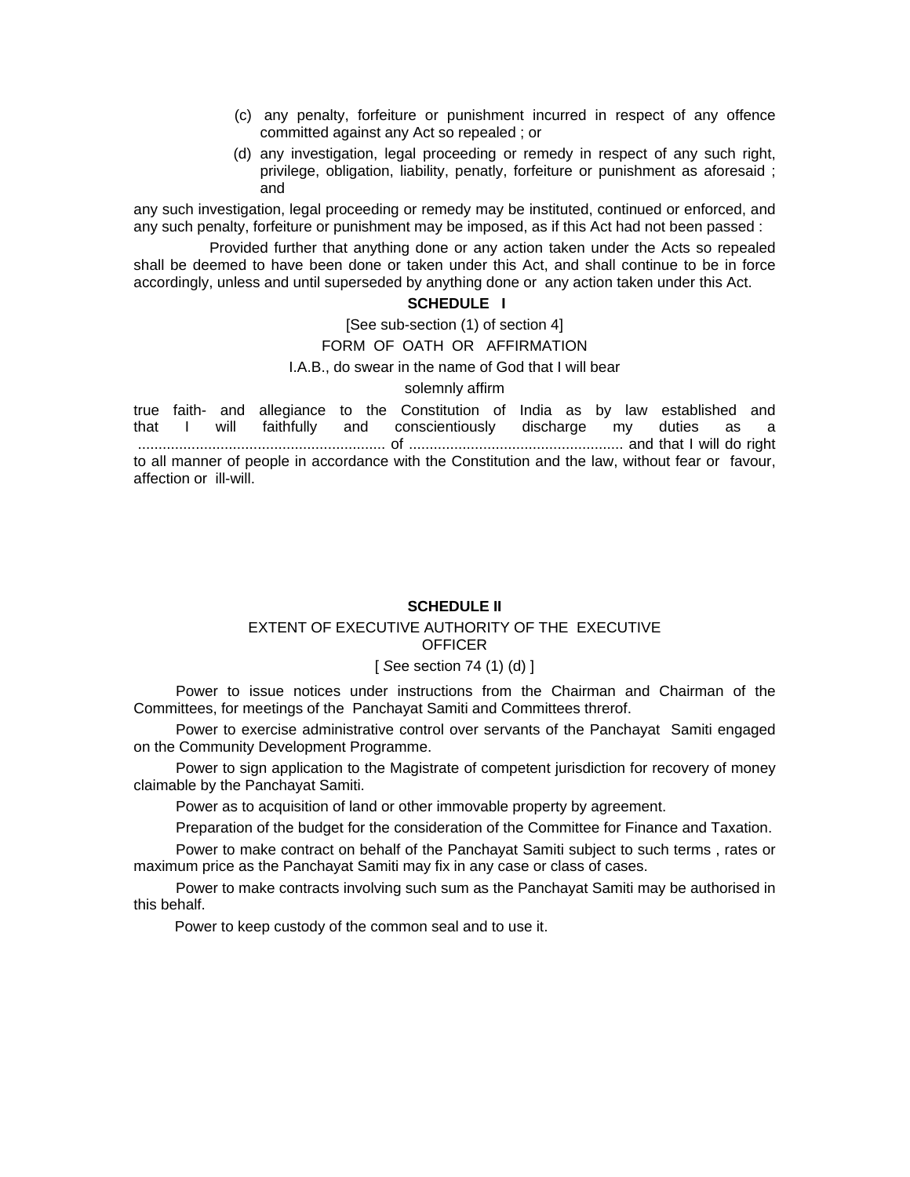(c) any penalty, forfeiture or punishment incurred in respect of any offence committed against any Act so repealed ; or

(d) any investigation, legal proceeding or remedy in respect of any such right, privilege, obligation, liability, penatly, forfeiture or punishment as aforesaid ; and

any such investigation, legal proceeding or remedy may be instituted, continued or enforced, and any such penalty, forfeiture or punishment may be imposed, as if this Act had not been passed :

Provided further that anything done or any action taken under the Acts so repealed shall be deemed to have been done or taken under this Act, and shall continue to be in force accordingly, unless and until superseded by anything done or any action taken under this Act.

## SCHEDULE I

[See sub-section (1) of section 4]

FORM OF OATH OR AFFIRMATION

I.A.B., do swear in the name of God that I will bear

solemnly affirm

true faith- and allegiance to the Constitution of India as by law established and that I will faithfully and conscientiously discharge my duties as a ............................................................ of .................................................... and that I will do right to all manner of people in accordance with the Constitution and the law, without fear or favour, affection or ill-will.

## SCHEDULE II

EXTENT OF EXECUTIVE AUTHORITY OF THE EXECUTIVE OFFICER

[ *S*ee section 74 (1) (d) ]

Power to issue notices under instructions from the Chairman and Chairman of the Committees, for meetings of the Panchayat Samiti and Committees threrof.

Power to exercise administrative control over servants of the Panchayat Samiti engaged on the Community Development Programme.

Power to sign application to the Magistrate of competent jurisdiction for recovery of money claimable by the Panchayat Samiti.

Power as to acquisition of land or other immovable property by agreement.

Preparation of the budget for the consideration of the Committee for Finance and Taxation.

Power to make contract on behalf of the Panchayat Samiti subject to such terms , rates or maximum price as the Panchayat Samiti may fix in any case or class of cases.

Power to make contracts involving such sum as the Panchayat Samiti may be authorised in this behalf.

Power to keep custody of the common seal and to use it.